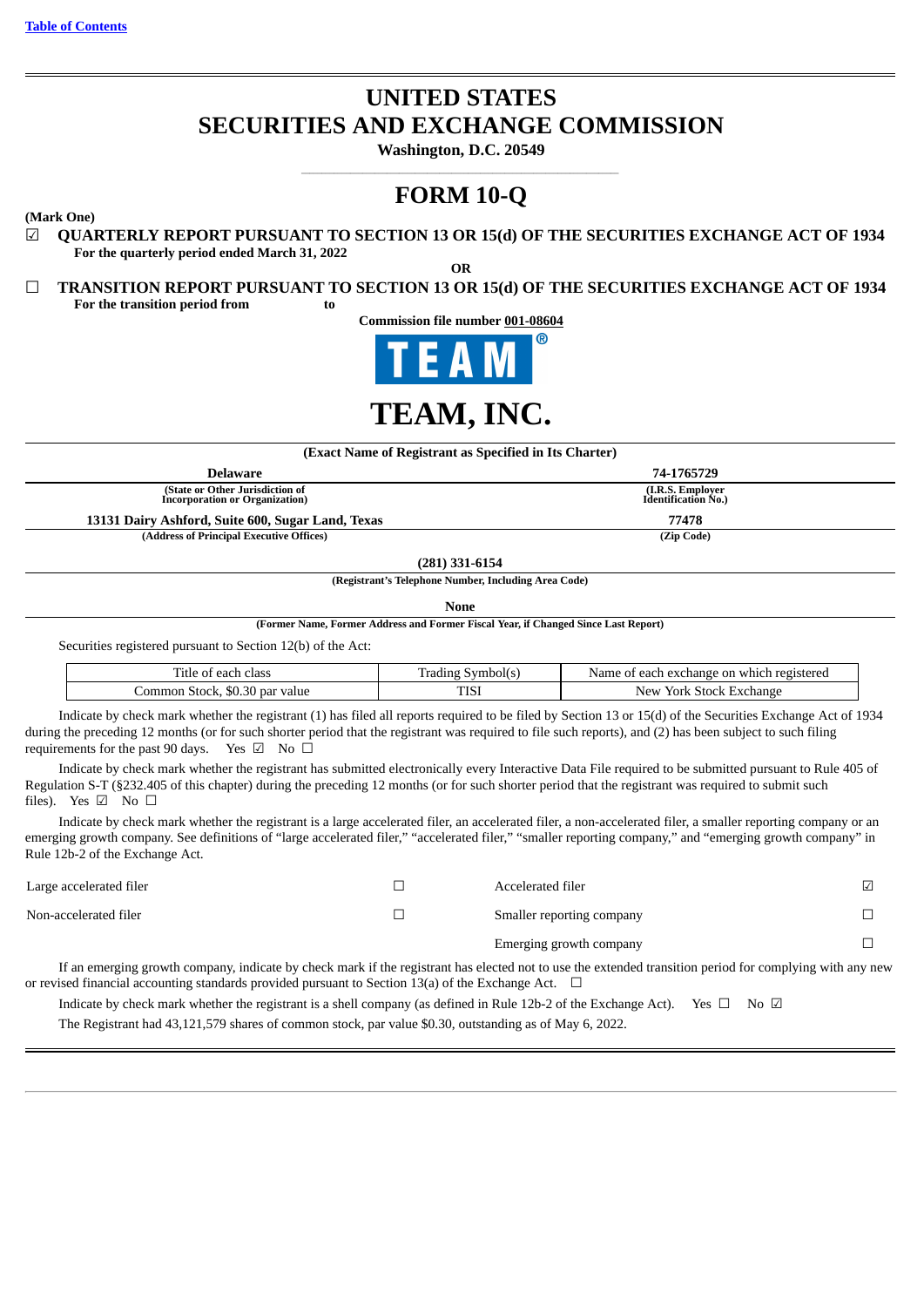Table of Contents

# UNITED STATES
# SECURITIES AND EXCHANGE COMMISSION
**Washington, D.C. 20549**

# FORM 10-Q

**(Mark One)**

☑ **QUARTERLY REPORT PURSUANT TO SECTION 13 OR 15(d) OF THE SECURITIES EXCHANGE ACT OF 1934**
**For the quarterly period ended March 31, 2022**

**OR**

☐ **TRANSITION REPORT PURSUANT TO SECTION 13 OR 15(d) OF THE SECURITIES EXCHANGE ACT OF 1934**
**For the transition period from to**

**Commission file number 001-08604**

TEAM®

# TEAM, INC.

**(Exact Name of Registrant as Specified in Its Charter)**

| **Delaware** | **74-1765729** |
|---|---|
| **(State or Other Jurisdiction of Incorporation or Organization)** | **(I.R.S. Employer Identification No.)** |
| **13131 Dairy Ashford, Suite 600, Sugar Land, Texas** | **77478** |
| **(Address of Principal Executive Offices)** | **(Zip Code)** |

**(281) 331-6154**
**(Registrant's Telephone Number, Including Area Code)**

**None**
**(Former Name, Former Address and Former Fiscal Year, if Changed Since Last Report)**

Securities registered pursuant to Section 12(b) of the Act:

| Title of each class | Trading Symbol(s) | Name of each exchange on which registered |
|---|---|---|
| Common Stock, $0.30 par value | TISI | New York Stock Exchange |

Indicate by check mark whether the registrant (1) has filed all reports required to be filed by Section 13 or 15(d) of the Securities Exchange Act of 1934 during the preceding 12 months (or for such shorter period that the registrant was required to file such reports), and (2) has been subject to such filing requirements for the past 90 days. Yes ☑ No ☐

Indicate by check mark whether the registrant has submitted electronically every Interactive Data File required to be submitted pursuant to Rule 405 of Regulation S-T (§232.405 of this chapter) during the preceding 12 months (or for such shorter period that the registrant was required to submit such files). Yes ☑ No ☐

Indicate by check mark whether the registrant is a large accelerated filer, an accelerated filer, a non-accelerated filer, a smaller reporting company or an emerging growth company. See definitions of "large accelerated filer," "accelerated filer," "smaller reporting company," and "emerging growth company" in Rule 12b-2 of the Exchange Act.

| | | | |
|---|---|---|---|
| Large accelerated filer | ☐ | Accelerated filer | ☑ |
| Non-accelerated filer | ☐ | Smaller reporting company | ☐ |
| | | Emerging growth company | ☐ |

If an emerging growth company, indicate by check mark if the registrant has elected not to use the extended transition period for complying with any new or revised financial accounting standards provided pursuant to Section 13(a) of the Exchange Act. ☐

Indicate by check mark whether the registrant is a shell company (as defined in Rule 12b-2 of the Exchange Act). Yes ☐ No ☑

The Registrant had 43,121,579 shares of common stock, par value $0.30, outstanding as of May 6, 2022.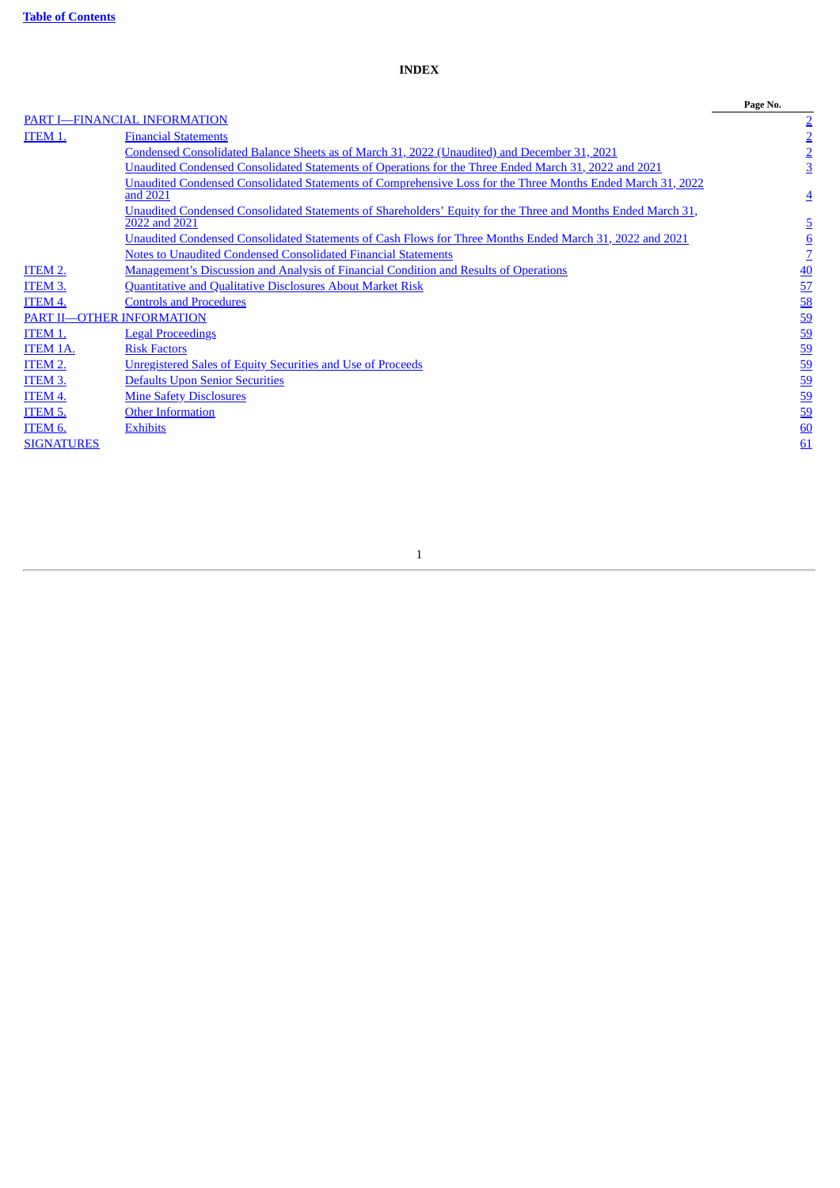# INDEX

| | | Page No. |
|---|---|---|
| PART I—FINANCIAL INFORMATION | | 2 |
| ITEM 1. | Financial Statements | 2 |
| | Condensed Consolidated Balance Sheets as of March 31, 2022 (Unaudited) and December 31, 2021 | 2 |
| | Unaudited Condensed Consolidated Statements of Operations for the Three Ended March 31, 2022 and 2021 | 3 |
| | Unaudited Condensed Consolidated Statements of Comprehensive Loss for the Three Months Ended March 31, 2022 and 2021 | 4 |
| | Unaudited Condensed Consolidated Statements of Shareholders' Equity for the Three and Months Ended March 31, 2022 and 2021 | 5 |
| | Unaudited Condensed Consolidated Statements of Cash Flows for Three Months Ended March 31, 2022 and 2021 | 6 |
| | Notes to Unaudited Condensed Consolidated Financial Statements | 7 |
| ITEM 2. | Management's Discussion and Analysis of Financial Condition and Results of Operations | 40 |
| ITEM 3. | Quantitative and Qualitative Disclosures About Market Risk | 57 |
| ITEM 4. | Controls and Procedures | 58 |
| PART II—OTHER INFORMATION | | 59 |
| ITEM 1. | Legal Proceedings | 59 |
| ITEM 1A. | Risk Factors | 59 |
| ITEM 2. | Unregistered Sales of Equity Securities and Use of Proceeds | 59 |
| ITEM 3. | Defaults Upon Senior Securities | 59 |
| ITEM 4. | Mine Safety Disclosures | 59 |
| ITEM 5. | Other Information | 59 |
| ITEM 6. | Exhibits | 60 |
| SIGNATURES | | 61 |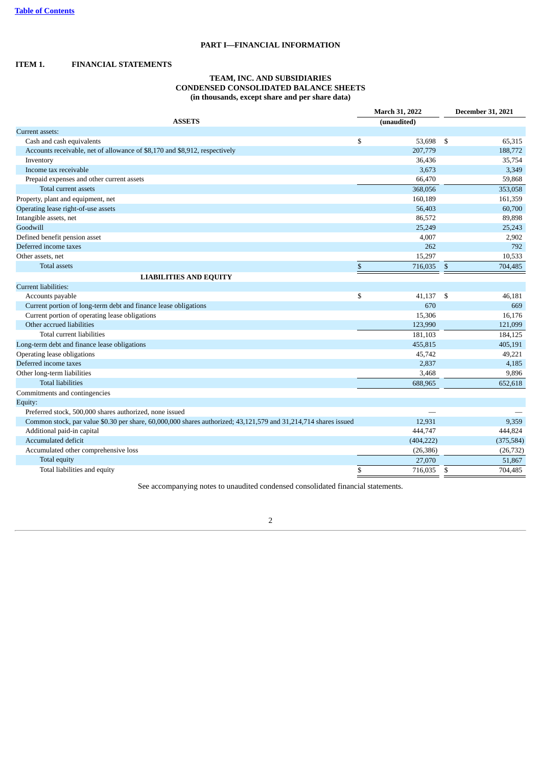# PART I—FINANCIAL INFORMATION

## ITEM 1. FINANCIAL STATEMENTS

### TEAM, INC. AND SUBSIDIARIES
### CONDENSED CONSOLIDATED BALANCE SHEETS
### (in thousands, except share and per share data)

| ASSETS | March 31, 2022 (unaudited) | December 31, 2021 |
|---|---|---|
| Current assets: | | |
| Cash and cash equivalents | $ 53,698 | $ 65,315 |
| Accounts receivable, net of allowance of $8,170 and $8,912, respectively | 207,779 | 188,772 |
| Inventory | 36,436 | 35,754 |
| Income tax receivable | 3,673 | 3,349 |
| Prepaid expenses and other current assets | 66,470 | 59,868 |
| Total current assets | 368,056 | 353,058 |
| Property, plant and equipment, net | 160,189 | 161,359 |
| Operating lease right-of-use assets | 56,403 | 60,700 |
| Intangible assets, net | 86,572 | 89,898 |
| Goodwill | 25,249 | 25,243 |
| Defined benefit pension asset | 4,007 | 2,902 |
| Deferred income taxes | 262 | 792 |
| Other assets, net | 15,297 | 10,533 |
| Total assets | $ 716,035 | $ 704,485 |
| **LIABILITIES AND EQUITY** | | |
| Current liabilities: | | |
| Accounts payable | $ 41,137 | $ 46,181 |
| Current portion of long-term debt and finance lease obligations | 670 | 669 |
| Current portion of operating lease obligations | 15,306 | 16,176 |
| Other accrued liabilities | 123,990 | 121,099 |
| Total current liabilities | 181,103 | 184,125 |
| Long-term debt and finance lease obligations | 455,815 | 405,191 |
| Operating lease obligations | 45,742 | 49,221 |
| Deferred income taxes | 2,837 | 4,185 |
| Other long-term liabilities | 3,468 | 9,896 |
| Total liabilities | 688,965 | 652,618 |
| Commitments and contingencies | | |
| Equity: | | |
| Preferred stock, 500,000 shares authorized, none issued | — | — |
| Common stock, par value $0.30 per share, 60,000,000 shares authorized; 43,121,579 and 31,214,714 shares issued | 12,931 | 9,359 |
| Additional paid-in capital | 444,747 | 444,824 |
| Accumulated deficit | (404,222) | (375,584) |
| Accumulated other comprehensive loss | (26,386) | (26,732) |
| Total equity | 27,070 | 51,867 |
| Total liabilities and equity | $ 716,035 | $ 704,485 |

See accompanying notes to unaudited condensed consolidated financial statements.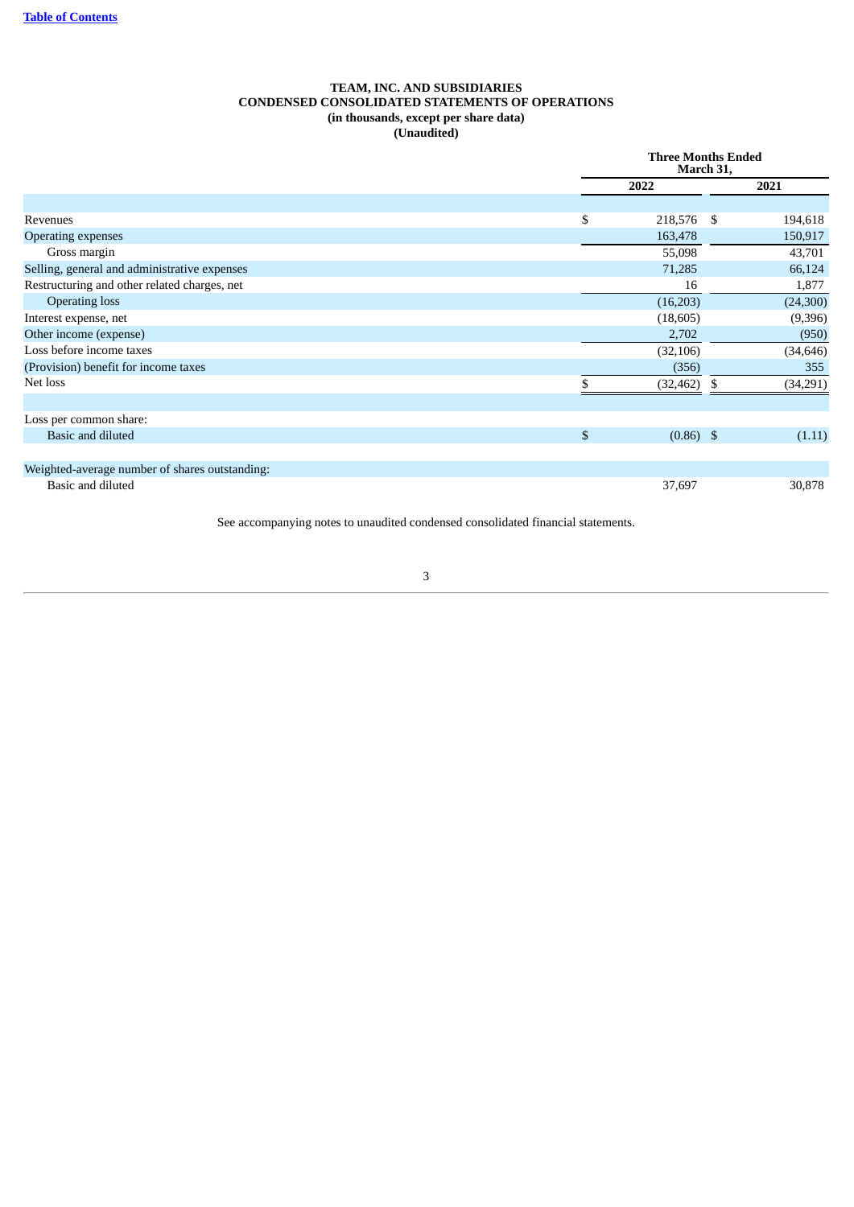[Table of Contents](#)

**TEAM, INC. AND SUBSIDIARIES**
**CONDENSED CONSOLIDATED STATEMENTS OF OPERATIONS**
**(in thousands, except per share data)**
**(Unaudited)**

| | Three Months Ended March 31, | |
|---|---|---|
| | 2022 | 2021 |
| Revenues | $ 218,576 | $ 194,618 |
| Operating expenses | 163,478 | 150,917 |
| Gross margin | 55,098 | 43,701 |
| Selling, general and administrative expenses | 71,285 | 66,124 |
| Restructuring and other related charges, net | 16 | 1,877 |
| Operating loss | (16,203) | (24,300) |
| Interest expense, net | (18,605) | (9,396) |
| Other income (expense) | 2,702 | (950) |
| Loss before income taxes | (32,106) | (34,646) |
| (Provision) benefit for income taxes | (356) | 355 |
| Net loss | $ (32,462) | $ (34,291) |
| | | |
| Loss per common share: | | |
| Basic and diluted | $ (0.86) | $ (1.11) |
| | | |
| Weighted-average number of shares outstanding: | | |
| Basic and diluted | 37,697 | 30,878 |

See accompanying notes to unaudited condensed consolidated financial statements.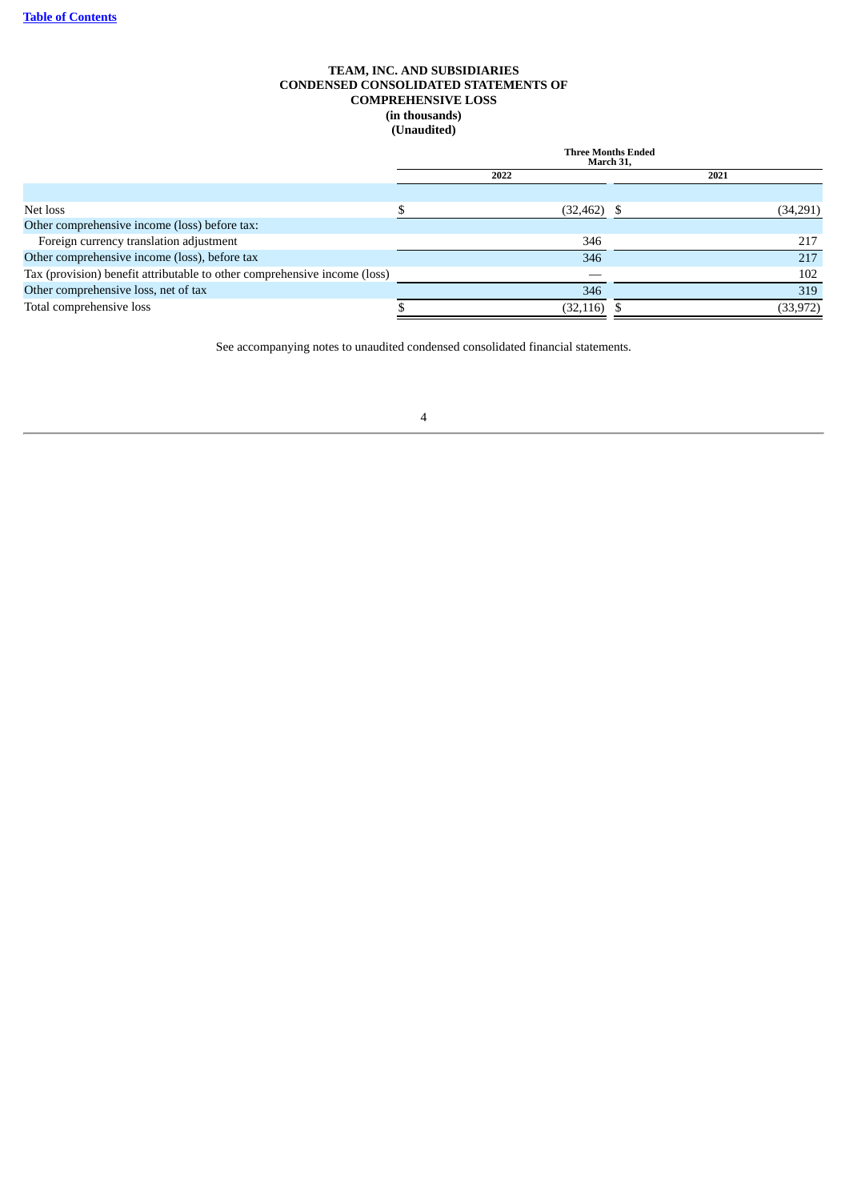**TEAM, INC. AND SUBSIDIARIES**
**CONDENSED CONSOLIDATED STATEMENTS OF COMPREHENSIVE LOSS**
**(in thousands)**
**(Unaudited)**

| | Three Months Ended March 31, | |
|---|---|---|
| | 2022 | 2021 |
| Net loss | $ (32,462) | $ (34,291) |
| Other comprehensive income (loss) before tax: | | |
| Foreign currency translation adjustment | 346 | 217 |
| Other comprehensive income (loss), before tax | 346 | 217 |
| Tax (provision) benefit attributable to other comprehensive income (loss) | — | 102 |
| Other comprehensive loss, net of tax | 346 | 319 |
| Total comprehensive loss | $ (32,116) | $ (33,972) |

See accompanying notes to unaudited condensed consolidated financial statements.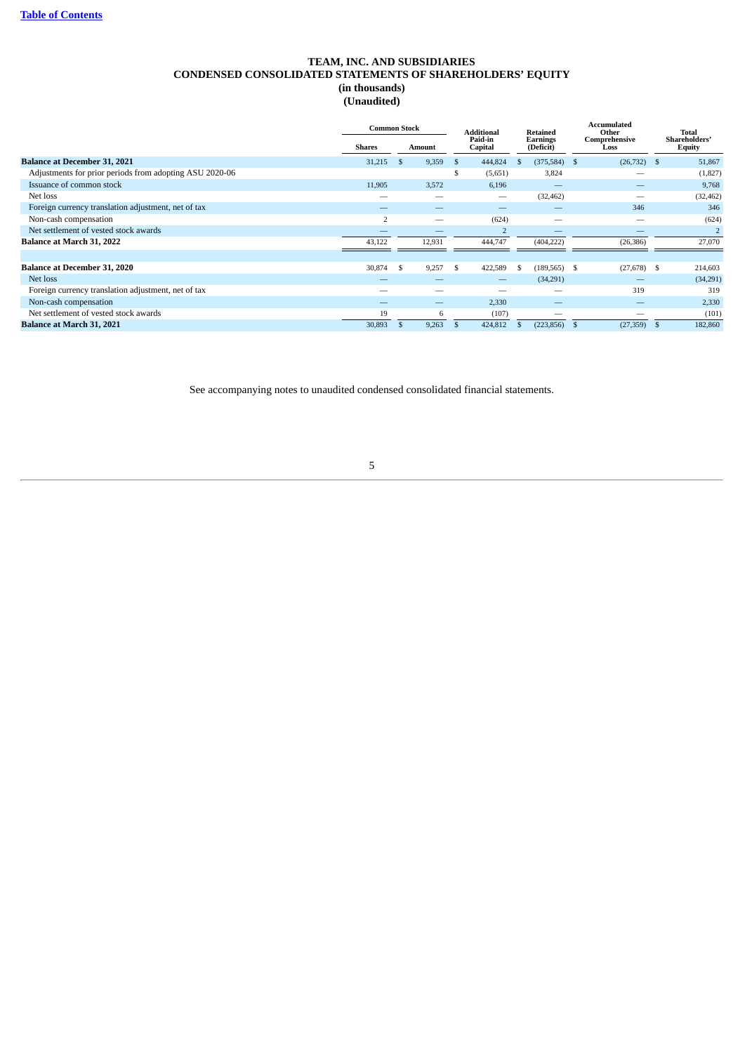# TEAM, INC. AND SUBSIDIARIES
## CONDENSED CONSOLIDATED STATEMENTS OF SHAREHOLDERS' EQUITY
### (in thousands)
### (Unaudited)

| | Common Stock | | Additional Paid-in Capital | Retained Earnings (Deficit) | Accumulated Other Comprehensive Loss | Total Shareholders' Equity |
|---|---|---|---|---|---|---|
| | Shares | Amount | | | | |
| **Balance at December 31, 2021** | 31,215 | $ 9,359 | $ 444,824 | $ (375,584) | $ (26,732) | $ 51,867 |
| Adjustments for prior periods from adopting ASU 2020-06 | | | $ (5,651) | 3,824 | — | (1,827) |
| Issuance of common stock | 11,905 | 3,572 | 6,196 | — | — | 9,768 |
| Net loss | — | — | — | (32,462) | — | (32,462) |
| Foreign currency translation adjustment, net of tax | — | — | — | — | 346 | 346 |
| Non-cash compensation | 2 | — | (624) | — | — | (624) |
| Net settlement of vested stock awards | — | — | 2 | — | — | 2 |
| **Balance at March 31, 2022** | 43,122 | 12,931 | 444,747 | (404,222) | (26,386) | 27,070 |
| | | | | | | |
| **Balance at December 31, 2020** | 30,874 | $ 9,257 | $ 422,589 | $ (189,565) | $ (27,678) | $ 214,603 |
| Net loss | — | — | — | (34,291) | — | (34,291) |
| Foreign currency translation adjustment, net of tax | — | — | — | — | 319 | 319 |
| Non-cash compensation | — | — | 2,330 | — | — | 2,330 |
| Net settlement of vested stock awards | 19 | 6 | (107) | — | — | (101) |
| **Balance at March 31, 2021** | 30,893 | $ 9,263 | $ 424,812 | $ (223,856) | $ (27,359) | $ 182,860 |

See accompanying notes to unaudited condensed consolidated financial statements.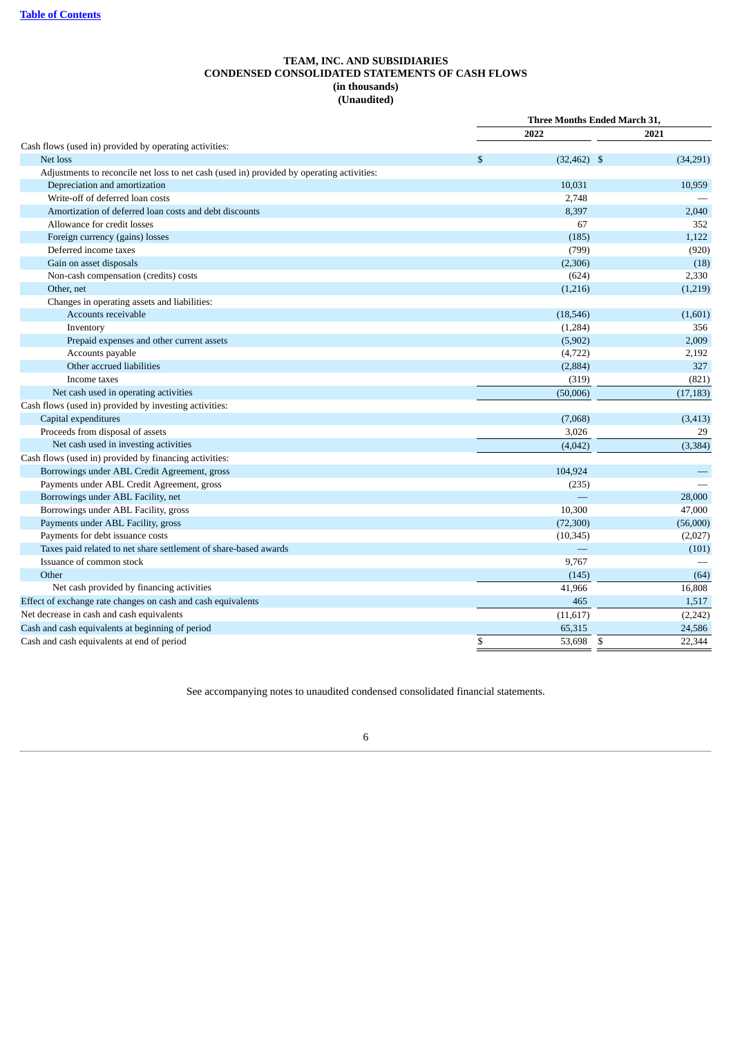**TEAM, INC. AND SUBSIDIARIES**
**CONDENSED CONSOLIDATED STATEMENTS OF CASH FLOWS**
**(in thousands)**
**(Unaudited)**

| | Three Months Ended March 31, | |
|---|---|---|
| | 2022 | 2021 |
| Cash flows (used in) provided by operating activities: | | |
| Net loss | $ (32,462) | $ (34,291) |
| Adjustments to reconcile net loss to net cash (used in) provided by operating activities: | | |
| Depreciation and amortization | 10,031 | 10,959 |
| Write-off of deferred loan costs | 2,748 | — |
| Amortization of deferred loan costs and debt discounts | 8,397 | 2,040 |
| Allowance for credit losses | 67 | 352 |
| Foreign currency (gains) losses | (185) | 1,122 |
| Deferred income taxes | (799) | (920) |
| Gain on asset disposals | (2,306) | (18) |
| Non-cash compensation (credits) costs | (624) | 2,330 |
| Other, net | (1,216) | (1,219) |
| Changes in operating assets and liabilities: | | |
| Accounts receivable | (18,546) | (1,601) |
| Inventory | (1,284) | 356 |
| Prepaid expenses and other current assets | (5,902) | 2,009 |
| Accounts payable | (4,722) | 2,192 |
| Other accrued liabilities | (2,884) | 327 |
| Income taxes | (319) | (821) |
| Net cash used in operating activities | (50,006) | (17,183) |
| Cash flows (used in) provided by investing activities: | | |
| Capital expenditures | (7,068) | (3,413) |
| Proceeds from disposal of assets | 3,026 | 29 |
| Net cash used in investing activities | (4,042) | (3,384) |
| Cash flows (used in) provided by financing activities: | | |
| Borrowings under ABL Credit Agreement, gross | 104,924 | — |
| Payments under ABL Credit Agreement, gross | (235) | — |
| Borrowings under ABL Facility, net | — | 28,000 |
| Borrowings under ABL Facility, gross | 10,300 | 47,000 |
| Payments under ABL Facility, gross | (72,300) | (56,000) |
| Payments for debt issuance costs | (10,345) | (2,027) |
| Taxes paid related to net share settlement of share-based awards | — | (101) |
| Issuance of common stock | 9,767 | — |
| Other | (145) | (64) |
| Net cash provided by financing activities | 41,966 | 16,808 |
| Effect of exchange rate changes on cash and cash equivalents | 465 | 1,517 |
| Net decrease in cash and cash equivalents | (11,617) | (2,242) |
| Cash and cash equivalents at beginning of period | 65,315 | 24,586 |
| Cash and cash equivalents at end of period | $ 53,698 | $ 22,344 |

See accompanying notes to unaudited condensed consolidated financial statements.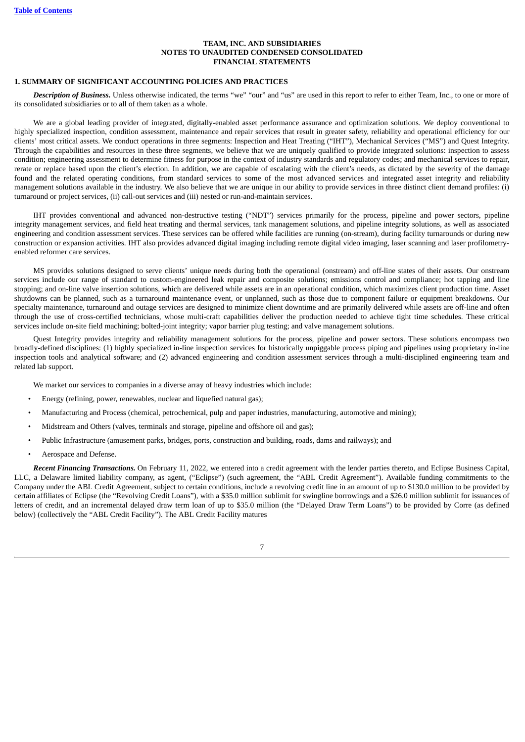**TEAM, INC. AND SUBSIDIARIES**
**NOTES TO UNAUDITED CONDENSED CONSOLIDATED**
**FINANCIAL STATEMENTS**

## 1. SUMMARY OF SIGNIFICANT ACCOUNTING POLICIES AND PRACTICES

***Description of Business.*** Unless otherwise indicated, the terms "we" "our" and "us" are used in this report to refer to either Team, Inc., to one or more of its consolidated subsidiaries or to all of them taken as a whole.

We are a global leading provider of integrated, digitally-enabled asset performance assurance and optimization solutions. We deploy conventional to highly specialized inspection, condition assessment, maintenance and repair services that result in greater safety, reliability and operational efficiency for our clients' most critical assets. We conduct operations in three segments: Inspection and Heat Treating ("IHT"), Mechanical Services ("MS") and Quest Integrity. Through the capabilities and resources in these three segments, we believe that we are uniquely qualified to provide integrated solutions: inspection to assess condition; engineering assessment to determine fitness for purpose in the context of industry standards and regulatory codes; and mechanical services to repair, rerate or replace based upon the client's election. In addition, we are capable of escalating with the client's needs, as dictated by the severity of the damage found and the related operating conditions, from standard services to some of the most advanced services and integrated asset integrity and reliability management solutions available in the industry. We also believe that we are unique in our ability to provide services in three distinct client demand profiles: (i) turnaround or project services, (ii) call-out services and (iii) nested or run-and-maintain services.

IHT provides conventional and advanced non-destructive testing ("NDT") services primarily for the process, pipeline and power sectors, pipeline integrity management services, and field heat treating and thermal services, tank management solutions, and pipeline integrity solutions, as well as associated engineering and condition assessment services. These services can be offered while facilities are running (on-stream), during facility turnarounds or during new construction or expansion activities. IHT also provides advanced digital imaging including remote digital video imaging, laser scanning and laser profilometry-enabled reformer care services.

MS provides solutions designed to serve clients' unique needs during both the operational (onstream) and off-line states of their assets. Our onstream services include our range of standard to custom-engineered leak repair and composite solutions; emissions control and compliance; hot tapping and line stopping; and on-line valve insertion solutions, which are delivered while assets are in an operational condition, which maximizes client production time. Asset shutdowns can be planned, such as a turnaround maintenance event, or unplanned, such as those due to component failure or equipment breakdowns. Our specialty maintenance, turnaround and outage services are designed to minimize client downtime and are primarily delivered while assets are off-line and often through the use of cross-certified technicians, whose multi-craft capabilities deliver the production needed to achieve tight time schedules. These critical services include on-site field machining; bolted-joint integrity; vapor barrier plug testing; and valve management solutions.

Quest Integrity provides integrity and reliability management solutions for the process, pipeline and power sectors. These solutions encompass two broadly-defined disciplines: (1) highly specialized in-line inspection services for historically unpiggable process piping and pipelines using proprietary in-line inspection tools and analytical software; and (2) advanced engineering and condition assessment services through a multi-disciplined engineering team and related lab support.

We market our services to companies in a diverse array of heavy industries which include:

- Energy (refining, power, renewables, nuclear and liquefied natural gas);
- Manufacturing and Process (chemical, petrochemical, pulp and paper industries, manufacturing, automotive and mining);
- Midstream and Others (valves, terminals and storage, pipeline and offshore oil and gas);
- Public Infrastructure (amusement parks, bridges, ports, construction and building, roads, dams and railways); and
- Aerospace and Defense.

***Recent Financing Transactions.*** On February 11, 2022, we entered into a credit agreement with the lender parties thereto, and Eclipse Business Capital, LLC, a Delaware limited liability company, as agent, ("Eclipse") (such agreement, the "ABL Credit Agreement"). Available funding commitments to the Company under the ABL Credit Agreement, subject to certain conditions, include a revolving credit line in an amount of up to $130.0 million to be provided by certain affiliates of Eclipse (the "Revolving Credit Loans"), with a $35.0 million sublimit for swingline borrowings and a $26.0 million sublimit for issuances of letters of credit, and an incremental delayed draw term loan of up to $35.0 million (the "Delayed Draw Term Loans") to be provided by Corre (as defined below) (collectively the "ABL Credit Facility"). The ABL Credit Facility matures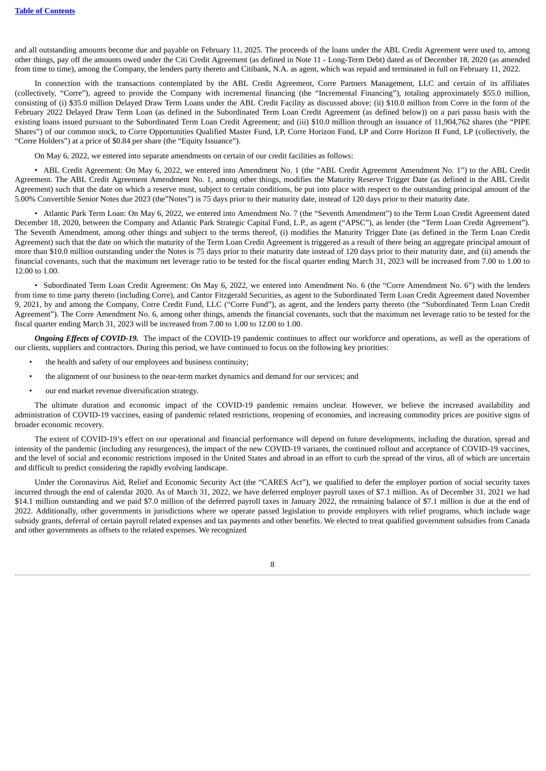and all outstanding amounts become due and payable on February 11, 2025. The proceeds of the loans under the ABL Credit Agreement were used to, among other things, pay off the amounts owed under the Citi Credit Agreement (as defined in Note 11 - Long-Term Debt) dated as of December 18, 2020 (as amended from time to time), among the Company, the lenders party thereto and Citibank, N.A. as agent, which was repaid and terminated in full on February 11, 2022.

In connection with the transactions contemplated by the ABL Credit Agreement, Corre Partners Management, LLC and certain of its affiliates (collectively, "Corre"), agreed to provide the Company with incremental financing (the "Incremental Financing"), totaling approximately $55.0 million, consisting of (i) $35.0 million Delayed Draw Term Loans under the ABL Credit Facility as discussed above; (ii) $10.0 million from Corre in the form of the February 2022 Delayed Draw Term Loan (as defined in the Subordinated Term Loan Credit Agreement (as defined below)) on a pari passu basis with the existing loans issued pursuant to the Subordinated Term Loan Credit Agreement; and (iii) $10.0 million through an issuance of 11,904,762 shares (the "PIPE Shares") of our common stock, to Corre Opportunities Qualified Master Fund, LP, Corre Horizon Fund, LP and Corre Horizon II Fund, LP (collectively, the "Corre Holders") at a price of $0.84 per share (the "Equity Issuance").

On May 6, 2022, we entered into separate amendments on certain of our credit facilities as follows:

• ABL Credit Agreement: On May 6, 2022, we entered into Amendment No. 1 (the "ABL Credit Agreement Amendment No. 1") to the ABL Credit Agreement. The ABL Credit Agreement Amendment No. 1, among other things, modifies the Maturity Reserve Trigger Date (as defined in the ABL Credit Agreement) such that the date on which a reserve must, subject to certain conditions, be put into place with respect to the outstanding principal amount of the 5.00% Convertible Senior Notes due 2023 (the"Notes") is 75 days prior to their maturity date, instead of 120 days prior to their maturity date.

• Atlantic Park Term Loan: On May 6, 2022, we entered into Amendment No. 7 (the "Seventh Amendment") to the Term Loan Credit Agreement dated December 18, 2020, between the Company and Atlantic Park Strategic Capital Fund, L.P., as agent ("APSC"), as lender (the "Term Loan Credit Agreement"). The Seventh Amendment, among other things and subject to the terms thereof, (i) modifies the Maturity Trigger Date (as defined in the Term Loan Credit Agreement) such that the date on which the maturity of the Term Loan Credit Agreement is triggered as a result of there being an aggregate principal amount of more than $10.0 million outstanding under the Notes is 75 days prior to their maturity date instead of 120 days prior to their maturity date, and (ii) amends the financial covenants, such that the maximum net leverage ratio to be tested for the fiscal quarter ending March 31, 2023 will be increased from 7.00 to 1.00 to 12.00 to 1.00.

• Subordinated Term Loan Credit Agreement: On May 6, 2022, we entered into Amendment No. 6 (the "Corre Amendment No. 6") with the lenders from time to time party thereto (including Corre), and Cantor Fitzgerald Securities, as agent to the Subordinated Term Loan Credit Agreement dated November 9, 2021, by and among the Company, Corre Credit Fund, LLC ("Corre Fund"), as agent, and the lenders party thereto (the "Subordinated Term Loan Credit Agreement"). The Corre Amendment No. 6, among other things, amends the financial covenants, such that the maximum net leverage ratio to be tested for the fiscal quarter ending March 31, 2023 will be increased from 7.00 to 1.00 to 12.00 to 1.00.

***Ongoing Effects of COVID-19.*** The impact of the COVID-19 pandemic continues to affect our workforce and operations, as well as the operations of our clients, suppliers and contractors. During this period, we have continued to focus on the following key priorities:

- the health and safety of our employees and business continuity;
- the alignment of our business to the near-term market dynamics and demand for our services; and
- our end market revenue diversification strategy.

The ultimate duration and economic impact of the COVID-19 pandemic remains unclear. However, we believe the increased availability and administration of COVID-19 vaccines, easing of pandemic related restrictions, reopening of economies, and increasing commodity prices are positive signs of broader economic recovery.

The extent of COVID-19's effect on our operational and financial performance will depend on future developments, including the duration, spread and intensity of the pandemic (including any resurgences), the impact of the new COVID-19 variants, the continued rollout and acceptance of COVID-19 vaccines, and the level of social and economic restrictions imposed in the United States and abroad in an effort to curb the spread of the virus, all of which are uncertain and difficult to predict considering the rapidly evolving landscape.

Under the Coronavirus Aid, Relief and Economic Security Act (the "CARES Act"), we qualified to defer the employer portion of social security taxes incurred through the end of calendar 2020. As of March 31, 2022, we have deferred employer payroll taxes of $7.1 million. As of December 31, 2021 we had $14.1 million outstanding and we paid $7.0 million of the deferred payroll taxes in January 2022, the remaining balance of $7.1 million is due at the end of 2022. Additionally, other governments in jurisdictions where we operate passed legislation to provide employers with relief programs, which include wage subsidy grants, deferral of certain payroll related expenses and tax payments and other benefits. We elected to treat qualified government subsidies from Canada and other governments as offsets to the related expenses. We recognized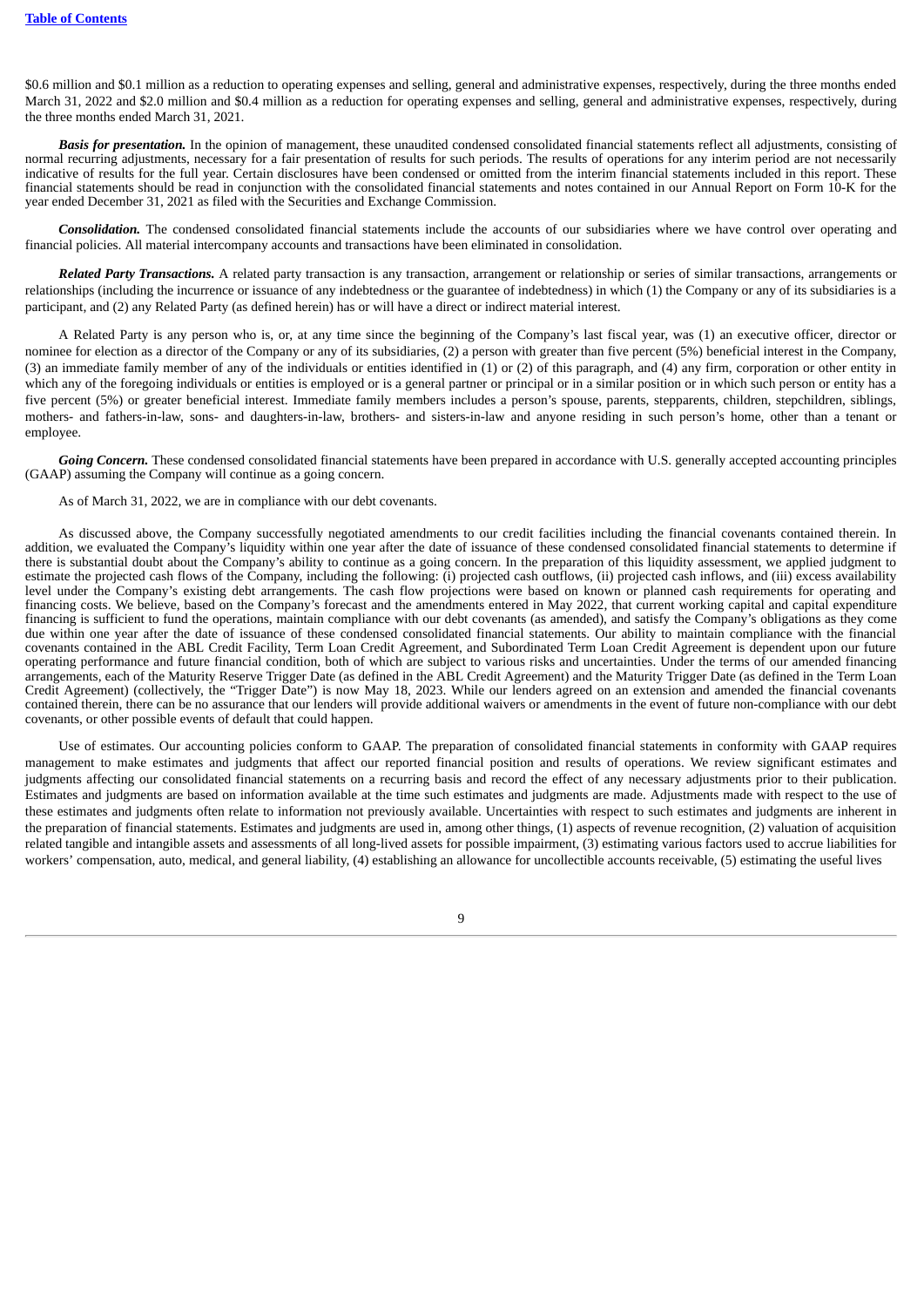$0.6 million and $0.1 million as a reduction to operating expenses and selling, general and administrative expenses, respectively, during the three months ended March 31, 2022 and $2.0 million and $0.4 million as a reduction for operating expenses and selling, general and administrative expenses, respectively, during the three months ended March 31, 2021.

***Basis for presentation.*** In the opinion of management, these unaudited condensed consolidated financial statements reflect all adjustments, consisting of normal recurring adjustments, necessary for a fair presentation of results for such periods. The results of operations for any interim period are not necessarily indicative of results for the full year. Certain disclosures have been condensed or omitted from the interim financial statements included in this report. These financial statements should be read in conjunction with the consolidated financial statements and notes contained in our Annual Report on Form 10-K for the year ended December 31, 2021 as filed with the Securities and Exchange Commission.

***Consolidation.*** The condensed consolidated financial statements include the accounts of our subsidiaries where we have control over operating and financial policies. All material intercompany accounts and transactions have been eliminated in consolidation.

***Related Party Transactions.*** A related party transaction is any transaction, arrangement or relationship or series of similar transactions, arrangements or relationships (including the incurrence or issuance of any indebtedness or the guarantee of indebtedness) in which (1) the Company or any of its subsidiaries is a participant, and (2) any Related Party (as defined herein) has or will have a direct or indirect material interest.

A Related Party is any person who is, or, at any time since the beginning of the Company's last fiscal year, was (1) an executive officer, director or nominee for election as a director of the Company or any of its subsidiaries, (2) a person with greater than five percent (5%) beneficial interest in the Company, (3) an immediate family member of any of the individuals or entities identified in (1) or (2) of this paragraph, and (4) any firm, corporation or other entity in which any of the foregoing individuals or entities is employed or is a general partner or principal or in a similar position or in which such person or entity has a five percent (5%) or greater beneficial interest. Immediate family members includes a person's spouse, parents, stepparents, children, stepchildren, siblings, mothers- and fathers-in-law, sons- and daughters-in-law, brothers- and sisters-in-law and anyone residing in such person's home, other than a tenant or employee.

***Going Concern.*** These condensed consolidated financial statements have been prepared in accordance with U.S. generally accepted accounting principles (GAAP) assuming the Company will continue as a going concern.

As of March 31, 2022, we are in compliance with our debt covenants.

As discussed above, the Company successfully negotiated amendments to our credit facilities including the financial covenants contained therein. In addition, we evaluated the Company's liquidity within one year after the date of issuance of these condensed consolidated financial statements to determine if there is substantial doubt about the Company's ability to continue as a going concern. In the preparation of this liquidity assessment, we applied judgment to estimate the projected cash flows of the Company, including the following: (i) projected cash outflows, (ii) projected cash inflows, and (iii) excess availability level under the Company's existing debt arrangements. The cash flow projections were based on known or planned cash requirements for operating and financing costs. We believe, based on the Company's forecast and the amendments entered in May 2022, that current working capital and capital expenditure financing is sufficient to fund the operations, maintain compliance with our debt covenants (as amended), and satisfy the Company's obligations as they come due within one year after the date of issuance of these condensed consolidated financial statements. Our ability to maintain compliance with the financial covenants contained in the ABL Credit Facility, Term Loan Credit Agreement, and Subordinated Term Loan Credit Agreement is dependent upon our future operating performance and future financial condition, both of which are subject to various risks and uncertainties. Under the terms of our amended financing arrangements, each of the Maturity Reserve Trigger Date (as defined in the ABL Credit Agreement) and the Maturity Trigger Date (as defined in the Term Loan Credit Agreement) (collectively, the "Trigger Date") is now May 18, 2023. While our lenders agreed on an extension and amended the financial covenants contained therein, there can be no assurance that our lenders will provide additional waivers or amendments in the event of future non-compliance with our debt covenants, or other possible events of default that could happen.

Use of estimates. Our accounting policies conform to GAAP. The preparation of consolidated financial statements in conformity with GAAP requires management to make estimates and judgments that affect our reported financial position and results of operations. We review significant estimates and judgments affecting our consolidated financial statements on a recurring basis and record the effect of any necessary adjustments prior to their publication. Estimates and judgments are based on information available at the time such estimates and judgments are made. Adjustments made with respect to the use of these estimates and judgments often relate to information not previously available. Uncertainties with respect to such estimates and judgments are inherent in the preparation of financial statements. Estimates and judgments are used in, among other things, (1) aspects of revenue recognition, (2) valuation of acquisition related tangible and intangible assets and assessments of all long-lived assets for possible impairment, (3) estimating various factors used to accrue liabilities for workers' compensation, auto, medical, and general liability, (4) establishing an allowance for uncollectible accounts receivable, (5) estimating the useful lives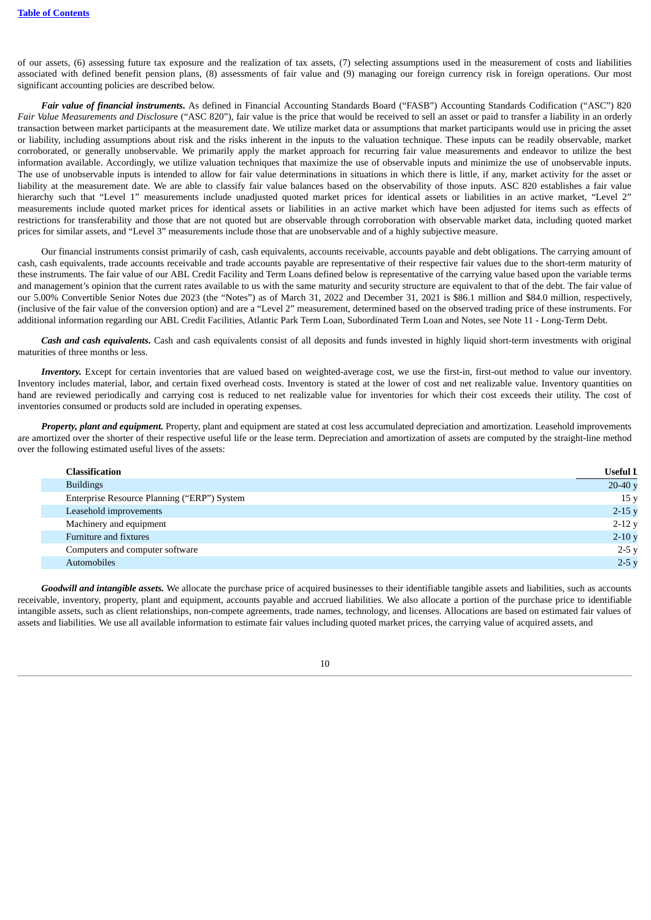of our assets, (6) assessing future tax exposure and the realization of tax assets, (7) selecting assumptions used in the measurement of costs and liabilities associated with defined benefit pension plans, (8) assessments of fair value and (9) managing our foreign currency risk in foreign operations. Our most significant accounting policies are described below.

***Fair value of financial instruments.*** As defined in Financial Accounting Standards Board ("FASB") Accounting Standards Codification ("ASC") 820 *Fair Value Measurements and Disclosure* ("ASC 820"), fair value is the price that would be received to sell an asset or paid to transfer a liability in an orderly transaction between market participants at the measurement date. We utilize market data or assumptions that market participants would use in pricing the asset or liability, including assumptions about risk and the risks inherent in the inputs to the valuation technique. These inputs can be readily observable, market corroborated, or generally unobservable. We primarily apply the market approach for recurring fair value measurements and endeavor to utilize the best information available. Accordingly, we utilize valuation techniques that maximize the use of observable inputs and minimize the use of unobservable inputs. The use of unobservable inputs is intended to allow for fair value determinations in situations in which there is little, if any, market activity for the asset or liability at the measurement date. We are able to classify fair value balances based on the observability of those inputs. ASC 820 establishes a fair value hierarchy such that "Level 1" measurements include unadjusted quoted market prices for identical assets or liabilities in an active market, "Level 2" measurements include quoted market prices for identical assets or liabilities in an active market which have been adjusted for items such as effects of restrictions for transferability and those that are not quoted but are observable through corroboration with observable market data, including quoted market prices for similar assets, and "Level 3" measurements include those that are unobservable and of a highly subjective measure.

Our financial instruments consist primarily of cash, cash equivalents, accounts receivable, accounts payable and debt obligations. The carrying amount of cash, cash equivalents, trade accounts receivable and trade accounts payable are representative of their respective fair values due to the short-term maturity of these instruments. The fair value of our ABL Credit Facility and Term Loans defined below is representative of the carrying value based upon the variable terms and management's opinion that the current rates available to us with the same maturity and security structure are equivalent to that of the debt. The fair value of our 5.00% Convertible Senior Notes due 2023 (the "Notes") as of March 31, 2022 and December 31, 2021 is $86.1 million and $84.0 million, respectively, (inclusive of the fair value of the conversion option) and are a "Level 2" measurement, determined based on the observed trading price of these instruments. For additional information regarding our ABL Credit Facilities, Atlantic Park Term Loan, Subordinated Term Loan and Notes, see Note 11 - Long-Term Debt.

***Cash and cash equivalents.*** Cash and cash equivalents consist of all deposits and funds invested in highly liquid short-term investments with original maturities of three months or less.

***Inventory.*** Except for certain inventories that are valued based on weighted-average cost, we use the first-in, first-out method to value our inventory. Inventory includes material, labor, and certain fixed overhead costs. Inventory is stated at the lower of cost and net realizable value. Inventory quantities on hand are reviewed periodically and carrying cost is reduced to net realizable value for inventories for which their cost exceeds their utility. The cost of inventories consumed or products sold are included in operating expenses.

***Property, plant and equipment.*** Property, plant and equipment are stated at cost less accumulated depreciation and amortization. Leasehold improvements are amortized over the shorter of their respective useful life or the lease term. Depreciation and amortization of assets are computed by the straight-line method over the following estimated useful lives of the assets:

| Classification | Useful L |
|---|---|
| Buildings | 20-40 y |
| Enterprise Resource Planning ("ERP") System | 15 y |
| Leasehold improvements | 2-15 y |
| Machinery and equipment | 2-12 y |
| Furniture and fixtures | 2-10 y |
| Computers and computer software | 2-5 y |
| Automobiles | 2-5 y |

***Goodwill and intangible assets.*** We allocate the purchase price of acquired businesses to their identifiable tangible assets and liabilities, such as accounts receivable, inventory, property, plant and equipment, accounts payable and accrued liabilities. We also allocate a portion of the purchase price to identifiable intangible assets, such as client relationships, non-compete agreements, trade names, technology, and licenses. Allocations are based on estimated fair values of assets and liabilities. We use all available information to estimate fair values including quoted market prices, the carrying value of acquired assets, and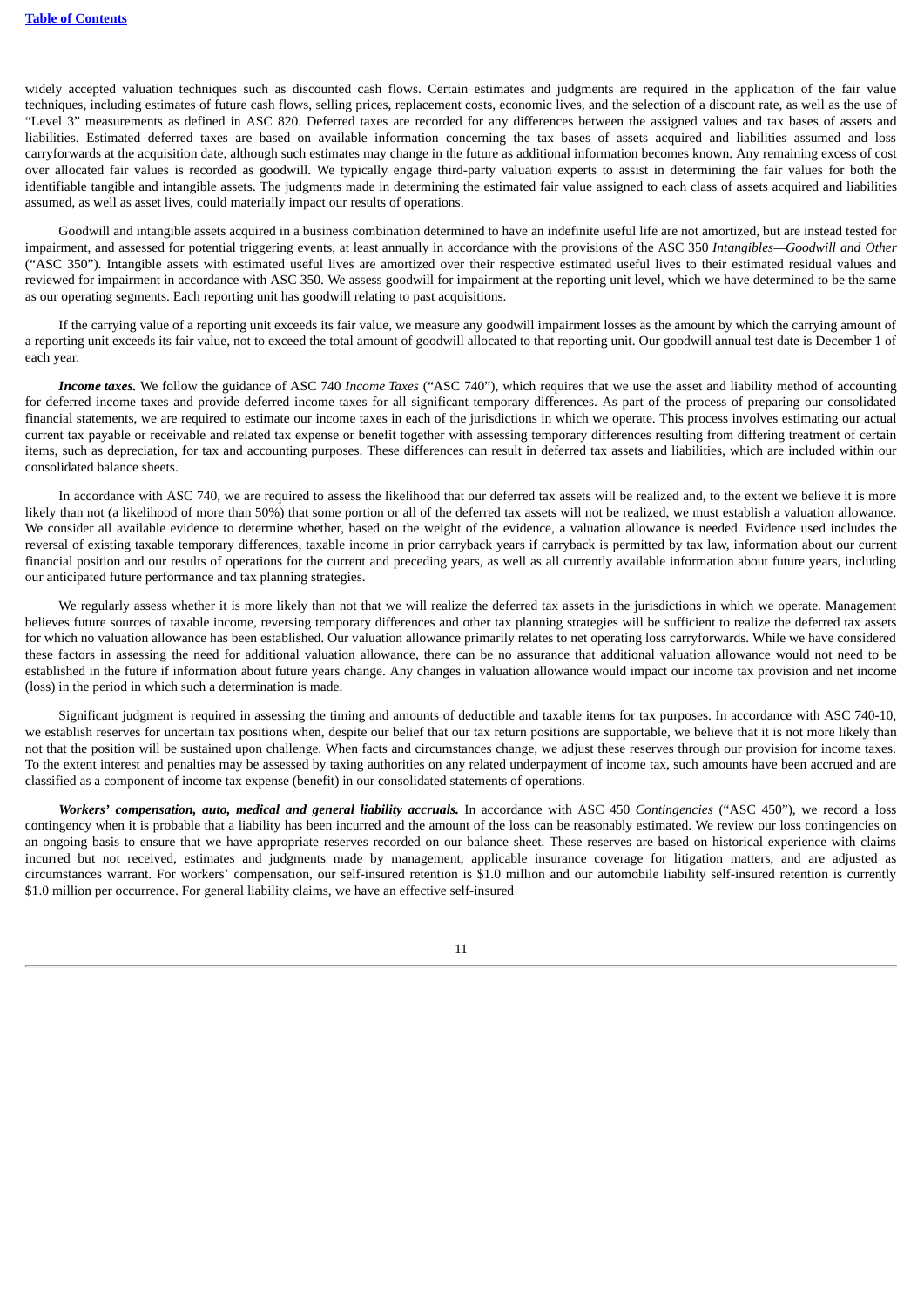widely accepted valuation techniques such as discounted cash flows. Certain estimates and judgments are required in the application of the fair value techniques, including estimates of future cash flows, selling prices, replacement costs, economic lives, and the selection of a discount rate, as well as the use of "Level 3" measurements as defined in ASC 820. Deferred taxes are recorded for any differences between the assigned values and tax bases of assets and liabilities. Estimated deferred taxes are based on available information concerning the tax bases of assets acquired and liabilities assumed and loss carryforwards at the acquisition date, although such estimates may change in the future as additional information becomes known. Any remaining excess of cost over allocated fair values is recorded as goodwill. We typically engage third-party valuation experts to assist in determining the fair values for both the identifiable tangible and intangible assets. The judgments made in determining the estimated fair value assigned to each class of assets acquired and liabilities assumed, as well as asset lives, could materially impact our results of operations.

Goodwill and intangible assets acquired in a business combination determined to have an indefinite useful life are not amortized, but are instead tested for impairment, and assessed for potential triggering events, at least annually in accordance with the provisions of the ASC 350 *Intangibles—Goodwill and Other* ("ASC 350"). Intangible assets with estimated useful lives are amortized over their respective estimated useful lives to their estimated residual values and reviewed for impairment in accordance with ASC 350. We assess goodwill for impairment at the reporting unit level, which we have determined to be the same as our operating segments. Each reporting unit has goodwill relating to past acquisitions.

If the carrying value of a reporting unit exceeds its fair value, we measure any goodwill impairment losses as the amount by which the carrying amount of a reporting unit exceeds its fair value, not to exceed the total amount of goodwill allocated to that reporting unit. Our goodwill annual test date is December 1 of each year.

***Income taxes.*** We follow the guidance of ASC 740 *Income Taxes* ("ASC 740"), which requires that we use the asset and liability method of accounting for deferred income taxes and provide deferred income taxes for all significant temporary differences. As part of the process of preparing our consolidated financial statements, we are required to estimate our income taxes in each of the jurisdictions in which we operate. This process involves estimating our actual current tax payable or receivable and related tax expense or benefit together with assessing temporary differences resulting from differing treatment of certain items, such as depreciation, for tax and accounting purposes. These differences can result in deferred tax assets and liabilities, which are included within our consolidated balance sheets.

In accordance with ASC 740, we are required to assess the likelihood that our deferred tax assets will be realized and, to the extent we believe it is more likely than not (a likelihood of more than 50%) that some portion or all of the deferred tax assets will not be realized, we must establish a valuation allowance. We consider all available evidence to determine whether, based on the weight of the evidence, a valuation allowance is needed. Evidence used includes the reversal of existing taxable temporary differences, taxable income in prior carryback years if carryback is permitted by tax law, information about our current financial position and our results of operations for the current and preceding years, as well as all currently available information about future years, including our anticipated future performance and tax planning strategies.

We regularly assess whether it is more likely than not that we will realize the deferred tax assets in the jurisdictions in which we operate. Management believes future sources of taxable income, reversing temporary differences and other tax planning strategies will be sufficient to realize the deferred tax assets for which no valuation allowance has been established. Our valuation allowance primarily relates to net operating loss carryforwards. While we have considered these factors in assessing the need for additional valuation allowance, there can be no assurance that additional valuation allowance would not need to be established in the future if information about future years change. Any changes in valuation allowance would impact our income tax provision and net income (loss) in the period in which such a determination is made.

Significant judgment is required in assessing the timing and amounts of deductible and taxable items for tax purposes. In accordance with ASC 740-10, we establish reserves for uncertain tax positions when, despite our belief that our tax return positions are supportable, we believe that it is not more likely than not that the position will be sustained upon challenge. When facts and circumstances change, we adjust these reserves through our provision for income taxes. To the extent interest and penalties may be assessed by taxing authorities on any related underpayment of income tax, such amounts have been accrued and are classified as a component of income tax expense (benefit) in our consolidated statements of operations.

***Workers' compensation, auto, medical and general liability accruals.*** In accordance with ASC 450 *Contingencies* ("ASC 450"), we record a loss contingency when it is probable that a liability has been incurred and the amount of the loss can be reasonably estimated. We review our loss contingencies on an ongoing basis to ensure that we have appropriate reserves recorded on our balance sheet. These reserves are based on historical experience with claims incurred but not received, estimates and judgments made by management, applicable insurance coverage for litigation matters, and are adjusted as circumstances warrant. For workers' compensation, our self-insured retention is $1.0 million and our automobile liability self-insured retention is currently $1.0 million per occurrence. For general liability claims, we have an effective self-insured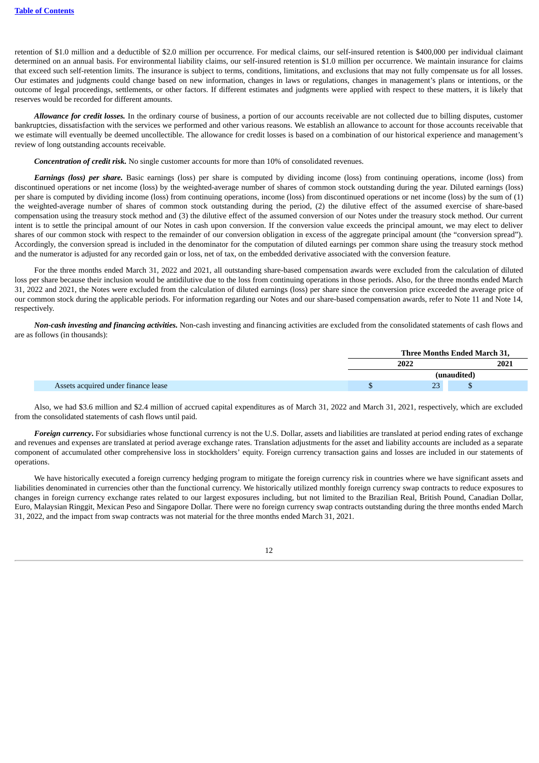retention of $1.0 million and a deductible of $2.0 million per occurrence. For medical claims, our self-insured retention is $400,000 per individual claimant determined on an annual basis. For environmental liability claims, our self-insured retention is $1.0 million per occurrence. We maintain insurance for claims that exceed such self-retention limits. The insurance is subject to terms, conditions, limitations, and exclusions that may not fully compensate us for all losses. Our estimates and judgments could change based on new information, changes in laws or regulations, changes in management's plans or intentions, or the outcome of legal proceedings, settlements, or other factors. If different estimates and judgments were applied with respect to these matters, it is likely that reserves would be recorded for different amounts.

***Allowance for credit losses.*** In the ordinary course of business, a portion of our accounts receivable are not collected due to billing disputes, customer bankruptcies, dissatisfaction with the services we performed and other various reasons. We establish an allowance to account for those accounts receivable that we estimate will eventually be deemed uncollectible. The allowance for credit losses is based on a combination of our historical experience and management's review of long outstanding accounts receivable.

***Concentration of credit risk.*** No single customer accounts for more than 10% of consolidated revenues.

***Earnings (loss) per share.*** Basic earnings (loss) per share is computed by dividing income (loss) from continuing operations, income (loss) from discontinued operations or net income (loss) by the weighted-average number of shares of common stock outstanding during the year. Diluted earnings (loss) per share is computed by dividing income (loss) from continuing operations, income (loss) from discontinued operations or net income (loss) by the sum of (1) the weighted-average number of shares of common stock outstanding during the period, (2) the dilutive effect of the assumed exercise of share-based compensation using the treasury stock method and (3) the dilutive effect of the assumed conversion of our Notes under the treasury stock method. Our current intent is to settle the principal amount of our Notes in cash upon conversion. If the conversion value exceeds the principal amount, we may elect to deliver shares of our common stock with respect to the remainder of our conversion obligation in excess of the aggregate principal amount (the "conversion spread"). Accordingly, the conversion spread is included in the denominator for the computation of diluted earnings per common share using the treasury stock method and the numerator is adjusted for any recorded gain or loss, net of tax, on the embedded derivative associated with the conversion feature.

For the three months ended March 31, 2022 and 2021, all outstanding share-based compensation awards were excluded from the calculation of diluted loss per share because their inclusion would be antidilutive due to the loss from continuing operations in those periods. Also, for the three months ended March 31, 2022 and 2021, the Notes were excluded from the calculation of diluted earnings (loss) per share since the conversion price exceeded the average price of our common stock during the applicable periods. For information regarding our Notes and our share-based compensation awards, refer to Note 11 and Note 14, respectively.

***Non-cash investing and financing activities.*** Non-cash investing and financing activities are excluded from the consolidated statements of cash flows and are as follows (in thousands):

| | Three Months Ended March 31, | |
|---|---|---|
| | 2022 | 2021 |
| | (unaudited) | |
| Assets acquired under finance lease | $ 23 | $ |

Also, we had $3.6 million and $2.4 million of accrued capital expenditures as of March 31, 2022 and March 31, 2021, respectively, which are excluded from the consolidated statements of cash flows until paid.

***Foreign currency***. For subsidiaries whose functional currency is not the U.S. Dollar, assets and liabilities are translated at period ending rates of exchange and revenues and expenses are translated at period average exchange rates. Translation adjustments for the asset and liability accounts are included as a separate component of accumulated other comprehensive loss in stockholders' equity. Foreign currency transaction gains and losses are included in our statements of operations.

We have historically executed a foreign currency hedging program to mitigate the foreign currency risk in countries where we have significant assets and liabilities denominated in currencies other than the functional currency. We historically utilized monthly foreign currency swap contracts to reduce exposures to changes in foreign currency exchange rates related to our largest exposures including, but not limited to the Brazilian Real, British Pound, Canadian Dollar, Euro, Malaysian Ringgit, Mexican Peso and Singapore Dollar. There were no foreign currency swap contracts outstanding during the three months ended March 31, 2022, and the impact from swap contracts was not material for the three months ended March 31, 2021.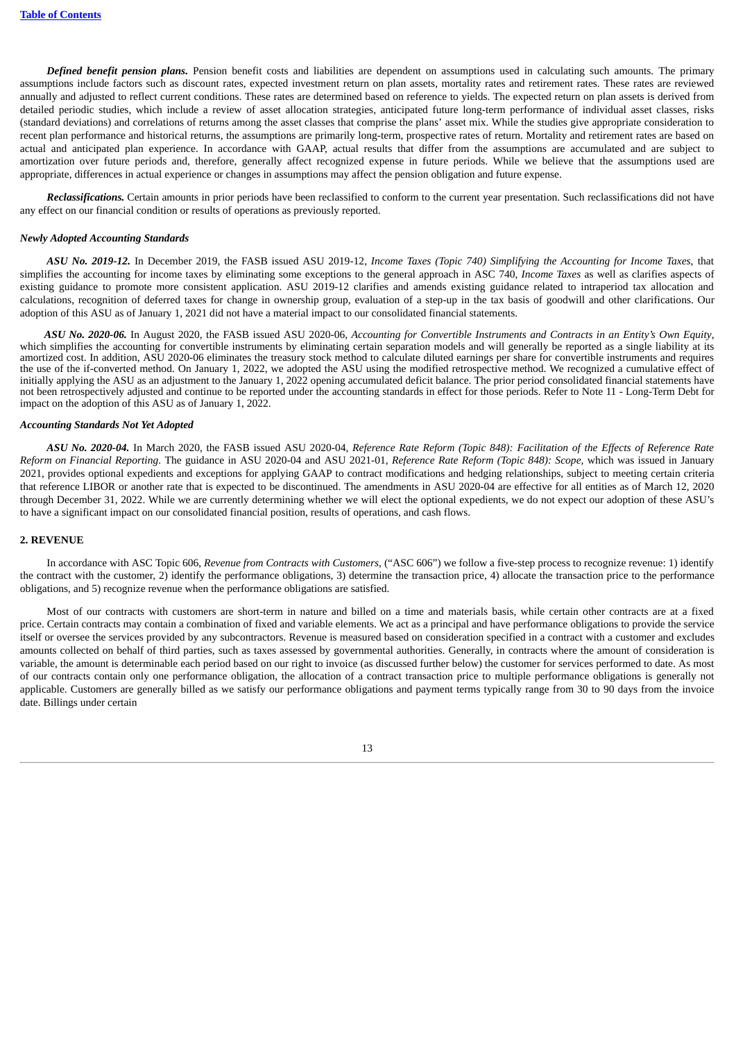***Defined benefit pension plans.*** Pension benefit costs and liabilities are dependent on assumptions used in calculating such amounts. The primary assumptions include factors such as discount rates, expected investment return on plan assets, mortality rates and retirement rates. These rates are reviewed annually and adjusted to reflect current conditions. These rates are determined based on reference to yields. The expected return on plan assets is derived from detailed periodic studies, which include a review of asset allocation strategies, anticipated future long-term performance of individual asset classes, risks (standard deviations) and correlations of returns among the asset classes that comprise the plans' asset mix. While the studies give appropriate consideration to recent plan performance and historical returns, the assumptions are primarily long-term, prospective rates of return. Mortality and retirement rates are based on actual and anticipated plan experience. In accordance with GAAP, actual results that differ from the assumptions are accumulated and are subject to amortization over future periods and, therefore, generally affect recognized expense in future periods. While we believe that the assumptions used are appropriate, differences in actual experience or changes in assumptions may affect the pension obligation and future expense.

***Reclassifications.*** Certain amounts in prior periods have been reclassified to conform to the current year presentation. Such reclassifications did not have any effect on our financial condition or results of operations as previously reported.

### *Newly Adopted Accounting Standards*

***ASU No. 2019-12.*** In December 2019, the FASB issued ASU 2019-12, *Income Taxes (Topic 740) Simplifying the Accounting for Income Taxes*, that simplifies the accounting for income taxes by eliminating some exceptions to the general approach in ASC 740, *Income Taxes* as well as clarifies aspects of existing guidance to promote more consistent application. ASU 2019-12 clarifies and amends existing guidance related to intraperiod tax allocation and calculations, recognition of deferred taxes for change in ownership group, evaluation of a step-up in the tax basis of goodwill and other clarifications. Our adoption of this ASU as of January 1, 2021 did not have a material impact to our consolidated financial statements.

***ASU No. 2020-06.*** In August 2020, the FASB issued ASU 2020-06, *Accounting for Convertible Instruments and Contracts in an Entity's Own Equity*, which simplifies the accounting for convertible instruments by eliminating certain separation models and will generally be reported as a single liability at its amortized cost. In addition, ASU 2020-06 eliminates the treasury stock method to calculate diluted earnings per share for convertible instruments and requires the use of the if-converted method. On January 1, 2022, we adopted the ASU using the modified retrospective method. We recognized a cumulative effect of initially applying the ASU as an adjustment to the January 1, 2022 opening accumulated deficit balance. The prior period consolidated financial statements have not been retrospectively adjusted and continue to be reported under the accounting standards in effect for those periods. Refer to Note 11 - Long-Term Debt for impact on the adoption of this ASU as of January 1, 2022.

### *Accounting Standards Not Yet Adopted*

***ASU No. 2020-04.*** In March 2020, the FASB issued ASU 2020-04, *Reference Rate Reform (Topic 848): Facilitation of the Effects of Reference Rate Reform on Financial Reporting*. The guidance in ASU 2020-04 and ASU 2021-01, *Reference Rate Reform (Topic 848): Scope*, which was issued in January 2021, provides optional expedients and exceptions for applying GAAP to contract modifications and hedging relationships, subject to meeting certain criteria that reference LIBOR or another rate that is expected to be discontinued. The amendments in ASU 2020-04 are effective for all entities as of March 12, 2020 through December 31, 2022. While we are currently determining whether we will elect the optional expedients, we do not expect our adoption of these ASU's to have a significant impact on our consolidated financial position, results of operations, and cash flows.

## 2. REVENUE

In accordance with ASC Topic 606, *Revenue from Contracts with Customers*, ("ASC 606") we follow a five-step process to recognize revenue: 1) identify the contract with the customer, 2) identify the performance obligations, 3) determine the transaction price, 4) allocate the transaction price to the performance obligations, and 5) recognize revenue when the performance obligations are satisfied.

Most of our contracts with customers are short-term in nature and billed on a time and materials basis, while certain other contracts are at a fixed price. Certain contracts may contain a combination of fixed and variable elements. We act as a principal and have performance obligations to provide the service itself or oversee the services provided by any subcontractors. Revenue is measured based on consideration specified in a contract with a customer and excludes amounts collected on behalf of third parties, such as taxes assessed by governmental authorities. Generally, in contracts where the amount of consideration is variable, the amount is determinable each period based on our right to invoice (as discussed further below) the customer for services performed to date. As most of our contracts contain only one performance obligation, the allocation of a contract transaction price to multiple performance obligations is generally not applicable. Customers are generally billed as we satisfy our performance obligations and payment terms typically range from 30 to 90 days from the invoice date. Billings under certain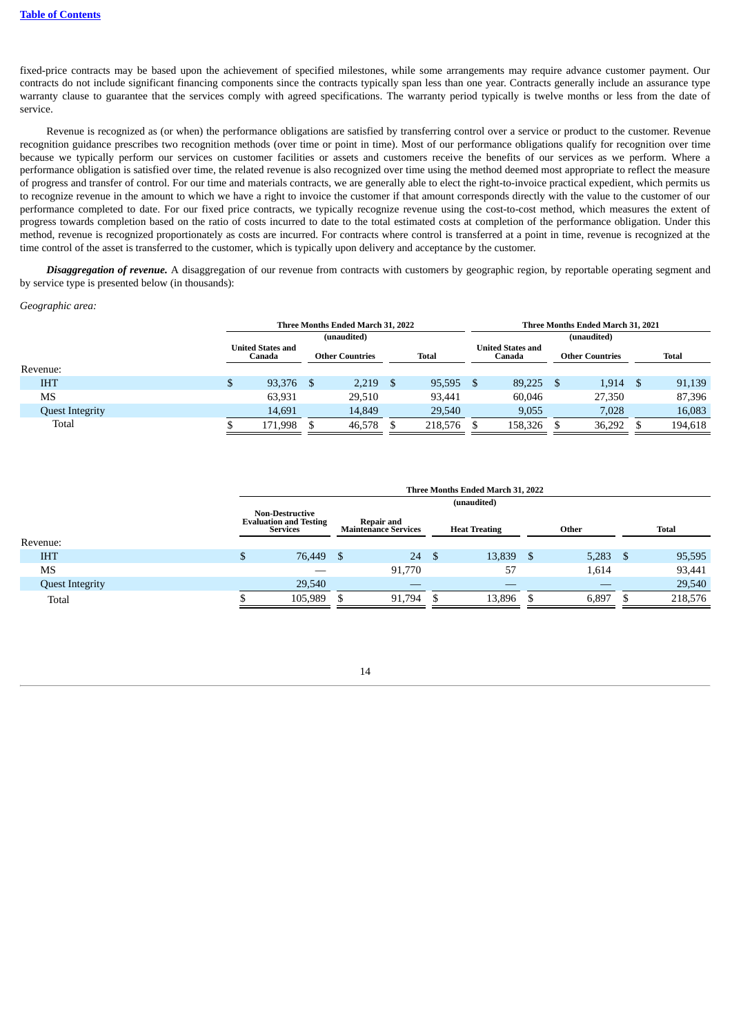fixed-price contracts may be based upon the achievement of specified milestones, while some arrangements may require advance customer payment. Our contracts do not include significant financing components since the contracts typically span less than one year. Contracts generally include an assurance type warranty clause to guarantee that the services comply with agreed specifications. The warranty period typically is twelve months or less from the date of service.

Revenue is recognized as (or when) the performance obligations are satisfied by transferring control over a service or product to the customer. Revenue recognition guidance prescribes two recognition methods (over time or point in time). Most of our performance obligations qualify for recognition over time because we typically perform our services on customer facilities or assets and customers receive the benefits of our services as we perform. Where a performance obligation is satisfied over time, the related revenue is also recognized over time using the method deemed most appropriate to reflect the measure of progress and transfer of control. For our time and materials contracts, we are generally able to elect the right-to-invoice practical expedient, which permits us to recognize revenue in the amount to which we have a right to invoice the customer if that amount corresponds directly with the value to the customer of our performance completed to date. For our fixed price contracts, we typically recognize revenue using the cost-to-cost method, which measures the extent of progress towards completion based on the ratio of costs incurred to date to the total estimated costs at completion of the performance obligation. Under this method, revenue is recognized proportionately as costs are incurred. For contracts where control is transferred at a point in time, revenue is recognized at the time control of the asset is transferred to the customer, which is typically upon delivery and acceptance by the customer.

***Disaggregation of revenue.*** A disaggregation of our revenue from contracts with customers by geographic region, by reportable operating segment and by service type is presented below (in thousands):

*Geographic area:*

| | Three Months Ended March 31, 2022 (unaudited) | | | Three Months Ended March 31, 2021 (unaudited) | | |
|---|---|---|---|---|---|---|
| | United States and Canada | Other Countries | Total | United States and Canada | Other Countries | Total |
| Revenue: | | | | | | |
| IHT | $ 93,376 | $ 2,219 | $ 95,595 | $ 89,225 | $ 1,914 | $ 91,139 |
| MS | 63,931 | 29,510 | 93,441 | 60,046 | 27,350 | 87,396 |
| Quest Integrity | 14,691 | 14,849 | 29,540 | 9,055 | 7,028 | 16,083 |
| Total | $ 171,998 | $ 46,578 | $ 218,576 | $ 158,326 | $ 36,292 | $ 194,618 |

| | Three Months Ended March 31, 2022 (unaudited) | | | | |
|---|---|---|---|---|---|
| | Non-Destructive Evaluation and Testing Services | Repair and Maintenance Services | Heat Treating | Other | Total |
| Revenue: | | | | | |
| IHT | $ 76,449 | $ 24 | $ 13,839 | $ 5,283 | $ 95,595 |
| MS | — | 91,770 | 57 | 1,614 | 93,441 |
| Quest Integrity | 29,540 | — | — | — | 29,540 |
| Total | $ 105,989 | $ 91,794 | $ 13,896 | $ 6,897 | $ 218,576 |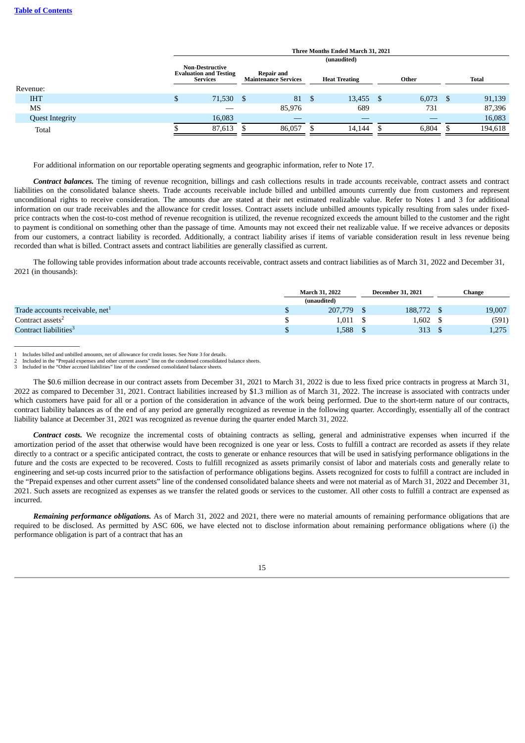| | Three Months Ended March 31, 2021 | | | | |
|---|---|---|---|---|---|
| | (unaudited) | | | | |
| | Non-Destructive Evaluation and Testing Services | Repair and Maintenance Services | Heat Treating | Other | Total |
| Revenue: | | | | | |
| IHT | $ 71,530 | $ 81 | $ 13,455 | $ 6,073 | $ 91,139 |
| MS | — | 85,976 | 689 | 731 | 87,396 |
| Quest Integrity | 16,083 | — | — | — | 16,083 |
| Total | $ 87,613 | $ 86,057 | $ 14,144 | $ 6,804 | $ 194,618 |

For additional information on our reportable operating segments and geographic information, refer to Note 17.

***Contract balances.*** The timing of revenue recognition, billings and cash collections results in trade accounts receivable, contract assets and contract liabilities on the condensed consolidated balance sheets. Trade accounts receivable include billed and unbilled amounts currently due from customers and represent unconditional rights to receive consideration. The amounts due are stated at their net estimated realizable value. Refer to Notes 1 and 3 for additional information on our trade receivables and the allowance for credit losses. Contract assets include unbilled amounts typically resulting from sales under fixed-price contracts when the cost-to-cost method of revenue recognition is utilized, the revenue recognized exceeds the amount billed to the customer and the right to payment is conditional on something other than the passage of time. Amounts may not exceed their net realizable value. If we receive advances or deposits from our customers, a contract liability is recorded. Additionally, a contract liability arises if items of variable consideration result in less revenue being recorded than what is billed. Contract assets and contract liabilities are generally classified as current.

The following table provides information about trade accounts receivable, contract assets and contract liabilities as of March 31, 2022 and December 31, 2021 (in thousands):

| | March 31, 2022 | December 31, 2021 | Change |
|---|---|---|---|
| | (unaudited) | | |
| Trade accounts receivable, net[1] | $ 207,779 | $ 188,772 | $ 19,007 |
| Contract assets[2] | $ 1,011 | $ 1,602 | $ (591) |
| Contract liabilities[3] | $ 1,588 | $ 313 | $ 1,275 |

1 Includes billed and unbilled amounts, net of allowance for credit losses. See Note 3 for details.
2 Included in the "Prepaid expenses and other current assets" line on the condensed consolidated balance sheets.
3 Included in the "Other accrued liabilities" line of the condensed consolidated balance sheets.

The $0.6 million decrease in our contract assets from December 31, 2021 to March 31, 2022 is due to less fixed price contracts in progress at March 31, 2022 as compared to December 31, 2021. Contract liabilities increased by $1.3 million as of March 31, 2022. The increase is associated with contracts under which customers have paid for all or a portion of the consideration in advance of the work being performed. Due to the short-term nature of our contracts, contract liability balances as of the end of any period are generally recognized as revenue in the following quarter. Accordingly, essentially all of the contract liability balance at December 31, 2021 was recognized as revenue during the quarter ended March 31, 2022.

***Contract costs.*** We recognize the incremental costs of obtaining contracts as selling, general and administrative expenses when incurred if the amortization period of the asset that otherwise would have been recognized is one year or less. Costs to fulfill a contract are recorded as assets if they relate directly to a contract or a specific anticipated contract, the costs to generate or enhance resources that will be used in satisfying performance obligations in the future and the costs are expected to be recovered. Costs to fulfill recognized as assets primarily consist of labor and materials costs and generally relate to engineering and set-up costs incurred prior to the satisfaction of performance obligations begins. Assets recognized for costs to fulfill a contract are included in the "Prepaid expenses and other current assets" line of the condensed consolidated balance sheets and were not material as of March 31, 2022 and December 31, 2021. Such assets are recognized as expenses as we transfer the related goods or services to the customer. All other costs to fulfill a contract are expensed as incurred.

***Remaining performance obligations.*** As of March 31, 2022 and 2021, there were no material amounts of remaining performance obligations that are required to be disclosed. As permitted by ASC 606, we have elected not to disclose information about remaining performance obligations where (i) the performance obligation is part of a contract that has an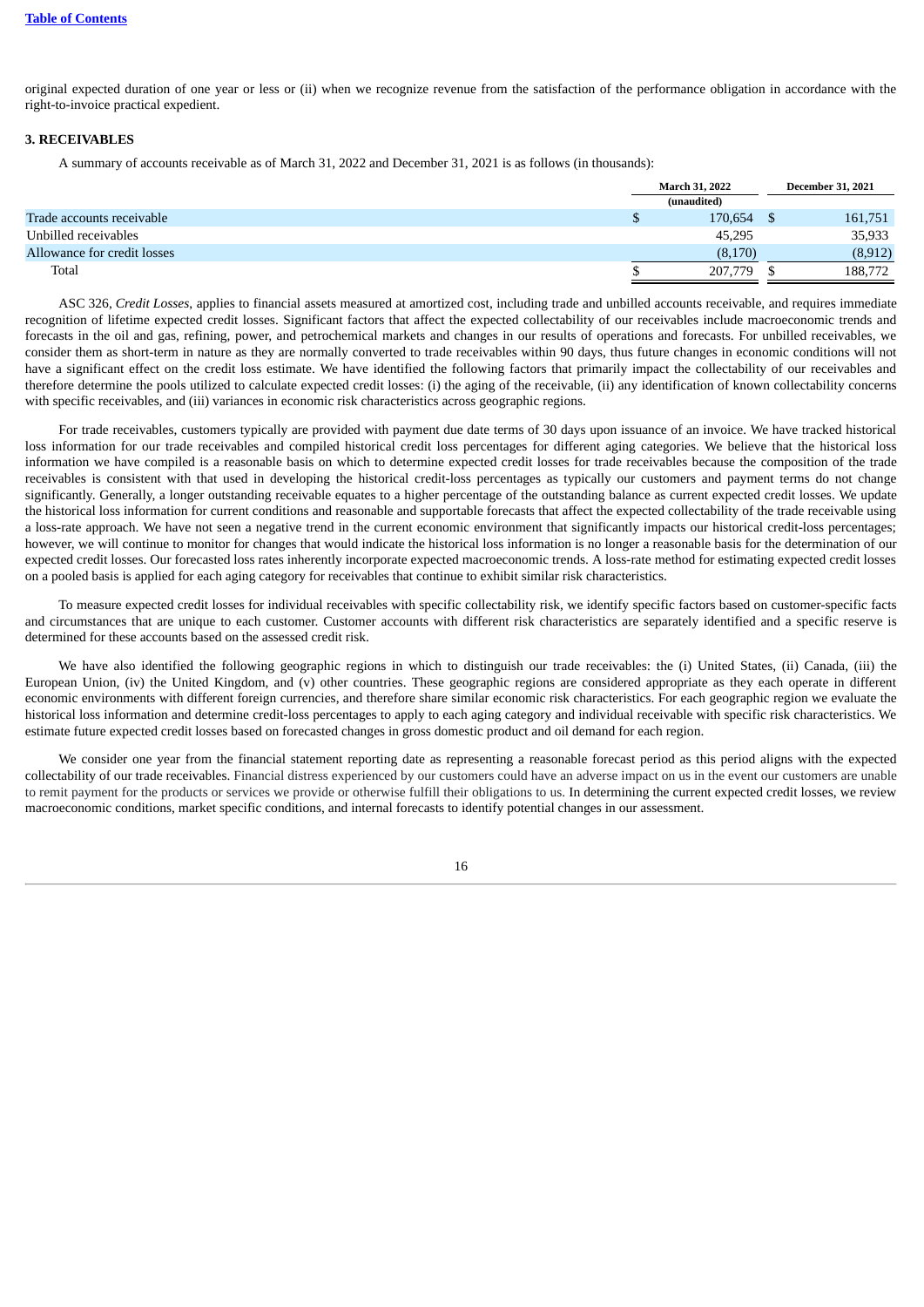original expected duration of one year or less or (ii) when we recognize revenue from the satisfaction of the performance obligation in accordance with the right-to-invoice practical expedient.

### 3. RECEIVABLES

A summary of accounts receivable as of March 31, 2022 and December 31, 2021 is as follows (in thousands):

| | March 31, 2022 (unaudited) | December 31, 2021 |
|---|---|---|
| Trade accounts receivable | $ 170,654 | $ 161,751 |
| Unbilled receivables | 45,295 | 35,933 |
| Allowance for credit losses | (8,170) | (8,912) |
| Total | $ 207,779 | $ 188,772 |

ASC 326, *Credit Losses*, applies to financial assets measured at amortized cost, including trade and unbilled accounts receivable, and requires immediate recognition of lifetime expected credit losses. Significant factors that affect the expected collectability of our receivables include macroeconomic trends and forecasts in the oil and gas, refining, power, and petrochemical markets and changes in our results of operations and forecasts. For unbilled receivables, we consider them as short-term in nature as they are normally converted to trade receivables within 90 days, thus future changes in economic conditions will not have a significant effect on the credit loss estimate. We have identified the following factors that primarily impact the collectability of our receivables and therefore determine the pools utilized to calculate expected credit losses: (i) the aging of the receivable, (ii) any identification of known collectability concerns with specific receivables, and (iii) variances in economic risk characteristics across geographic regions.

For trade receivables, customers typically are provided with payment due date terms of 30 days upon issuance of an invoice. We have tracked historical loss information for our trade receivables and compiled historical credit loss percentages for different aging categories. We believe that the historical loss information we have compiled is a reasonable basis on which to determine expected credit losses for trade receivables because the composition of the trade receivables is consistent with that used in developing the historical credit-loss percentages as typically our customers and payment terms do not change significantly. Generally, a longer outstanding receivable equates to a higher percentage of the outstanding balance as current expected credit losses. We update the historical loss information for current conditions and reasonable and supportable forecasts that affect the expected collectability of the trade receivable using a loss-rate approach. We have not seen a negative trend in the current economic environment that significantly impacts our historical credit-loss percentages; however, we will continue to monitor for changes that would indicate the historical loss information is no longer a reasonable basis for the determination of our expected credit losses. Our forecasted loss rates inherently incorporate expected macroeconomic trends. A loss-rate method for estimating expected credit losses on a pooled basis is applied for each aging category for receivables that continue to exhibit similar risk characteristics.

To measure expected credit losses for individual receivables with specific collectability risk, we identify specific factors based on customer-specific facts and circumstances that are unique to each customer. Customer accounts with different risk characteristics are separately identified and a specific reserve is determined for these accounts based on the assessed credit risk.

We have also identified the following geographic regions in which to distinguish our trade receivables: the (i) United States, (ii) Canada, (iii) the European Union, (iv) the United Kingdom, and (v) other countries. These geographic regions are considered appropriate as they each operate in different economic environments with different foreign currencies, and therefore share similar economic risk characteristics. For each geographic region we evaluate the historical loss information and determine credit-loss percentages to apply to each aging category and individual receivable with specific risk characteristics. We estimate future expected credit losses based on forecasted changes in gross domestic product and oil demand for each region.

We consider one year from the financial statement reporting date as representing a reasonable forecast period as this period aligns with the expected collectability of our trade receivables. Financial distress experienced by our customers could have an adverse impact on us in the event our customers are unable to remit payment for the products or services we provide or otherwise fulfill their obligations to us. In determining the current expected credit losses, we review macroeconomic conditions, market specific conditions, and internal forecasts to identify potential changes in our assessment.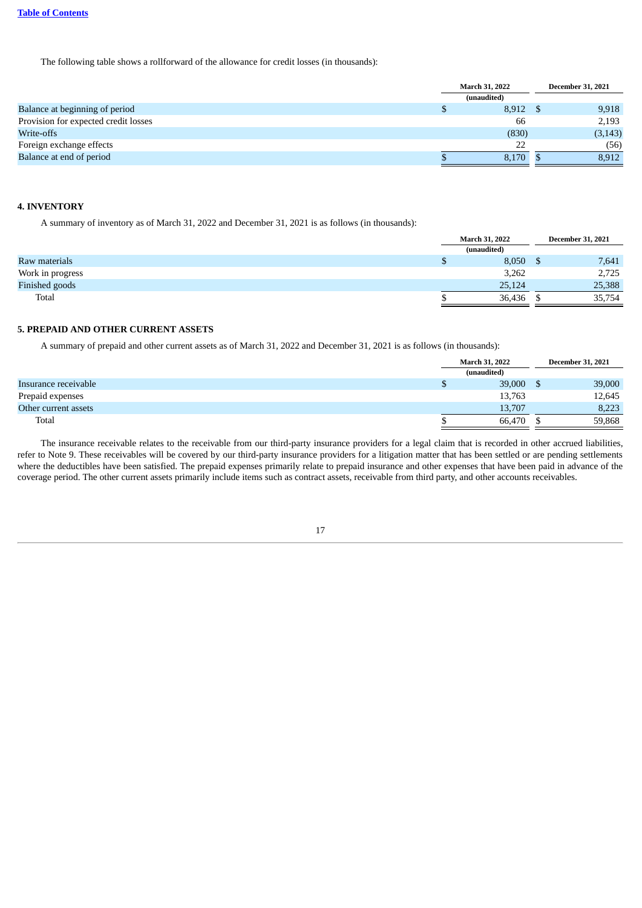The following table shows a rollforward of the allowance for credit losses (in thousands):

| | March 31, 2022 (unaudited) | December 31, 2021 |
|---|---|---|
| Balance at beginning of period | $ 8,912 | $ 9,918 |
| Provision for expected credit losses | 66 | 2,193 |
| Write-offs | (830) | (3,143) |
| Foreign exchange effects | 22 | (56) |
| Balance at end of period | $ 8,170 | $ 8,912 |

## 4. INVENTORY

A summary of inventory as of March 31, 2022 and December 31, 2021 is as follows (in thousands):

| | March 31, 2022 (unaudited) | December 31, 2021 |
|---|---|---|
| Raw materials | $ 8,050 | $ 7,641 |
| Work in progress | 3,262 | 2,725 |
| Finished goods | 25,124 | 25,388 |
| Total | $ 36,436 | $ 35,754 |

## 5. PREPAID AND OTHER CURRENT ASSETS

A summary of prepaid and other current assets as of March 31, 2022 and December 31, 2021 is as follows (in thousands):

| | March 31, 2022 (unaudited) | December 31, 2021 |
|---|---|---|
| Insurance receivable | $ 39,000 | $ 39,000 |
| Prepaid expenses | 13,763 | 12,645 |
| Other current assets | 13,707 | 8,223 |
| Total | $ 66,470 | $ 59,868 |

The insurance receivable relates to the receivable from our third-party insurance providers for a legal claim that is recorded in other accrued liabilities, refer to Note 9. These receivables will be covered by our third-party insurance providers for a litigation matter that has been settled or are pending settlements where the deductibles have been satisfied. The prepaid expenses primarily relate to prepaid insurance and other expenses that have been paid in advance of the coverage period. The other current assets primarily include items such as contract assets, receivable from third party, and other accounts receivables.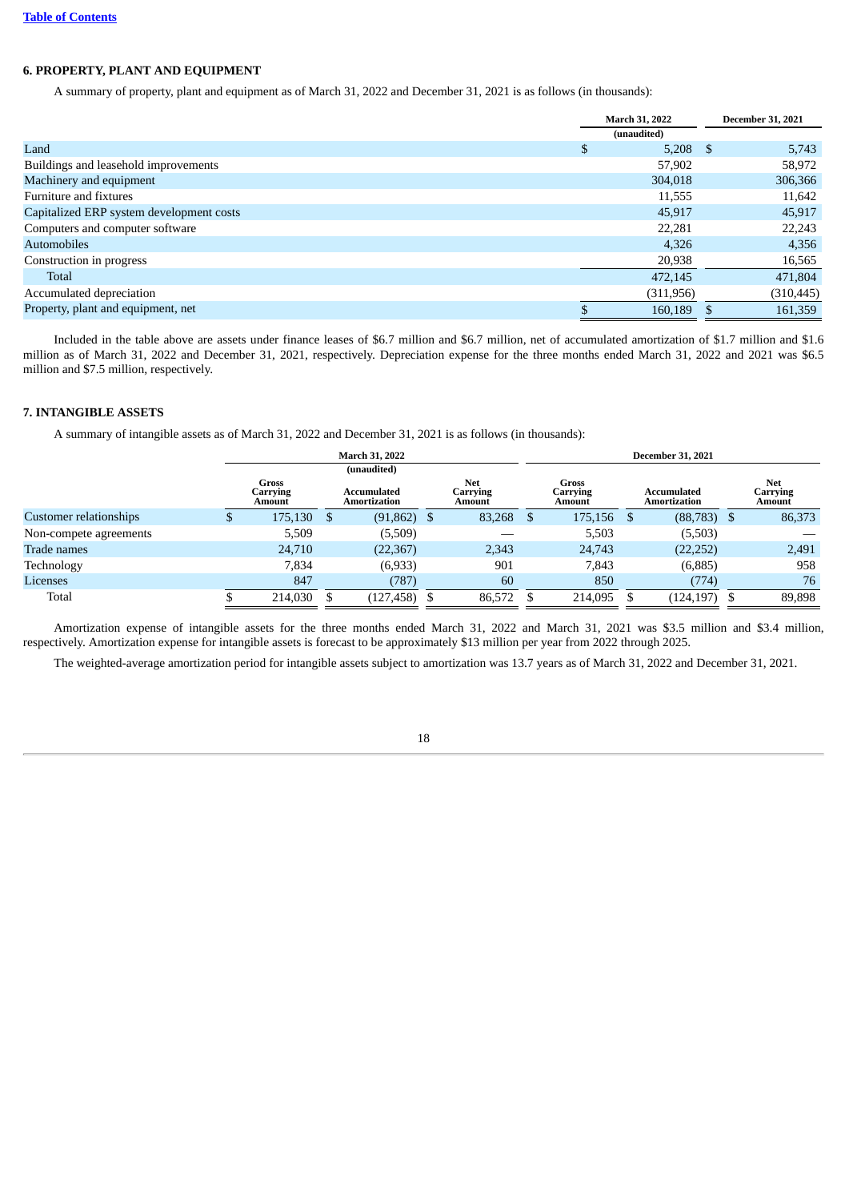## 6. PROPERTY, PLANT AND EQUIPMENT

A summary of property, plant and equipment as of March 31, 2022 and December 31, 2021 is as follows (in thousands):

| | March 31, 2022 | December 31, 2021 |
|---|---|---|
| | (unaudited) | |
| Land | $ 5,208 | $ 5,743 |
| Buildings and leasehold improvements | 57,902 | 58,972 |
| Machinery and equipment | 304,018 | 306,366 |
| Furniture and fixtures | 11,555 | 11,642 |
| Capitalized ERP system development costs | 45,917 | 45,917 |
| Computers and computer software | 22,281 | 22,243 |
| Automobiles | 4,326 | 4,356 |
| Construction in progress | 20,938 | 16,565 |
| Total | 472,145 | 471,804 |
| Accumulated depreciation | (311,956) | (310,445) |
| Property, plant and equipment, net | $ 160,189 | $ 161,359 |

Included in the table above are assets under finance leases of $6.7 million and $6.7 million, net of accumulated amortization of $1.7 million and $1.6 million as of March 31, 2022 and December 31, 2021, respectively. Depreciation expense for the three months ended March 31, 2022 and 2021 was $6.5 million and $7.5 million, respectively.

## 7. INTANGIBLE ASSETS

A summary of intangible assets as of March 31, 2022 and December 31, 2021 is as follows (in thousands):

| | March 31, 2022 (unaudited) | | | December 31, 2021 | | |
|---|---|---|---|---|---|---|
| | Gross Carrying Amount | Accumulated Amortization | Net Carrying Amount | Gross Carrying Amount | Accumulated Amortization | Net Carrying Amount |
| Customer relationships | $ 175,130 | $ (91,862) | $ 83,268 | $ 175,156 | $ (88,783) | $ 86,373 |
| Non-compete agreements | 5,509 | (5,509) | — | 5,503 | (5,503) | — |
| Trade names | 24,710 | (22,367) | 2,343 | 24,743 | (22,252) | 2,491 |
| Technology | 7,834 | (6,933) | 901 | 7,843 | (6,885) | 958 |
| Licenses | 847 | (787) | 60 | 850 | (774) | 76 |
| Total | $ 214,030 | $ (127,458) | $ 86,572 | $ 214,095 | $ (124,197) | $ 89,898 |

Amortization expense of intangible assets for the three months ended March 31, 2022 and March 31, 2021 was $3.5 million and $3.4 million, respectively. Amortization expense for intangible assets is forecast to be approximately $13 million per year from 2022 through 2025.

The weighted-average amortization period for intangible assets subject to amortization was 13.7 years as of March 31, 2022 and December 31, 2021.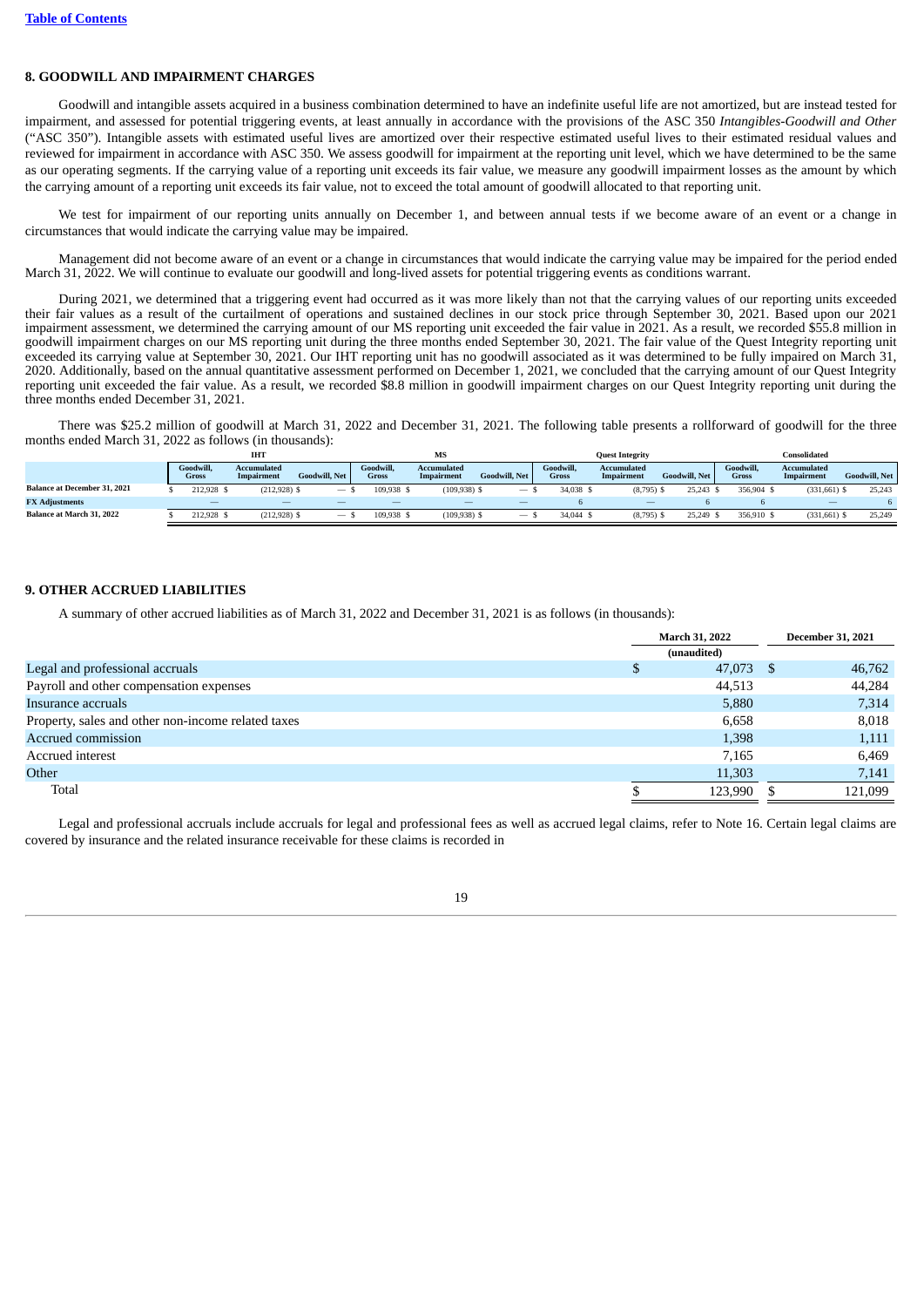## 8. GOODWILL AND IMPAIRMENT CHARGES

Goodwill and intangible assets acquired in a business combination determined to have an indefinite useful life are not amortized, but are instead tested for impairment, and assessed for potential triggering events, at least annually in accordance with the provisions of the ASC 350 *Intangibles-Goodwill and Other* ("ASC 350"). Intangible assets with estimated useful lives are amortized over their respective estimated useful lives to their estimated residual values and reviewed for impairment in accordance with ASC 350. We assess goodwill for impairment at the reporting unit level, which we have determined to be the same as our operating segments. If the carrying value of a reporting unit exceeds its fair value, we measure any goodwill impairment losses as the amount by which the carrying amount of a reporting unit exceeds its fair value, not to exceed the total amount of goodwill allocated to that reporting unit.

We test for impairment of our reporting units annually on December 1, and between annual tests if we become aware of an event or a change in circumstances that would indicate the carrying value may be impaired.

Management did not become aware of an event or a change in circumstances that would indicate the carrying value may be impaired for the period ended March 31, 2022. We will continue to evaluate our goodwill and long-lived assets for potential triggering events as conditions warrant.

During 2021, we determined that a triggering event had occurred as it was more likely than not that the carrying values of our reporting units exceeded their fair values as a result of the curtailment of operations and sustained declines in our stock price through September 30, 2021. Based upon our 2021 impairment assessment, we determined the carrying amount of our MS reporting unit exceeded the fair value in 2021. As a result, we recorded $55.8 million in goodwill impairment charges on our MS reporting unit during the three months ended September 30, 2021. The fair value of the Quest Integrity reporting unit exceeded its carrying value at September 30, 2021. Our IHT reporting unit has no goodwill associated as it was determined to be fully impaired on March 31, 2020. Additionally, based on the annual quantitative assessment performed on December 1, 2021, we concluded that the carrying amount of our Quest Integrity reporting unit exceeded the fair value. As a result, we recorded $8.8 million in goodwill impairment charges on our Quest Integrity reporting unit during the three months ended December 31, 2021.

There was $25.2 million of goodwill at March 31, 2022 and December 31, 2021. The following table presents a rollforward of goodwill for the three months ended March 31, 2022 as follows (in thousands):

| | IHT | | | MS | | | Quest Integrity | | | Consolidated | | |
|---|---|---|---|---|---|---|---|---|---|---|---|---|
| | Goodwill, Gross | Accumulated Impairment | Goodwill, Net | Goodwill, Gross | Accumulated Impairment | Goodwill, Net | Goodwill, Gross | Accumulated Impairment | Goodwill, Net | Goodwill, Gross | Accumulated Impairment | Goodwill, Net |
| **Balance at December 31, 2021** | $ 212,928 | $ (212,928) | $ — | $ 109,938 | $ (109,938) | $ — | $ 34,038 | $ (8,795) | $ 25,243 | $ 356,904 | $ (331,661) | $ 25,243 |
| **FX Adjustments** | — | — | — | — | — | — | 6 | — | 6 | 6 | — | 6 |
| **Balance at March 31, 2022** | $ 212,928 | $ (212,928) | $ — | $ 109,938 | $ (109,938) | $ — | $ 34,044 | $ (8,795) | $ 25,249 | $ 356,910 | $ (331,661) | $ 25,249 |

## 9. OTHER ACCRUED LIABILITIES

A summary of other accrued liabilities as of March 31, 2022 and December 31, 2021 is as follows (in thousands):

| | March 31, 2022 | December 31, 2021 |
|---|---|---|
| | (unaudited) | |
| Legal and professional accruals | $ 47,073 | $ 46,762 |
| Payroll and other compensation expenses | 44,513 | 44,284 |
| Insurance accruals | 5,880 | 7,314 |
| Property, sales and other non-income related taxes | 6,658 | 8,018 |
| Accrued commission | 1,398 | 1,111 |
| Accrued interest | 7,165 | 6,469 |
| Other | 11,303 | 7,141 |
| Total | $ 123,990 | $ 121,099 |

Legal and professional accruals include accruals for legal and professional fees as well as accrued legal claims, refer to Note 16. Certain legal claims are covered by insurance and the related insurance receivable for these claims is recorded in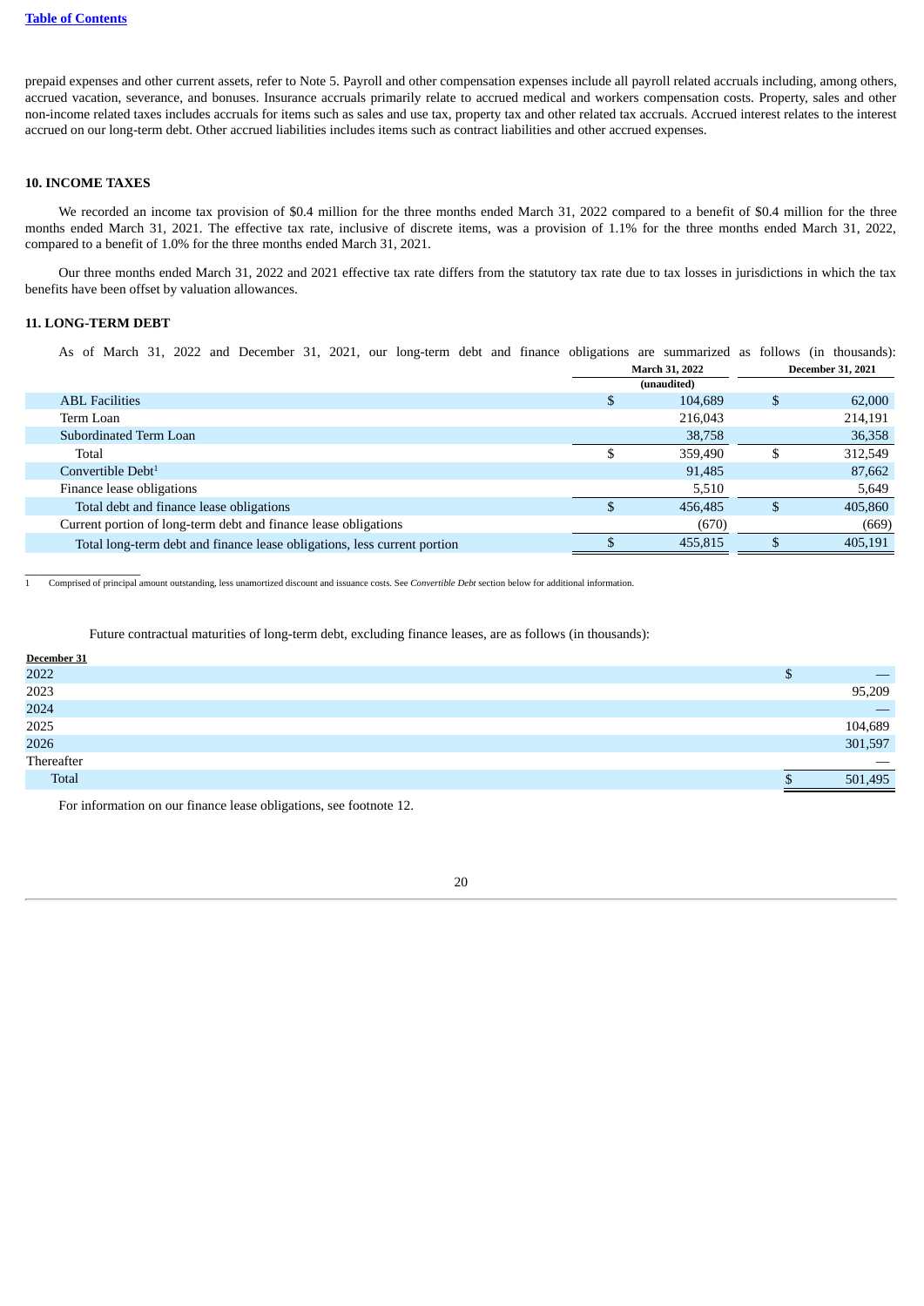prepaid expenses and other current assets, refer to Note 5. Payroll and other compensation expenses include all payroll related accruals including, among others, accrued vacation, severance, and bonuses. Insurance accruals primarily relate to accrued medical and workers compensation costs. Property, sales and other non-income related taxes includes accruals for items such as sales and use tax, property tax and other related tax accruals. Accrued interest relates to the interest accrued on our long-term debt. Other accrued liabilities includes items such as contract liabilities and other accrued expenses.

### 10. INCOME TAXES

We recorded an income tax provision of $0.4 million for the three months ended March 31, 2022 compared to a benefit of $0.4 million for the three months ended March 31, 2021. The effective tax rate, inclusive of discrete items, was a provision of 1.1% for the three months ended March 31, 2022, compared to a benefit of 1.0% for the three months ended March 31, 2021.

Our three months ended March 31, 2022 and 2021 effective tax rate differs from the statutory tax rate due to tax losses in jurisdictions in which the tax benefits have been offset by valuation allowances.

### 11. LONG-TERM DEBT

As of March 31, 2022 and December 31, 2021, our long-term debt and finance obligations are summarized as follows (in thousands):

| | March 31, 2022 (unaudited) | December 31, 2021 |
|---|---|---|
| ABL Facilities | $ 104,689 | $ 62,000 |
| Term Loan | 216,043 | 214,191 |
| Subordinated Term Loan | 38,758 | 36,358 |
| Total | $ 359,490 | $ 312,549 |
| Convertible Debt[1] | 91,485 | 87,662 |
| Finance lease obligations | 5,510 | 5,649 |
| Total debt and finance lease obligations | $ 456,485 | $ 405,860 |
| Current portion of long-term debt and finance lease obligations | (670) | (669) |
| Total long-term debt and finance lease obligations, less current portion | $ 455,815 | $ 405,191 |

1 Comprised of principal amount outstanding, less unamortized discount and issuance costs. See *Convertible Debt* section below for additional information.

Future contractual maturities of long-term debt, excluding finance leases, are as follows (in thousands):

| December 31 | |
|---|---|
| 2022 | $ — |
| 2023 | 95,209 |
| 2024 | — |
| 2025 | 104,689 |
| 2026 | 301,597 |
| Thereafter | — |
| Total | $ 501,495 |

For information on our finance lease obligations, see footnote 12.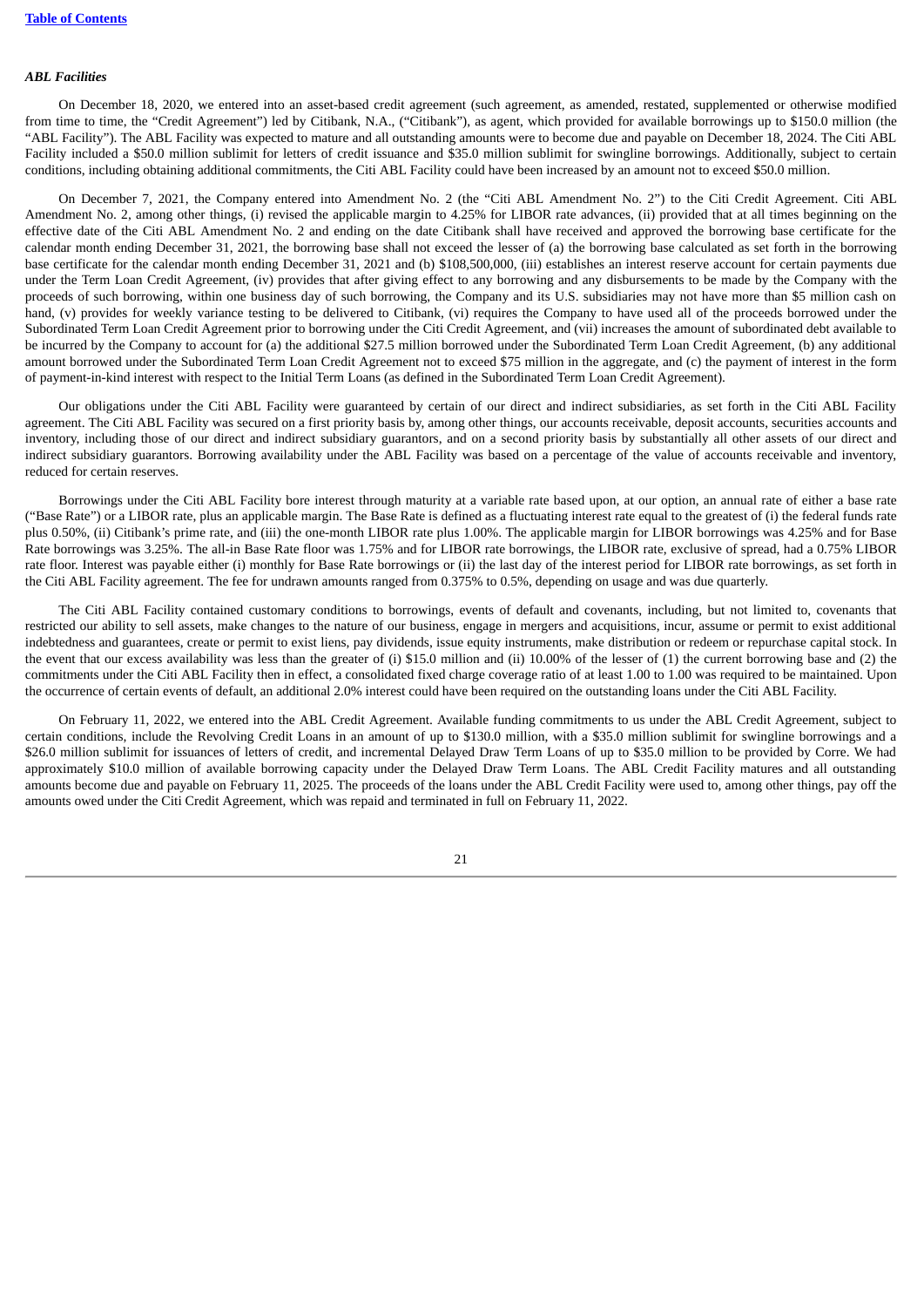*ABL Facilities*

On December 18, 2020, we entered into an asset-based credit agreement (such agreement, as amended, restated, supplemented or otherwise modified from time to time, the "Credit Agreement") led by Citibank, N.A., ("Citibank"), as agent, which provided for available borrowings up to $150.0 million (the "ABL Facility"). The ABL Facility was expected to mature and all outstanding amounts were to become due and payable on December 18, 2024. The Citi ABL Facility included a $50.0 million sublimit for letters of credit issuance and $35.0 million sublimit for swingline borrowings. Additionally, subject to certain conditions, including obtaining additional commitments, the Citi ABL Facility could have been increased by an amount not to exceed $50.0 million.

On December 7, 2021, the Company entered into Amendment No. 2 (the "Citi ABL Amendment No. 2") to the Citi Credit Agreement. Citi ABL Amendment No. 2, among other things, (i) revised the applicable margin to 4.25% for LIBOR rate advances, (ii) provided that at all times beginning on the effective date of the Citi ABL Amendment No. 2 and ending on the date Citibank shall have received and approved the borrowing base certificate for the calendar month ending December 31, 2021, the borrowing base shall not exceed the lesser of (a) the borrowing base calculated as set forth in the borrowing base certificate for the calendar month ending December 31, 2021 and (b) $108,500,000, (iii) establishes an interest reserve account for certain payments due under the Term Loan Credit Agreement, (iv) provides that after giving effect to any borrowing and any disbursements to be made by the Company with the proceeds of such borrowing, within one business day of such borrowing, the Company and its U.S. subsidiaries may not have more than $5 million cash on hand, (v) provides for weekly variance testing to be delivered to Citibank, (vi) requires the Company to have used all of the proceeds borrowed under the Subordinated Term Loan Credit Agreement prior to borrowing under the Citi Credit Agreement, and (vii) increases the amount of subordinated debt available to be incurred by the Company to account for (a) the additional $27.5 million borrowed under the Subordinated Term Loan Credit Agreement, (b) any additional amount borrowed under the Subordinated Term Loan Credit Agreement not to exceed $75 million in the aggregate, and (c) the payment of interest in the form of payment-in-kind interest with respect to the Initial Term Loans (as defined in the Subordinated Term Loan Credit Agreement).

Our obligations under the Citi ABL Facility were guaranteed by certain of our direct and indirect subsidiaries, as set forth in the Citi ABL Facility agreement. The Citi ABL Facility was secured on a first priority basis by, among other things, our accounts receivable, deposit accounts, securities accounts and inventory, including those of our direct and indirect subsidiary guarantors, and on a second priority basis by substantially all other assets of our direct and indirect subsidiary guarantors. Borrowing availability under the ABL Facility was based on a percentage of the value of accounts receivable and inventory, reduced for certain reserves.

Borrowings under the Citi ABL Facility bore interest through maturity at a variable rate based upon, at our option, an annual rate of either a base rate ("Base Rate") or a LIBOR rate, plus an applicable margin. The Base Rate is defined as a fluctuating interest rate equal to the greatest of (i) the federal funds rate plus 0.50%, (ii) Citibank's prime rate, and (iii) the one-month LIBOR rate plus 1.00%. The applicable margin for LIBOR borrowings was 4.25% and for Base Rate borrowings was 3.25%. The all-in Base Rate floor was 1.75% and for LIBOR rate borrowings, the LIBOR rate, exclusive of spread, had a 0.75% LIBOR rate floor. Interest was payable either (i) monthly for Base Rate borrowings or (ii) the last day of the interest period for LIBOR rate borrowings, as set forth in the Citi ABL Facility agreement. The fee for undrawn amounts ranged from 0.375% to 0.5%, depending on usage and was due quarterly.

The Citi ABL Facility contained customary conditions to borrowings, events of default and covenants, including, but not limited to, covenants that restricted our ability to sell assets, make changes to the nature of our business, engage in mergers and acquisitions, incur, assume or permit to exist additional indebtedness and guarantees, create or permit to exist liens, pay dividends, issue equity instruments, make distribution or redeem or repurchase capital stock. In the event that our excess availability was less than the greater of (i) $15.0 million and (ii) 10.00% of the lesser of (1) the current borrowing base and (2) the commitments under the Citi ABL Facility then in effect, a consolidated fixed charge coverage ratio of at least 1.00 to 1.00 was required to be maintained. Upon the occurrence of certain events of default, an additional 2.0% interest could have been required on the outstanding loans under the Citi ABL Facility.

On February 11, 2022, we entered into the ABL Credit Agreement. Available funding commitments to us under the ABL Credit Agreement, subject to certain conditions, include the Revolving Credit Loans in an amount of up to $130.0 million, with a $35.0 million sublimit for swingline borrowings and a $26.0 million sublimit for issuances of letters of credit, and incremental Delayed Draw Term Loans of up to $35.0 million to be provided by Corre. We had approximately $10.0 million of available borrowing capacity under the Delayed Draw Term Loans. The ABL Credit Facility matures and all outstanding amounts become due and payable on February 11, 2025. The proceeds of the loans under the ABL Credit Facility were used to, among other things, pay off the amounts owed under the Citi Credit Agreement, which was repaid and terminated in full on February 11, 2022.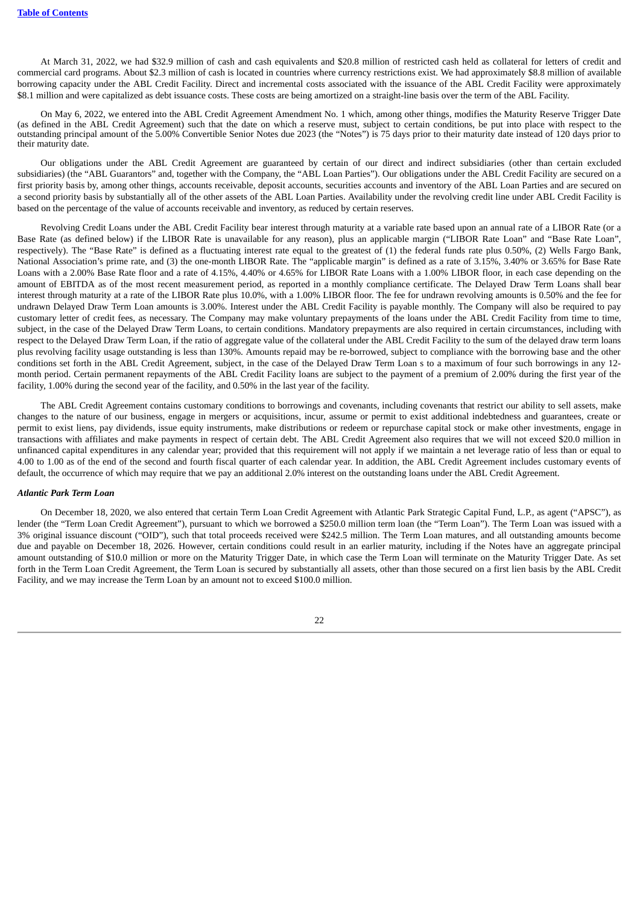At March 31, 2022, we had $32.9 million of cash and cash equivalents and $20.8 million of restricted cash held as collateral for letters of credit and commercial card programs. About $2.3 million of cash is located in countries where currency restrictions exist. We had approximately $8.8 million of available borrowing capacity under the ABL Credit Facility. Direct and incremental costs associated with the issuance of the ABL Credit Facility were approximately $8.1 million and were capitalized as debt issuance costs. These costs are being amortized on a straight-line basis over the term of the ABL Facility.

On May 6, 2022, we entered into the ABL Credit Agreement Amendment No. 1 which, among other things, modifies the Maturity Reserve Trigger Date (as defined in the ABL Credit Agreement) such that the date on which a reserve must, subject to certain conditions, be put into place with respect to the outstanding principal amount of the 5.00% Convertible Senior Notes due 2023 (the "Notes") is 75 days prior to their maturity date instead of 120 days prior to their maturity date.

Our obligations under the ABL Credit Agreement are guaranteed by certain of our direct and indirect subsidiaries (other than certain excluded subsidiaries) (the "ABL Guarantors" and, together with the Company, the "ABL Loan Parties"). Our obligations under the ABL Credit Facility are secured on a first priority basis by, among other things, accounts receivable, deposit accounts, securities accounts and inventory of the ABL Loan Parties and are secured on a second priority basis by substantially all of the other assets of the ABL Loan Parties. Availability under the revolving credit line under ABL Credit Facility is based on the percentage of the value of accounts receivable and inventory, as reduced by certain reserves.

Revolving Credit Loans under the ABL Credit Facility bear interest through maturity at a variable rate based upon an annual rate of a LIBOR Rate (or a Base Rate (as defined below) if the LIBOR Rate is unavailable for any reason), plus an applicable margin ("LIBOR Rate Loan" and "Base Rate Loan", respectively). The "Base Rate" is defined as a fluctuating interest rate equal to the greatest of (1) the federal funds rate plus 0.50%, (2) Wells Fargo Bank, National Association's prime rate, and (3) the one-month LIBOR Rate. The "applicable margin" is defined as a rate of 3.15%, 3.40% or 3.65% for Base Rate Loans with a 2.00% Base Rate floor and a rate of 4.15%, 4.40% or 4.65% for LIBOR Rate Loans with a 1.00% LIBOR floor, in each case depending on the amount of EBITDA as of the most recent measurement period, as reported in a monthly compliance certificate. The Delayed Draw Term Loans shall bear interest through maturity at a rate of the LIBOR Rate plus 10.0%, with a 1.00% LIBOR floor. The fee for undrawn revolving amounts is 0.50% and the fee for undrawn Delayed Draw Term Loan amounts is 3.00%. Interest under the ABL Credit Facility is payable monthly. The Company will also be required to pay customary letter of credit fees, as necessary. The Company may make voluntary prepayments of the loans under the ABL Credit Facility from time to time, subject, in the case of the Delayed Draw Term Loans, to certain conditions. Mandatory prepayments are also required in certain circumstances, including with respect to the Delayed Draw Term Loan, if the ratio of aggregate value of the collateral under the ABL Credit Facility to the sum of the delayed draw term loans plus revolving facility usage outstanding is less than 130%. Amounts repaid may be re-borrowed, subject to compliance with the borrowing base and the other conditions set forth in the ABL Credit Agreement, subject, in the case of the Delayed Draw Term Loan s to a maximum of four such borrowings in any 12-month period. Certain permanent repayments of the ABL Credit Facility loans are subject to the payment of a premium of 2.00% during the first year of the facility, 1.00% during the second year of the facility, and 0.50% in the last year of the facility.

The ABL Credit Agreement contains customary conditions to borrowings and covenants, including covenants that restrict our ability to sell assets, make changes to the nature of our business, engage in mergers or acquisitions, incur, assume or permit to exist additional indebtedness and guarantees, create or permit to exist liens, pay dividends, issue equity instruments, make distributions or redeem or repurchase capital stock or make other investments, engage in transactions with affiliates and make payments in respect of certain debt. The ABL Credit Agreement also requires that we will not exceed $20.0 million in unfinanced capital expenditures in any calendar year; provided that this requirement will not apply if we maintain a net leverage ratio of less than or equal to 4.00 to 1.00 as of the end of the second and fourth fiscal quarter of each calendar year. In addition, the ABL Credit Agreement includes customary events of default, the occurrence of which may require that we pay an additional 2.0% interest on the outstanding loans under the ABL Credit Agreement.

*Atlantic Park Term Loan*

On December 18, 2020, we also entered that certain Term Loan Credit Agreement with Atlantic Park Strategic Capital Fund, L.P., as agent ("APSC"), as lender (the "Term Loan Credit Agreement"), pursuant to which we borrowed a $250.0 million term loan (the "Term Loan"). The Term Loan was issued with a 3% original issuance discount ("OID"), such that total proceeds received were $242.5 million. The Term Loan matures, and all outstanding amounts become due and payable on December 18, 2026. However, certain conditions could result in an earlier maturity, including if the Notes have an aggregate principal amount outstanding of $10.0 million or more on the Maturity Trigger Date, in which case the Term Loan will terminate on the Maturity Trigger Date. As set forth in the Term Loan Credit Agreement, the Term Loan is secured by substantially all assets, other than those secured on a first lien basis by the ABL Credit Facility, and we may increase the Term Loan by an amount not to exceed $100.0 million.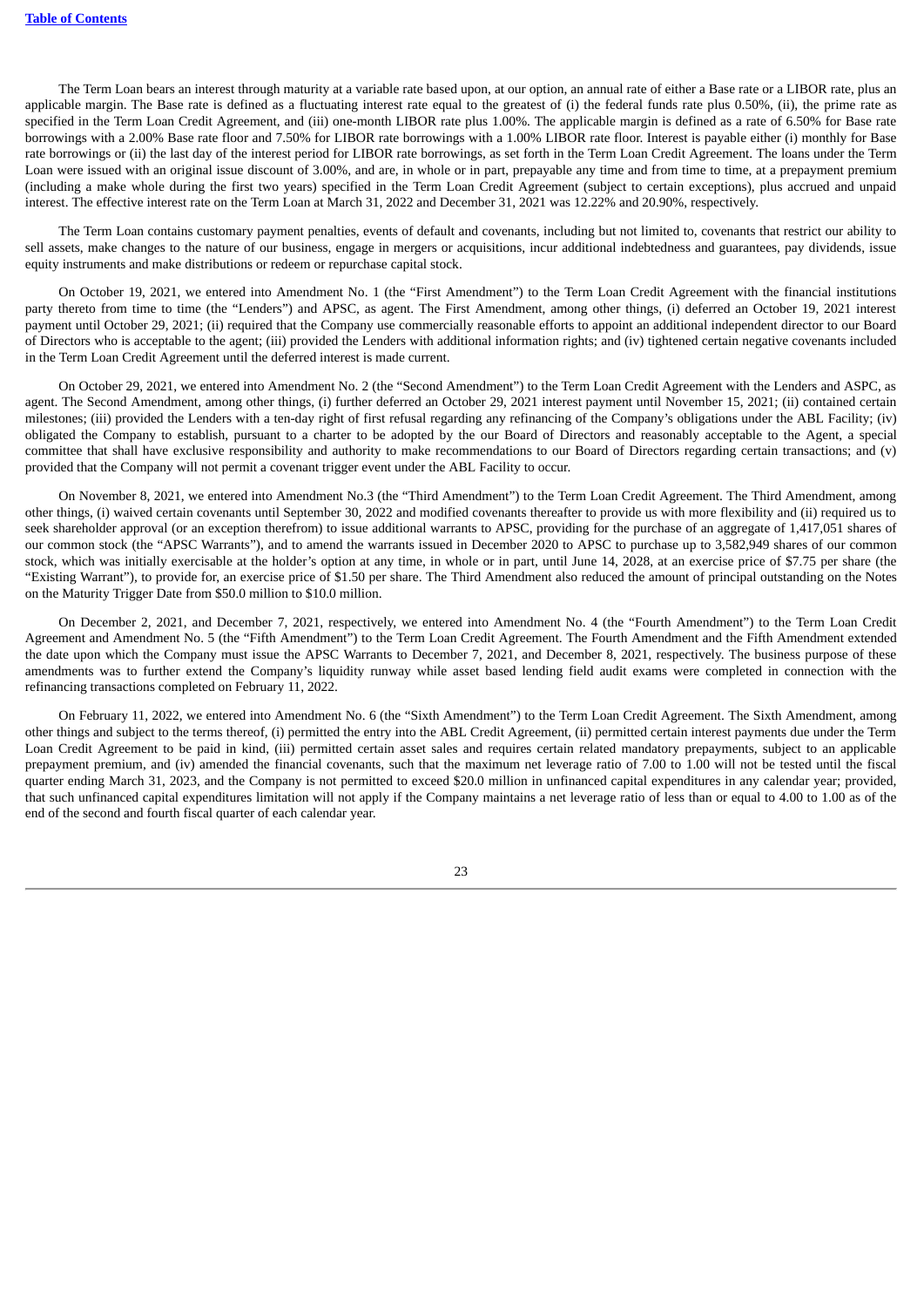The Term Loan bears an interest through maturity at a variable rate based upon, at our option, an annual rate of either a Base rate or a LIBOR rate, plus an applicable margin. The Base rate is defined as a fluctuating interest rate equal to the greatest of (i) the federal funds rate plus 0.50%, (ii), the prime rate as specified in the Term Loan Credit Agreement, and (iii) one-month LIBOR rate plus 1.00%. The applicable margin is defined as a rate of 6.50% for Base rate borrowings with a 2.00% Base rate floor and 7.50% for LIBOR rate borrowings with a 1.00% LIBOR rate floor. Interest is payable either (i) monthly for Base rate borrowings or (ii) the last day of the interest period for LIBOR rate borrowings, as set forth in the Term Loan Credit Agreement. The loans under the Term Loan were issued with an original issue discount of 3.00%, and are, in whole or in part, prepayable any time and from time to time, at a prepayment premium (including a make whole during the first two years) specified in the Term Loan Credit Agreement (subject to certain exceptions), plus accrued and unpaid interest. The effective interest rate on the Term Loan at March 31, 2022 and December 31, 2021 was 12.22% and 20.90%, respectively.

The Term Loan contains customary payment penalties, events of default and covenants, including but not limited to, covenants that restrict our ability to sell assets, make changes to the nature of our business, engage in mergers or acquisitions, incur additional indebtedness and guarantees, pay dividends, issue equity instruments and make distributions or redeem or repurchase capital stock.

On October 19, 2021, we entered into Amendment No. 1 (the "First Amendment") to the Term Loan Credit Agreement with the financial institutions party thereto from time to time (the "Lenders") and APSC, as agent. The First Amendment, among other things, (i) deferred an October 19, 2021 interest payment until October 29, 2021; (ii) required that the Company use commercially reasonable efforts to appoint an additional independent director to our Board of Directors who is acceptable to the agent; (iii) provided the Lenders with additional information rights; and (iv) tightened certain negative covenants included in the Term Loan Credit Agreement until the deferred interest is made current.

On October 29, 2021, we entered into Amendment No. 2 (the "Second Amendment") to the Term Loan Credit Agreement with the Lenders and ASPC, as agent. The Second Amendment, among other things, (i) further deferred an October 29, 2021 interest payment until November 15, 2021; (ii) contained certain milestones; (iii) provided the Lenders with a ten-day right of first refusal regarding any refinancing of the Company's obligations under the ABL Facility; (iv) obligated the Company to establish, pursuant to a charter to be adopted by the our Board of Directors and reasonably acceptable to the Agent, a special committee that shall have exclusive responsibility and authority to make recommendations to our Board of Directors regarding certain transactions; and (v) provided that the Company will not permit a covenant trigger event under the ABL Facility to occur.

On November 8, 2021, we entered into Amendment No.3 (the "Third Amendment") to the Term Loan Credit Agreement. The Third Amendment, among other things, (i) waived certain covenants until September 30, 2022 and modified covenants thereafter to provide us with more flexibility and (ii) required us to seek shareholder approval (or an exception therefrom) to issue additional warrants to APSC, providing for the purchase of an aggregate of 1,417,051 shares of our common stock (the "APSC Warrants"), and to amend the warrants issued in December 2020 to APSC to purchase up to 3,582,949 shares of our common stock, which was initially exercisable at the holder's option at any time, in whole or in part, until June 14, 2028, at an exercise price of $7.75 per share (the "Existing Warrant"), to provide for, an exercise price of $1.50 per share. The Third Amendment also reduced the amount of principal outstanding on the Notes on the Maturity Trigger Date from $50.0 million to $10.0 million.

On December 2, 2021, and December 7, 2021, respectively, we entered into Amendment No. 4 (the "Fourth Amendment") to the Term Loan Credit Agreement and Amendment No. 5 (the "Fifth Amendment") to the Term Loan Credit Agreement. The Fourth Amendment and the Fifth Amendment extended the date upon which the Company must issue the APSC Warrants to December 7, 2021, and December 8, 2021, respectively. The business purpose of these amendments was to further extend the Company's liquidity runway while asset based lending field audit exams were completed in connection with the refinancing transactions completed on February 11, 2022.

On February 11, 2022, we entered into Amendment No. 6 (the "Sixth Amendment") to the Term Loan Credit Agreement. The Sixth Amendment, among other things and subject to the terms thereof, (i) permitted the entry into the ABL Credit Agreement, (ii) permitted certain interest payments due under the Term Loan Credit Agreement to be paid in kind, (iii) permitted certain asset sales and requires certain related mandatory prepayments, subject to an applicable prepayment premium, and (iv) amended the financial covenants, such that the maximum net leverage ratio of 7.00 to 1.00 will not be tested until the fiscal quarter ending March 31, 2023, and the Company is not permitted to exceed $20.0 million in unfinanced capital expenditures in any calendar year; provided, that such unfinanced capital expenditures limitation will not apply if the Company maintains a net leverage ratio of less than or equal to 4.00 to 1.00 as of the end of the second and fourth fiscal quarter of each calendar year.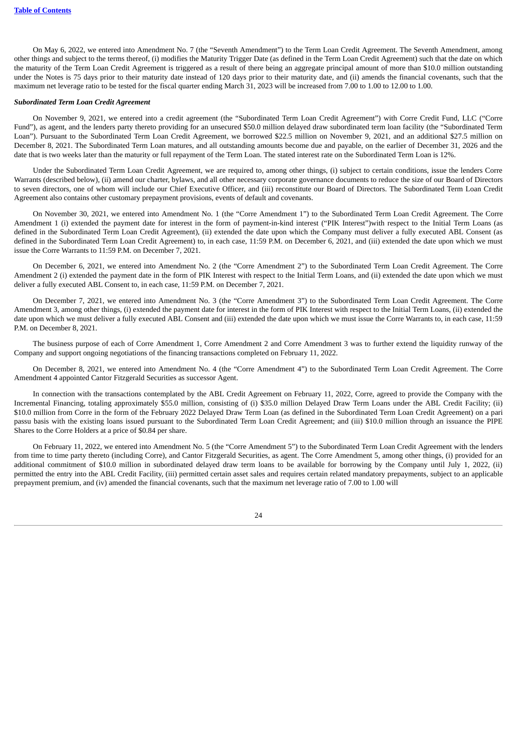On May 6, 2022, we entered into Amendment No. 7 (the "Seventh Amendment") to the Term Loan Credit Agreement. The Seventh Amendment, among other things and subject to the terms thereof, (i) modifies the Maturity Trigger Date (as defined in the Term Loan Credit Agreement) such that the date on which the maturity of the Term Loan Credit Agreement is triggered as a result of there being an aggregate principal amount of more than $10.0 million outstanding under the Notes is 75 days prior to their maturity date instead of 120 days prior to their maturity date, and (ii) amends the financial covenants, such that the maximum net leverage ratio to be tested for the fiscal quarter ending March 31, 2023 will be increased from 7.00 to 1.00 to 12.00 to 1.00.

***Subordinated Term Loan Credit Agreement***

On November 9, 2021, we entered into a credit agreement (the "Subordinated Term Loan Credit Agreement") with Corre Credit Fund, LLC ("Corre Fund"), as agent, and the lenders party thereto providing for an unsecured $50.0 million delayed draw subordinated term loan facility (the "Subordinated Term Loan"). Pursuant to the Subordinated Term Loan Credit Agreement, we borrowed $22.5 million on November 9, 2021, and an additional $27.5 million on December 8, 2021. The Subordinated Term Loan matures, and all outstanding amounts become due and payable, on the earlier of December 31, 2026 and the date that is two weeks later than the maturity or full repayment of the Term Loan. The stated interest rate on the Subordinated Term Loan is 12%.

Under the Subordinated Term Loan Credit Agreement, we are required to, among other things, (i) subject to certain conditions, issue the lenders Corre Warrants (described below), (ii) amend our charter, bylaws, and all other necessary corporate governance documents to reduce the size of our Board of Directors to seven directors, one of whom will include our Chief Executive Officer, and (iii) reconstitute our Board of Directors. The Subordinated Term Loan Credit Agreement also contains other customary prepayment provisions, events of default and covenants.

On November 30, 2021, we entered into Amendment No. 1 (the "Corre Amendment 1") to the Subordinated Term Loan Credit Agreement. The Corre Amendment 1 (i) extended the payment date for interest in the form of payment-in-kind interest ("PIK Interest")with respect to the Initial Term Loans (as defined in the Subordinated Term Loan Credit Agreement), (ii) extended the date upon which the Company must deliver a fully executed ABL Consent (as defined in the Subordinated Term Loan Credit Agreement) to, in each case, 11:59 P.M. on December 6, 2021, and (iii) extended the date upon which we must issue the Corre Warrants to 11:59 P.M. on December 7, 2021.

On December 6, 2021, we entered into Amendment No. 2 (the "Corre Amendment 2") to the Subordinated Term Loan Credit Agreement. The Corre Amendment 2 (i) extended the payment date in the form of PIK Interest with respect to the Initial Term Loans, and (ii) extended the date upon which we must deliver a fully executed ABL Consent to, in each case, 11:59 P.M. on December 7, 2021.

On December 7, 2021, we entered into Amendment No. 3 (the "Corre Amendment 3") to the Subordinated Term Loan Credit Agreement. The Corre Amendment 3, among other things, (i) extended the payment date for interest in the form of PIK Interest with respect to the Initial Term Loans, (ii) extended the date upon which we must deliver a fully executed ABL Consent and (iii) extended the date upon which we must issue the Corre Warrants to, in each case, 11:59 P.M. on December 8, 2021.

The business purpose of each of Corre Amendment 1, Corre Amendment 2 and Corre Amendment 3 was to further extend the liquidity runway of the Company and support ongoing negotiations of the financing transactions completed on February 11, 2022.

On December 8, 2021, we entered into Amendment No. 4 (the "Corre Amendment 4") to the Subordinated Term Loan Credit Agreement. The Corre Amendment 4 appointed Cantor Fitzgerald Securities as successor Agent.

In connection with the transactions contemplated by the ABL Credit Agreement on February 11, 2022, Corre, agreed to provide the Company with the Incremental Financing, totaling approximately $55.0 million, consisting of (i) $35.0 million Delayed Draw Term Loans under the ABL Credit Facility; (ii) $10.0 million from Corre in the form of the February 2022 Delayed Draw Term Loan (as defined in the Subordinated Term Loan Credit Agreement) on a pari passu basis with the existing loans issued pursuant to the Subordinated Term Loan Credit Agreement; and (iii) $10.0 million through an issuance the PIPE Shares to the Corre Holders at a price of $0.84 per share.

On February 11, 2022, we entered into Amendment No. 5 (the "Corre Amendment 5") to the Subordinated Term Loan Credit Agreement with the lenders from time to time party thereto (including Corre), and Cantor Fitzgerald Securities, as agent. The Corre Amendment 5, among other things, (i) provided for an additional commitment of $10.0 million in subordinated delayed draw term loans to be available for borrowing by the Company until July 1, 2022, (ii) permitted the entry into the ABL Credit Facility, (iii) permitted certain asset sales and requires certain related mandatory prepayments, subject to an applicable prepayment premium, and (iv) amended the financial covenants, such that the maximum net leverage ratio of 7.00 to 1.00 will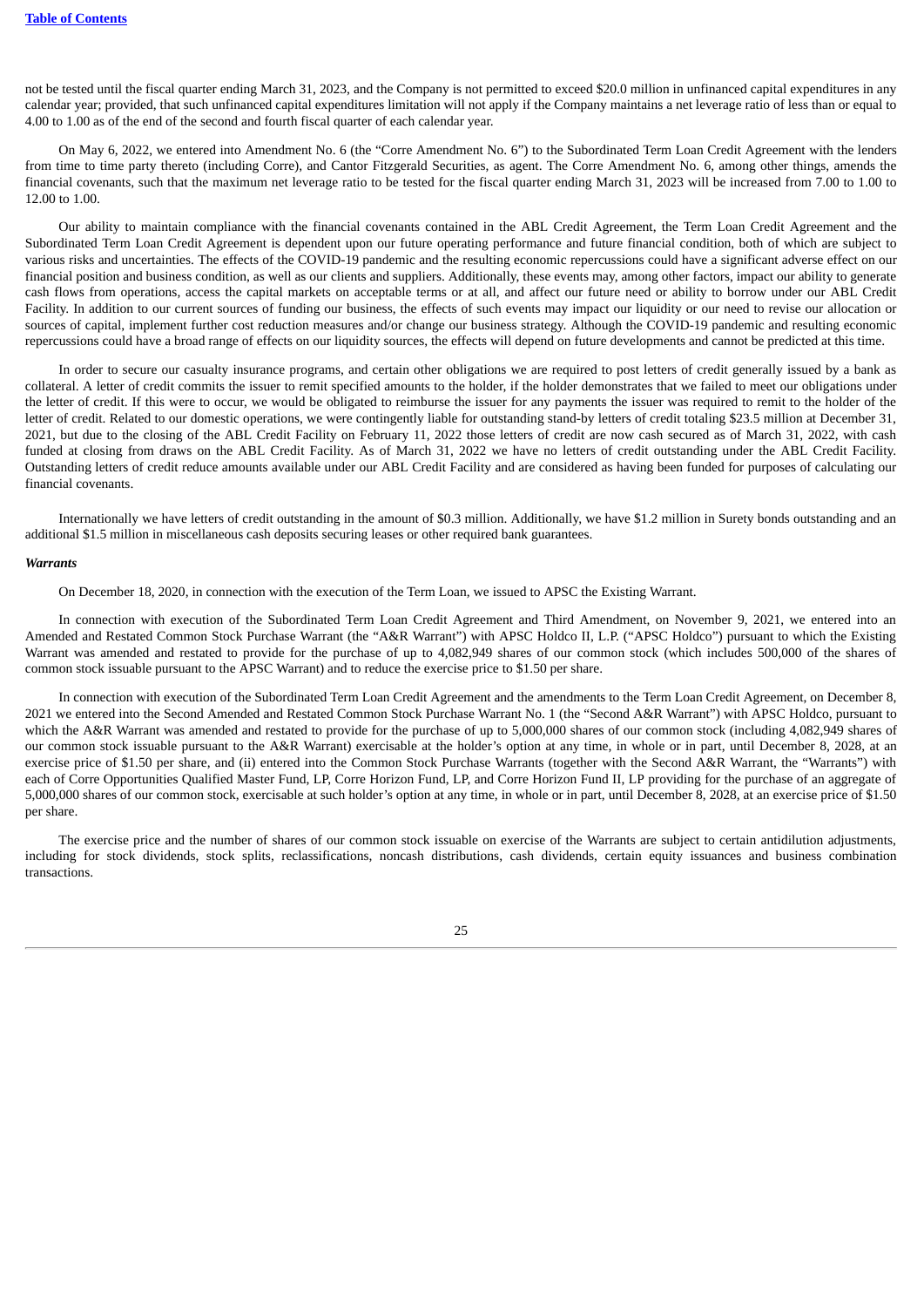not be tested until the fiscal quarter ending March 31, 2023, and the Company is not permitted to exceed $20.0 million in unfinanced capital expenditures in any calendar year; provided, that such unfinanced capital expenditures limitation will not apply if the Company maintains a net leverage ratio of less than or equal to 4.00 to 1.00 as of the end of the second and fourth fiscal quarter of each calendar year.

On May 6, 2022, we entered into Amendment No. 6 (the "Corre Amendment No. 6") to the Subordinated Term Loan Credit Agreement with the lenders from time to time party thereto (including Corre), and Cantor Fitzgerald Securities, as agent. The Corre Amendment No. 6, among other things, amends the financial covenants, such that the maximum net leverage ratio to be tested for the fiscal quarter ending March 31, 2023 will be increased from 7.00 to 1.00 to 12.00 to 1.00.

Our ability to maintain compliance with the financial covenants contained in the ABL Credit Agreement, the Term Loan Credit Agreement and the Subordinated Term Loan Credit Agreement is dependent upon our future operating performance and future financial condition, both of which are subject to various risks and uncertainties. The effects of the COVID-19 pandemic and the resulting economic repercussions could have a significant adverse effect on our financial position and business condition, as well as our clients and suppliers. Additionally, these events may, among other factors, impact our ability to generate cash flows from operations, access the capital markets on acceptable terms or at all, and affect our future need or ability to borrow under our ABL Credit Facility. In addition to our current sources of funding our business, the effects of such events may impact our liquidity or our need to revise our allocation or sources of capital, implement further cost reduction measures and/or change our business strategy. Although the COVID-19 pandemic and resulting economic repercussions could have a broad range of effects on our liquidity sources, the effects will depend on future developments and cannot be predicted at this time.

In order to secure our casualty insurance programs, and certain other obligations we are required to post letters of credit generally issued by a bank as collateral. A letter of credit commits the issuer to remit specified amounts to the holder, if the holder demonstrates that we failed to meet our obligations under the letter of credit. If this were to occur, we would be obligated to reimburse the issuer for any payments the issuer was required to remit to the holder of the letter of credit. Related to our domestic operations, we were contingently liable for outstanding stand-by letters of credit totaling $23.5 million at December 31, 2021, but due to the closing of the ABL Credit Facility on February 11, 2022 those letters of credit are now cash secured as of March 31, 2022, with cash funded at closing from draws on the ABL Credit Facility. As of March 31, 2022 we have no letters of credit outstanding under the ABL Credit Facility. Outstanding letters of credit reduce amounts available under our ABL Credit Facility and are considered as having been funded for purposes of calculating our financial covenants.

Internationally we have letters of credit outstanding in the amount of $0.3 million. Additionally, we have $1.2 million in Surety bonds outstanding and an additional $1.5 million in miscellaneous cash deposits securing leases or other required bank guarantees.

***Warrants***

On December 18, 2020, in connection with the execution of the Term Loan, we issued to APSC the Existing Warrant.

In connection with execution of the Subordinated Term Loan Credit Agreement and Third Amendment, on November 9, 2021, we entered into an Amended and Restated Common Stock Purchase Warrant (the "A&R Warrant") with APSC Holdco II, L.P. ("APSC Holdco") pursuant to which the Existing Warrant was amended and restated to provide for the purchase of up to 4,082,949 shares of our common stock (which includes 500,000 of the shares of common stock issuable pursuant to the APSC Warrant) and to reduce the exercise price to $1.50 per share.

In connection with execution of the Subordinated Term Loan Credit Agreement and the amendments to the Term Loan Credit Agreement, on December 8, 2021 we entered into the Second Amended and Restated Common Stock Purchase Warrant No. 1 (the "Second A&R Warrant") with APSC Holdco, pursuant to which the A&R Warrant was amended and restated to provide for the purchase of up to 5,000,000 shares of our common stock (including 4,082,949 shares of our common stock issuable pursuant to the A&R Warrant) exercisable at the holder's option at any time, in whole or in part, until December 8, 2028, at an exercise price of $1.50 per share, and (ii) entered into the Common Stock Purchase Warrants (together with the Second A&R Warrant, the "Warrants") with each of Corre Opportunities Qualified Master Fund, LP, Corre Horizon Fund, LP, and Corre Horizon Fund II, LP providing for the purchase of an aggregate of 5,000,000 shares of our common stock, exercisable at such holder's option at any time, in whole or in part, until December 8, 2028, at an exercise price of $1.50 per share.

The exercise price and the number of shares of our common stock issuable on exercise of the Warrants are subject to certain antidilution adjustments, including for stock dividends, stock splits, reclassifications, noncash distributions, cash dividends, certain equity issuances and business combination transactions.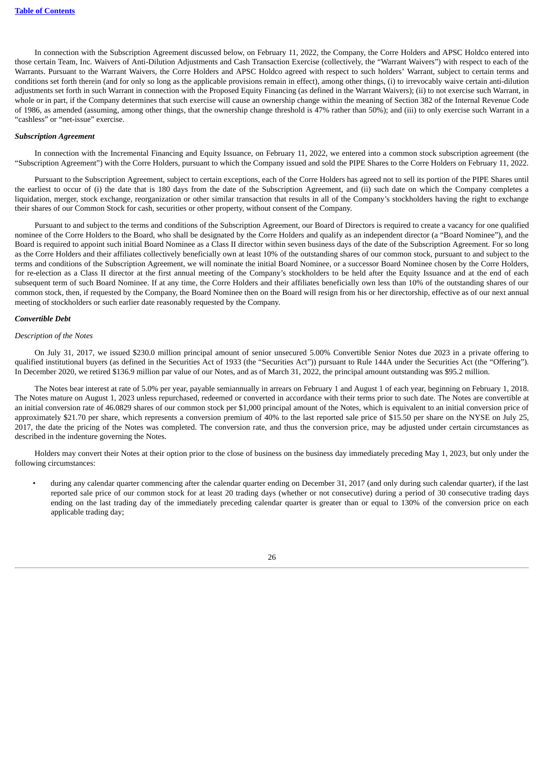In connection with the Subscription Agreement discussed below, on February 11, 2022, the Company, the Corre Holders and APSC Holdco entered into those certain Team, Inc. Waivers of Anti-Dilution Adjustments and Cash Transaction Exercise (collectively, the "Warrant Waivers") with respect to each of the Warrants. Pursuant to the Warrant Waivers, the Corre Holders and APSC Holdco agreed with respect to such holders' Warrant, subject to certain terms and conditions set forth therein (and for only so long as the applicable provisions remain in effect), among other things, (i) to irrevocably waive certain anti-dilution adjustments set forth in such Warrant in connection with the Proposed Equity Financing (as defined in the Warrant Waivers); (ii) to not exercise such Warrant, in whole or in part, if the Company determines that such exercise will cause an ownership change within the meaning of Section 382 of the Internal Revenue Code of 1986, as amended (assuming, among other things, that the ownership change threshold is 47% rather than 50%); and (iii) to only exercise such Warrant in a "cashless" or "net-issue" exercise.

***Subscription Agreement***

In connection with the Incremental Financing and Equity Issuance, on February 11, 2022, we entered into a common stock subscription agreement (the "Subscription Agreement") with the Corre Holders, pursuant to which the Company issued and sold the PIPE Shares to the Corre Holders on February 11, 2022.

Pursuant to the Subscription Agreement, subject to certain exceptions, each of the Corre Holders has agreed not to sell its portion of the PIPE Shares until the earliest to occur of (i) the date that is 180 days from the date of the Subscription Agreement, and (ii) such date on which the Company completes a liquidation, merger, stock exchange, reorganization or other similar transaction that results in all of the Company's stockholders having the right to exchange their shares of our Common Stock for cash, securities or other property, without consent of the Company.

Pursuant to and subject to the terms and conditions of the Subscription Agreement, our Board of Directors is required to create a vacancy for one qualified nominee of the Corre Holders to the Board, who shall be designated by the Corre Holders and qualify as an independent director (a "Board Nominee"), and the Board is required to appoint such initial Board Nominee as a Class II director within seven business days of the date of the Subscription Agreement. For so long as the Corre Holders and their affiliates collectively beneficially own at least 10% of the outstanding shares of our common stock, pursuant to and subject to the terms and conditions of the Subscription Agreement, we will nominate the initial Board Nominee, or a successor Board Nominee chosen by the Corre Holders, for re-election as a Class II director at the first annual meeting of the Company's stockholders to be held after the Equity Issuance and at the end of each subsequent term of such Board Nominee. If at any time, the Corre Holders and their affiliates beneficially own less than 10% of the outstanding shares of our common stock, then, if requested by the Company, the Board Nominee then on the Board will resign from his or her directorship, effective as of our next annual meeting of stockholders or such earlier date reasonably requested by the Company.

***Convertible Debt***

*Description of the Notes*

On July 31, 2017, we issued $230.0 million principal amount of senior unsecured 5.00% Convertible Senior Notes due 2023 in a private offering to qualified institutional buyers (as defined in the Securities Act of 1933 (the "Securities Act")) pursuant to Rule 144A under the Securities Act (the "Offering"). In December 2020, we retired $136.9 million par value of our Notes, and as of March 31, 2022, the principal amount outstanding was $95.2 million.

The Notes bear interest at rate of 5.0% per year, payable semiannually in arrears on February 1 and August 1 of each year, beginning on February 1, 2018. The Notes mature on August 1, 2023 unless repurchased, redeemed or converted in accordance with their terms prior to such date. The Notes are convertible at an initial conversion rate of 46.0829 shares of our common stock per $1,000 principal amount of the Notes, which is equivalent to an initial conversion price of approximately $21.70 per share, which represents a conversion premium of 40% to the last reported sale price of $15.50 per share on the NYSE on July 25, 2017, the date the pricing of the Notes was completed. The conversion rate, and thus the conversion price, may be adjusted under certain circumstances as described in the indenture governing the Notes.

Holders may convert their Notes at their option prior to the close of business on the business day immediately preceding May 1, 2023, but only under the following circumstances:

- during any calendar quarter commencing after the calendar quarter ending on December 31, 2017 (and only during such calendar quarter), if the last reported sale price of our common stock for at least 20 trading days (whether or not consecutive) during a period of 30 consecutive trading days ending on the last trading day of the immediately preceding calendar quarter is greater than or equal to 130% of the conversion price on each applicable trading day;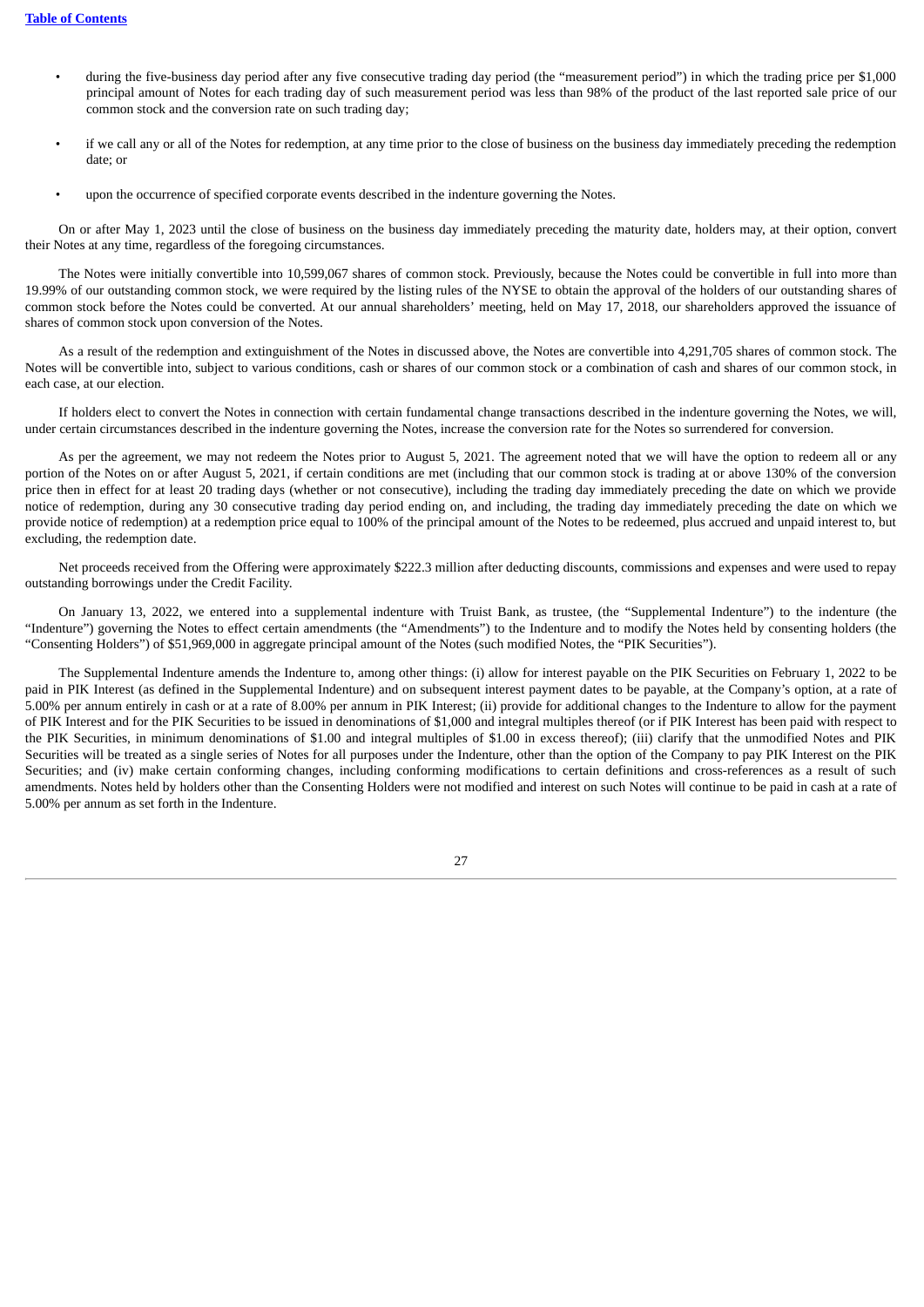- during the five-business day period after any five consecutive trading day period (the "measurement period") in which the trading price per $1,000 principal amount of Notes for each trading day of such measurement period was less than 98% of the product of the last reported sale price of our common stock and the conversion rate on such trading day;
- if we call any or all of the Notes for redemption, at any time prior to the close of business on the business day immediately preceding the redemption date; or
- upon the occurrence of specified corporate events described in the indenture governing the Notes.

On or after May 1, 2023 until the close of business on the business day immediately preceding the maturity date, holders may, at their option, convert their Notes at any time, regardless of the foregoing circumstances.

The Notes were initially convertible into 10,599,067 shares of common stock. Previously, because the Notes could be convertible in full into more than 19.99% of our outstanding common stock, we were required by the listing rules of the NYSE to obtain the approval of the holders of our outstanding shares of common stock before the Notes could be converted. At our annual shareholders' meeting, held on May 17, 2018, our shareholders approved the issuance of shares of common stock upon conversion of the Notes.

As a result of the redemption and extinguishment of the Notes in discussed above, the Notes are convertible into 4,291,705 shares of common stock. The Notes will be convertible into, subject to various conditions, cash or shares of our common stock or a combination of cash and shares of our common stock, in each case, at our election.

If holders elect to convert the Notes in connection with certain fundamental change transactions described in the indenture governing the Notes, we will, under certain circumstances described in the indenture governing the Notes, increase the conversion rate for the Notes so surrendered for conversion.

As per the agreement, we may not redeem the Notes prior to August 5, 2021. The agreement noted that we will have the option to redeem all or any portion of the Notes on or after August 5, 2021, if certain conditions are met (including that our common stock is trading at or above 130% of the conversion price then in effect for at least 20 trading days (whether or not consecutive), including the trading day immediately preceding the date on which we provide notice of redemption, during any 30 consecutive trading day period ending on, and including, the trading day immediately preceding the date on which we provide notice of redemption) at a redemption price equal to 100% of the principal amount of the Notes to be redeemed, plus accrued and unpaid interest to, but excluding, the redemption date.

Net proceeds received from the Offering were approximately $222.3 million after deducting discounts, commissions and expenses and were used to repay outstanding borrowings under the Credit Facility.

On January 13, 2022, we entered into a supplemental indenture with Truist Bank, as trustee, (the "Supplemental Indenture") to the indenture (the "Indenture") governing the Notes to effect certain amendments (the "Amendments") to the Indenture and to modify the Notes held by consenting holders (the "Consenting Holders") of $51,969,000 in aggregate principal amount of the Notes (such modified Notes, the "PIK Securities").

The Supplemental Indenture amends the Indenture to, among other things: (i) allow for interest payable on the PIK Securities on February 1, 2022 to be paid in PIK Interest (as defined in the Supplemental Indenture) and on subsequent interest payment dates to be payable, at the Company's option, at a rate of 5.00% per annum entirely in cash or at a rate of 8.00% per annum in PIK Interest; (ii) provide for additional changes to the Indenture to allow for the payment of PIK Interest and for the PIK Securities to be issued in denominations of $1,000 and integral multiples thereof (or if PIK Interest has been paid with respect to the PIK Securities, in minimum denominations of $1.00 and integral multiples of $1.00 in excess thereof); (iii) clarify that the unmodified Notes and PIK Securities will be treated as a single series of Notes for all purposes under the Indenture, other than the option of the Company to pay PIK Interest on the PIK Securities; and (iv) make certain conforming changes, including conforming modifications to certain definitions and cross-references as a result of such amendments. Notes held by holders other than the Consenting Holders were not modified and interest on such Notes will continue to be paid in cash at a rate of 5.00% per annum as set forth in the Indenture.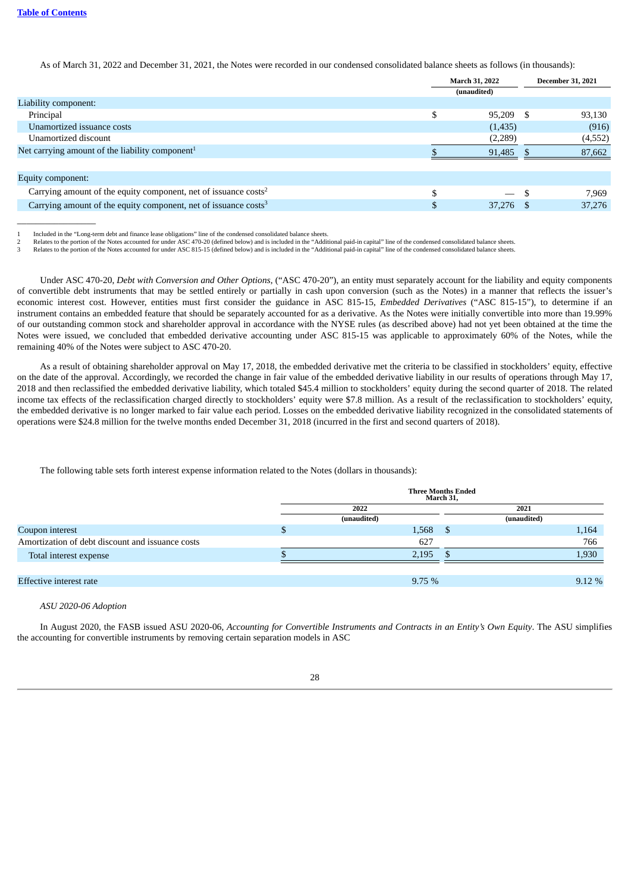As of March 31, 2022 and December 31, 2021, the Notes were recorded in our condensed consolidated balance sheets as follows (in thousands):

| | March 31, 2022 | December 31, 2021 |
|---|---|---|
| | (unaudited) | |
| Liability component: | | |
| Principal | $ 95,209 | $ 93,130 |
| Unamortized issuance costs | (1,435) | (916) |
| Unamortized discount | (2,289) | (4,552) |
| Net carrying amount of the liability component[1] | $ 91,485 | $ 87,662 |
| | | |
| Equity component: | | |
| Carrying amount of the equity component, net of issuance costs[2] | $ — | $ 7,969 |
| Carrying amount of the equity component, net of issuance costs[3] | $ 37,276 | $ 37,276 |

1 Included in the "Long-term debt and finance lease obligations" line of the condensed consolidated balance sheets.
2 Relates to the portion of the Notes accounted for under ASC 470-20 (defined below) and is included in the "Additional paid-in capital" line of the condensed consolidated balance sheets.
3 Relates to the portion of the Notes accounted for under ASC 815-15 (defined below) and is included in the "Additional paid-in capital" line of the condensed consolidated balance sheets.

Under ASC 470-20, *Debt with Conversion and Other Options*, ("ASC 470-20"), an entity must separately account for the liability and equity components of convertible debt instruments that may be settled entirely or partially in cash upon conversion (such as the Notes) in a manner that reflects the issuer's economic interest cost. However, entities must first consider the guidance in ASC 815-15, *Embedded Derivatives* ("ASC 815-15"), to determine if an instrument contains an embedded feature that should be separately accounted for as a derivative. As the Notes were initially convertible into more than 19.99% of our outstanding common stock and shareholder approval in accordance with the NYSE rules (as described above) had not yet been obtained at the time the Notes were issued, we concluded that embedded derivative accounting under ASC 815-15 was applicable to approximately 60% of the Notes, while the remaining 40% of the Notes were subject to ASC 470-20.

As a result of obtaining shareholder approval on May 17, 2018, the embedded derivative met the criteria to be classified in stockholders' equity, effective on the date of the approval. Accordingly, we recorded the change in fair value of the embedded derivative liability in our results of operations through May 17, 2018 and then reclassified the embedded derivative liability, which totaled $45.4 million to stockholders' equity during the second quarter of 2018. The related income tax effects of the reclassification charged directly to stockholders' equity were $7.8 million. As a result of the reclassification to stockholders' equity, the embedded derivative is no longer marked to fair value each period. Losses on the embedded derivative liability recognized in the consolidated statements of operations were $24.8 million for the twelve months ended December 31, 2018 (incurred in the first and second quarters of 2018).

The following table sets forth interest expense information related to the Notes (dollars in thousands):

| | Three Months Ended March 31, | |
|---|---|---|
| | 2022 | 2021 |
| | (unaudited) | (unaudited) |
| Coupon interest | $ 1,568 | $ 1,164 |
| Amortization of debt discount and issuance costs | 627 | 766 |
| Total interest expense | $ 2,195 | $ 1,930 |
| | | |
| Effective interest rate | 9.75 % | 9.12 % |

*ASU 2020-06 Adoption*

In August 2020, the FASB issued ASU 2020-06, *Accounting for Convertible Instruments and Contracts in an Entity's Own Equity*. The ASU simplifies the accounting for convertible instruments by removing certain separation models in ASC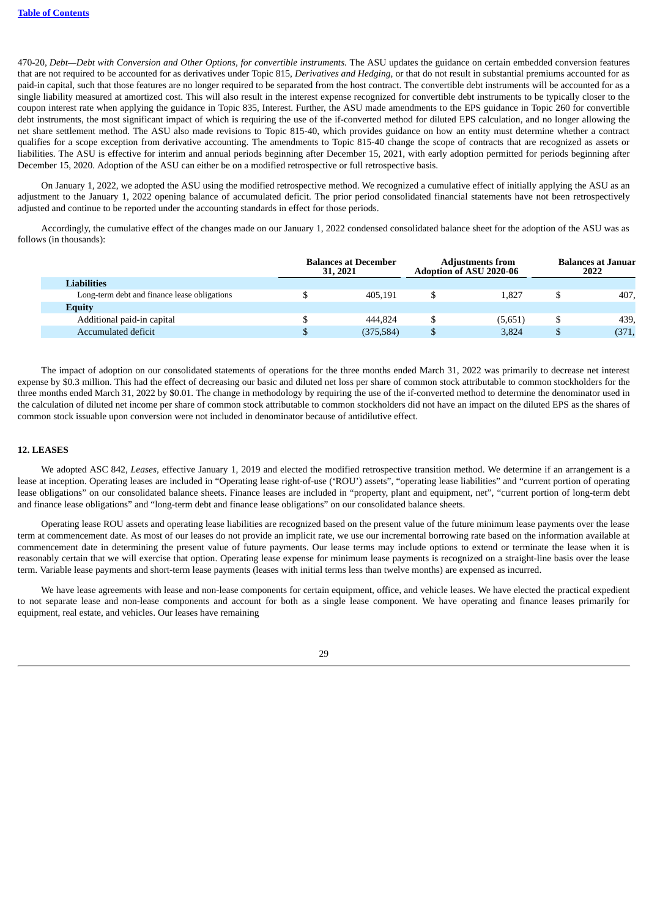470-20, *Debt—Debt with Conversion and Other Options, for convertible instruments.* The ASU updates the guidance on certain embedded conversion features that are not required to be accounted for as derivatives under Topic 815, *Derivatives and Hedging*, or that do not result in substantial premiums accounted for as paid-in capital, such that those features are no longer required to be separated from the host contract. The convertible debt instruments will be accounted for as a single liability measured at amortized cost. This will also result in the interest expense recognized for convertible debt instruments to be typically closer to the coupon interest rate when applying the guidance in Topic 835, Interest. Further, the ASU made amendments to the EPS guidance in Topic 260 for convertible debt instruments, the most significant impact of which is requiring the use of the if-converted method for diluted EPS calculation, and no longer allowing the net share settlement method. The ASU also made revisions to Topic 815-40, which provides guidance on how an entity must determine whether a contract qualifies for a scope exception from derivative accounting. The amendments to Topic 815-40 change the scope of contracts that are recognized as assets or liabilities. The ASU is effective for interim and annual periods beginning after December 15, 2021, with early adoption permitted for periods beginning after December 15, 2020. Adoption of the ASU can either be on a modified retrospective or full retrospective basis.

On January 1, 2022, we adopted the ASU using the modified retrospective method. We recognized a cumulative effect of initially applying the ASU as an adjustment to the January 1, 2022 opening balance of accumulated deficit. The prior period consolidated financial statements have not been retrospectively adjusted and continue to be reported under the accounting standards in effect for those periods.

Accordingly, the cumulative effect of the changes made on our January 1, 2022 condensed consolidated balance sheet for the adoption of the ASU was as follows (in thousands):

| | Balances at December 31, 2021 | Adjustments from Adoption of ASU 2020-06 | Balances at Januar 2022 |
|---|---|---|---|
| **Liabilities** | | | |
| Long-term debt and finance lease obligations | $ 405,191 | $ 1,827 | $ 407, |
| **Equity** | | | |
| Additional paid-in capital | $ 444,824 | $ (5,651) | $ 439, |
| Accumulated deficit | $ (375,584) | $ 3,824 | $ (371, |

The impact of adoption on our consolidated statements of operations for the three months ended March 31, 2022 was primarily to decrease net interest expense by $0.3 million. This had the effect of decreasing our basic and diluted net loss per share of common stock attributable to common stockholders for the three months ended March 31, 2022 by $0.01. The change in methodology by requiring the use of the if-converted method to determine the denominator used in the calculation of diluted net income per share of common stock attributable to common stockholders did not have an impact on the diluted EPS as the shares of common stock issuable upon conversion were not included in denominator because of antidilutive effect.

## 12. LEASES

We adopted ASC 842, *Leases*, effective January 1, 2019 and elected the modified retrospective transition method. We determine if an arrangement is a lease at inception. Operating leases are included in "Operating lease right-of-use ('ROU') assets", "operating lease liabilities" and "current portion of operating lease obligations" on our consolidated balance sheets. Finance leases are included in "property, plant and equipment, net", "current portion of long-term debt and finance lease obligations" and "long-term debt and finance lease obligations" on our consolidated balance sheets.

Operating lease ROU assets and operating lease liabilities are recognized based on the present value of the future minimum lease payments over the lease term at commencement date. As most of our leases do not provide an implicit rate, we use our incremental borrowing rate based on the information available at commencement date in determining the present value of future payments. Our lease terms may include options to extend or terminate the lease when it is reasonably certain that we will exercise that option. Operating lease expense for minimum lease payments is recognized on a straight-line basis over the lease term. Variable lease payments and short-term lease payments (leases with initial terms less than twelve months) are expensed as incurred.

We have lease agreements with lease and non-lease components for certain equipment, office, and vehicle leases. We have elected the practical expedient to not separate lease and non-lease components and account for both as a single lease component. We have operating and finance leases primarily for equipment, real estate, and vehicles. Our leases have remaining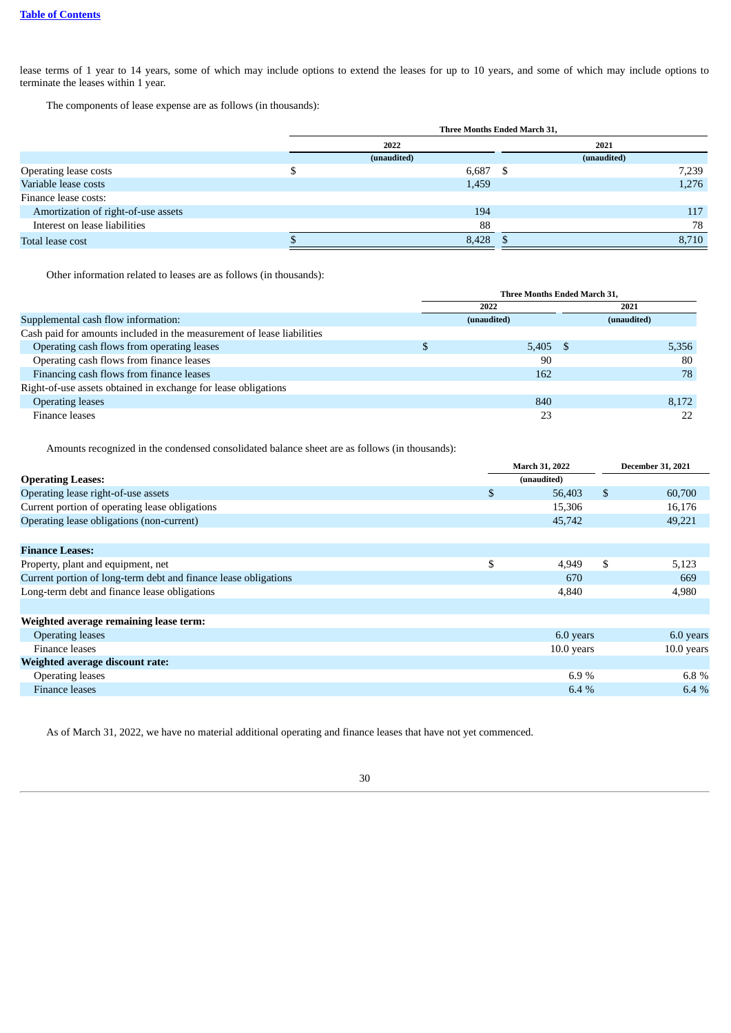lease terms of 1 year to 14 years, some of which may include options to extend the leases for up to 10 years, and some of which may include options to terminate the leases within 1 year.

The components of lease expense are as follows (in thousands):

| | Three Months Ended March 31, | |
|---|---|---|
| | 2022 | 2021 |
| | (unaudited) | (unaudited) |
| Operating lease costs | $ 6,687 | $ 7,239 |
| Variable lease costs | 1,459 | 1,276 |
| Finance lease costs: | | |
| Amortization of right-of-use assets | 194 | 117 |
| Interest on lease liabilities | 88 | 78 |
| Total lease cost | $ 8,428 | $ 8,710 |

Other information related to leases are as follows (in thousands):

| | Three Months Ended March 31, | |
|---|---|---|
| | 2022 | 2021 |
| Supplemental cash flow information: | (unaudited) | (unaudited) |
| Cash paid for amounts included in the measurement of lease liabilities | | |
| Operating cash flows from operating leases | $ 5,405 | $ 5,356 |
| Operating cash flows from finance leases | 90 | 80 |
| Financing cash flows from finance leases | 162 | 78 |
| Right-of-use assets obtained in exchange for lease obligations | | |
| Operating leases | 840 | 8,172 |
| Finance leases | 23 | 22 |

Amounts recognized in the condensed consolidated balance sheet are as follows (in thousands):

| | March 31, 2022 | December 31, 2021 |
|---|---|---|
| **Operating Leases:** | (unaudited) | |
| Operating lease right-of-use assets | $ 56,403 | $ 60,700 |
| Current portion of operating lease obligations | 15,306 | 16,176 |
| Operating lease obligations (non-current) | 45,742 | 49,221 |
| | | |
| **Finance Leases:** | | |
| Property, plant and equipment, net | $ 4,949 | $ 5,123 |
| Current portion of long-term debt and finance lease obligations | 670 | 669 |
| Long-term debt and finance lease obligations | 4,840 | 4,980 |
| | | |
| **Weighted average remaining lease term:** | | |
| Operating leases | 6.0 years | 6.0 years |
| Finance leases | 10.0 years | 10.0 years |
| **Weighted average discount rate:** | | |
| Operating leases | 6.9 % | 6.8 % |
| Finance leases | 6.4 % | 6.4 % |

As of March 31, 2022, we have no material additional operating and finance leases that have not yet commenced.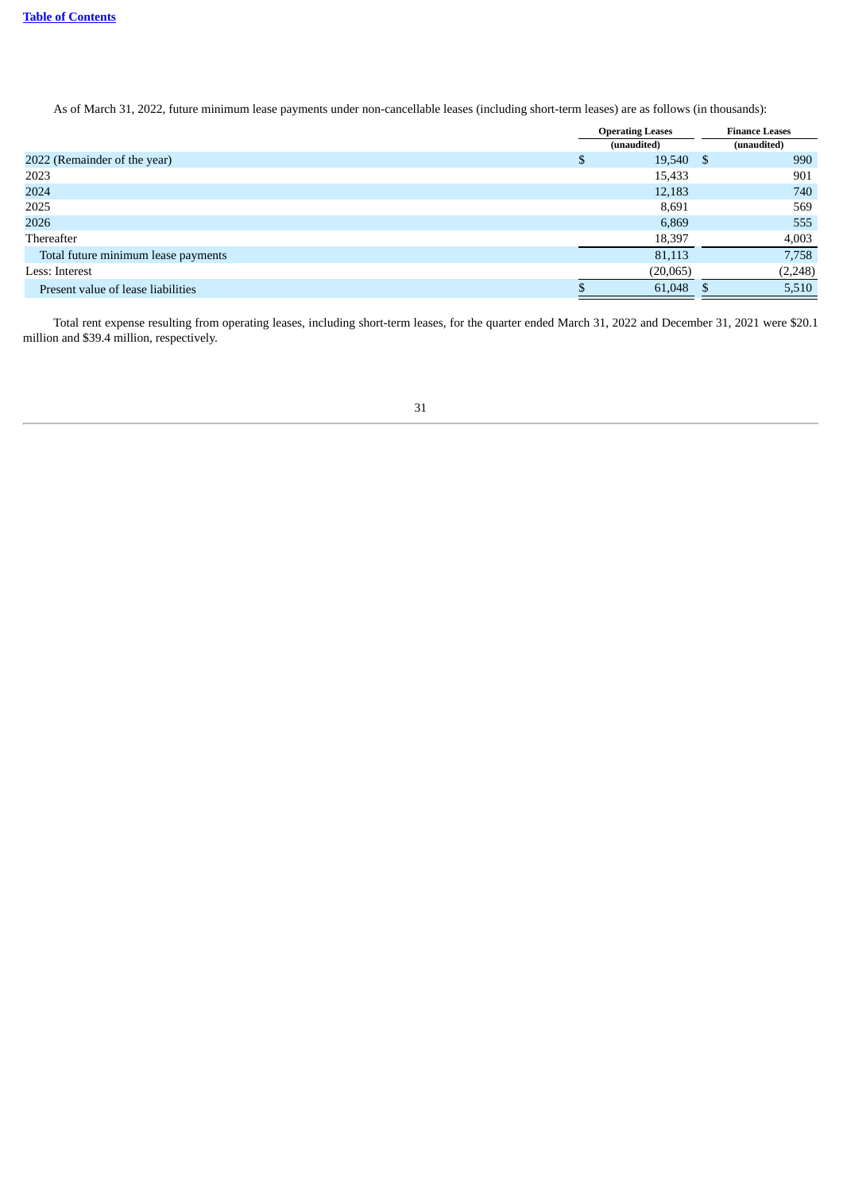As of March 31, 2022, future minimum lease payments under non-cancellable leases (including short-term leases) are as follows (in thousands):

| | Operating Leases | Finance Leases |
|---|---|---|
| | (unaudited) | (unaudited) |
| 2022 (Remainder of the year) | $ 19,540 | $ 990 |
| 2023 | 15,433 | 901 |
| 2024 | 12,183 | 740 |
| 2025 | 8,691 | 569 |
| 2026 | 6,869 | 555 |
| Thereafter | 18,397 | 4,003 |
| Total future minimum lease payments | 81,113 | 7,758 |
| Less: Interest | (20,065) | (2,248) |
| Present value of lease liabilities | $ 61,048 | $ 5,510 |

Total rent expense resulting from operating leases, including short-term leases, for the quarter ended March 31, 2022 and December 31, 2021 were $20.1 million and $39.4 million, respectively.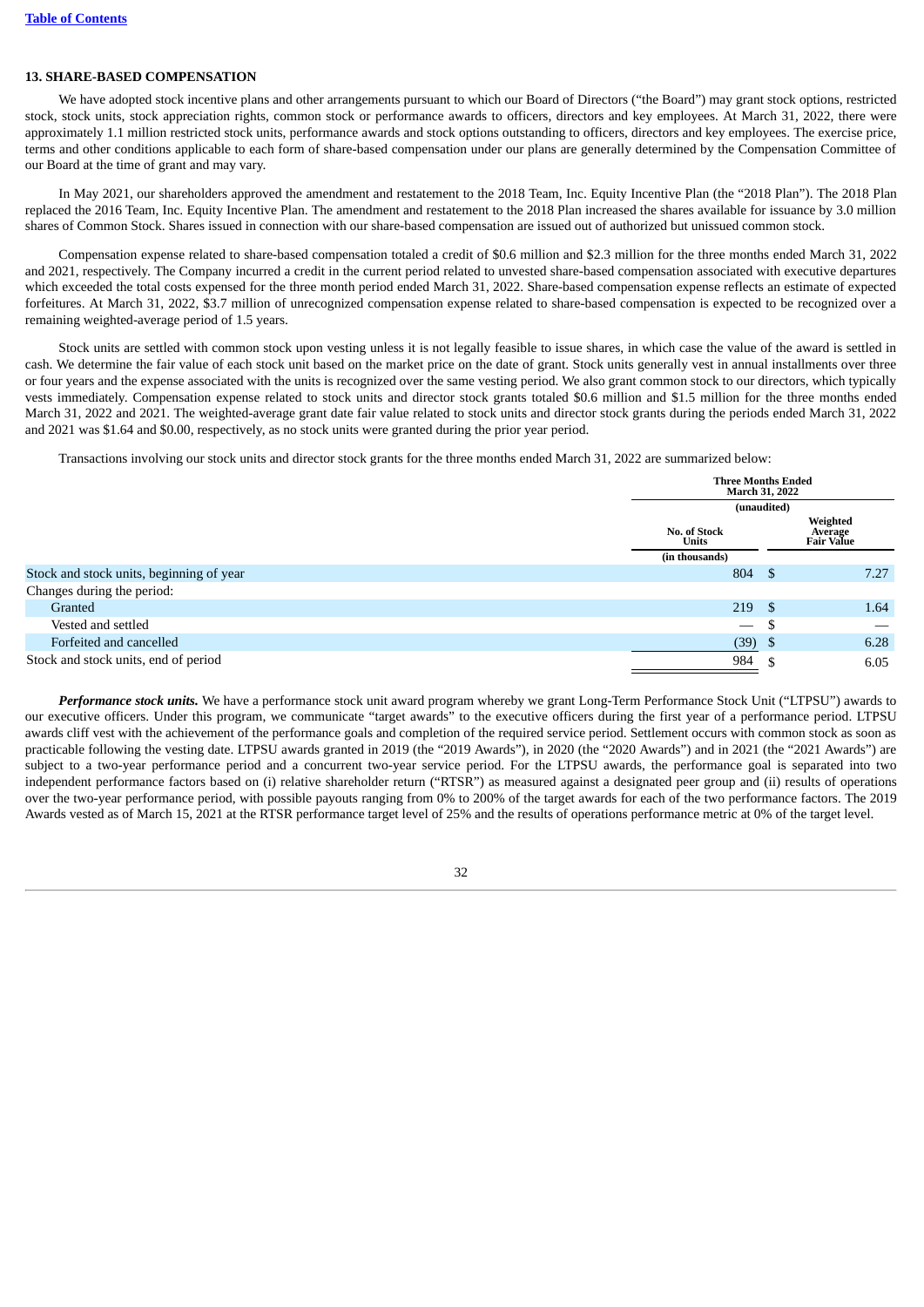## 13. SHARE-BASED COMPENSATION

We have adopted stock incentive plans and other arrangements pursuant to which our Board of Directors ("the Board") may grant stock options, restricted stock, stock units, stock appreciation rights, common stock or performance awards to officers, directors and key employees. At March 31, 2022, there were approximately 1.1 million restricted stock units, performance awards and stock options outstanding to officers, directors and key employees. The exercise price, terms and other conditions applicable to each form of share-based compensation under our plans are generally determined by the Compensation Committee of our Board at the time of grant and may vary.

In May 2021, our shareholders approved the amendment and restatement to the 2018 Team, Inc. Equity Incentive Plan (the "2018 Plan"). The 2018 Plan replaced the 2016 Team, Inc. Equity Incentive Plan. The amendment and restatement to the 2018 Plan increased the shares available for issuance by 3.0 million shares of Common Stock. Shares issued in connection with our share-based compensation are issued out of authorized but unissued common stock.

Compensation expense related to share-based compensation totaled a credit of $0.6 million and $2.3 million for the three months ended March 31, 2022 and 2021, respectively. The Company incurred a credit in the current period related to unvested share-based compensation associated with executive departures which exceeded the total costs expensed for the three month period ended March 31, 2022. Share-based compensation expense reflects an estimate of expected forfeitures. At March 31, 2022, $3.7 million of unrecognized compensation expense related to share-based compensation is expected to be recognized over a remaining weighted-average period of 1.5 years.

Stock units are settled with common stock upon vesting unless it is not legally feasible to issue shares, in which case the value of the award is settled in cash. We determine the fair value of each stock unit based on the market price on the date of grant. Stock units generally vest in annual installments over three or four years and the expense associated with the units is recognized over the same vesting period. We also grant common stock to our directors, which typically vests immediately. Compensation expense related to stock units and director stock grants totaled $0.6 million and $1.5 million for the three months ended March 31, 2022 and 2021. The weighted-average grant date fair value related to stock units and director stock grants during the periods ended March 31, 2022 and 2021 was $1.64 and $0.00, respectively, as no stock units were granted during the prior year period.

Transactions involving our stock units and director stock grants for the three months ended March 31, 2022 are summarized below:

| | Three Months Ended March 31, 2022 (unaudited) | |
|---|---|---|
| | No. of Stock Units (in thousands) | Weighted Average Fair Value |
| Stock and stock units, beginning of year | 804 | $ 7.27 |
| Changes during the period: | | |
| Granted | 219 | $ 1.64 |
| Vested and settled | — | $ — |
| Forfeited and cancelled | (39) | $ 6.28 |
| Stock and stock units, end of period | 984 | $ 6.05 |

***Performance stock units.*** We have a performance stock unit award program whereby we grant Long-Term Performance Stock Unit ("LTPSU") awards to our executive officers. Under this program, we communicate "target awards" to the executive officers during the first year of a performance period. LTPSU awards cliff vest with the achievement of the performance goals and completion of the required service period. Settlement occurs with common stock as soon as practicable following the vesting date. LTPSU awards granted in 2019 (the "2019 Awards"), in 2020 (the "2020 Awards") and in 2021 (the "2021 Awards") are subject to a two-year performance period and a concurrent two-year service period. For the LTPSU awards, the performance goal is separated into two independent performance factors based on (i) relative shareholder return ("RTSR") as measured against a designated peer group and (ii) results of operations over the two-year performance period, with possible payouts ranging from 0% to 200% of the target awards for each of the two performance factors. The 2019 Awards vested as of March 15, 2021 at the RTSR performance target level of 25% and the results of operations performance metric at 0% of the target level.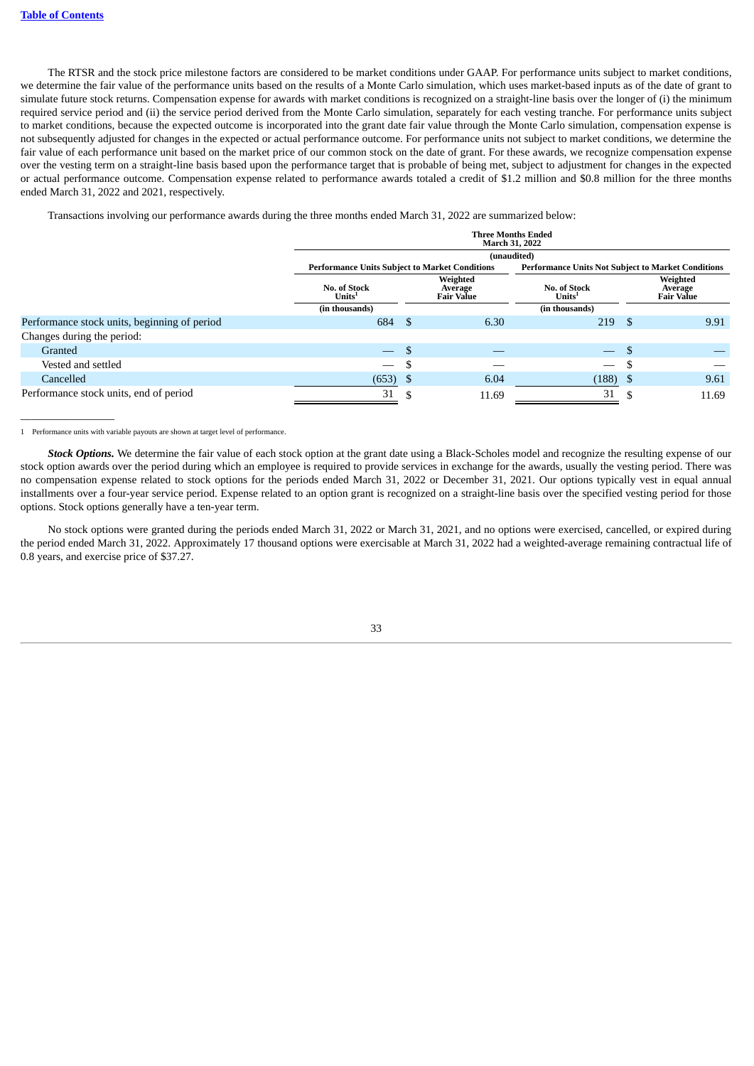The RTSR and the stock price milestone factors are considered to be market conditions under GAAP. For performance units subject to market conditions, we determine the fair value of the performance units based on the results of a Monte Carlo simulation, which uses market-based inputs as of the date of grant to simulate future stock returns. Compensation expense for awards with market conditions is recognized on a straight-line basis over the longer of (i) the minimum required service period and (ii) the service period derived from the Monte Carlo simulation, separately for each vesting tranche. For performance units subject to market conditions, because the expected outcome is incorporated into the grant date fair value through the Monte Carlo simulation, compensation expense is not subsequently adjusted for changes in the expected or actual performance outcome. For performance units not subject to market conditions, we determine the fair value of each performance unit based on the market price of our common stock on the date of grant. For these awards, we recognize compensation expense over the vesting term on a straight-line basis based upon the performance target that is probable of being met, subject to adjustment for changes in the expected or actual performance outcome. Compensation expense related to performance awards totaled a credit of $1.2 million and $0.8 million for the three months ended March 31, 2022 and 2021, respectively.

Transactions involving our performance awards during the three months ended March 31, 2022 are summarized below:

| | Three Months Ended March 31, 2022 (unaudited) | | | |
|---|---|---|---|---|
| | Performance Units Subject to Market Conditions | | Performance Units Not Subject to Market Conditions | |
| | No. of Stock Units[1] (in thousands) | Weighted Average Fair Value | No. of Stock Units[1] (in thousands) | Weighted Average Fair Value |
| Performance stock units, beginning of period | 684 | $ 6.30 | 219 | $ 9.91 |
| Changes during the period: | | | | |
| Granted | — | $ — | — | $ — |
| Vested and settled | — | $ — | — | $ — |
| Cancelled | (653) | $ 6.04 | (188) | $ 9.61 |
| Performance stock units, end of period | 31 | $ 11.69 | 31 | $ 11.69 |

1 Performance units with variable payouts are shown at target level of performance.

***Stock Options.*** We determine the fair value of each stock option at the grant date using a Black-Scholes model and recognize the resulting expense of our stock option awards over the period during which an employee is required to provide services in exchange for the awards, usually the vesting period. There was no compensation expense related to stock options for the periods ended March 31, 2022 or December 31, 2021. Our options typically vest in equal annual installments over a four-year service period. Expense related to an option grant is recognized on a straight-line basis over the specified vesting period for those options. Stock options generally have a ten-year term.

No stock options were granted during the periods ended March 31, 2022 or March 31, 2021, and no options were exercised, cancelled, or expired during the period ended March 31, 2022. Approximately 17 thousand options were exercisable at March 31, 2022 had a weighted-average remaining contractual life of 0.8 years, and exercise price of $37.27.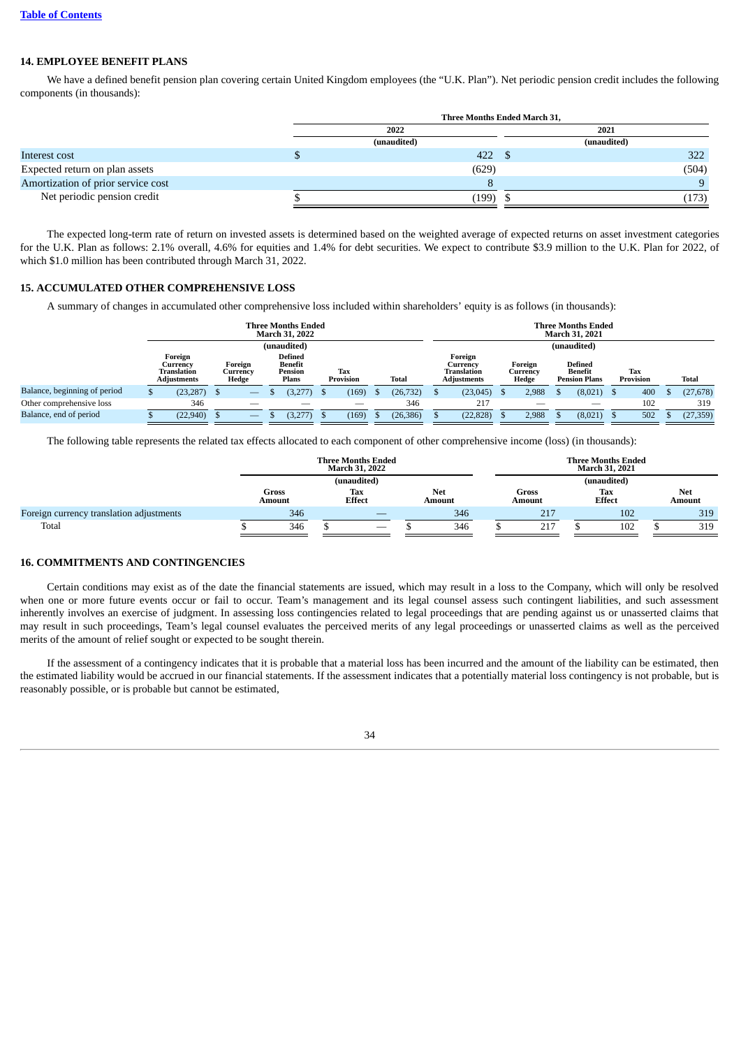## 14. EMPLOYEE BENEFIT PLANS

We have a defined benefit pension plan covering certain United Kingdom employees (the "U.K. Plan"). Net periodic pension credit includes the following components (in thousands):

| | Three Months Ended March 31, | |
|---|---|---|
| | 2022 | 2021 |
| | (unaudited) | (unaudited) |
| Interest cost | $ 422 | $ 322 |
| Expected return on plan assets | (629) | (504) |
| Amortization of prior service cost | 8 | 9 |
| Net periodic pension credit | $ (199) | $ (173) |

The expected long-term rate of return on invested assets is determined based on the weighted average of expected returns on asset investment categories for the U.K. Plan as follows: 2.1% overall, 4.6% for equities and 1.4% for debt securities. We expect to contribute $3.9 million to the U.K. Plan for 2022, of which $1.0 million has been contributed through March 31, 2022.

## 15. ACCUMULATED OTHER COMPREHENSIVE LOSS

A summary of changes in accumulated other comprehensive loss included within shareholders' equity is as follows (in thousands):

| | Three Months Ended March 31, 2022 | | | | | Three Months Ended March 31, 2021 | | | | |
|---|---|---|---|---|---|---|---|---|---|---|
| | (unaudited) | | | | | (unaudited) | | | | |
| | Foreign Currency Translation Adjustments | Foreign Currency Hedge | Defined Benefit Pension Plans | Tax Provision | Total | Foreign Currency Translation Adjustments | Foreign Currency Hedge | Defined Benefit Pension Plans | Tax Provision | Total |
| Balance, beginning of period | $ (23,287) | $ — | $ (3,277) | $ (169) | $ (26,732) | $ (23,045) | $ 2,988 | $ (8,021) | $ 400 | $ (27,678) |
| Other comprehensive loss | 346 | — | — | — | 346 | 217 | — | — | 102 | 319 |
| Balance, end of period | $ (22,940) | $ — | $ (3,277) | $ (169) | $ (26,386) | $ (22,828) | $ 2,988 | $ (8,021) | $ 502 | $ (27,359) |

The following table represents the related tax effects allocated to each component of other comprehensive income (loss) (in thousands):

| | Three Months Ended March 31, 2022 | | | Three Months Ended March 31, 2021 | | |
|---|---|---|---|---|---|---|
| | (unaudited) | | | (unaudited) | | |
| | Gross Amount | Tax Effect | Net Amount | Gross Amount | Tax Effect | Net Amount |
| Foreign currency translation adjustments | 346 | — | 346 | 217 | 102 | 319 |
| Total | $ 346 | $ — | $ 346 | $ 217 | $ 102 | $ 319 |

## 16. COMMITMENTS AND CONTINGENCIES

Certain conditions may exist as of the date the financial statements are issued, which may result in a loss to the Company, which will only be resolved when one or more future events occur or fail to occur. Team's management and its legal counsel assess such contingent liabilities, and such assessment inherently involves an exercise of judgment. In assessing loss contingencies related to legal proceedings that are pending against us or unasserted claims that may result in such proceedings, Team's legal counsel evaluates the perceived merits of any legal proceedings or unasserted claims as well as the perceived merits of the amount of relief sought or expected to be sought therein.

If the assessment of a contingency indicates that it is probable that a material loss has been incurred and the amount of the liability can be estimated, then the estimated liability would be accrued in our financial statements. If the assessment indicates that a potentially material loss contingency is not probable, but is reasonably possible, or is probable but cannot be estimated,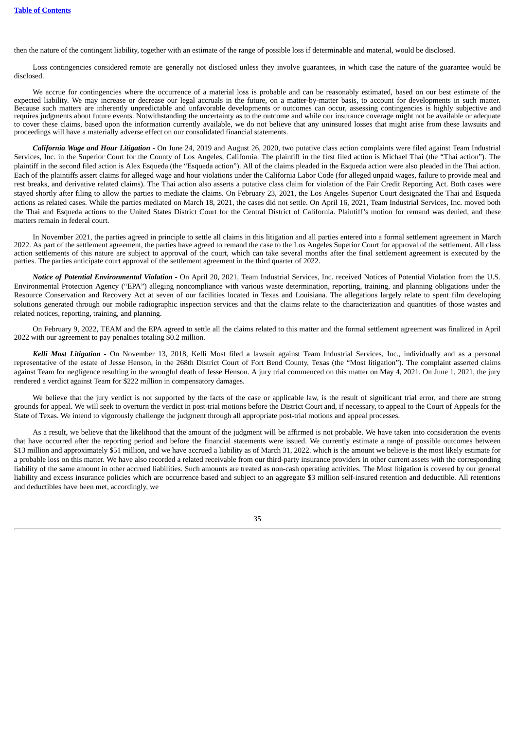then the nature of the contingent liability, together with an estimate of the range of possible loss if determinable and material, would be disclosed.

Loss contingencies considered remote are generally not disclosed unless they involve guarantees, in which case the nature of the guarantee would be disclosed.

We accrue for contingencies where the occurrence of a material loss is probable and can be reasonably estimated, based on our best estimate of the expected liability. We may increase or decrease our legal accruals in the future, on a matter-by-matter basis, to account for developments in such matter. Because such matters are inherently unpredictable and unfavorable developments or outcomes can occur, assessing contingencies is highly subjective and requires judgments about future events. Notwithstanding the uncertainty as to the outcome and while our insurance coverage might not be available or adequate to cover these claims, based upon the information currently available, we do not believe that any uninsured losses that might arise from these lawsuits and proceedings will have a materially adverse effect on our consolidated financial statements.

***California Wage and Hour Litigation*** - On June 24, 2019 and August 26, 2020, two putative class action complaints were filed against Team Industrial Services, Inc. in the Superior Court for the County of Los Angeles, California. The plaintiff in the first filed action is Michael Thai (the "Thai action"). The plaintiff in the second filed action is Alex Esqueda (the "Esqueda action"). All of the claims pleaded in the Esqueda action were also pleaded in the Thai action. Each of the plaintiffs assert claims for alleged wage and hour violations under the California Labor Code (for alleged unpaid wages, failure to provide meal and rest breaks, and derivative related claims). The Thai action also asserts a putative class claim for violation of the Fair Credit Reporting Act. Both cases were stayed shortly after filing to allow the parties to mediate the claims. On February 23, 2021, the Los Angeles Superior Court designated the Thai and Esqueda actions as related cases. While the parties mediated on March 18, 2021, the cases did not settle. On April 16, 2021, Team Industrial Services, Inc. moved both the Thai and Esqueda actions to the United States District Court for the Central District of California. Plaintiff's motion for remand was denied, and these matters remain in federal court.

In November 2021, the parties agreed in principle to settle all claims in this litigation and all parties entered into a formal settlement agreement in March 2022. As part of the settlement agreement, the parties have agreed to remand the case to the Los Angeles Superior Court for approval of the settlement. All class action settlements of this nature are subject to approval of the court, which can take several months after the final settlement agreement is executed by the parties. The parties anticipate court approval of the settlement agreement in the third quarter of 2022.

***Notice of Potential Environmental Violation*** - On April 20, 2021, Team Industrial Services, Inc. received Notices of Potential Violation from the U.S. Environmental Protection Agency ("EPA") alleging noncompliance with various waste determination, reporting, training, and planning obligations under the Resource Conservation and Recovery Act at seven of our facilities located in Texas and Louisiana. The allegations largely relate to spent film developing solutions generated through our mobile radiographic inspection services and that the claims relate to the characterization and quantities of those wastes and related notices, reporting, training, and planning.

On February 9, 2022, TEAM and the EPA agreed to settle all the claims related to this matter and the formal settlement agreement was finalized in April 2022 with our agreement to pay penalties totaling $0.2 million.

***Kelli Most Litigation*** - On November 13, 2018, Kelli Most filed a lawsuit against Team Industrial Services, Inc., individually and as a personal representative of the estate of Jesse Henson, in the 268th District Court of Fort Bend County, Texas (the "Most litigation"). The complaint asserted claims against Team for negligence resulting in the wrongful death of Jesse Henson. A jury trial commenced on this matter on May 4, 2021. On June 1, 2021, the jury rendered a verdict against Team for $222 million in compensatory damages.

We believe that the jury verdict is not supported by the facts of the case or applicable law, is the result of significant trial error, and there are strong grounds for appeal. We will seek to overturn the verdict in post-trial motions before the District Court and, if necessary, to appeal to the Court of Appeals for the State of Texas. We intend to vigorously challenge the judgment through all appropriate post-trial motions and appeal processes.

As a result, we believe that the likelihood that the amount of the judgment will be affirmed is not probable. We have taken into consideration the events that have occurred after the reporting period and before the financial statements were issued. We currently estimate a range of possible outcomes between $13 million and approximately $51 million, and we have accrued a liability as of March 31, 2022. which is the amount we believe is the most likely estimate for a probable loss on this matter. We have also recorded a related receivable from our third-party insurance providers in other current assets with the corresponding liability of the same amount in other accrued liabilities. Such amounts are treated as non-cash operating activities. The Most litigation is covered by our general liability and excess insurance policies which are occurrence based and subject to an aggregate $3 million self-insured retention and deductible. All retentions and deductibles have been met, accordingly, we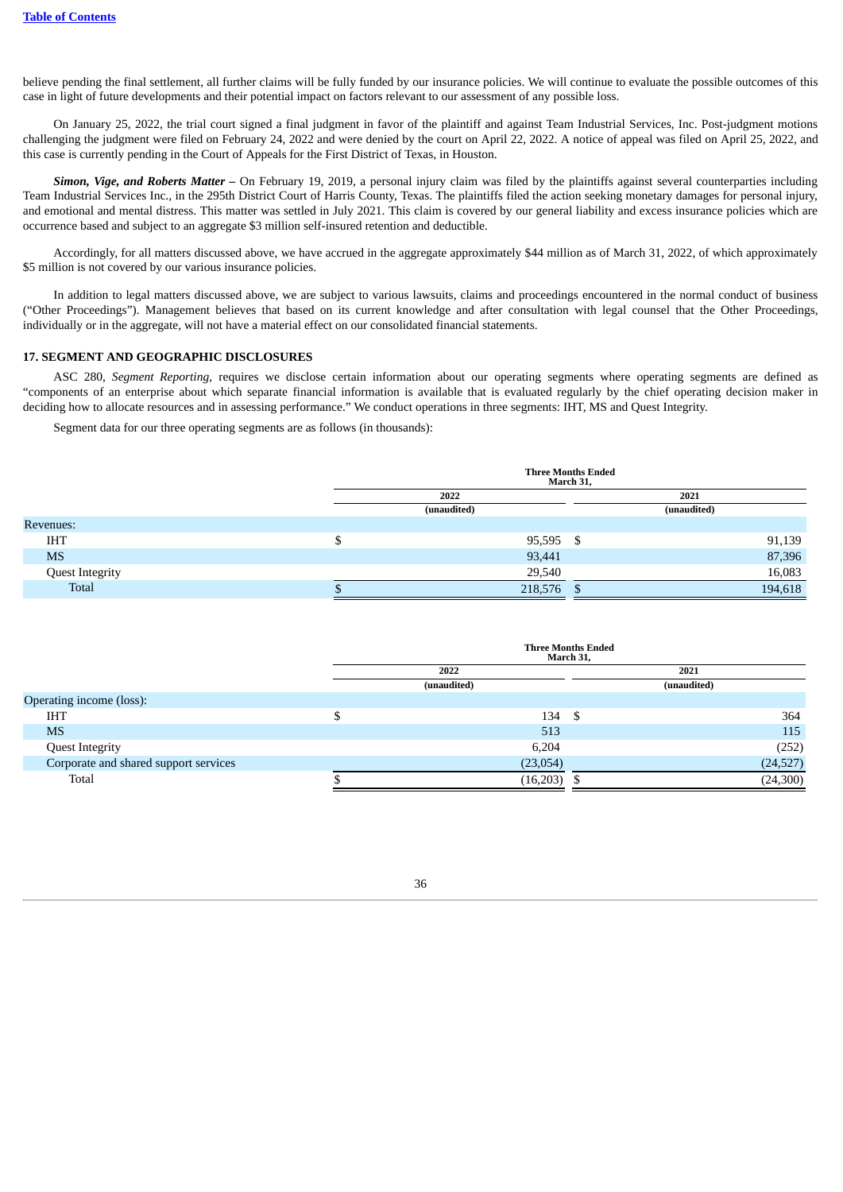[Table of Contents](#)

believe pending the final settlement, all further claims will be fully funded by our insurance policies. We will continue to evaluate the possible outcomes of this case in light of future developments and their potential impact on factors relevant to our assessment of any possible loss.

On January 25, 2022, the trial court signed a final judgment in favor of the plaintiff and against Team Industrial Services, Inc. Post-judgment motions challenging the judgment were filed on February 24, 2022 and were denied by the court on April 22, 2022. A notice of appeal was filed on April 25, 2022, and this case is currently pending in the Court of Appeals for the First District of Texas, in Houston.

***Simon, Vige, and Roberts Matter –*** On February 19, 2019, a personal injury claim was filed by the plaintiffs against several counterparties including Team Industrial Services Inc., in the 295th District Court of Harris County, Texas. The plaintiffs filed the action seeking monetary damages for personal injury, and emotional and mental distress. This matter was settled in July 2021. This claim is covered by our general liability and excess insurance policies which are occurrence based and subject to an aggregate $3 million self-insured retention and deductible.

Accordingly, for all matters discussed above, we have accrued in the aggregate approximately $44 million as of March 31, 2022, of which approximately $5 million is not covered by our various insurance policies.

In addition to legal matters discussed above, we are subject to various lawsuits, claims and proceedings encountered in the normal conduct of business ("Other Proceedings"). Management believes that based on its current knowledge and after consultation with legal counsel that the Other Proceedings, individually or in the aggregate, will not have a material effect on our consolidated financial statements.

## 17. SEGMENT AND GEOGRAPHIC DISCLOSURES

ASC 280, *Segment Reporting*, requires we disclose certain information about our operating segments where operating segments are defined as "components of an enterprise about which separate financial information is available that is evaluated regularly by the chief operating decision maker in deciding how to allocate resources and in assessing performance." We conduct operations in three segments: IHT, MS and Quest Integrity.

Segment data for our three operating segments are as follows (in thousands):

| | Three Months Ended March 31, | |
|---|---|---|
| | 2022 | 2021 |
| | (unaudited) | (unaudited) |
| Revenues: | | |
| IHT | $ 95,595 | $ 91,139 |
| MS | 93,441 | 87,396 |
| Quest Integrity | 29,540 | 16,083 |
| Total | $ 218,576 | $ 194,618 |

| | Three Months Ended March 31, | |
|---|---|---|
| | 2022 | 2021 |
| | (unaudited) | (unaudited) |
| Operating income (loss): | | |
| IHT | $ 134 | $ 364 |
| MS | 513 | 115 |
| Quest Integrity | 6,204 | (252) |
| Corporate and shared support services | (23,054) | (24,527) |
| Total | $ (16,203) | $ (24,300) |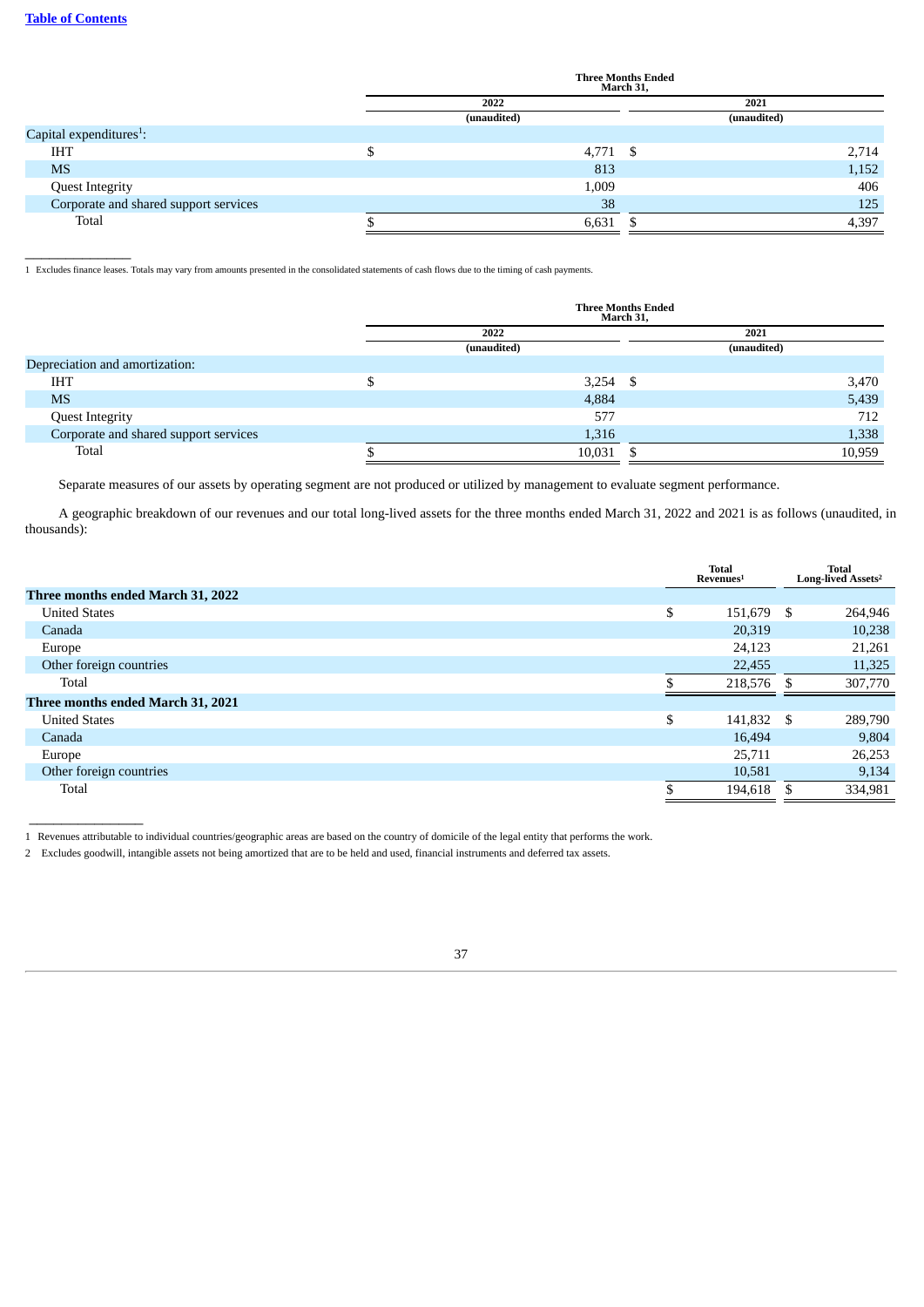| | Three Months Ended March 31, | |
|---|---|---|
| | 2022 | 2021 |
| | (unaudited) | (unaudited) |
| Capital expenditures[1]: | | |
| IHT | $ 4,771 | $ 2,714 |
| MS | 813 | 1,152 |
| Quest Integrity | 1,009 | 406 |
| Corporate and shared support services | 38 | 125 |
| Total | $ 6,631 | $ 4,397 |

1 Excludes finance leases. Totals may vary from amounts presented in the consolidated statements of cash flows due to the timing of cash payments.

| | Three Months Ended March 31, | |
|---|---|---|
| | 2022 | 2021 |
| | (unaudited) | (unaudited) |
| Depreciation and amortization: | | |
| IHT | $ 3,254 | $ 3,470 |
| MS | 4,884 | 5,439 |
| Quest Integrity | 577 | 712 |
| Corporate and shared support services | 1,316 | 1,338 |
| Total | $ 10,031 | $ 10,959 |

Separate measures of our assets by operating segment are not produced or utilized by management to evaluate segment performance.

A geographic breakdown of our revenues and our total long-lived assets for the three months ended March 31, 2022 and 2021 is as follows (unaudited, in thousands):

| | Total Revenues[1] | Total Long-lived Assets[2] |
|---|---|---|
| **Three months ended March 31, 2022** | | |
| United States | $ 151,679 | $ 264,946 |
| Canada | 20,319 | 10,238 |
| Europe | 24,123 | 21,261 |
| Other foreign countries | 22,455 | 11,325 |
| Total | $ 218,576 | $ 307,770 |
| **Three months ended March 31, 2021** | | |
| United States | $ 141,832 | $ 289,790 |
| Canada | 16,494 | 9,804 |
| Europe | 25,711 | 26,253 |
| Other foreign countries | 10,581 | 9,134 |
| Total | $ 194,618 | $ 334,981 |

1 Revenues attributable to individual countries/geographic areas are based on the country of domicile of the legal entity that performs the work.

2 Excludes goodwill, intangible assets not being amortized that are to be held and used, financial instruments and deferred tax assets.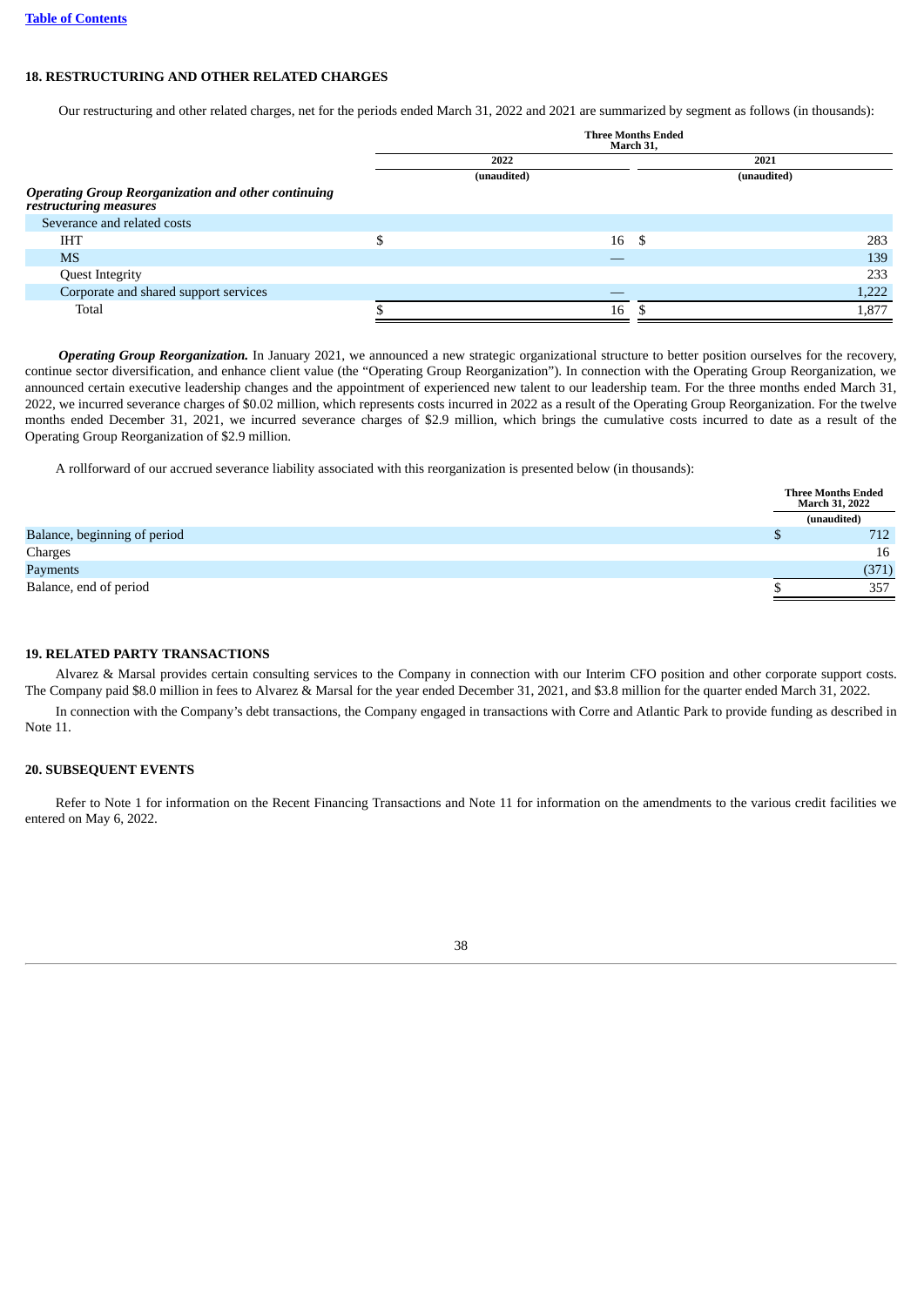[Table of Contents](#)

## 18. RESTRUCTURING AND OTHER RELATED CHARGES

Our restructuring and other related charges, net for the periods ended March 31, 2022 and 2021 are summarized by segment as follows (in thousands):

| | Three Months Ended March 31, | |
|---|---|---|
| | 2022 | 2021 |
| | (unaudited) | (unaudited) |
| ***Operating Group Reorganization and other continuing restructuring measures*** | | |
| Severance and related costs | | |
| IHT | $ 16 | $ 283 |
| MS | — | 139 |
| Quest Integrity | | 233 |
| Corporate and shared support services | — | 1,222 |
| Total | $ 16 | $ 1,877 |

***Operating Group Reorganization.*** In January 2021, we announced a new strategic organizational structure to better position ourselves for the recovery, continue sector diversification, and enhance client value (the "Operating Group Reorganization"). In connection with the Operating Group Reorganization, we announced certain executive leadership changes and the appointment of experienced new talent to our leadership team. For the three months ended March 31, 2022, we incurred severance charges of $0.02 million, which represents costs incurred in 2022 as a result of the Operating Group Reorganization. For the twelve months ended December 31, 2021, we incurred severance charges of $2.9 million, which brings the cumulative costs incurred to date as a result of the Operating Group Reorganization of $2.9 million.

A rollforward of our accrued severance liability associated with this reorganization is presented below (in thousands):

| | Three Months Ended March 31, 2022 |
|---|---|
| | (unaudited) |
| Balance, beginning of period | $ 712 |
| Charges | 16 |
| Payments | (371) |
| Balance, end of period | $ 357 |

## 19. RELATED PARTY TRANSACTIONS

Alvarez & Marsal provides certain consulting services to the Company in connection with our Interim CFO position and other corporate support costs. The Company paid $8.0 million in fees to Alvarez & Marsal for the year ended December 31, 2021, and $3.8 million for the quarter ended March 31, 2022.

In connection with the Company's debt transactions, the Company engaged in transactions with Corre and Atlantic Park to provide funding as described in Note 11.

## 20. SUBSEQUENT EVENTS

Refer to Note 1 for information on the Recent Financing Transactions and Note 11 for information on the amendments to the various credit facilities we entered on May 6, 2022.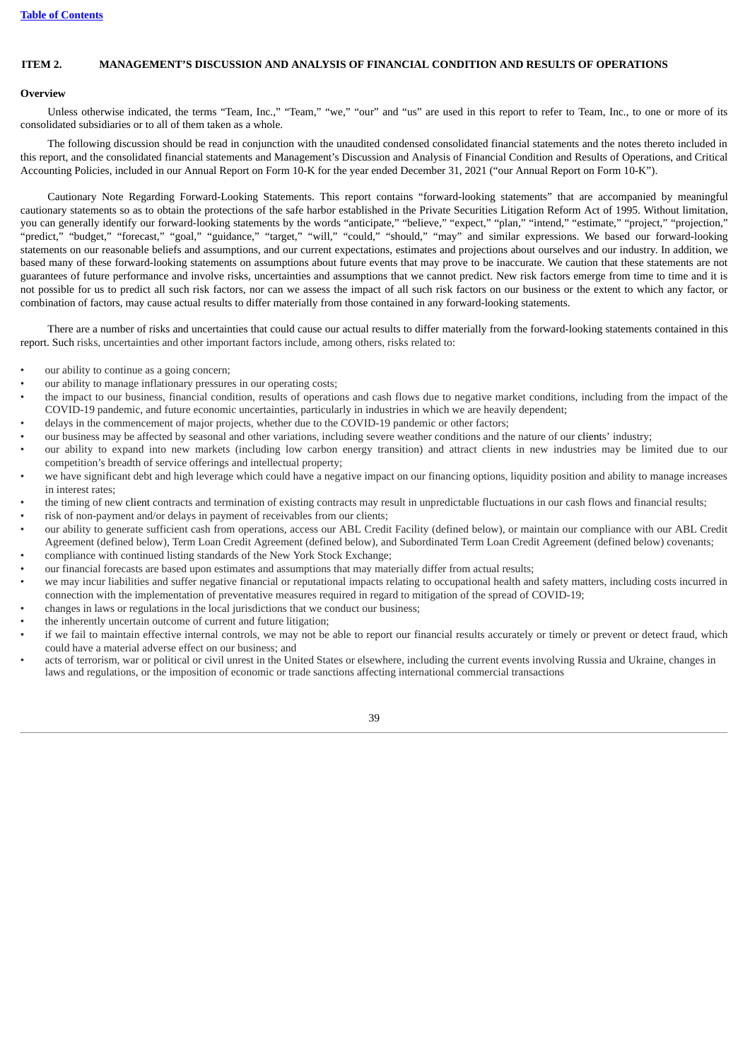## ITEM 2. MANAGEMENT'S DISCUSSION AND ANALYSIS OF FINANCIAL CONDITION AND RESULTS OF OPERATIONS

### Overview

Unless otherwise indicated, the terms "Team, Inc.," "Team," "we," "our" and "us" are used in this report to refer to Team, Inc., to one or more of its consolidated subsidiaries or to all of them taken as a whole.

The following discussion should be read in conjunction with the unaudited condensed consolidated financial statements and the notes thereto included in this report, and the consolidated financial statements and Management's Discussion and Analysis of Financial Condition and Results of Operations, and Critical Accounting Policies, included in our Annual Report on Form 10-K for the year ended December 31, 2021 ("our Annual Report on Form 10-K").

Cautionary Note Regarding Forward-Looking Statements. This report contains "forward-looking statements" that are accompanied by meaningful cautionary statements so as to obtain the protections of the safe harbor established in the Private Securities Litigation Reform Act of 1995. Without limitation, you can generally identify our forward-looking statements by the words "anticipate," "believe," "expect," "plan," "intend," "estimate," "project," "projection," "predict," "budget," "forecast," "goal," "guidance," "target," "will," "could," "should," "may" and similar expressions. We based our forward-looking statements on our reasonable beliefs and assumptions, and our current expectations, estimates and projections about ourselves and our industry. In addition, we based many of these forward-looking statements on assumptions about future events that may prove to be inaccurate. We caution that these statements are not guarantees of future performance and involve risks, uncertainties and assumptions that we cannot predict. New risk factors emerge from time to time and it is not possible for us to predict all such risk factors, nor can we assess the impact of all such risk factors on our business or the extent to which any factor, or combination of factors, may cause actual results to differ materially from those contained in any forward-looking statements.

There are a number of risks and uncertainties that could cause our actual results to differ materially from the forward-looking statements contained in this report. Such risks, uncertainties and other important factors include, among others, risks related to:

- our ability to continue as a going concern;
- our ability to manage inflationary pressures in our operating costs;
- the impact to our business, financial condition, results of operations and cash flows due to negative market conditions, including from the impact of the COVID-19 pandemic, and future economic uncertainties, particularly in industries in which we are heavily dependent;
- delays in the commencement of major projects, whether due to the COVID-19 pandemic or other factors;
- our business may be affected by seasonal and other variations, including severe weather conditions and the nature of our clients' industry;
- our ability to expand into new markets (including low carbon energy transition) and attract clients in new industries may be limited due to our competition's breadth of service offerings and intellectual property;
- we have significant debt and high leverage which could have a negative impact on our financing options, liquidity position and ability to manage increases in interest rates;
- the timing of new client contracts and termination of existing contracts may result in unpredictable fluctuations in our cash flows and financial results;
- risk of non-payment and/or delays in payment of receivables from our clients;
- our ability to generate sufficient cash from operations, access our ABL Credit Facility (defined below), or maintain our compliance with our ABL Credit Agreement (defined below), Term Loan Credit Agreement (defined below), and Subordinated Term Loan Credit Agreement (defined below) covenants;
- compliance with continued listing standards of the New York Stock Exchange;
- our financial forecasts are based upon estimates and assumptions that may materially differ from actual results;
- we may incur liabilities and suffer negative financial or reputational impacts relating to occupational health and safety matters, including costs incurred in connection with the implementation of preventative measures required in regard to mitigation of the spread of COVID-19;
- changes in laws or regulations in the local jurisdictions that we conduct our business;
- the inherently uncertain outcome of current and future litigation;
- if we fail to maintain effective internal controls, we may not be able to report our financial results accurately or timely or prevent or detect fraud, which could have a material adverse effect on our business; and
- acts of terrorism, war or political or civil unrest in the United States or elsewhere, including the current events involving Russia and Ukraine, changes in laws and regulations, or the imposition of economic or trade sanctions affecting international commercial transactions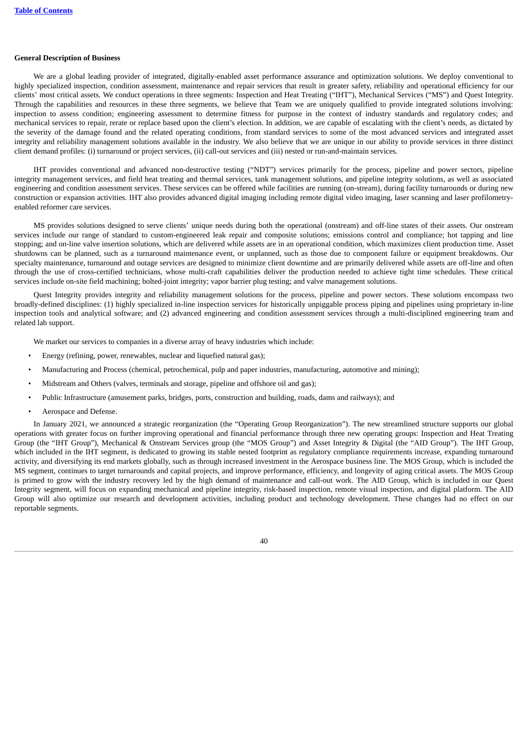**General Description of Business**

We are a global leading provider of integrated, digitally-enabled asset performance assurance and optimization solutions. We deploy conventional to highly specialized inspection, condition assessment, maintenance and repair services that result in greater safety, reliability and operational efficiency for our clients' most critical assets. We conduct operations in three segments: Inspection and Heat Treating ("IHT"), Mechanical Services ("MS") and Quest Integrity. Through the capabilities and resources in these three segments, we believe that Team we are uniquely qualified to provide integrated solutions involving: inspection to assess condition; engineering assessment to determine fitness for purpose in the context of industry standards and regulatory codes; and mechanical services to repair, rerate or replace based upon the client's election. In addition, we are capable of escalating with the client's needs, as dictated by the severity of the damage found and the related operating conditions, from standard services to some of the most advanced services and integrated asset integrity and reliability management solutions available in the industry. We also believe that we are unique in our ability to provide services in three distinct client demand profiles: (i) turnaround or project services, (ii) call-out services and (iii) nested or run-and-maintain services.

IHT provides conventional and advanced non-destructive testing ("NDT") services primarily for the process, pipeline and power sectors, pipeline integrity management services, and field heat treating and thermal services, tank management solutions, and pipeline integrity solutions, as well as associated engineering and condition assessment services. These services can be offered while facilities are running (on-stream), during facility turnarounds or during new construction or expansion activities. IHT also provides advanced digital imaging including remote digital video imaging, laser scanning and laser profilometry-enabled reformer care services.

MS provides solutions designed to serve clients' unique needs during both the operational (onstream) and off-line states of their assets. Our onstream services include our range of standard to custom-engineered leak repair and composite solutions; emissions control and compliance; hot tapping and line stopping; and on-line valve insertion solutions, which are delivered while assets are in an operational condition, which maximizes client production time. Asset shutdowns can be planned, such as a turnaround maintenance event, or unplanned, such as those due to component failure or equipment breakdowns. Our specialty maintenance, turnaround and outage services are designed to minimize client downtime and are primarily delivered while assets are off-line and often through the use of cross-certified technicians, whose multi-craft capabilities deliver the production needed to achieve tight time schedules. These critical services include on-site field machining; bolted-joint integrity; vapor barrier plug testing; and valve management solutions.

Quest Integrity provides integrity and reliability management solutions for the process, pipeline and power sectors. These solutions encompass two broadly-defined disciplines: (1) highly specialized in-line inspection services for historically unpiggable process piping and pipelines using proprietary in-line inspection tools and analytical software; and (2) advanced engineering and condition assessment services through a multi-disciplined engineering team and related lab support.

We market our services to companies in a diverse array of heavy industries which include:

- Energy (refining, power, renewables, nuclear and liquefied natural gas);
- Manufacturing and Process (chemical, petrochemical, pulp and paper industries, manufacturing, automotive and mining);
- Midstream and Others (valves, terminals and storage, pipeline and offshore oil and gas);
- Public Infrastructure (amusement parks, bridges, ports, construction and building, roads, dams and railways); and
- Aerospace and Defense.

In January 2021, we announced a strategic reorganization (the "Operating Group Reorganization"). The new streamlined structure supports our global operations with greater focus on further improving operational and financial performance through three new operating groups: Inspection and Heat Treating Group (the "IHT Group"), Mechanical & Onstream Services group (the "MOS Group") and Asset Integrity & Digital (the "AID Group"). The IHT Group, which included in the IHT segment, is dedicated to growing its stable nested footprint as regulatory compliance requirements increase, expanding turnaround activity, and diversifying its end markets globally, such as through increased investment in the Aerospace business line. The MOS Group, which is included the MS segment, continues to target turnarounds and capital projects, and improve performance, efficiency, and longevity of aging critical assets. The MOS Group is primed to grow with the industry recovery led by the high demand of maintenance and call-out work. The AID Group, which is included in our Quest Integrity segment, will focus on expanding mechanical and pipeline integrity, risk-based inspection, remote visual inspection, and digital platform. The AID Group will also optimize our research and development activities, including product and technology development. These changes had no effect on our reportable segments.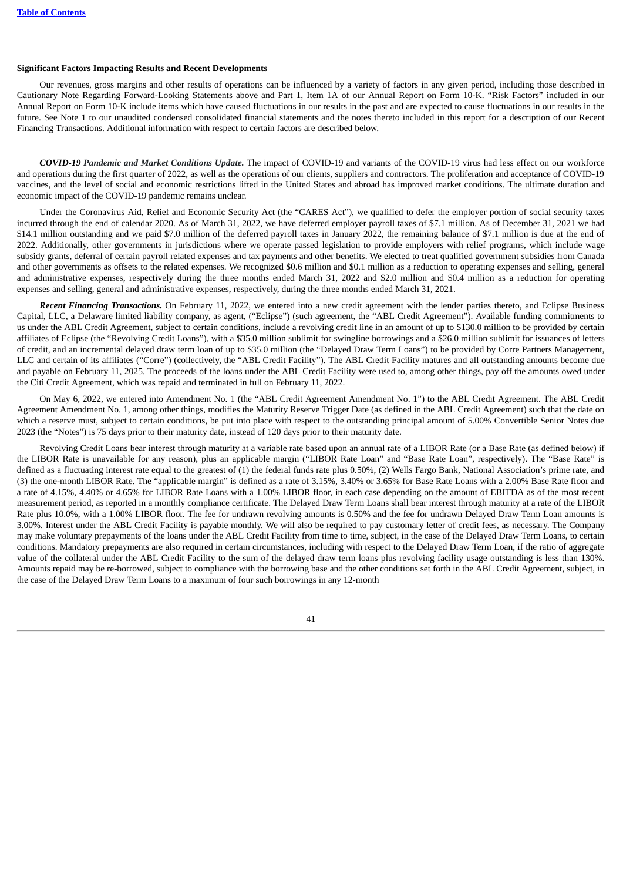**Significant Factors Impacting Results and Recent Developments**

Our revenues, gross margins and other results of operations can be influenced by a variety of factors in any given period, including those described in Cautionary Note Regarding Forward-Looking Statements above and Part 1, Item 1A of our Annual Report on Form 10-K. "Risk Factors" included in our Annual Report on Form 10-K include items which have caused fluctuations in our results in the past and are expected to cause fluctuations in our results in the future. See Note 1 to our unaudited condensed consolidated financial statements and the notes thereto included in this report for a description of our Recent Financing Transactions. Additional information with respect to certain factors are described below.

***COVID-19 Pandemic and Market Conditions Update.*** The impact of COVID-19 and variants of the COVID-19 virus had less effect on our workforce and operations during the first quarter of 2022, as well as the operations of our clients, suppliers and contractors. The proliferation and acceptance of COVID-19 vaccines, and the level of social and economic restrictions lifted in the United States and abroad has improved market conditions. The ultimate duration and economic impact of the COVID-19 pandemic remains unclear.

Under the Coronavirus Aid, Relief and Economic Security Act (the "CARES Act"), we qualified to defer the employer portion of social security taxes incurred through the end of calendar 2020. As of March 31, 2022, we have deferred employer payroll taxes of $7.1 million. As of December 31, 2021 we had $14.1 million outstanding and we paid $7.0 million of the deferred payroll taxes in January 2022, the remaining balance of $7.1 million is due at the end of 2022. Additionally, other governments in jurisdictions where we operate passed legislation to provide employers with relief programs, which include wage subsidy grants, deferral of certain payroll related expenses and tax payments and other benefits. We elected to treat qualified government subsidies from Canada and other governments as offsets to the related expenses. We recognized $0.6 million and $0.1 million as a reduction to operating expenses and selling, general and administrative expenses, respectively during the three months ended March 31, 2022 and $2.0 million and $0.4 million as a reduction for operating expenses and selling, general and administrative expenses, respectively, during the three months ended March 31, 2021.

***Recent Financing Transactions.*** On February 11, 2022, we entered into a new credit agreement with the lender parties thereto, and Eclipse Business Capital, LLC, a Delaware limited liability company, as agent, ("Eclipse") (such agreement, the "ABL Credit Agreement"). Available funding commitments to us under the ABL Credit Agreement, subject to certain conditions, include a revolving credit line in an amount of up to $130.0 million to be provided by certain affiliates of Eclipse (the "Revolving Credit Loans"), with a $35.0 million sublimit for swingline borrowings and a $26.0 million sublimit for issuances of letters of credit, and an incremental delayed draw term loan of up to $35.0 million (the "Delayed Draw Term Loans") to be provided by Corre Partners Management, LLC and certain of its affiliates ("Corre") (collectively, the "ABL Credit Facility"). The ABL Credit Facility matures and all outstanding amounts become due and payable on February 11, 2025. The proceeds of the loans under the ABL Credit Facility were used to, among other things, pay off the amounts owed under the Citi Credit Agreement, which was repaid and terminated in full on February 11, 2022.

On May 6, 2022, we entered into Amendment No. 1 (the "ABL Credit Agreement Amendment No. 1") to the ABL Credit Agreement. The ABL Credit Agreement Amendment No. 1, among other things, modifies the Maturity Reserve Trigger Date (as defined in the ABL Credit Agreement) such that the date on which a reserve must, subject to certain conditions, be put into place with respect to the outstanding principal amount of 5.00% Convertible Senior Notes due 2023 (the "Notes") is 75 days prior to their maturity date, instead of 120 days prior to their maturity date.

Revolving Credit Loans bear interest through maturity at a variable rate based upon an annual rate of a LIBOR Rate (or a Base Rate (as defined below) if the LIBOR Rate is unavailable for any reason), plus an applicable margin ("LIBOR Rate Loan" and "Base Rate Loan", respectively). The "Base Rate" is defined as a fluctuating interest rate equal to the greatest of (1) the federal funds rate plus 0.50%, (2) Wells Fargo Bank, National Association's prime rate, and (3) the one-month LIBOR Rate. The "applicable margin" is defined as a rate of 3.15%, 3.40% or 3.65% for Base Rate Loans with a 2.00% Base Rate floor and a rate of 4.15%, 4.40% or 4.65% for LIBOR Rate Loans with a 1.00% LIBOR floor, in each case depending on the amount of EBITDA as of the most recent measurement period, as reported in a monthly compliance certificate. The Delayed Draw Term Loans shall bear interest through maturity at a rate of the LIBOR Rate plus 10.0%, with a 1.00% LIBOR floor. The fee for undrawn revolving amounts is 0.50% and the fee for undrawn Delayed Draw Term Loan amounts is 3.00%. Interest under the ABL Credit Facility is payable monthly. We will also be required to pay customary letter of credit fees, as necessary. The Company may make voluntary prepayments of the loans under the ABL Credit Facility from time to time, subject, in the case of the Delayed Draw Term Loans, to certain conditions. Mandatory prepayments are also required in certain circumstances, including with respect to the Delayed Draw Term Loan, if the ratio of aggregate value of the collateral under the ABL Credit Facility to the sum of the delayed draw term loans plus revolving facility usage outstanding is less than 130%. Amounts repaid may be re-borrowed, subject to compliance with the borrowing base and the other conditions set forth in the ABL Credit Agreement, subject, in the case of the Delayed Draw Term Loans to a maximum of four such borrowings in any 12-month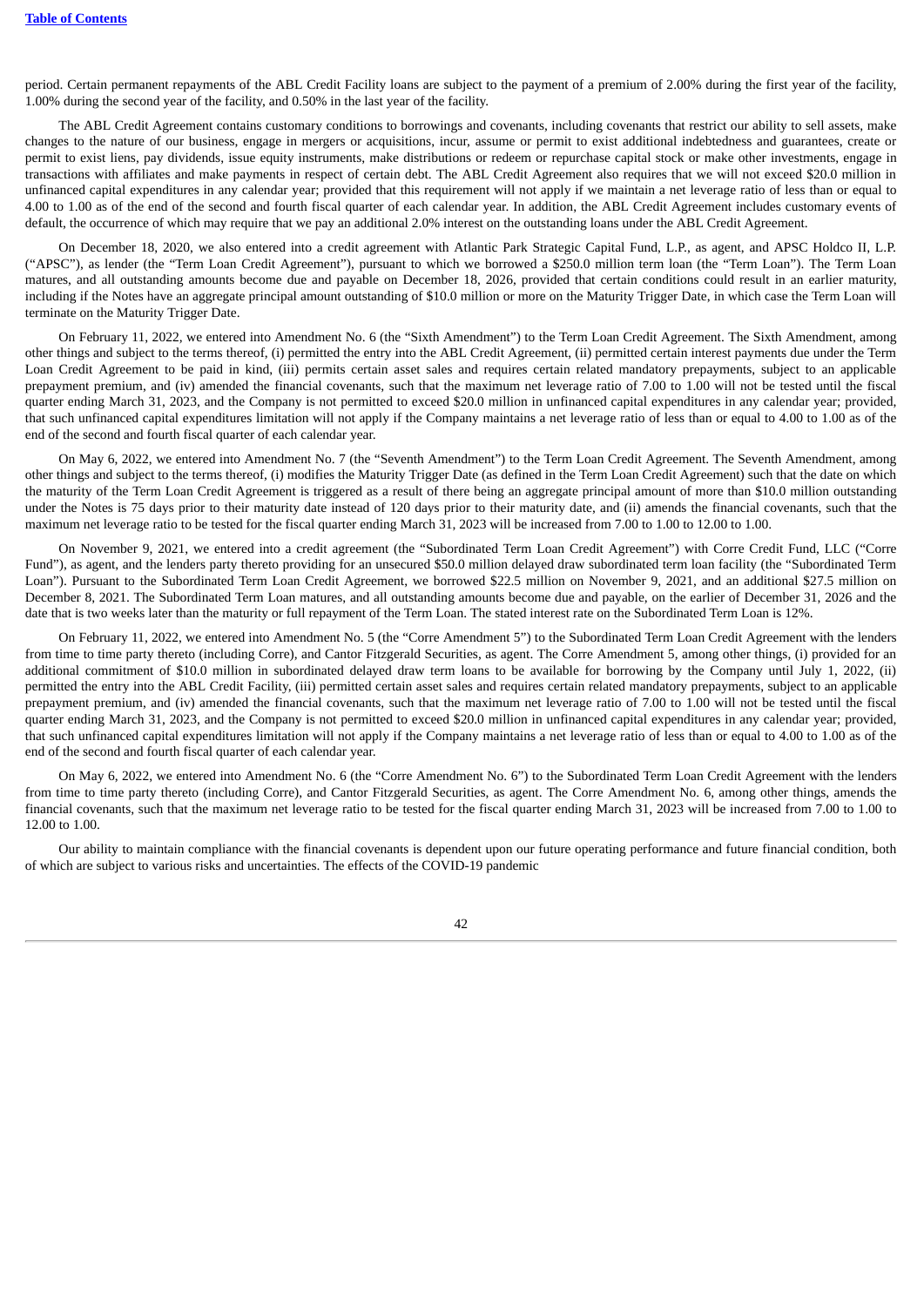period. Certain permanent repayments of the ABL Credit Facility loans are subject to the payment of a premium of 2.00% during the first year of the facility, 1.00% during the second year of the facility, and 0.50% in the last year of the facility.

The ABL Credit Agreement contains customary conditions to borrowings and covenants, including covenants that restrict our ability to sell assets, make changes to the nature of our business, engage in mergers or acquisitions, incur, assume or permit to exist additional indebtedness and guarantees, create or permit to exist liens, pay dividends, issue equity instruments, make distributions or redeem or repurchase capital stock or make other investments, engage in transactions with affiliates and make payments in respect of certain debt. The ABL Credit Agreement also requires that we will not exceed $20.0 million in unfinanced capital expenditures in any calendar year; provided that this requirement will not apply if we maintain a net leverage ratio of less than or equal to 4.00 to 1.00 as of the end of the second and fourth fiscal quarter of each calendar year. In addition, the ABL Credit Agreement includes customary events of default, the occurrence of which may require that we pay an additional 2.0% interest on the outstanding loans under the ABL Credit Agreement.

On December 18, 2020, we also entered into a credit agreement with Atlantic Park Strategic Capital Fund, L.P., as agent, and APSC Holdco II, L.P. ("APSC"), as lender (the "Term Loan Credit Agreement"), pursuant to which we borrowed a $250.0 million term loan (the "Term Loan"). The Term Loan matures, and all outstanding amounts become due and payable on December 18, 2026, provided that certain conditions could result in an earlier maturity, including if the Notes have an aggregate principal amount outstanding of $10.0 million or more on the Maturity Trigger Date, in which case the Term Loan will terminate on the Maturity Trigger Date.

On February 11, 2022, we entered into Amendment No. 6 (the "Sixth Amendment") to the Term Loan Credit Agreement. The Sixth Amendment, among other things and subject to the terms thereof, (i) permitted the entry into the ABL Credit Agreement, (ii) permitted certain interest payments due under the Term Loan Credit Agreement to be paid in kind, (iii) permits certain asset sales and requires certain related mandatory prepayments, subject to an applicable prepayment premium, and (iv) amended the financial covenants, such that the maximum net leverage ratio of 7.00 to 1.00 will not be tested until the fiscal quarter ending March 31, 2023, and the Company is not permitted to exceed $20.0 million in unfinanced capital expenditures in any calendar year; provided, that such unfinanced capital expenditures limitation will not apply if the Company maintains a net leverage ratio of less than or equal to 4.00 to 1.00 as of the end of the second and fourth fiscal quarter of each calendar year.

On May 6, 2022, we entered into Amendment No. 7 (the "Seventh Amendment") to the Term Loan Credit Agreement. The Seventh Amendment, among other things and subject to the terms thereof, (i) modifies the Maturity Trigger Date (as defined in the Term Loan Credit Agreement) such that the date on which the maturity of the Term Loan Credit Agreement is triggered as a result of there being an aggregate principal amount of more than $10.0 million outstanding under the Notes is 75 days prior to their maturity date instead of 120 days prior to their maturity date, and (ii) amends the financial covenants, such that the maximum net leverage ratio to be tested for the fiscal quarter ending March 31, 2023 will be increased from 7.00 to 1.00 to 12.00 to 1.00.

On November 9, 2021, we entered into a credit agreement (the "Subordinated Term Loan Credit Agreement") with Corre Credit Fund, LLC ("Corre Fund"), as agent, and the lenders party thereto providing for an unsecured $50.0 million delayed draw subordinated term loan facility (the "Subordinated Term Loan"). Pursuant to the Subordinated Term Loan Credit Agreement, we borrowed $22.5 million on November 9, 2021, and an additional $27.5 million on December 8, 2021. The Subordinated Term Loan matures, and all outstanding amounts become due and payable, on the earlier of December 31, 2026 and the date that is two weeks later than the maturity or full repayment of the Term Loan. The stated interest rate on the Subordinated Term Loan is 12%.

On February 11, 2022, we entered into Amendment No. 5 (the "Corre Amendment 5") to the Subordinated Term Loan Credit Agreement with the lenders from time to time party thereto (including Corre), and Cantor Fitzgerald Securities, as agent. The Corre Amendment 5, among other things, (i) provided for an additional commitment of $10.0 million in subordinated delayed draw term loans to be available for borrowing by the Company until July 1, 2022, (ii) permitted the entry into the ABL Credit Facility, (iii) permitted certain asset sales and requires certain related mandatory prepayments, subject to an applicable prepayment premium, and (iv) amended the financial covenants, such that the maximum net leverage ratio of 7.00 to 1.00 will not be tested until the fiscal quarter ending March 31, 2023, and the Company is not permitted to exceed $20.0 million in unfinanced capital expenditures in any calendar year; provided, that such unfinanced capital expenditures limitation will not apply if the Company maintains a net leverage ratio of less than or equal to 4.00 to 1.00 as of the end of the second and fourth fiscal quarter of each calendar year.

On May 6, 2022, we entered into Amendment No. 6 (the "Corre Amendment No. 6") to the Subordinated Term Loan Credit Agreement with the lenders from time to time party thereto (including Corre), and Cantor Fitzgerald Securities, as agent. The Corre Amendment No. 6, among other things, amends the financial covenants, such that the maximum net leverage ratio to be tested for the fiscal quarter ending March 31, 2023 will be increased from 7.00 to 1.00 to 12.00 to 1.00.

Our ability to maintain compliance with the financial covenants is dependent upon our future operating performance and future financial condition, both of which are subject to various risks and uncertainties. The effects of the COVID-19 pandemic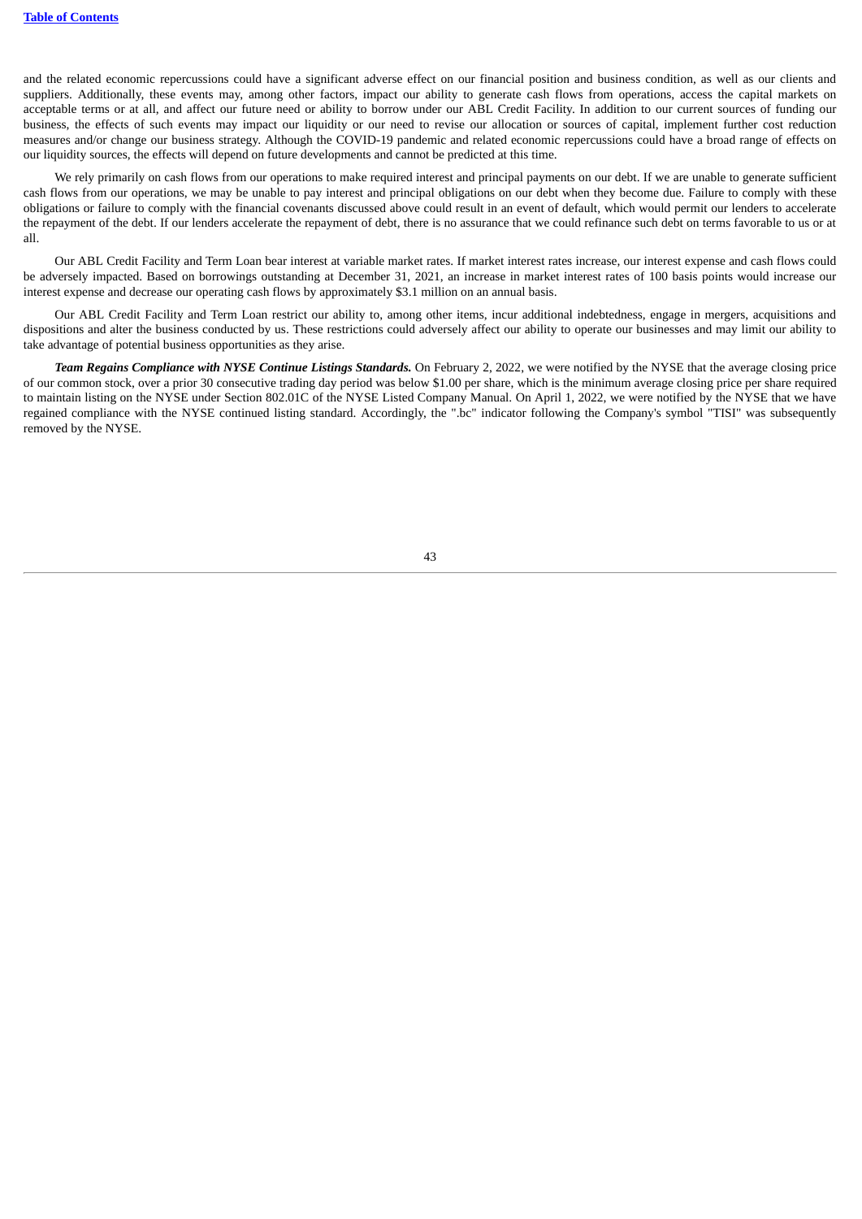and the related economic repercussions could have a significant adverse effect on our financial position and business condition, as well as our clients and suppliers. Additionally, these events may, among other factors, impact our ability to generate cash flows from operations, access the capital markets on acceptable terms or at all, and affect our future need or ability to borrow under our ABL Credit Facility. In addition to our current sources of funding our business, the effects of such events may impact our liquidity or our need to revise our allocation or sources of capital, implement further cost reduction measures and/or change our business strategy. Although the COVID-19 pandemic and related economic repercussions could have a broad range of effects on our liquidity sources, the effects will depend on future developments and cannot be predicted at this time.

We rely primarily on cash flows from our operations to make required interest and principal payments on our debt. If we are unable to generate sufficient cash flows from our operations, we may be unable to pay interest and principal obligations on our debt when they become due. Failure to comply with these obligations or failure to comply with the financial covenants discussed above could result in an event of default, which would permit our lenders to accelerate the repayment of the debt. If our lenders accelerate the repayment of debt, there is no assurance that we could refinance such debt on terms favorable to us or at all.

Our ABL Credit Facility and Term Loan bear interest at variable market rates. If market interest rates increase, our interest expense and cash flows could be adversely impacted. Based on borrowings outstanding at December 31, 2021, an increase in market interest rates of 100 basis points would increase our interest expense and decrease our operating cash flows by approximately $3.1 million on an annual basis.

Our ABL Credit Facility and Term Loan restrict our ability to, among other items, incur additional indebtedness, engage in mergers, acquisitions and dispositions and alter the business conducted by us. These restrictions could adversely affect our ability to operate our businesses and may limit our ability to take advantage of potential business opportunities as they arise.

***Team Regains Compliance with NYSE Continue Listings Standards.*** On February 2, 2022, we were notified by the NYSE that the average closing price of our common stock, over a prior 30 consecutive trading day period was below $1.00 per share, which is the minimum average closing price per share required to maintain listing on the NYSE under Section 802.01C of the NYSE Listed Company Manual. On April 1, 2022, we were notified by the NYSE that we have regained compliance with the NYSE continued listing standard. Accordingly, the ".bc" indicator following the Company's symbol "TISI" was subsequently removed by the NYSE.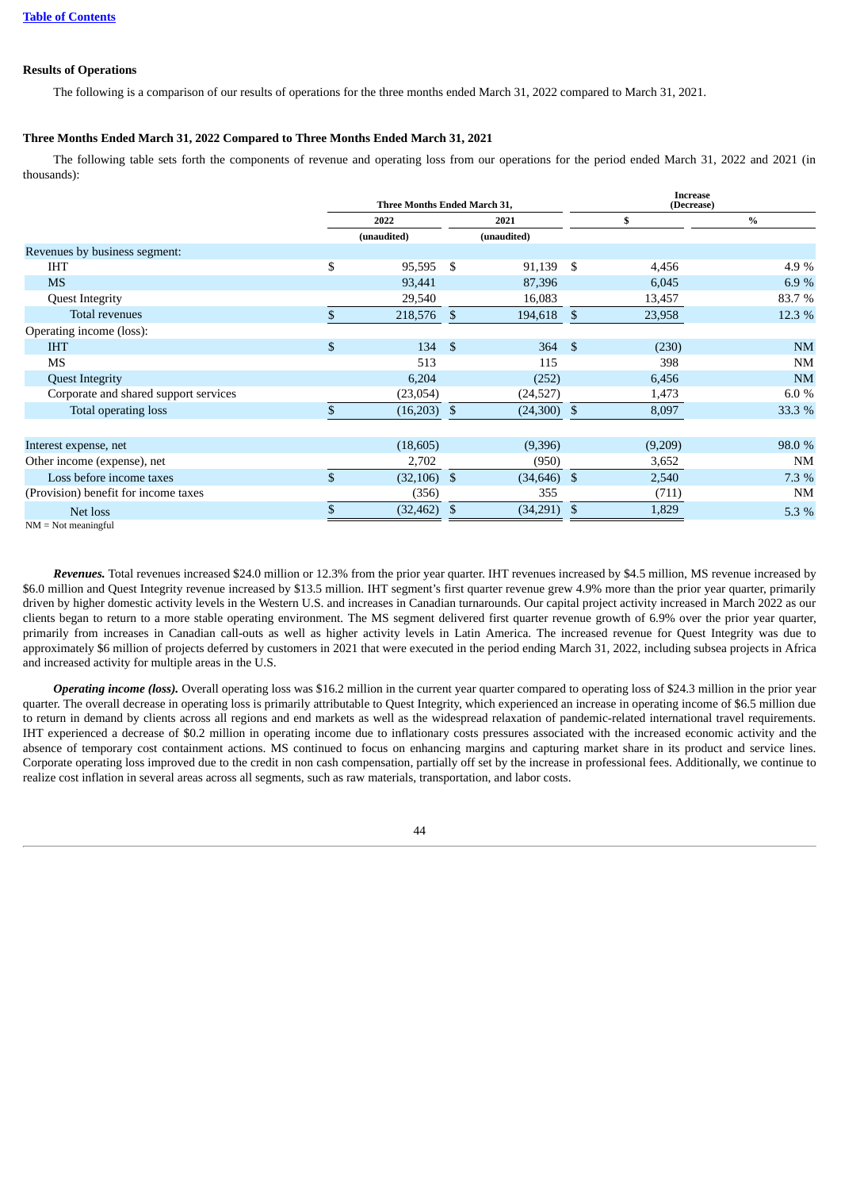[Table of Contents](#)

**Results of Operations**

The following is a comparison of our results of operations for the three months ended March 31, 2022 compared to March 31, 2021.

**Three Months Ended March 31, 2022 Compared to Three Months Ended March 31, 2021**

The following table sets forth the components of revenue and operating loss from our operations for the period ended March 31, 2022 and 2021 (in thousands):

| | Three Months Ended March 31, | | Increase (Decrease) | |
|---|---|---|---|---|
| | 2022 | 2021 | $ | % |
| | (unaudited) | (unaudited) | | |
| Revenues by business segment: | | | | |
| IHT | $ 95,595 | $ 91,139 | $ 4,456 | 4.9 % |
| MS | 93,441 | 87,396 | 6,045 | 6.9 % |
| Quest Integrity | 29,540 | 16,083 | 13,457 | 83.7 % |
| Total revenues | $ 218,576 | $ 194,618 | $ 23,958 | 12.3 % |
| Operating income (loss): | | | | |
| IHT | $ 134 | $ 364 | $ (230) | NM |
| MS | 513 | 115 | 398 | NM |
| Quest Integrity | 6,204 | (252) | 6,456 | NM |
| Corporate and shared support services | (23,054) | (24,527) | 1,473 | 6.0 % |
| Total operating loss | $ (16,203) | $ (24,300) | $ 8,097 | 33.3 % |
| | | | | |
| Interest expense, net | (18,605) | (9,396) | (9,209) | 98.0 % |
| Other income (expense), net | 2,702 | (950) | 3,652 | NM |
| Loss before income taxes | $ (32,106) | $ (34,646) | $ 2,540 | 7.3 % |
| (Provision) benefit for income taxes | (356) | 355 | (711) | NM |
| Net loss | $ (32,462) | $ (34,291) | $ 1,829 | 5.3 % |

NM = Not meaningful

***Revenues.*** Total revenues increased $24.0 million or 12.3% from the prior year quarter. IHT revenues increased by $4.5 million, MS revenue increased by $6.0 million and Quest Integrity revenue increased by $13.5 million. IHT segment's first quarter revenue grew 4.9% more than the prior year quarter, primarily driven by higher domestic activity levels in the Western U.S. and increases in Canadian turnarounds. Our capital project activity increased in March 2022 as our clients began to return to a more stable operating environment. The MS segment delivered first quarter revenue growth of 6.9% over the prior year quarter, primarily from increases in Canadian call-outs as well as higher activity levels in Latin America. The increased revenue for Quest Integrity was due to approximately $6 million of projects deferred by customers in 2021 that were executed in the period ending March 31, 2022, including subsea projects in Africa and increased activity for multiple areas in the U.S.

***Operating income (loss).*** Overall operating loss was $16.2 million in the current year quarter compared to operating loss of $24.3 million in the prior year quarter. The overall decrease in operating loss is primarily attributable to Quest Integrity, which experienced an increase in operating income of $6.5 million due to return in demand by clients across all regions and end markets as well as the widespread relaxation of pandemic-related international travel requirements. IHT experienced a decrease of $0.2 million in operating income due to inflationary costs pressures associated with the increased economic activity and the absence of temporary cost containment actions. MS continued to focus on enhancing margins and capturing market share in its product and service lines. Corporate operating loss improved due to the credit in non cash compensation, partially off set by the increase in professional fees. Additionally, we continue to realize cost inflation in several areas across all segments, such as raw materials, transportation, and labor costs.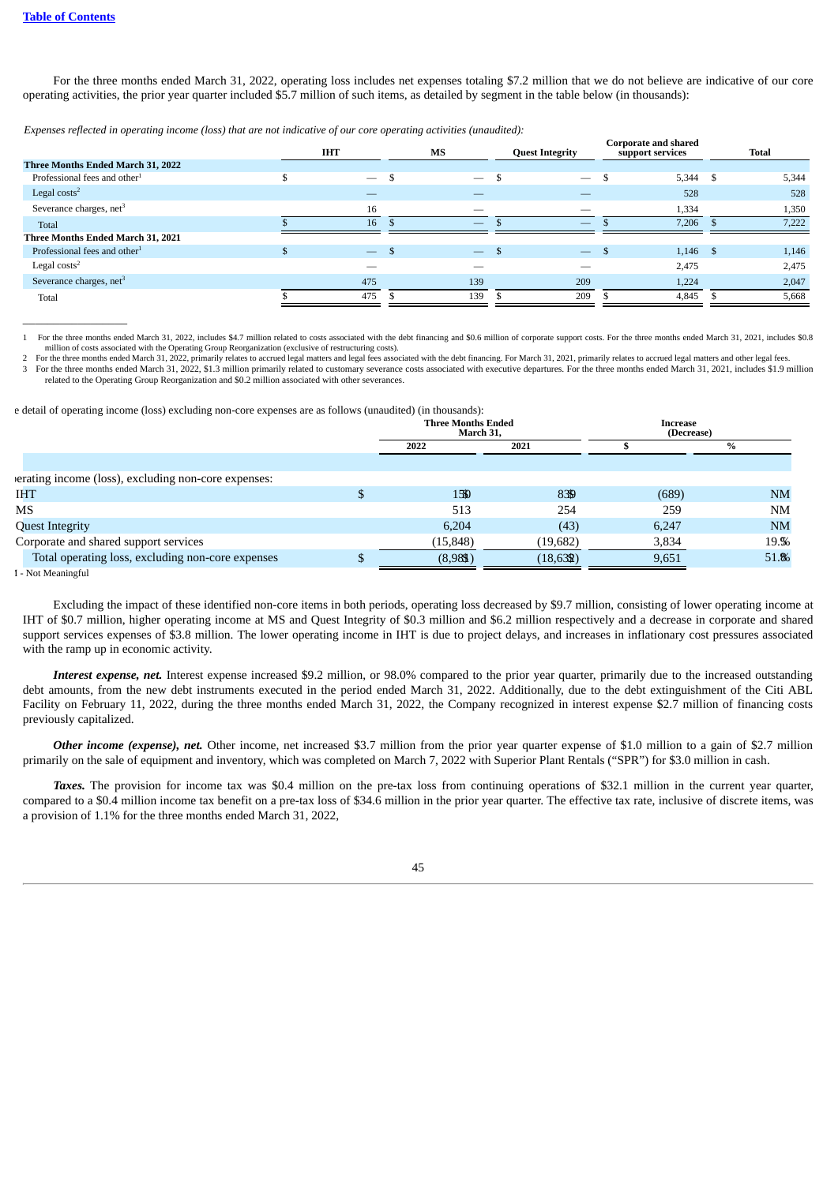For the three months ended March 31, 2022, operating loss includes net expenses totaling $7.2 million that we do not believe are indicative of our core operating activities, the prior year quarter included $5.7 million of such items, as detailed by segment in the table below (in thousands):

*Expenses reflected in operating income (loss) that are not indicative of our core operating activities (unaudited):*

| | IHT | MS | Quest Integrity | Corporate and shared support services | Total |
|---|---|---|---|---|---|
| **Three Months Ended March 31, 2022** | | | | | |
| Professional fees and other[1] | $ — | $ — | $ — | $ 5,344 | $ 5,344 |
| Legal costs[2] | — | — | — | 528 | 528 |
| Severance charges, net[3] | 16 | — | — | 1,334 | 1,350 |
| Total | $ 16 | $ — | $ — | $ 7,206 | $ 7,222 |
| **Three Months Ended March 31, 2021** | | | | | |
| Professional fees and other[1] | $ — | $ — | $ — | $ 1,146 | $ 1,146 |
| Legal costs[2] | — | — | — | 2,475 | 2,475 |
| Severance charges, net[3] | 475 | 139 | 209 | 1,224 | 2,047 |
| Total | $ 475 | $ 139 | $ 209 | $ 4,845 | $ 5,668 |

1 For the three months ended March 31, 2022, includes $4.7 million related to costs associated with the debt financing and $0.6 million of corporate support costs. For the three months ended March 31, 2021, includes $0.8 million of costs associated with the Operating Group Reorganization (exclusive of restructuring costs).

2 For the three months ended March 31, 2022, primarily relates to accrued legal matters and legal fees associated with the debt financing. For March 31, 2021, primarily relates to accrued legal matters and other legal fees.

3 For the three months ended March 31, 2022, $1.3 million primarily related to customary severance costs associated with executive departures. For the three months ended March 31, 2021, includes $1.9 million related to the Operating Group Reorganization and $0.2 million associated with other severances.

e detail of operating income (loss) excluding non-core expenses are as follows (unaudited) (in thousands):

| | Three Months Ended March 31, | | Increase (Decrease) | |
|---|---|---|---|---|
| | 2022 | 2021 | $ | % |
| ›erating income (loss), excluding non-core expenses: | | | | |
| IHT | $ 150 | 839 | (689) | NM |
| MS | 513 | 254 | 259 | NM |
| Quest Integrity | 6,204 | (43) | 6,247 | NM |
| Corporate and shared support services | (15,848) | (19,682) | 3,834 | 19.5% |
| Total operating loss, excluding non-core expenses | $ (8,981) | (18,632) | 9,651 | 51.8% |

I - Not Meaningful

Excluding the impact of these identified non-core items in both periods, operating loss decreased by $9.7 million, consisting of lower operating income at IHT of $0.7 million, higher operating income at MS and Quest Integrity of $0.3 million and $6.2 million respectively and a decrease in corporate and shared support services expenses of $3.8 million. The lower operating income in IHT is due to project delays, and increases in inflationary cost pressures associated with the ramp up in economic activity.

***Interest expense, net.*** Interest expense increased $9.2 million, or 98.0% compared to the prior year quarter, primarily due to the increased outstanding debt amounts, from the new debt instruments executed in the period ended March 31, 2022. Additionally, due to the debt extinguishment of the Citi ABL Facility on February 11, 2022, during the three months ended March 31, 2022, the Company recognized in interest expense $2.7 million of financing costs previously capitalized.

***Other income (expense), net.*** Other income, net increased $3.7 million from the prior year quarter expense of $1.0 million to a gain of $2.7 million primarily on the sale of equipment and inventory, which was completed on March 7, 2022 with Superior Plant Rentals ("SPR") for $3.0 million in cash.

***Taxes.*** The provision for income tax was $0.4 million on the pre-tax loss from continuing operations of $32.1 million in the current year quarter, compared to a $0.4 million income tax benefit on a pre-tax loss of $34.6 million in the prior year quarter. The effective tax rate, inclusive of discrete items, was a provision of 1.1% for the three months ended March 31, 2022,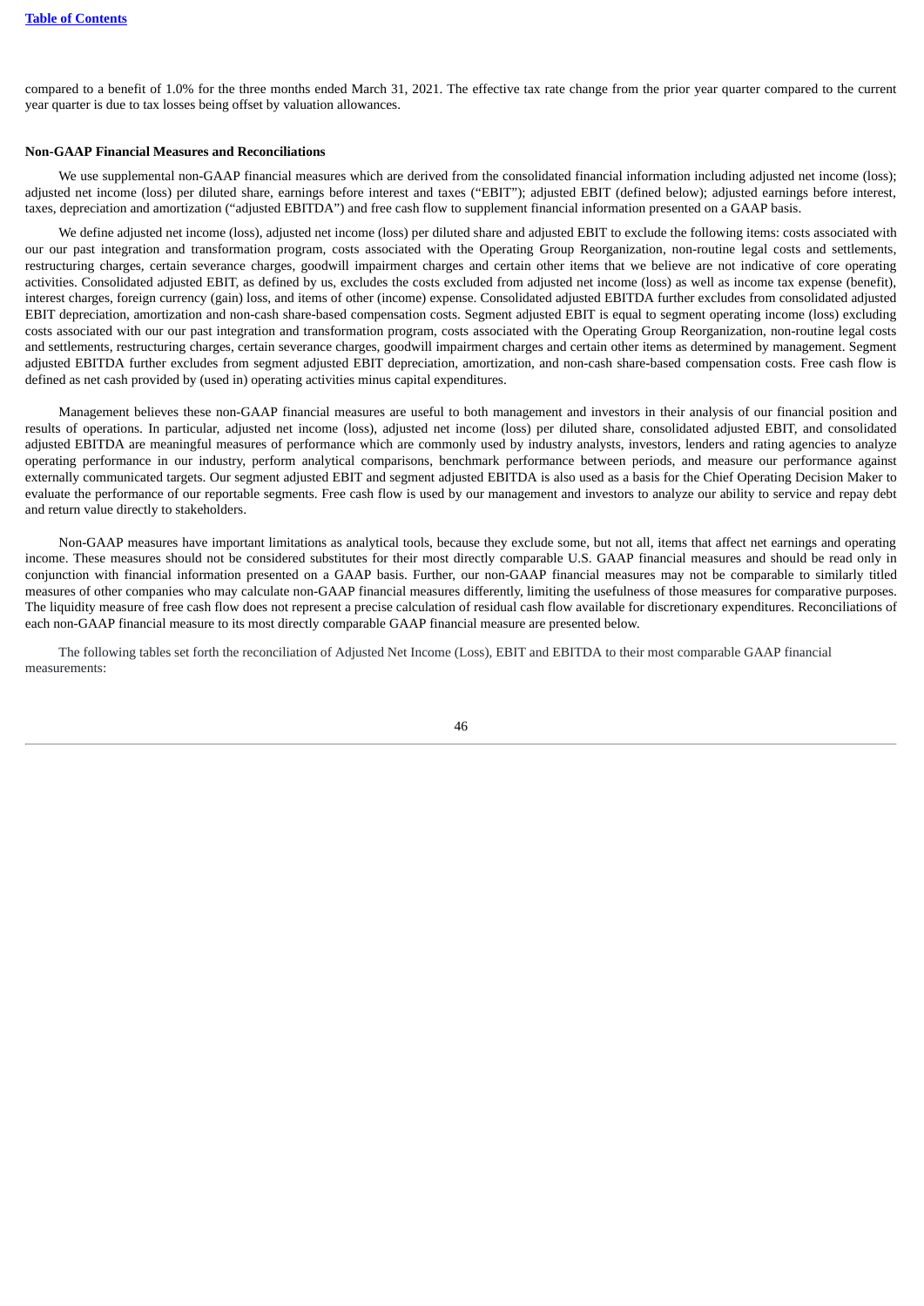compared to a benefit of 1.0% for the three months ended March 31, 2021. The effective tax rate change from the prior year quarter compared to the current year quarter is due to tax losses being offset by valuation allowances.

**Non-GAAP Financial Measures and Reconciliations**

We use supplemental non-GAAP financial measures which are derived from the consolidated financial information including adjusted net income (loss); adjusted net income (loss) per diluted share, earnings before interest and taxes ("EBIT"); adjusted EBIT (defined below); adjusted earnings before interest, taxes, depreciation and amortization ("adjusted EBITDA") and free cash flow to supplement financial information presented on a GAAP basis.

We define adjusted net income (loss), adjusted net income (loss) per diluted share and adjusted EBIT to exclude the following items: costs associated with our our past integration and transformation program, costs associated with the Operating Group Reorganization, non-routine legal costs and settlements, restructuring charges, certain severance charges, goodwill impairment charges and certain other items that we believe are not indicative of core operating activities. Consolidated adjusted EBIT, as defined by us, excludes the costs excluded from adjusted net income (loss) as well as income tax expense (benefit), interest charges, foreign currency (gain) loss, and items of other (income) expense. Consolidated adjusted EBITDA further excludes from consolidated adjusted EBIT depreciation, amortization and non-cash share-based compensation costs. Segment adjusted EBIT is equal to segment operating income (loss) excluding costs associated with our our past integration and transformation program, costs associated with the Operating Group Reorganization, non-routine legal costs and settlements, restructuring charges, certain severance charges, goodwill impairment charges and certain other items as determined by management. Segment adjusted EBITDA further excludes from segment adjusted EBIT depreciation, amortization, and non-cash share-based compensation costs. Free cash flow is defined as net cash provided by (used in) operating activities minus capital expenditures.

Management believes these non-GAAP financial measures are useful to both management and investors in their analysis of our financial position and results of operations. In particular, adjusted net income (loss), adjusted net income (loss) per diluted share, consolidated adjusted EBIT, and consolidated adjusted EBITDA are meaningful measures of performance which are commonly used by industry analysts, investors, lenders and rating agencies to analyze operating performance in our industry, perform analytical comparisons, benchmark performance between periods, and measure our performance against externally communicated targets. Our segment adjusted EBIT and segment adjusted EBITDA is also used as a basis for the Chief Operating Decision Maker to evaluate the performance of our reportable segments. Free cash flow is used by our management and investors to analyze our ability to service and repay debt and return value directly to stakeholders.

Non-GAAP measures have important limitations as analytical tools, because they exclude some, but not all, items that affect net earnings and operating income. These measures should not be considered substitutes for their most directly comparable U.S. GAAP financial measures and should be read only in conjunction with financial information presented on a GAAP basis. Further, our non-GAAP financial measures may not be comparable to similarly titled measures of other companies who may calculate non-GAAP financial measures differently, limiting the usefulness of those measures for comparative purposes. The liquidity measure of free cash flow does not represent a precise calculation of residual cash flow available for discretionary expenditures. Reconciliations of each non-GAAP financial measure to its most directly comparable GAAP financial measure are presented below.

The following tables set forth the reconciliation of Adjusted Net Income (Loss), EBIT and EBITDA to their most comparable GAAP financial measurements: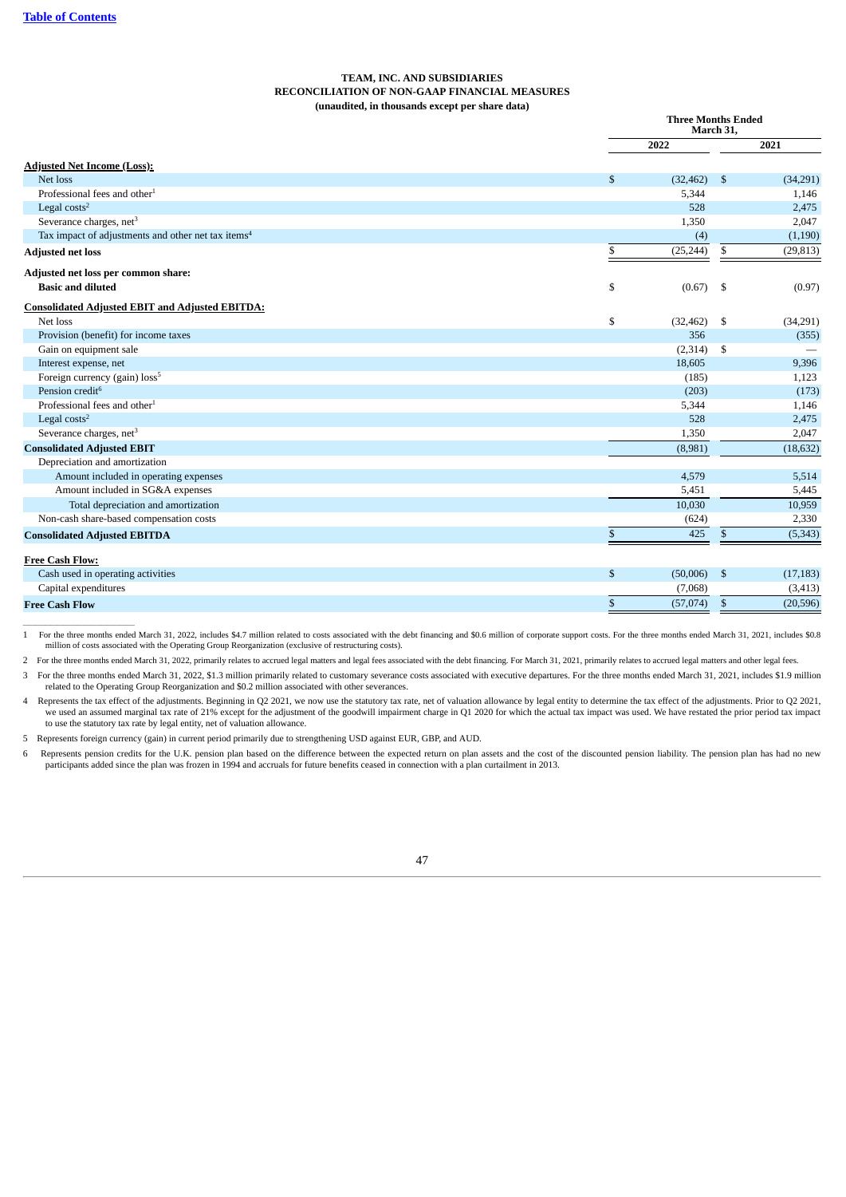**TEAM, INC. AND SUBSIDIARIES**
**RECONCILIATION OF NON-GAAP FINANCIAL MEASURES**
**(unaudited, in thousands except per share data)**

| | Three Months Ended March 31, | |
|---|---|---|
| | 2022 | 2021 |
| **Adjusted Net Income (Loss):** | | |
| Net loss | $ (32,462) | $ (34,291) |
| Professional fees and other[1] | 5,344 | 1,146 |
| Legal costs[2] | 528 | 2,475 |
| Severance charges, net[3] | 1,350 | 2,047 |
| Tax impact of adjustments and other net tax items[4] | (4) | (1,190) |
| **Adjusted net loss** | $ (25,244) | $ (29,813) |
| **Adjusted net loss per common share:** | | |
| **Basic and diluted** | $ (0.67) | $ (0.97) |
| **Consolidated Adjusted EBIT and Adjusted EBITDA:** | | |
| Net loss | $ (32,462) | $ (34,291) |
| Provision (benefit) for income taxes | 356 | (355) |
| Gain on equipment sale | (2,314) | $ — |
| Interest expense, net | 18,605 | 9,396 |
| Foreign currency (gain) loss[5] | (185) | 1,123 |
| Pension credit[6] | (203) | (173) |
| Professional fees and other[1] | 5,344 | 1,146 |
| Legal costs[2] | 528 | 2,475 |
| Severance charges, net[3] | 1,350 | 2,047 |
| **Consolidated Adjusted EBIT** | (8,981) | (18,632) |
| Depreciation and amortization | | |
| Amount included in operating expenses | 4,579 | 5,514 |
| Amount included in SG&A expenses | 5,451 | 5,445 |
| Total depreciation and amortization | 10,030 | 10,959 |
| Non-cash share-based compensation costs | (624) | 2,330 |
| **Consolidated Adjusted EBITDA** | $ 425 | $ (5,343) |
| **Free Cash Flow:** | | |
| Cash used in operating activities | $ (50,006) | $ (17,183) |
| Capital expenditures | (7,068) | (3,413) |
| **Free Cash Flow** | $ (57,074) | $ (20,596) |

1 For the three months ended March 31, 2022, includes $4.7 million related to costs associated with the debt financing and $0.6 million of corporate support costs. For the three months ended March 31, 2021, includes $0.8 million of costs associated with the Operating Group Reorganization (exclusive of restructuring costs).

2 For the three months ended March 31, 2022, primarily relates to accrued legal matters and legal fees associated with the debt financing. For March 31, 2021, primarily relates to accrued legal matters and other legal fees.

3 For the three months ended March 31, 2022, $1.3 million primarily related to customary severance costs associated with executive departures. For the three months ended March 31, 2021, includes $1.9 million related to the Operating Group Reorganization and $0.2 million associated with other severances.

4 Represents the tax effect of the adjustments. Beginning in Q2 2021, we now use the statutory tax rate, net of valuation allowance by legal entity to determine the tax effect of the adjustments. Prior to Q2 2021, we used an assumed marginal tax rate of 21% except for the adjustment of the goodwill impairment charge in Q1 2020 for which the actual tax impact was used. We have restated the prior period tax impact to use the statutory tax rate by legal entity, net of valuation allowance.

5 Represents foreign currency (gain) in current period primarily due to strengthening USD against EUR, GBP, and AUD.

6 Represents pension credits for the U.K. pension plan based on the difference between the expected return on plan assets and the cost of the discounted pension liability. The pension plan has had no new participants added since the plan was frozen in 1994 and accruals for future benefits ceased in connection with a plan curtailment in 2013.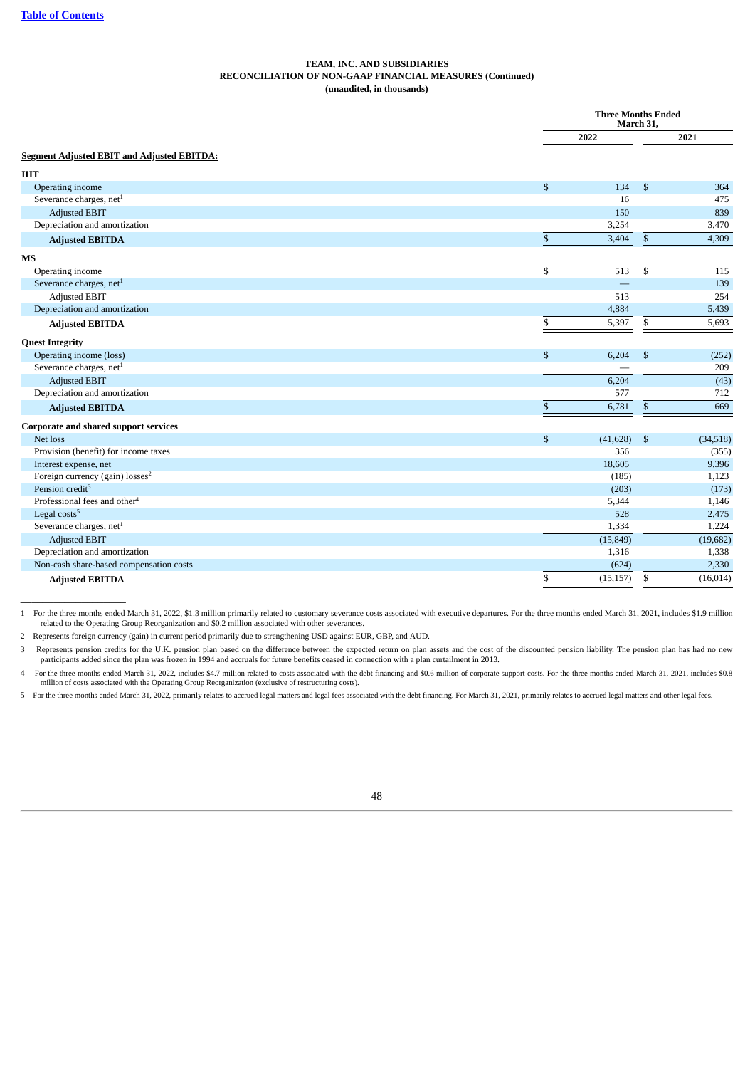**TEAM, INC. AND SUBSIDIARIES**
**RECONCILIATION OF NON-GAAP FINANCIAL MEASURES (Continued)**
**(unaudited, in thousands)**

| | Three Months Ended March 31, | |
|---|---|---|
| | 2022 | 2021 |
| **Segment Adjusted EBIT and Adjusted EBITDA:** | | |
| **IHT** | | |
| Operating income | $ 134 | $ 364 |
| Severance charges, net[1] | 16 | 475 |
| Adjusted EBIT | 150 | 839 |
| Depreciation and amortization | 3,254 | 3,470 |
| **Adjusted EBITDA** | $ 3,404 | $ 4,309 |
| **MS** | | |
| Operating income | $ 513 | $ 115 |
| Severance charges, net[1] | — | 139 |
| Adjusted EBIT | 513 | 254 |
| Depreciation and amortization | 4,884 | 5,439 |
| **Adjusted EBITDA** | $ 5,397 | $ 5,693 |
| **Quest Integrity** | | |
| Operating income (loss) | $ 6,204 | $ (252) |
| Severance charges, net[1] | — | 209 |
| Adjusted EBIT | 6,204 | (43) |
| Depreciation and amortization | 577 | 712 |
| **Adjusted EBITDA** | $ 6,781 | $ 669 |
| **Corporate and shared support services** | | |
| Net loss | $ (41,628) | $ (34,518) |
| Provision (benefit) for income taxes | 356 | (355) |
| Interest expense, net | 18,605 | 9,396 |
| Foreign currency (gain) losses[2] | (185) | 1,123 |
| Pension credit[3] | (203) | (173) |
| Professional fees and other[4] | 5,344 | 1,146 |
| Legal costs[5] | 528 | 2,475 |
| Severance charges, net[1] | 1,334 | 1,224 |
| Adjusted EBIT | (15,849) | (19,682) |
| Depreciation and amortization | 1,316 | 1,338 |
| Non-cash share-based compensation costs | (624) | 2,330 |
| **Adjusted EBITDA** | $ (15,157) | $ (16,014) |

1 For the three months ended March 31, 2022, $1.3 million primarily related to customary severance costs associated with executive departures. For the three months ended March 31, 2021, includes $1.9 million related to the Operating Group Reorganization and $0.2 million associated with other severances.

2 Represents foreign currency (gain) in current period primarily due to strengthening USD against EUR, GBP, and AUD.

3 Represents pension credits for the U.K. pension plan based on the difference between the expected return on plan assets and the cost of the discounted pension liability. The pension plan has had no new participants added since the plan was frozen in 1994 and accruals for future benefits ceased in connection with a plan curtailment in 2013.

4 For the three months ended March 31, 2022, includes $4.7 million related to costs associated with the debt financing and $0.6 million of corporate support costs. For the three months ended March 31, 2021, includes $0.8 million of costs associated with the Operating Group Reorganization (exclusive of restructuring costs).

5 For the three months ended March 31, 2022, primarily relates to accrued legal matters and legal fees associated with the debt financing. For March 31, 2021, primarily relates to accrued legal matters and other legal fees.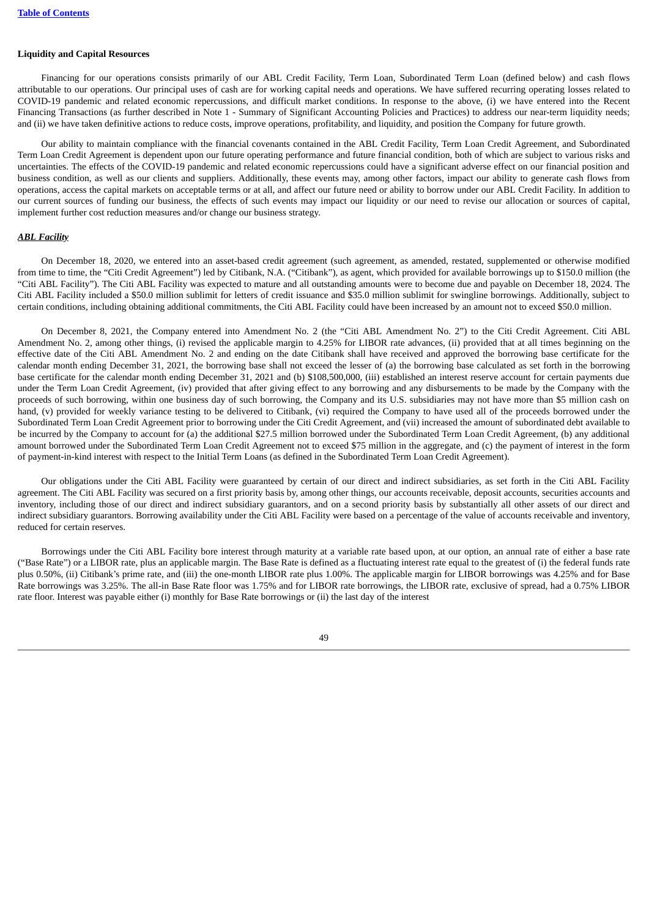**Liquidity and Capital Resources**

Financing for our operations consists primarily of our ABL Credit Facility, Term Loan, Subordinated Term Loan (defined below) and cash flows attributable to our operations. Our principal uses of cash are for working capital needs and operations. We have suffered recurring operating losses related to COVID-19 pandemic and related economic repercussions, and difficult market conditions. In response to the above, (i) we have entered into the Recent Financing Transactions (as further described in Note 1 - Summary of Significant Accounting Policies and Practices) to address our near-term liquidity needs; and (ii) we have taken definitive actions to reduce costs, improve operations, profitability, and liquidity, and position the Company for future growth.

Our ability to maintain compliance with the financial covenants contained in the ABL Credit Facility, Term Loan Credit Agreement, and Subordinated Term Loan Credit Agreement is dependent upon our future operating performance and future financial condition, both of which are subject to various risks and uncertainties. The effects of the COVID-19 pandemic and related economic repercussions could have a significant adverse effect on our financial position and business condition, as well as our clients and suppliers. Additionally, these events may, among other factors, impact our ability to generate cash flows from operations, access the capital markets on acceptable terms or at all, and affect our future need or ability to borrow under our ABL Credit Facility. In addition to our current sources of funding our business, the effects of such events may impact our liquidity or our need to revise our allocation or sources of capital, implement further cost reduction measures and/or change our business strategy.

***ABL Facility***

On December 18, 2020, we entered into an asset-based credit agreement (such agreement, as amended, restated, supplemented or otherwise modified from time to time, the "Citi Credit Agreement") led by Citibank, N.A. ("Citibank"), as agent, which provided for available borrowings up to $150.0 million (the "Citi ABL Facility"). The Citi ABL Facility was expected to mature and all outstanding amounts were to become due and payable on December 18, 2024. The Citi ABL Facility included a $50.0 million sublimit for letters of credit issuance and $35.0 million sublimit for swingline borrowings. Additionally, subject to certain conditions, including obtaining additional commitments, the Citi ABL Facility could have been increased by an amount not to exceed $50.0 million.

On December 8, 2021, the Company entered into Amendment No. 2 (the "Citi ABL Amendment No. 2") to the Citi Credit Agreement. Citi ABL Amendment No. 2, among other things, (i) revised the applicable margin to 4.25% for LIBOR rate advances, (ii) provided that at all times beginning on the effective date of the Citi ABL Amendment No. 2 and ending on the date Citibank shall have received and approved the borrowing base certificate for the calendar month ending December 31, 2021, the borrowing base shall not exceed the lesser of (a) the borrowing base calculated as set forth in the borrowing base certificate for the calendar month ending December 31, 2021 and (b) $108,500,000, (iii) established an interest reserve account for certain payments due under the Term Loan Credit Agreement, (iv) provided that after giving effect to any borrowing and any disbursements to be made by the Company with the proceeds of such borrowing, within one business day of such borrowing, the Company and its U.S. subsidiaries may not have more than $5 million cash on hand, (v) provided for weekly variance testing to be delivered to Citibank, (vi) required the Company to have used all of the proceeds borrowed under the Subordinated Term Loan Credit Agreement prior to borrowing under the Citi Credit Agreement, and (vii) increased the amount of subordinated debt available to be incurred by the Company to account for (a) the additional $27.5 million borrowed under the Subordinated Term Loan Credit Agreement, (b) any additional amount borrowed under the Subordinated Term Loan Credit Agreement not to exceed $75 million in the aggregate, and (c) the payment of interest in the form of payment-in-kind interest with respect to the Initial Term Loans (as defined in the Subordinated Term Loan Credit Agreement).

Our obligations under the Citi ABL Facility were guaranteed by certain of our direct and indirect subsidiaries, as set forth in the Citi ABL Facility agreement. The Citi ABL Facility was secured on a first priority basis by, among other things, our accounts receivable, deposit accounts, securities accounts and inventory, including those of our direct and indirect subsidiary guarantors, and on a second priority basis by substantially all other assets of our direct and indirect subsidiary guarantors. Borrowing availability under the Citi ABL Facility were based on a percentage of the value of accounts receivable and inventory, reduced for certain reserves.

Borrowings under the Citi ABL Facility bore interest through maturity at a variable rate based upon, at our option, an annual rate of either a base rate ("Base Rate") or a LIBOR rate, plus an applicable margin. The Base Rate is defined as a fluctuating interest rate equal to the greatest of (i) the federal funds rate plus 0.50%, (ii) Citibank's prime rate, and (iii) the one-month LIBOR rate plus 1.00%. The applicable margin for LIBOR borrowings was 4.25% and for Base Rate borrowings was 3.25%. The all-in Base Rate floor was 1.75% and for LIBOR rate borrowings, the LIBOR rate, exclusive of spread, had a 0.75% LIBOR rate floor. Interest was payable either (i) monthly for Base Rate borrowings or (ii) the last day of the interest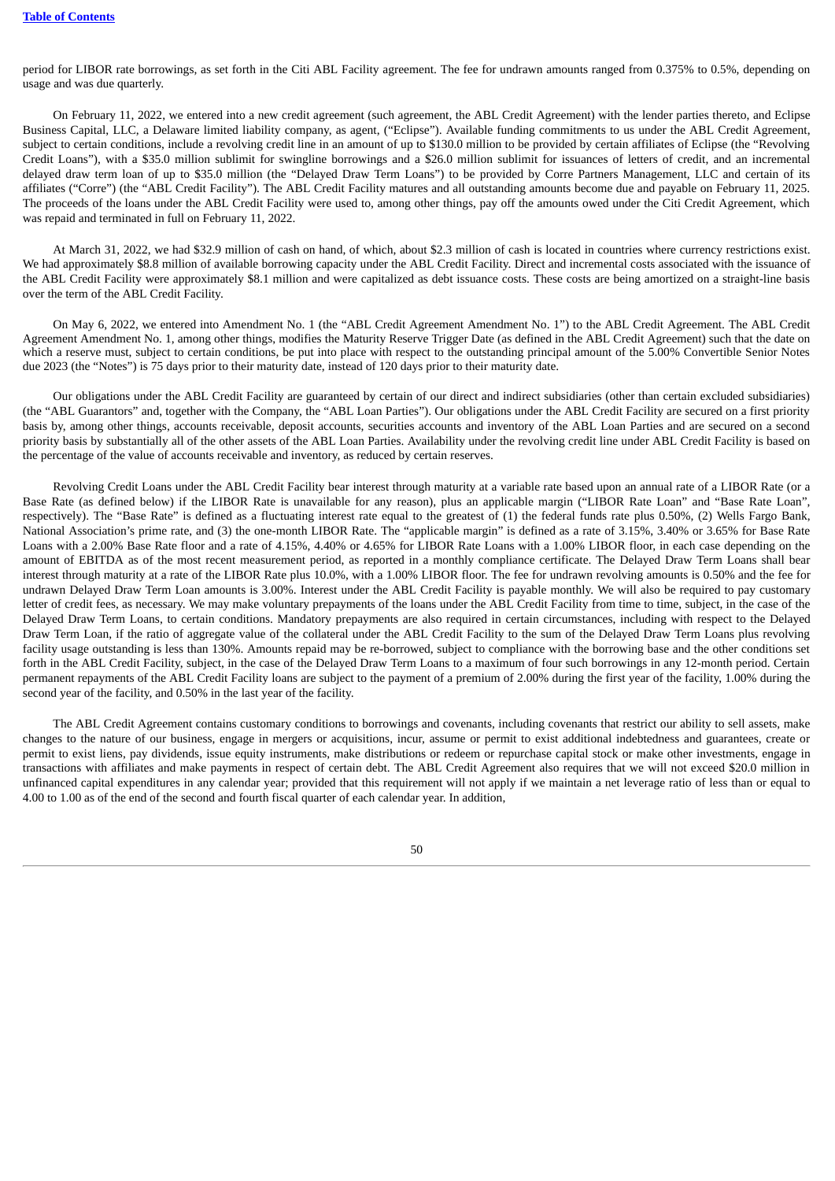period for LIBOR rate borrowings, as set forth in the Citi ABL Facility agreement. The fee for undrawn amounts ranged from 0.375% to 0.5%, depending on usage and was due quarterly.

On February 11, 2022, we entered into a new credit agreement (such agreement, the ABL Credit Agreement) with the lender parties thereto, and Eclipse Business Capital, LLC, a Delaware limited liability company, as agent, ("Eclipse"). Available funding commitments to us under the ABL Credit Agreement, subject to certain conditions, include a revolving credit line in an amount of up to $130.0 million to be provided by certain affiliates of Eclipse (the "Revolving Credit Loans"), with a $35.0 million sublimit for swingline borrowings and a $26.0 million sublimit for issuances of letters of credit, and an incremental delayed draw term loan of up to $35.0 million (the "Delayed Draw Term Loans") to be provided by Corre Partners Management, LLC and certain of its affiliates ("Corre") (the "ABL Credit Facility"). The ABL Credit Facility matures and all outstanding amounts become due and payable on February 11, 2025. The proceeds of the loans under the ABL Credit Facility were used to, among other things, pay off the amounts owed under the Citi Credit Agreement, which was repaid and terminated in full on February 11, 2022.

At March 31, 2022, we had $32.9 million of cash on hand, of which, about $2.3 million of cash is located in countries where currency restrictions exist. We had approximately $8.8 million of available borrowing capacity under the ABL Credit Facility. Direct and incremental costs associated with the issuance of the ABL Credit Facility were approximately $8.1 million and were capitalized as debt issuance costs. These costs are being amortized on a straight-line basis over the term of the ABL Credit Facility.

On May 6, 2022, we entered into Amendment No. 1 (the "ABL Credit Agreement Amendment No. 1") to the ABL Credit Agreement. The ABL Credit Agreement Amendment No. 1, among other things, modifies the Maturity Reserve Trigger Date (as defined in the ABL Credit Agreement) such that the date on which a reserve must, subject to certain conditions, be put into place with respect to the outstanding principal amount of the 5.00% Convertible Senior Notes due 2023 (the "Notes") is 75 days prior to their maturity date, instead of 120 days prior to their maturity date.

Our obligations under the ABL Credit Facility are guaranteed by certain of our direct and indirect subsidiaries (other than certain excluded subsidiaries) (the "ABL Guarantors" and, together with the Company, the "ABL Loan Parties"). Our obligations under the ABL Credit Facility are secured on a first priority basis by, among other things, accounts receivable, deposit accounts, securities accounts and inventory of the ABL Loan Parties and are secured on a second priority basis by substantially all of the other assets of the ABL Loan Parties. Availability under the revolving credit line under ABL Credit Facility is based on the percentage of the value of accounts receivable and inventory, as reduced by certain reserves.

Revolving Credit Loans under the ABL Credit Facility bear interest through maturity at a variable rate based upon an annual rate of a LIBOR Rate (or a Base Rate (as defined below) if the LIBOR Rate is unavailable for any reason), plus an applicable margin ("LIBOR Rate Loan" and "Base Rate Loan", respectively). The "Base Rate" is defined as a fluctuating interest rate equal to the greatest of (1) the federal funds rate plus 0.50%, (2) Wells Fargo Bank, National Association's prime rate, and (3) the one-month LIBOR Rate. The "applicable margin" is defined as a rate of 3.15%, 3.40% or 3.65% for Base Rate Loans with a 2.00% Base Rate floor and a rate of 4.15%, 4.40% or 4.65% for LIBOR Rate Loans with a 1.00% LIBOR floor, in each case depending on the amount of EBITDA as of the most recent measurement period, as reported in a monthly compliance certificate. The Delayed Draw Term Loans shall bear interest through maturity at a rate of the LIBOR Rate plus 10.0%, with a 1.00% LIBOR floor. The fee for undrawn revolving amounts is 0.50% and the fee for undrawn Delayed Draw Term Loan amounts is 3.00%. Interest under the ABL Credit Facility is payable monthly. We will also be required to pay customary letter of credit fees, as necessary. We may make voluntary prepayments of the loans under the ABL Credit Facility from time to time, subject, in the case of the Delayed Draw Term Loans, to certain conditions. Mandatory prepayments are also required in certain circumstances, including with respect to the Delayed Draw Term Loan, if the ratio of aggregate value of the collateral under the ABL Credit Facility to the sum of the Delayed Draw Term Loans plus revolving facility usage outstanding is less than 130%. Amounts repaid may be re-borrowed, subject to compliance with the borrowing base and the other conditions set forth in the ABL Credit Facility, subject, in the case of the Delayed Draw Term Loans to a maximum of four such borrowings in any 12-month period. Certain permanent repayments of the ABL Credit Facility loans are subject to the payment of a premium of 2.00% during the first year of the facility, 1.00% during the second year of the facility, and 0.50% in the last year of the facility.

The ABL Credit Agreement contains customary conditions to borrowings and covenants, including covenants that restrict our ability to sell assets, make changes to the nature of our business, engage in mergers or acquisitions, incur, assume or permit to exist additional indebtedness and guarantees, create or permit to exist liens, pay dividends, issue equity instruments, make distributions or redeem or repurchase capital stock or make other investments, engage in transactions with affiliates and make payments in respect of certain debt. The ABL Credit Agreement also requires that we will not exceed $20.0 million in unfinanced capital expenditures in any calendar year; provided that this requirement will not apply if we maintain a net leverage ratio of less than or equal to 4.00 to 1.00 as of the end of the second and fourth fiscal quarter of each calendar year. In addition,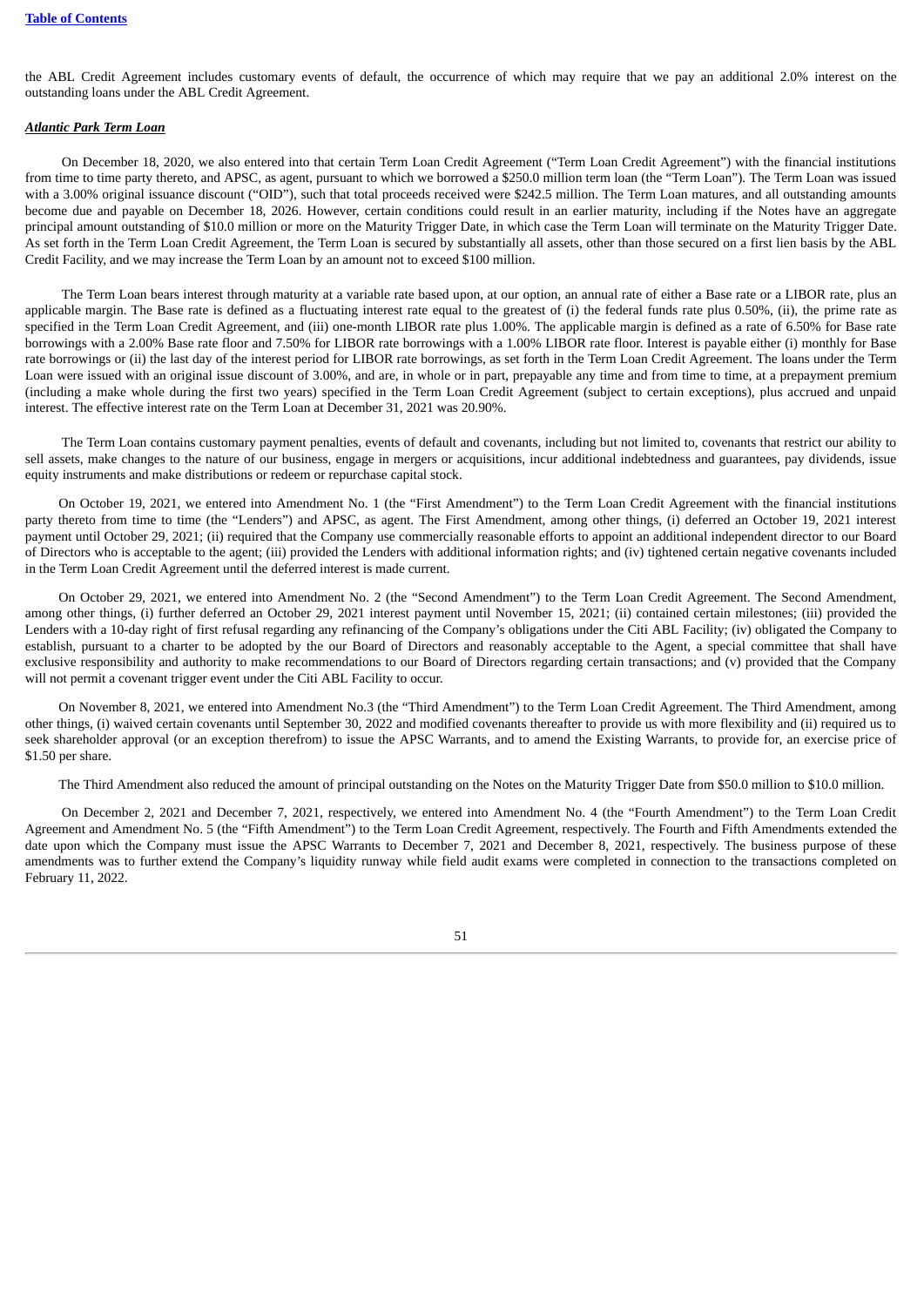the ABL Credit Agreement includes customary events of default, the occurrence of which may require that we pay an additional 2.0% interest on the outstanding loans under the ABL Credit Agreement.

***Atlantic Park Term Loan***

On December 18, 2020, we also entered into that certain Term Loan Credit Agreement ("Term Loan Credit Agreement") with the financial institutions from time to time party thereto, and APSC, as agent, pursuant to which we borrowed a $250.0 million term loan (the "Term Loan"). The Term Loan was issued with a 3.00% original issuance discount ("OID"), such that total proceeds received were $242.5 million. The Term Loan matures, and all outstanding amounts become due and payable on December 18, 2026. However, certain conditions could result in an earlier maturity, including if the Notes have an aggregate principal amount outstanding of $10.0 million or more on the Maturity Trigger Date, in which case the Term Loan will terminate on the Maturity Trigger Date. As set forth in the Term Loan Credit Agreement, the Term Loan is secured by substantially all assets, other than those secured on a first lien basis by the ABL Credit Facility, and we may increase the Term Loan by an amount not to exceed $100 million.

The Term Loan bears interest through maturity at a variable rate based upon, at our option, an annual rate of either a Base rate or a LIBOR rate, plus an applicable margin. The Base rate is defined as a fluctuating interest rate equal to the greatest of (i) the federal funds rate plus 0.50%, (ii), the prime rate as specified in the Term Loan Credit Agreement, and (iii) one-month LIBOR rate plus 1.00%. The applicable margin is defined as a rate of 6.50% for Base rate borrowings with a 2.00% Base rate floor and 7.50% for LIBOR rate borrowings with a 1.00% LIBOR rate floor. Interest is payable either (i) monthly for Base rate borrowings or (ii) the last day of the interest period for LIBOR rate borrowings, as set forth in the Term Loan Credit Agreement. The loans under the Term Loan were issued with an original issue discount of 3.00%, and are, in whole or in part, prepayable any time and from time to time, at a prepayment premium (including a make whole during the first two years) specified in the Term Loan Credit Agreement (subject to certain exceptions), plus accrued and unpaid interest. The effective interest rate on the Term Loan at December 31, 2021 was 20.90%.

The Term Loan contains customary payment penalties, events of default and covenants, including but not limited to, covenants that restrict our ability to sell assets, make changes to the nature of our business, engage in mergers or acquisitions, incur additional indebtedness and guarantees, pay dividends, issue equity instruments and make distributions or redeem or repurchase capital stock.

On October 19, 2021, we entered into Amendment No. 1 (the "First Amendment") to the Term Loan Credit Agreement with the financial institutions party thereto from time to time (the "Lenders") and APSC, as agent. The First Amendment, among other things, (i) deferred an October 19, 2021 interest payment until October 29, 2021; (ii) required that the Company use commercially reasonable efforts to appoint an additional independent director to our Board of Directors who is acceptable to the agent; (iii) provided the Lenders with additional information rights; and (iv) tightened certain negative covenants included in the Term Loan Credit Agreement until the deferred interest is made current.

On October 29, 2021, we entered into Amendment No. 2 (the "Second Amendment") to the Term Loan Credit Agreement. The Second Amendment, among other things, (i) further deferred an October 29, 2021 interest payment until November 15, 2021; (ii) contained certain milestones; (iii) provided the Lenders with a 10-day right of first refusal regarding any refinancing of the Company's obligations under the Citi ABL Facility; (iv) obligated the Company to establish, pursuant to a charter to be adopted by the our Board of Directors and reasonably acceptable to the Agent, a special committee that shall have exclusive responsibility and authority to make recommendations to our Board of Directors regarding certain transactions; and (v) provided that the Company will not permit a covenant trigger event under the Citi ABL Facility to occur.

On November 8, 2021, we entered into Amendment No.3 (the "Third Amendment") to the Term Loan Credit Agreement. The Third Amendment, among other things, (i) waived certain covenants until September 30, 2022 and modified covenants thereafter to provide us with more flexibility and (ii) required us to seek shareholder approval (or an exception therefrom) to issue the APSC Warrants, and to amend the Existing Warrants, to provide for, an exercise price of $1.50 per share.

The Third Amendment also reduced the amount of principal outstanding on the Notes on the Maturity Trigger Date from $50.0 million to $10.0 million.

On December 2, 2021 and December 7, 2021, respectively, we entered into Amendment No. 4 (the "Fourth Amendment") to the Term Loan Credit Agreement and Amendment No. 5 (the "Fifth Amendment") to the Term Loan Credit Agreement, respectively. The Fourth and Fifth Amendments extended the date upon which the Company must issue the APSC Warrants to December 7, 2021 and December 8, 2021, respectively. The business purpose of these amendments was to further extend the Company's liquidity runway while field audit exams were completed in connection to the transactions completed on February 11, 2022.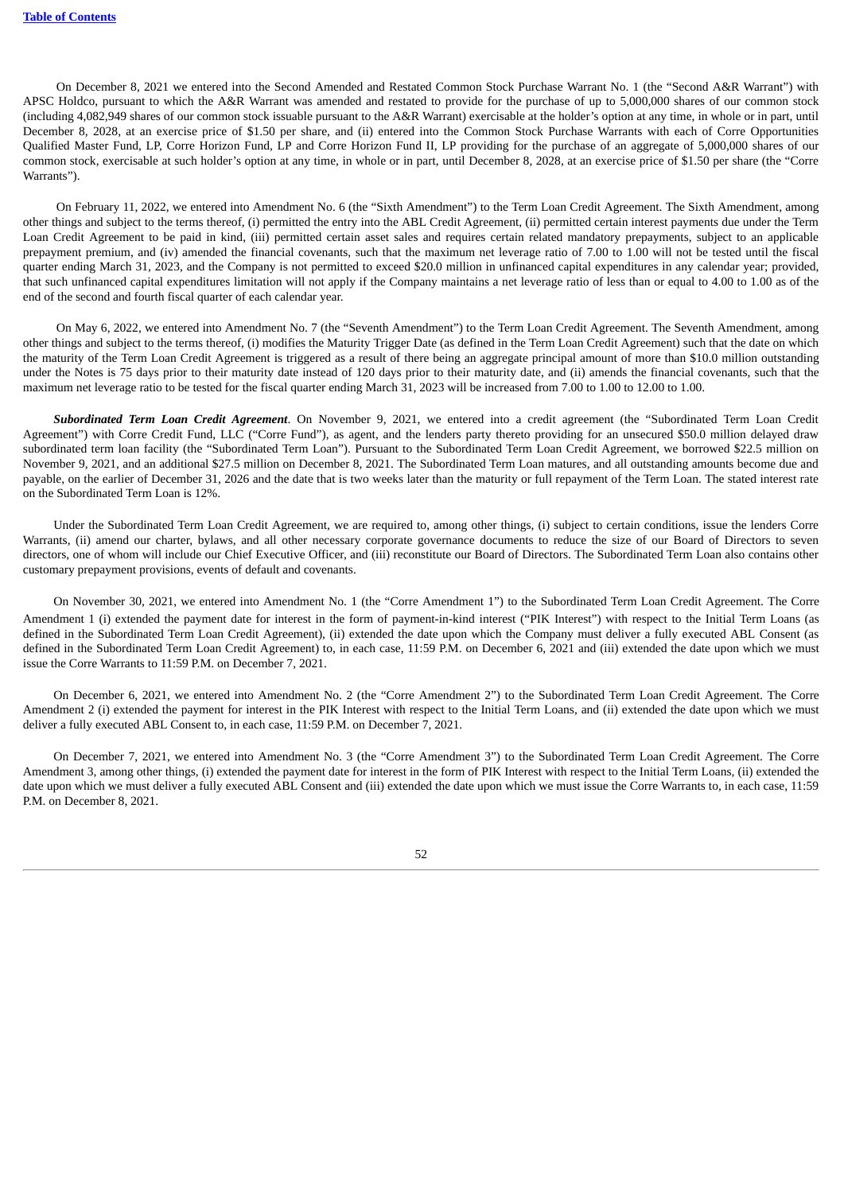On December 8, 2021 we entered into the Second Amended and Restated Common Stock Purchase Warrant No. 1 (the "Second A&R Warrant") with APSC Holdco, pursuant to which the A&R Warrant was amended and restated to provide for the purchase of up to 5,000,000 shares of our common stock (including 4,082,949 shares of our common stock issuable pursuant to the A&R Warrant) exercisable at the holder's option at any time, in whole or in part, until December 8, 2028, at an exercise price of $1.50 per share, and (ii) entered into the Common Stock Purchase Warrants with each of Corre Opportunities Qualified Master Fund, LP, Corre Horizon Fund, LP and Corre Horizon Fund II, LP providing for the purchase of an aggregate of 5,000,000 shares of our common stock, exercisable at such holder's option at any time, in whole or in part, until December 8, 2028, at an exercise price of $1.50 per share (the "Corre Warrants").

On February 11, 2022, we entered into Amendment No. 6 (the "Sixth Amendment") to the Term Loan Credit Agreement. The Sixth Amendment, among other things and subject to the terms thereof, (i) permitted the entry into the ABL Credit Agreement, (ii) permitted certain interest payments due under the Term Loan Credit Agreement to be paid in kind, (iii) permitted certain asset sales and requires certain related mandatory prepayments, subject to an applicable prepayment premium, and (iv) amended the financial covenants, such that the maximum net leverage ratio of 7.00 to 1.00 will not be tested until the fiscal quarter ending March 31, 2023, and the Company is not permitted to exceed $20.0 million in unfinanced capital expenditures in any calendar year; provided, that such unfinanced capital expenditures limitation will not apply if the Company maintains a net leverage ratio of less than or equal to 4.00 to 1.00 as of the end of the second and fourth fiscal quarter of each calendar year.

On May 6, 2022, we entered into Amendment No. 7 (the "Seventh Amendment") to the Term Loan Credit Agreement. The Seventh Amendment, among other things and subject to the terms thereof, (i) modifies the Maturity Trigger Date (as defined in the Term Loan Credit Agreement) such that the date on which the maturity of the Term Loan Credit Agreement is triggered as a result of there being an aggregate principal amount of more than $10.0 million outstanding under the Notes is 75 days prior to their maturity date instead of 120 days prior to their maturity date, and (ii) amends the financial covenants, such that the maximum net leverage ratio to be tested for the fiscal quarter ending March 31, 2023 will be increased from 7.00 to 1.00 to 12.00 to 1.00.

***Subordinated Term Loan Credit Agreement***. On November 9, 2021, we entered into a credit agreement (the "Subordinated Term Loan Credit Agreement") with Corre Credit Fund, LLC ("Corre Fund"), as agent, and the lenders party thereto providing for an unsecured $50.0 million delayed draw subordinated term loan facility (the "Subordinated Term Loan"). Pursuant to the Subordinated Term Loan Credit Agreement, we borrowed $22.5 million on November 9, 2021, and an additional $27.5 million on December 8, 2021. The Subordinated Term Loan matures, and all outstanding amounts become due and payable, on the earlier of December 31, 2026 and the date that is two weeks later than the maturity or full repayment of the Term Loan. The stated interest rate on the Subordinated Term Loan is 12%.

Under the Subordinated Term Loan Credit Agreement, we are required to, among other things, (i) subject to certain conditions, issue the lenders Corre Warrants, (ii) amend our charter, bylaws, and all other necessary corporate governance documents to reduce the size of our Board of Directors to seven directors, one of whom will include our Chief Executive Officer, and (iii) reconstitute our Board of Directors. The Subordinated Term Loan also contains other customary prepayment provisions, events of default and covenants.

On November 30, 2021, we entered into Amendment No. 1 (the "Corre Amendment 1") to the Subordinated Term Loan Credit Agreement. The Corre Amendment 1 (i) extended the payment date for interest in the form of payment-in-kind interest ("PIK Interest") with respect to the Initial Term Loans (as defined in the Subordinated Term Loan Credit Agreement), (ii) extended the date upon which the Company must deliver a fully executed ABL Consent (as defined in the Subordinated Term Loan Credit Agreement) to, in each case, 11:59 P.M. on December 6, 2021 and (iii) extended the date upon which we must issue the Corre Warrants to 11:59 P.M. on December 7, 2021.

On December 6, 2021, we entered into Amendment No. 2 (the "Corre Amendment 2") to the Subordinated Term Loan Credit Agreement. The Corre Amendment 2 (i) extended the payment for interest in the PIK Interest with respect to the Initial Term Loans, and (ii) extended the date upon which we must deliver a fully executed ABL Consent to, in each case, 11:59 P.M. on December 7, 2021.

On December 7, 2021, we entered into Amendment No. 3 (the "Corre Amendment 3") to the Subordinated Term Loan Credit Agreement. The Corre Amendment 3, among other things, (i) extended the payment date for interest in the form of PIK Interest with respect to the Initial Term Loans, (ii) extended the date upon which we must deliver a fully executed ABL Consent and (iii) extended the date upon which we must issue the Corre Warrants to, in each case, 11:59 P.M. on December 8, 2021.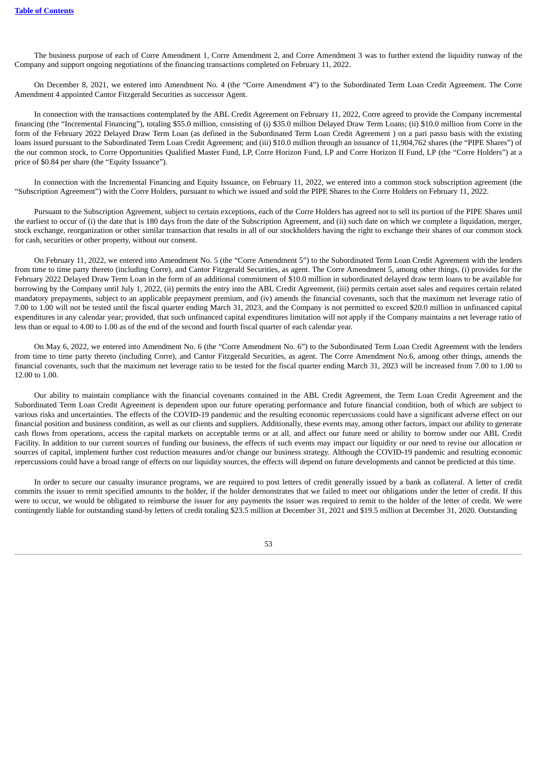The business purpose of each of Corre Amendment 1, Corre Amendment 2, and Corre Amendment 3 was to further extend the liquidity runway of the Company and support ongoing negotiations of the financing transactions completed on February 11, 2022.

On December 8, 2021, we entered into Amendment No. 4 (the "Corre Amendment 4") to the Subordinated Term Loan Credit Agreement. The Corre Amendment 4 appointed Cantor Fitzgerald Securities as successor Agent.

In connection with the transactions contemplated by the ABL Credit Agreement on February 11, 2022, Corre agreed to provide the Company incremental financing (the "Incremental Financing"), totaling $55.0 million, consisting of (i) $35.0 million Delayed Draw Term Loans; (ii) $10.0 million from Corre in the form of the February 2022 Delayed Draw Term Loan (as defined in the Subordinated Term Loan Credit Agreement ) on a pari passu basis with the existing loans issued pursuant to the Subordinated Term Loan Credit Agreement; and (iii) $10.0 million through an issuance of 11,904,762 shares (the "PIPE Shares") of the our common stock, to Corre Opportunities Qualified Master Fund, LP, Corre Horizon Fund, LP and Corre Horizon II Fund, LP (the "Corre Holders") at a price of $0.84 per share (the "Equity Issuance").

In connection with the Incremental Financing and Equity Issuance, on February 11, 2022, we entered into a common stock subscription agreement (the "Subscription Agreement") with the Corre Holders, pursuant to which we issued and sold the PIPE Shares to the Corre Holders on February 11, 2022.

Pursuant to the Subscription Agreement, subject to certain exceptions, each of the Corre Holders has agreed not to sell its portion of the PIPE Shares until the earliest to occur of (i) the date that is 180 days from the date of the Subscription Agreement, and (ii) such date on which we complete a liquidation, merger, stock exchange, reorganization or other similar transaction that results in all of our stockholders having the right to exchange their shares of our common stock for cash, securities or other property, without our consent.

On February 11, 2022, we entered into Amendment No. 5 (the "Corre Amendment 5") to the Subordinated Term Loan Credit Agreement with the lenders from time to time party thereto (including Corre), and Cantor Fitzgerald Securities, as agent. The Corre Amendment 5, among other things, (i) provides for the February 2022 Delayed Draw Term Loan in the form of an additional commitment of $10.0 million in subordinated delayed draw term loans to be available for borrowing by the Company until July 1, 2022, (ii) permits the entry into the ABL Credit Agreement, (iii) permits certain asset sales and requires certain related mandatory prepayments, subject to an applicable prepayment premium, and (iv) amends the financial covenants, such that the maximum net leverage ratio of 7.00 to 1.00 will not be tested until the fiscal quarter ending March 31, 2023, and the Company is not permitted to exceed $20.0 million in unfinanced capital expenditures in any calendar year; provided, that such unfinanced capital expenditures limitation will not apply if the Company maintains a net leverage ratio of less than or equal to 4.00 to 1.00 as of the end of the second and fourth fiscal quarter of each calendar year.

On May 6, 2022, we entered into Amendment No. 6 (the "Corre Amendment No. 6") to the Subordinated Term Loan Credit Agreement with the lenders from time to time party thereto (including Corre), and Cantor Fitzgerald Securities, as agent. The Corre Amendment No.6, among other things, amends the financial covenants, such that the maximum net leverage ratio to be tested for the fiscal quarter ending March 31, 2023 will be increased from 7.00 to 1.00 to 12.00 to 1.00.

Our ability to maintain compliance with the financial covenants contained in the ABL Credit Agreement, the Term Loan Credit Agreement and the Subordinated Term Loan Credit Agreement is dependent upon our future operating performance and future financial condition, both of which are subject to various risks and uncertainties. The effects of the COVID-19 pandemic and the resulting economic repercussions could have a significant adverse effect on our financial position and business condition, as well as our clients and suppliers. Additionally, these events may, among other factors, impact our ability to generate cash flows from operations, access the capital markets on acceptable terms or at all, and affect our future need or ability to borrow under our ABL Credit Facility. In addition to our current sources of funding our business, the effects of such events may impact our liquidity or our need to revise our allocation or sources of capital, implement further cost reduction measures and/or change our business strategy. Although the COVID-19 pandemic and resulting economic repercussions could have a broad range of effects on our liquidity sources, the effects will depend on future developments and cannot be predicted at this time.

In order to secure our casualty insurance programs, we are required to post letters of credit generally issued by a bank as collateral. A letter of credit commits the issuer to remit specified amounts to the holder, if the holder demonstrates that we failed to meet our obligations under the letter of credit. If this were to occur, we would be obligated to reimburse the issuer for any payments the issuer was required to remit to the holder of the letter of credit. We were contingently liable for outstanding stand-by letters of credit totaling $23.5 million at December 31, 2021 and $19.5 million at December 31, 2020. Outstanding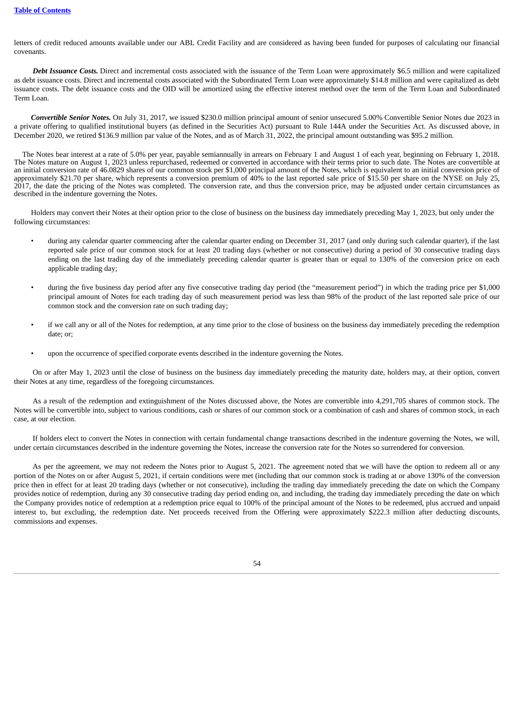letters of credit reduced amounts available under our ABL Credit Facility and are considered as having been funded for purposes of calculating our financial covenants.

***Debt Issuance Costs.*** Direct and incremental costs associated with the issuance of the Term Loan were approximately $6.5 million and were capitalized as debt issuance costs. Direct and incremental costs associated with the Subordinated Term Loan were approximately $14.8 million and were capitalized as debt issuance costs. The debt issuance costs and the OID will be amortized using the effective interest method over the term of the Term Loan and Subordinated Term Loan.

***Convertible Senior Notes.*** On July 31, 2017, we issued $230.0 million principal amount of senior unsecured 5.00% Convertible Senior Notes due 2023 in a private offering to qualified institutional buyers (as defined in the Securities Act) pursuant to Rule 144A under the Securities Act. As discussed above, in December 2020, we retired $136.9 million par value of the Notes, and as of March 31, 2022, the principal amount outstanding was $95.2 million.

The Notes bear interest at a rate of 5.0% per year, payable semiannually in arrears on February 1 and August 1 of each year, beginning on February 1, 2018. The Notes mature on August 1, 2023 unless repurchased, redeemed or converted in accordance with their terms prior to such date. The Notes are convertible at an initial conversion rate of 46.0829 shares of our common stock per $1,000 principal amount of the Notes, which is equivalent to an initial conversion price of approximately $21.70 per share, which represents a conversion premium of 40% to the last reported sale price of $15.50 per share on the NYSE on July 25, 2017, the date the pricing of the Notes was completed. The conversion rate, and thus the conversion price, may be adjusted under certain circumstances as described in the indenture governing the Notes.

Holders may convert their Notes at their option prior to the close of business on the business day immediately preceding May 1, 2023, but only under the following circumstances:

- during any calendar quarter commencing after the calendar quarter ending on December 31, 2017 (and only during such calendar quarter), if the last reported sale price of our common stock for at least 20 trading days (whether or not consecutive) during a period of 30 consecutive trading days ending on the last trading day of the immediately preceding calendar quarter is greater than or equal to 130% of the conversion price on each applicable trading day;

- during the five business day period after any five consecutive trading day period (the "measurement period") in which the trading price per $1,000 principal amount of Notes for each trading day of such measurement period was less than 98% of the product of the last reported sale price of our common stock and the conversion rate on such trading day;

- if we call any or all of the Notes for redemption, at any time prior to the close of business on the business day immediately preceding the redemption date; or;

- upon the occurrence of specified corporate events described in the indenture governing the Notes.

On or after May 1, 2023 until the close of business on the business day immediately preceding the maturity date, holders may, at their option, convert their Notes at any time, regardless of the foregoing circumstances.

As a result of the redemption and extinguishment of the Notes discussed above, the Notes are convertible into 4,291,705 shares of common stock. The Notes will be convertible into, subject to various conditions, cash or shares of our common stock or a combination of cash and shares of common stock, in each case, at our election.

If holders elect to convert the Notes in connection with certain fundamental change transactions described in the indenture governing the Notes, we will, under certain circumstances described in the indenture governing the Notes, increase the conversion rate for the Notes so surrendered for conversion.

As per the agreement, we may not redeem the Notes prior to August 5, 2021. The agreement noted that we will have the option to redeem all or any portion of the Notes on or after August 5, 2021, if certain conditions were met (including that our common stock is trading at or above 130% of the conversion price then in effect for at least 20 trading days (whether or not consecutive), including the trading day immediately preceding the date on which the Company provides notice of redemption, during any 30 consecutive trading day period ending on, and including, the trading day immediately preceding the date on which the Company provides notice of redemption at a redemption price equal to 100% of the principal amount of the Notes to be redeemed, plus accrued and unpaid interest to, but excluding, the redemption date. Net proceeds received from the Offering were approximately $222.3 million after deducting discounts, commissions and expenses.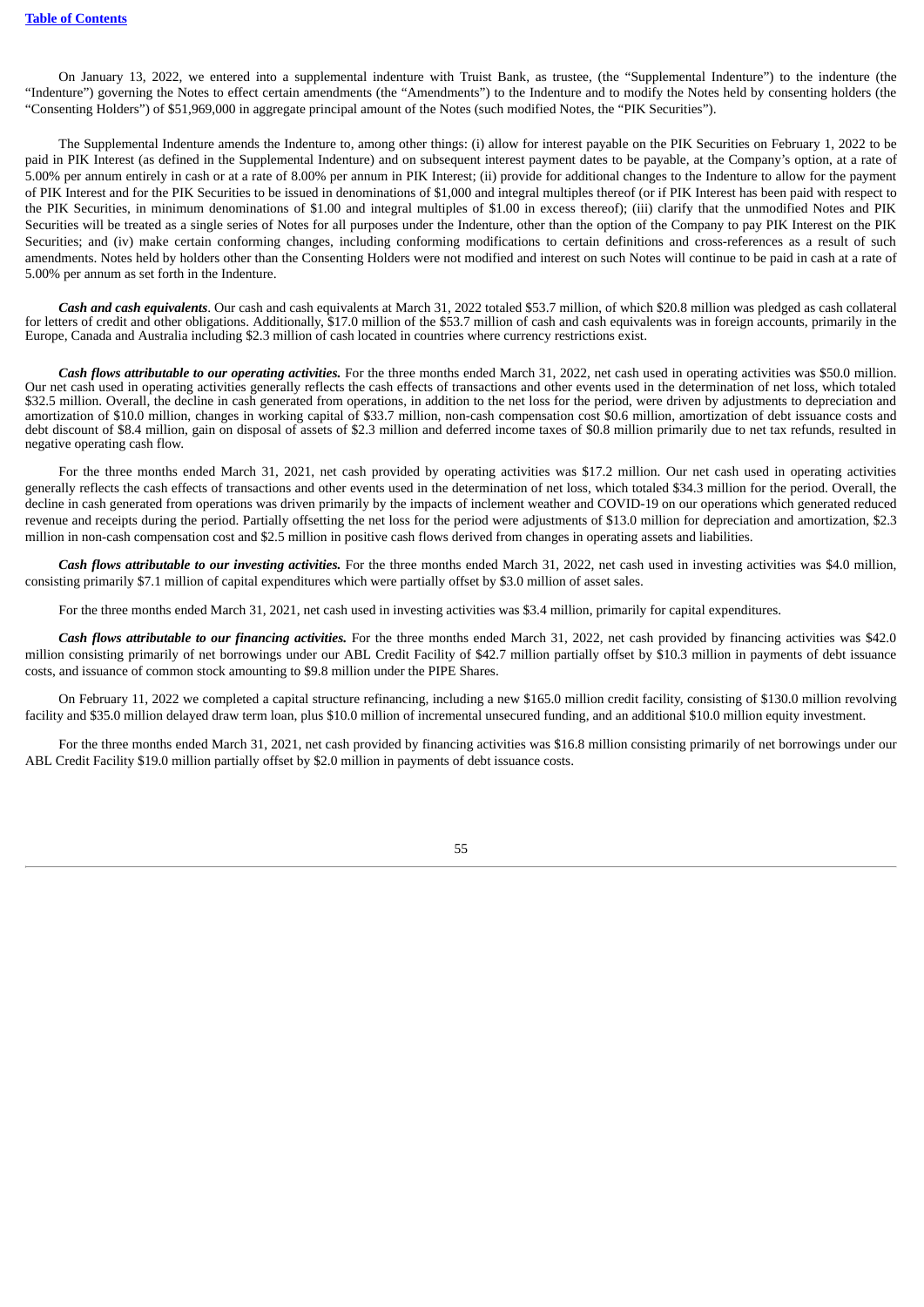On January 13, 2022, we entered into a supplemental indenture with Truist Bank, as trustee, (the "Supplemental Indenture") to the indenture (the "Indenture") governing the Notes to effect certain amendments (the "Amendments") to the Indenture and to modify the Notes held by consenting holders (the "Consenting Holders") of $51,969,000 in aggregate principal amount of the Notes (such modified Notes, the "PIK Securities").

The Supplemental Indenture amends the Indenture to, among other things: (i) allow for interest payable on the PIK Securities on February 1, 2022 to be paid in PIK Interest (as defined in the Supplemental Indenture) and on subsequent interest payment dates to be payable, at the Company's option, at a rate of 5.00% per annum entirely in cash or at a rate of 8.00% per annum in PIK Interest; (ii) provide for additional changes to the Indenture to allow for the payment of PIK Interest and for the PIK Securities to be issued in denominations of $1,000 and integral multiples thereof (or if PIK Interest has been paid with respect to the PIK Securities, in minimum denominations of $1.00 and integral multiples of $1.00 in excess thereof); (iii) clarify that the unmodified Notes and PIK Securities will be treated as a single series of Notes for all purposes under the Indenture, other than the option of the Company to pay PIK Interest on the PIK Securities; and (iv) make certain conforming changes, including conforming modifications to certain definitions and cross-references as a result of such amendments. Notes held by holders other than the Consenting Holders were not modified and interest on such Notes will continue to be paid in cash at a rate of 5.00% per annum as set forth in the Indenture.

***Cash and cash equivalents***. Our cash and cash equivalents at March 31, 2022 totaled $53.7 million, of which $20.8 million was pledged as cash collateral for letters of credit and other obligations. Additionally, $17.0 million of the $53.7 million of cash and cash equivalents was in foreign accounts, primarily in the Europe, Canada and Australia including $2.3 million of cash located in countries where currency restrictions exist.

***Cash flows attributable to our operating activities.*** For the three months ended March 31, 2022, net cash used in operating activities was $50.0 million. Our net cash used in operating activities generally reflects the cash effects of transactions and other events used in the determination of net loss, which totaled $32.5 million. Overall, the decline in cash generated from operations, in addition to the net loss for the period, were driven by adjustments to depreciation and amortization of $10.0 million, changes in working capital of $33.7 million, non-cash compensation cost $0.6 million, amortization of debt issuance costs and debt discount of $8.4 million, gain on disposal of assets of $2.3 million and deferred income taxes of $0.8 million primarily due to net tax refunds, resulted in negative operating cash flow.

For the three months ended March 31, 2021, net cash provided by operating activities was $17.2 million. Our net cash used in operating activities generally reflects the cash effects of transactions and other events used in the determination of net loss, which totaled $34.3 million for the period. Overall, the decline in cash generated from operations was driven primarily by the impacts of inclement weather and COVID-19 on our operations which generated reduced revenue and receipts during the period. Partially offsetting the net loss for the period were adjustments of $13.0 million for depreciation and amortization, $2.3 million in non-cash compensation cost and $2.5 million in positive cash flows derived from changes in operating assets and liabilities.

***Cash flows attributable to our investing activities.*** For the three months ended March 31, 2022, net cash used in investing activities was $4.0 million, consisting primarily $7.1 million of capital expenditures which were partially offset by $3.0 million of asset sales.

For the three months ended March 31, 2021, net cash used in investing activities was $3.4 million, primarily for capital expenditures.

***Cash flows attributable to our financing activities.*** For the three months ended March 31, 2022, net cash provided by financing activities was $42.0 million consisting primarily of net borrowings under our ABL Credit Facility of $42.7 million partially offset by $10.3 million in payments of debt issuance costs, and issuance of common stock amounting to $9.8 million under the PIPE Shares.

On February 11, 2022 we completed a capital structure refinancing, including a new $165.0 million credit facility, consisting of $130.0 million revolving facility and $35.0 million delayed draw term loan, plus $10.0 million of incremental unsecured funding, and an additional $10.0 million equity investment.

For the three months ended March 31, 2021, net cash provided by financing activities was $16.8 million consisting primarily of net borrowings under our ABL Credit Facility $19.0 million partially offset by $2.0 million in payments of debt issuance costs.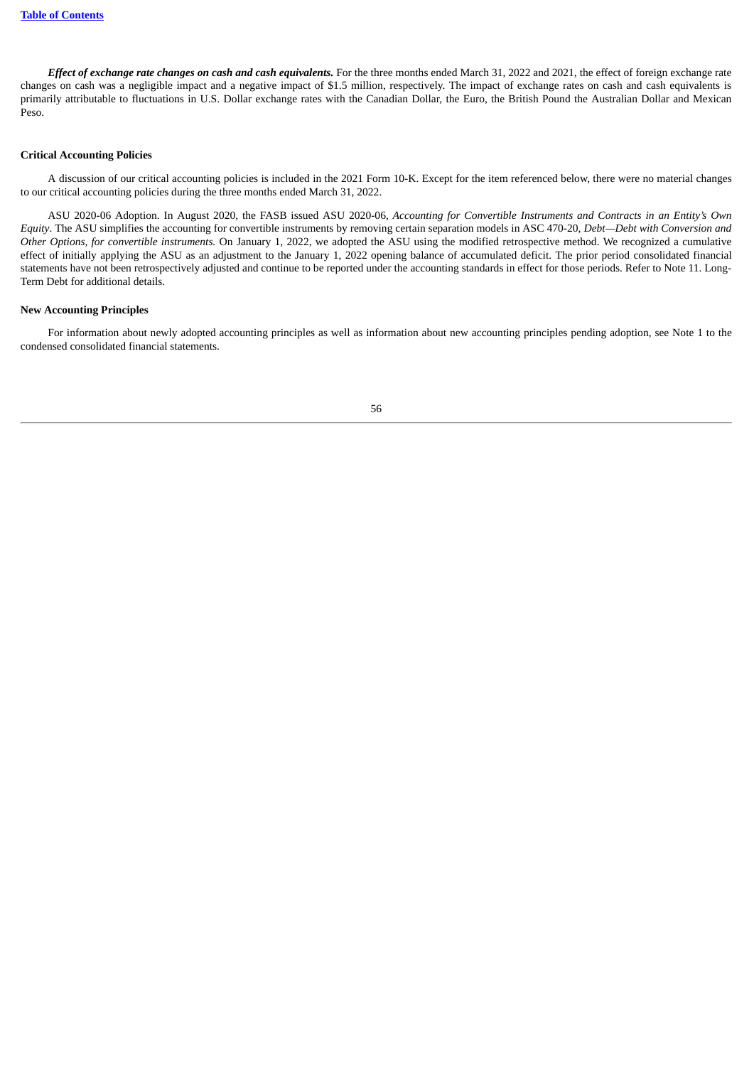***Effect of exchange rate changes on cash and cash equivalents.*** For the three months ended March 31, 2022 and 2021, the effect of foreign exchange rate changes on cash was a negligible impact and a negative impact of $1.5 million, respectively. The impact of exchange rates on cash and cash equivalents is primarily attributable to fluctuations in U.S. Dollar exchange rates with the Canadian Dollar, the Euro, the British Pound the Australian Dollar and Mexican Peso.

**Critical Accounting Policies**

A discussion of our critical accounting policies is included in the 2021 Form 10-K. Except for the item referenced below, there were no material changes to our critical accounting policies during the three months ended March 31, 2022.

ASU 2020-06 Adoption. In August 2020, the FASB issued ASU 2020-06, *Accounting for Convertible Instruments and Contracts in an Entity's Own Equity*. The ASU simplifies the accounting for convertible instruments by removing certain separation models in ASC 470-20, *Debt—Debt with Conversion and Other Options, for convertible instruments.* On January 1, 2022, we adopted the ASU using the modified retrospective method. We recognized a cumulative effect of initially applying the ASU as an adjustment to the January 1, 2022 opening balance of accumulated deficit. The prior period consolidated financial statements have not been retrospectively adjusted and continue to be reported under the accounting standards in effect for those periods. Refer to Note 11. Long-Term Debt for additional details.

**New Accounting Principles**

For information about newly adopted accounting principles as well as information about new accounting principles pending adoption, see Note 1 to the condensed consolidated financial statements.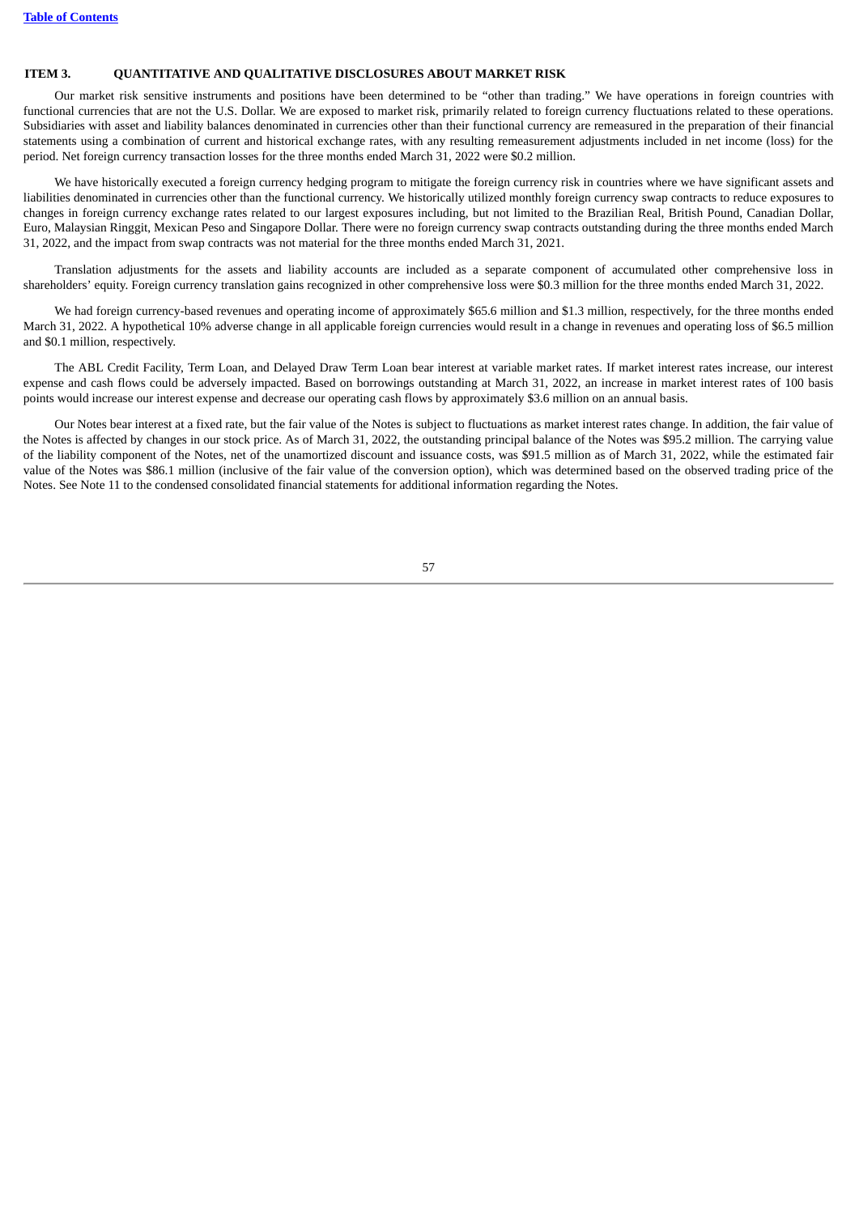# ITEM 3. QUANTITATIVE AND QUALITATIVE DISCLOSURES ABOUT MARKET RISK

Our market risk sensitive instruments and positions have been determined to be "other than trading." We have operations in foreign countries with functional currencies that are not the U.S. Dollar. We are exposed to market risk, primarily related to foreign currency fluctuations related to these operations. Subsidiaries with asset and liability balances denominated in currencies other than their functional currency are remeasured in the preparation of their financial statements using a combination of current and historical exchange rates, with any resulting remeasurement adjustments included in net income (loss) for the period. Net foreign currency transaction losses for the three months ended March 31, 2022 were $0.2 million.

We have historically executed a foreign currency hedging program to mitigate the foreign currency risk in countries where we have significant assets and liabilities denominated in currencies other than the functional currency. We historically utilized monthly foreign currency swap contracts to reduce exposures to changes in foreign currency exchange rates related to our largest exposures including, but not limited to the Brazilian Real, British Pound, Canadian Dollar, Euro, Malaysian Ringgit, Mexican Peso and Singapore Dollar. There were no foreign currency swap contracts outstanding during the three months ended March 31, 2022, and the impact from swap contracts was not material for the three months ended March 31, 2021.

Translation adjustments for the assets and liability accounts are included as a separate component of accumulated other comprehensive loss in shareholders' equity. Foreign currency translation gains recognized in other comprehensive loss were $0.3 million for the three months ended March 31, 2022.

We had foreign currency-based revenues and operating income of approximately $65.6 million and $1.3 million, respectively, for the three months ended March 31, 2022. A hypothetical 10% adverse change in all applicable foreign currencies would result in a change in revenues and operating loss of $6.5 million and $0.1 million, respectively.

The ABL Credit Facility, Term Loan, and Delayed Draw Term Loan bear interest at variable market rates. If market interest rates increase, our interest expense and cash flows could be adversely impacted. Based on borrowings outstanding at March 31, 2022, an increase in market interest rates of 100 basis points would increase our interest expense and decrease our operating cash flows by approximately $3.6 million on an annual basis.

Our Notes bear interest at a fixed rate, but the fair value of the Notes is subject to fluctuations as market interest rates change. In addition, the fair value of the Notes is affected by changes in our stock price. As of March 31, 2022, the outstanding principal balance of the Notes was $95.2 million. The carrying value of the liability component of the Notes, net of the unamortized discount and issuance costs, was $91.5 million as of March 31, 2022, while the estimated fair value of the Notes was $86.1 million (inclusive of the fair value of the conversion option), which was determined based on the observed trading price of the Notes. See Note 11 to the condensed consolidated financial statements for additional information regarding the Notes.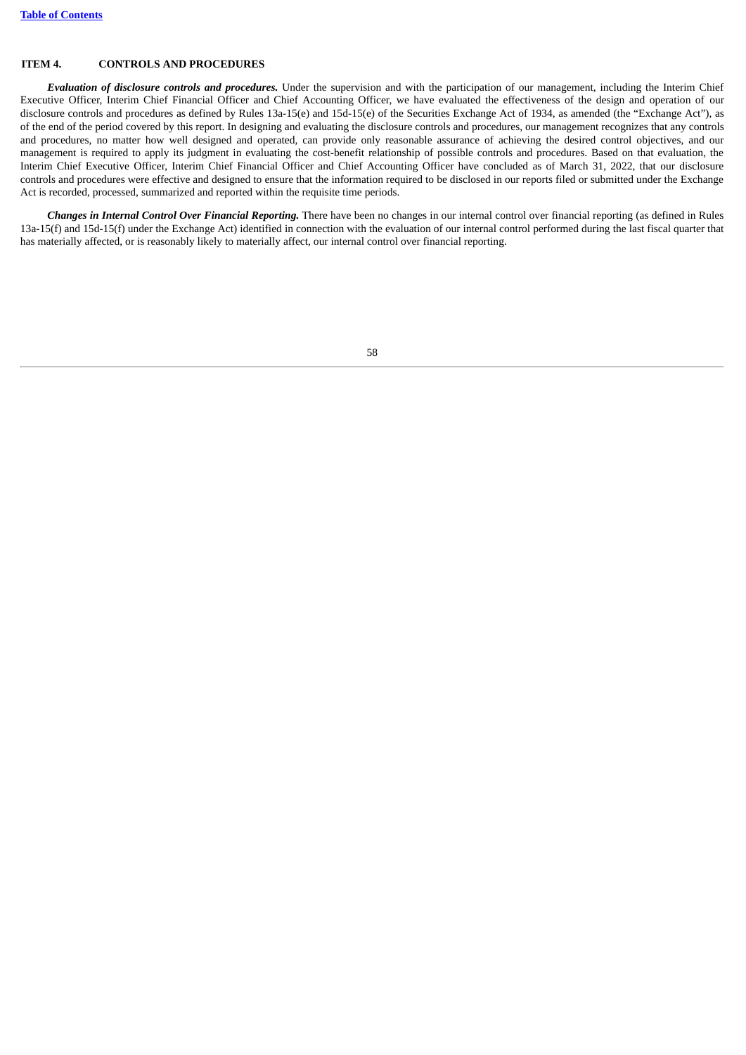## ITEM 4. CONTROLS AND PROCEDURES

***Evaluation of disclosure controls and procedures.*** Under the supervision and with the participation of our management, including the Interim Chief Executive Officer, Interim Chief Financial Officer and Chief Accounting Officer, we have evaluated the effectiveness of the design and operation of our disclosure controls and procedures as defined by Rules 13a-15(e) and 15d-15(e) of the Securities Exchange Act of 1934, as amended (the "Exchange Act"), as of the end of the period covered by this report. In designing and evaluating the disclosure controls and procedures, our management recognizes that any controls and procedures, no matter how well designed and operated, can provide only reasonable assurance of achieving the desired control objectives, and our management is required to apply its judgment in evaluating the cost-benefit relationship of possible controls and procedures. Based on that evaluation, the Interim Chief Executive Officer, Interim Chief Financial Officer and Chief Accounting Officer have concluded as of March 31, 2022, that our disclosure controls and procedures were effective and designed to ensure that the information required to be disclosed in our reports filed or submitted under the Exchange Act is recorded, processed, summarized and reported within the requisite time periods.

***Changes in Internal Control Over Financial Reporting.*** There have been no changes in our internal control over financial reporting (as defined in Rules 13a-15(f) and 15d-15(f) under the Exchange Act) identified in connection with the evaluation of our internal control performed during the last fiscal quarter that has materially affected, or is reasonably likely to materially affect, our internal control over financial reporting.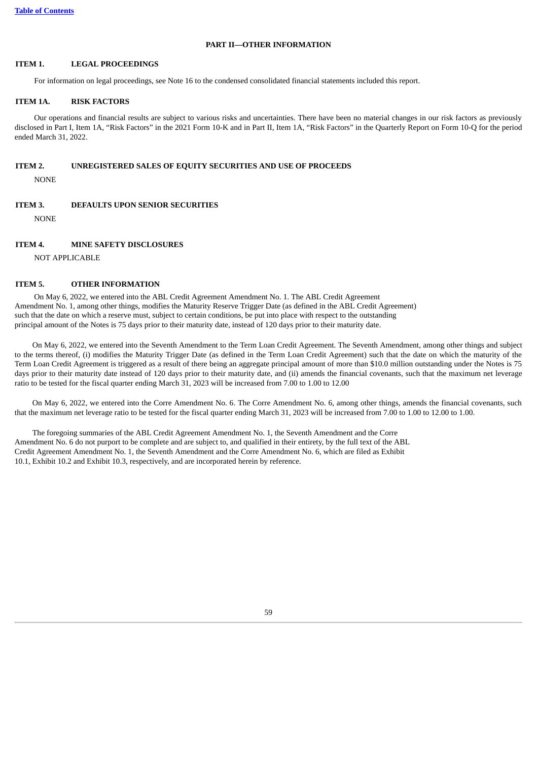# PART II—OTHER INFORMATION

## ITEM 1. LEGAL PROCEEDINGS

For information on legal proceedings, see Note 16 to the condensed consolidated financial statements included this report.

## ITEM 1A. RISK FACTORS

Our operations and financial results are subject to various risks and uncertainties. There have been no material changes in our risk factors as previously disclosed in Part I, Item 1A, "Risk Factors" in the 2021 Form 10-K and in Part II, Item 1A, "Risk Factors" in the Quarterly Report on Form 10-Q for the period ended March 31, 2022.

## ITEM 2. UNREGISTERED SALES OF EQUITY SECURITIES AND USE OF PROCEEDS

NONE

## ITEM 3. DEFAULTS UPON SENIOR SECURITIES

NONE

## ITEM 4. MINE SAFETY DISCLOSURES

NOT APPLICABLE

## ITEM 5. OTHER INFORMATION

On May 6, 2022, we entered into the ABL Credit Agreement Amendment No. 1. The ABL Credit Agreement Amendment No. 1, among other things, modifies the Maturity Reserve Trigger Date (as defined in the ABL Credit Agreement) such that the date on which a reserve must, subject to certain conditions, be put into place with respect to the outstanding principal amount of the Notes is 75 days prior to their maturity date, instead of 120 days prior to their maturity date.

On May 6, 2022, we entered into the Seventh Amendment to the Term Loan Credit Agreement. The Seventh Amendment, among other things and subject to the terms thereof, (i) modifies the Maturity Trigger Date (as defined in the Term Loan Credit Agreement) such that the date on which the maturity of the Term Loan Credit Agreement is triggered as a result of there being an aggregate principal amount of more than $10.0 million outstanding under the Notes is 75 days prior to their maturity date instead of 120 days prior to their maturity date, and (ii) amends the financial covenants, such that the maximum net leverage ratio to be tested for the fiscal quarter ending March 31, 2023 will be increased from 7.00 to 1.00 to 12.00

On May 6, 2022, we entered into the Corre Amendment No. 6. The Corre Amendment No. 6, among other things, amends the financial covenants, such that the maximum net leverage ratio to be tested for the fiscal quarter ending March 31, 2023 will be increased from 7.00 to 1.00 to 12.00 to 1.00.

The foregoing summaries of the ABL Credit Agreement Amendment No. 1, the Seventh Amendment and the Corre Amendment No. 6 do not purport to be complete and are subject to, and qualified in their entirety, by the full text of the ABL Credit Agreement Amendment No. 1, the Seventh Amendment and the Corre Amendment No. 6, which are filed as Exhibit 10.1, Exhibit 10.2 and Exhibit 10.3, respectively, and are incorporated herein by reference.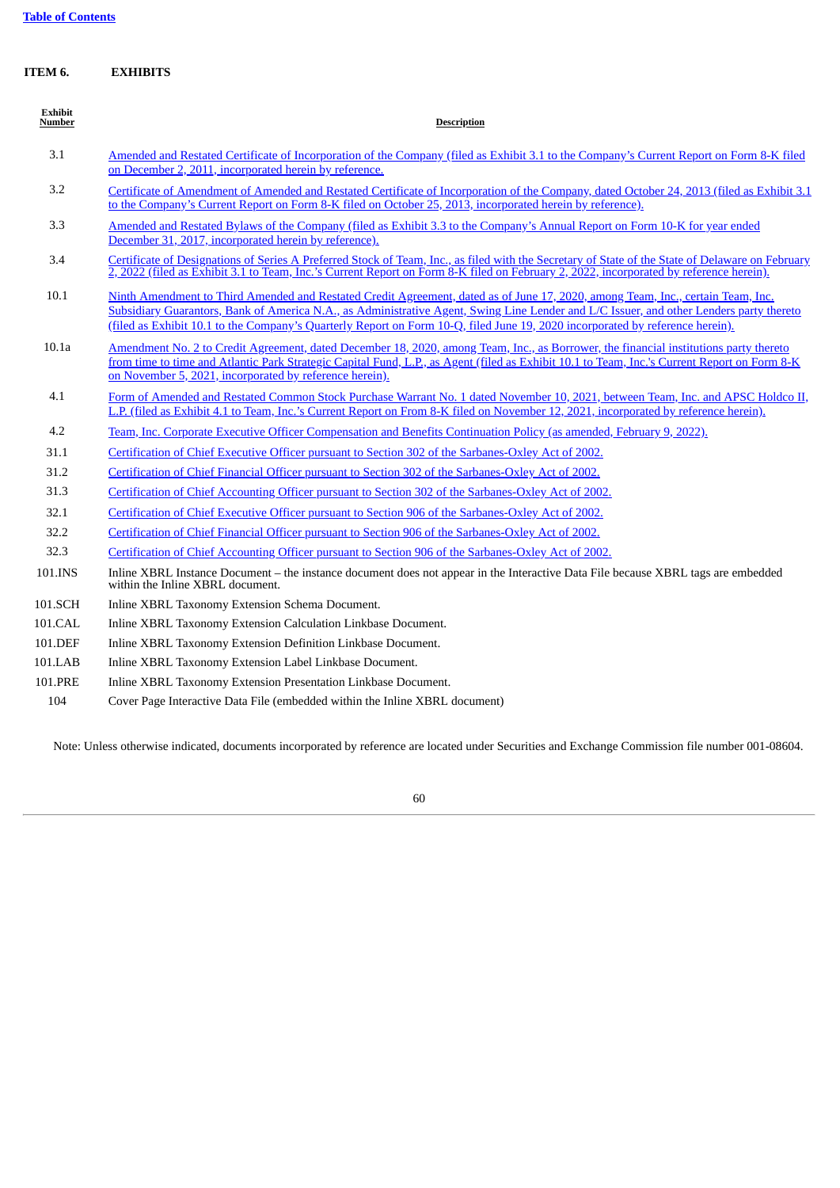[Table of Contents](#)

# ITEM 6. EXHIBITS

| Exhibit Number | Description |
| --- | --- |
| 3.1 | Amended and Restated Certificate of Incorporation of the Company (filed as Exhibit 3.1 to the Company's Current Report on Form 8-K filed on December 2, 2011, incorporated herein by reference. |
| 3.2 | Certificate of Amendment of Amended and Restated Certificate of Incorporation of the Company, dated October 24, 2013 (filed as Exhibit 3.1 to the Company's Current Report on Form 8-K filed on October 25, 2013, incorporated herein by reference). |
| 3.3 | Amended and Restated Bylaws of the Company (filed as Exhibit 3.3 to the Company's Annual Report on Form 10-K for year ended December 31, 2017, incorporated herein by reference). |
| 3.4 | Certificate of Designations of Series A Preferred Stock of Team, Inc., as filed with the Secretary of State of the State of Delaware on February 2, 2022 (filed as Exhibit 3.1 to Team, Inc.'s Current Report on Form 8-K filed on February 2, 2022, incorporated by reference herein). |
| 10.1 | Ninth Amendment to Third Amended and Restated Credit Agreement, dated as of June 17, 2020, among Team, Inc., certain Team, Inc. Subsidiary Guarantors, Bank of America N.A., as Administrative Agent, Swing Line Lender and L/C Issuer, and other Lenders party thereto (filed as Exhibit 10.1 to the Company's Quarterly Report on Form 10-Q, filed June 19, 2020 incorporated by reference herein). |
| 10.1a | Amendment No. 2 to Credit Agreement, dated December 18, 2020, among Team, Inc., as Borrower, the financial institutions party thereto from time to time and Atlantic Park Strategic Capital Fund, L.P., as Agent (filed as Exhibit 10.1 to Team, Inc.'s Current Report on Form 8-K on November 5, 2021, incorporated by reference herein). |
| 4.1 | Form of Amended and Restated Common Stock Purchase Warrant No. 1 dated November 10, 2021, between Team, Inc. and APSC Holdco II, L.P. (filed as Exhibit 4.1 to Team, Inc.'s Current Report on From 8-K filed on November 12, 2021, incorporated by reference herein). |
| 4.2 | Team, Inc. Corporate Executive Officer Compensation and Benefits Continuation Policy (as amended, February 9, 2022). |
| 31.1 | Certification of Chief Executive Officer pursuant to Section 302 of the Sarbanes-Oxley Act of 2002. |
| 31.2 | Certification of Chief Financial Officer pursuant to Section 302 of the Sarbanes-Oxley Act of 2002. |
| 31.3 | Certification of Chief Accounting Officer pursuant to Section 302 of the Sarbanes-Oxley Act of 2002. |
| 32.1 | Certification of Chief Executive Officer pursuant to Section 906 of the Sarbanes-Oxley Act of 2002. |
| 32.2 | Certification of Chief Financial Officer pursuant to Section 906 of the Sarbanes-Oxley Act of 2002. |
| 32.3 | Certification of Chief Accounting Officer pursuant to Section 906 of the Sarbanes-Oxley Act of 2002. |
| 101.INS | Inline XBRL Instance Document – the instance document does not appear in the Interactive Data File because XBRL tags are embedded within the Inline XBRL document. |
| 101.SCH | Inline XBRL Taxonomy Extension Schema Document. |
| 101.CAL | Inline XBRL Taxonomy Extension Calculation Linkbase Document. |
| 101.DEF | Inline XBRL Taxonomy Extension Definition Linkbase Document. |
| 101.LAB | Inline XBRL Taxonomy Extension Label Linkbase Document. |
| 101.PRE | Inline XBRL Taxonomy Extension Presentation Linkbase Document. |
| 104 | Cover Page Interactive Data File (embedded within the Inline XBRL document) |

Note: Unless otherwise indicated, documents incorporated by reference are located under Securities and Exchange Commission file number 001-08604.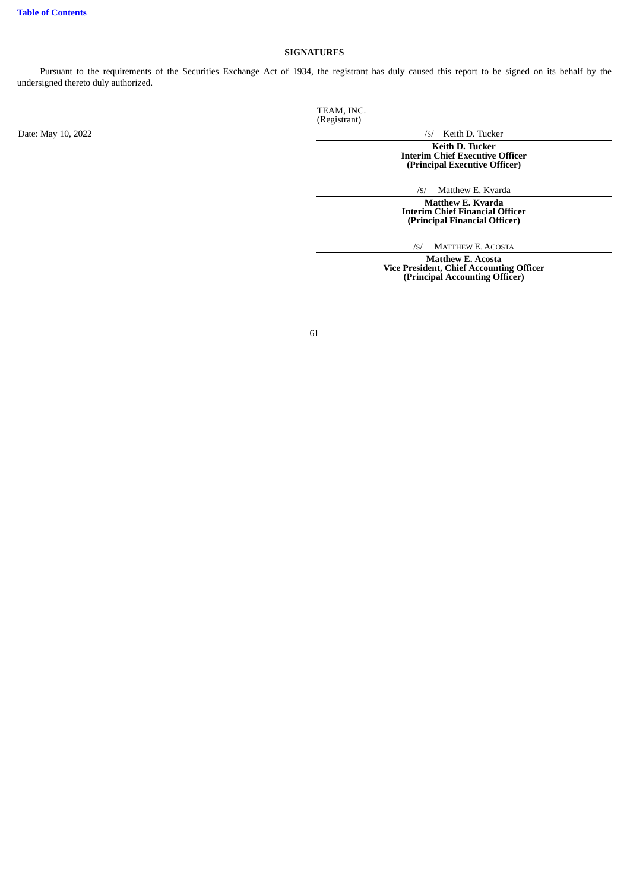[Table of Contents]

## SIGNATURES

Pursuant to the requirements of the Securities Exchange Act of 1934, the registrant has duly caused this report to be signed on its behalf by the undersigned thereto duly authorized.

TEAM, INC.
(Registrant)

Date: May 10, 2022

/S/ Keith D. Tucker

**Keith D. Tucker**
**Interim Chief Executive Officer**
**(Principal Executive Officer)**

/S/ Matthew E. Kvarda

**Matthew E. Kvarda**
**Interim Chief Financial Officer**
**(Principal Financial Officer)**

/S/ MATTHEW E. ACOSTA

**Matthew E. Acosta**
**Vice President, Chief Accounting Officer**
**(Principal Accounting Officer)**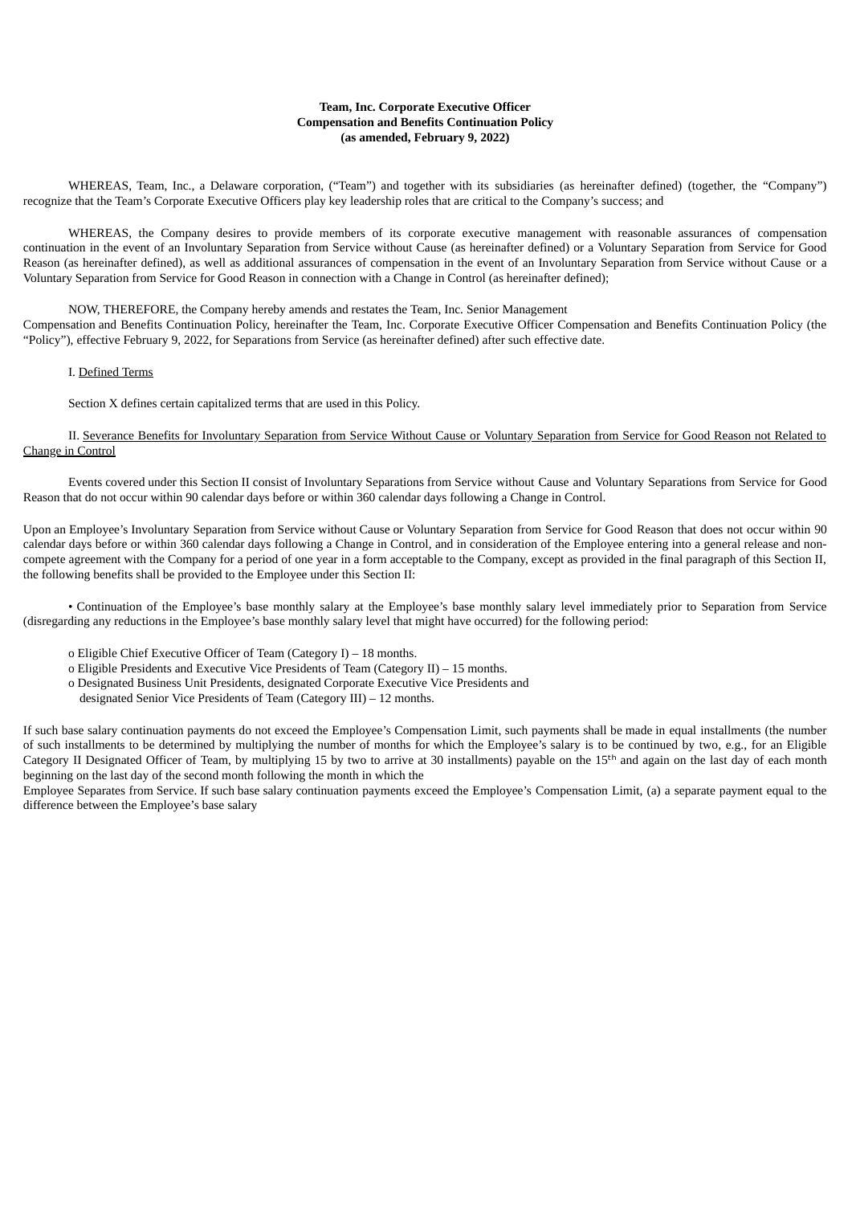**Team, Inc. Corporate Executive Officer**
**Compensation and Benefits Continuation Policy**
**(as amended, February 9, 2022)**

WHEREAS, Team, Inc., a Delaware corporation, ("Team") and together with its subsidiaries (as hereinafter defined) (together, the "Company") recognize that the Team's Corporate Executive Officers play key leadership roles that are critical to the Company's success; and

WHEREAS, the Company desires to provide members of its corporate executive management with reasonable assurances of compensation continuation in the event of an Involuntary Separation from Service without Cause (as hereinafter defined) or a Voluntary Separation from Service for Good Reason (as hereinafter defined), as well as additional assurances of compensation in the event of an Involuntary Separation from Service without Cause or a Voluntary Separation from Service for Good Reason in connection with a Change in Control (as hereinafter defined);

NOW, THEREFORE, the Company hereby amends and restates the Team, Inc. Senior Management Compensation and Benefits Continuation Policy, hereinafter the Team, Inc. Corporate Executive Officer Compensation and Benefits Continuation Policy (the "Policy"), effective February 9, 2022, for Separations from Service (as hereinafter defined) after such effective date.

I. Defined Terms

Section X defines certain capitalized terms that are used in this Policy.

II. Severance Benefits for Involuntary Separation from Service Without Cause or Voluntary Separation from Service for Good Reason not Related to Change in Control

Events covered under this Section II consist of Involuntary Separations from Service without Cause and Voluntary Separations from Service for Good Reason that do not occur within 90 calendar days before or within 360 calendar days following a Change in Control.

Upon an Employee's Involuntary Separation from Service without Cause or Voluntary Separation from Service for Good Reason that does not occur within 90 calendar days before or within 360 calendar days following a Change in Control, and in consideration of the Employee entering into a general release and non-compete agreement with the Company for a period of one year in a form acceptable to the Company, except as provided in the final paragraph of this Section II, the following benefits shall be provided to the Employee under this Section II:

- Continuation of the Employee's base monthly salary at the Employee's base monthly salary level immediately prior to Separation from Service (disregarding any reductions in the Employee's base monthly salary level that might have occurred) for the following period:
  - Eligible Chief Executive Officer of Team (Category I) – 18 months.
  - Eligible Presidents and Executive Vice Presidents of Team (Category II) – 15 months.
  - Designated Business Unit Presidents, designated Corporate Executive Vice Presidents and designated Senior Vice Presidents of Team (Category III) – 12 months.

If such base salary continuation payments do not exceed the Employee's Compensation Limit, such payments shall be made in equal installments (the number of such installments to be determined by multiplying the number of months for which the Employee's salary is to be continued by two, e.g., for an Eligible Category II Designated Officer of Team, by multiplying 15 by two to arrive at 30 installments) payable on the 15th and again on the last day of each month beginning on the last day of the second month following the month in which the Employee Separates from Service. If such base salary continuation payments exceed the Employee's Compensation Limit, (a) a separate payment equal to the difference between the Employee's base salary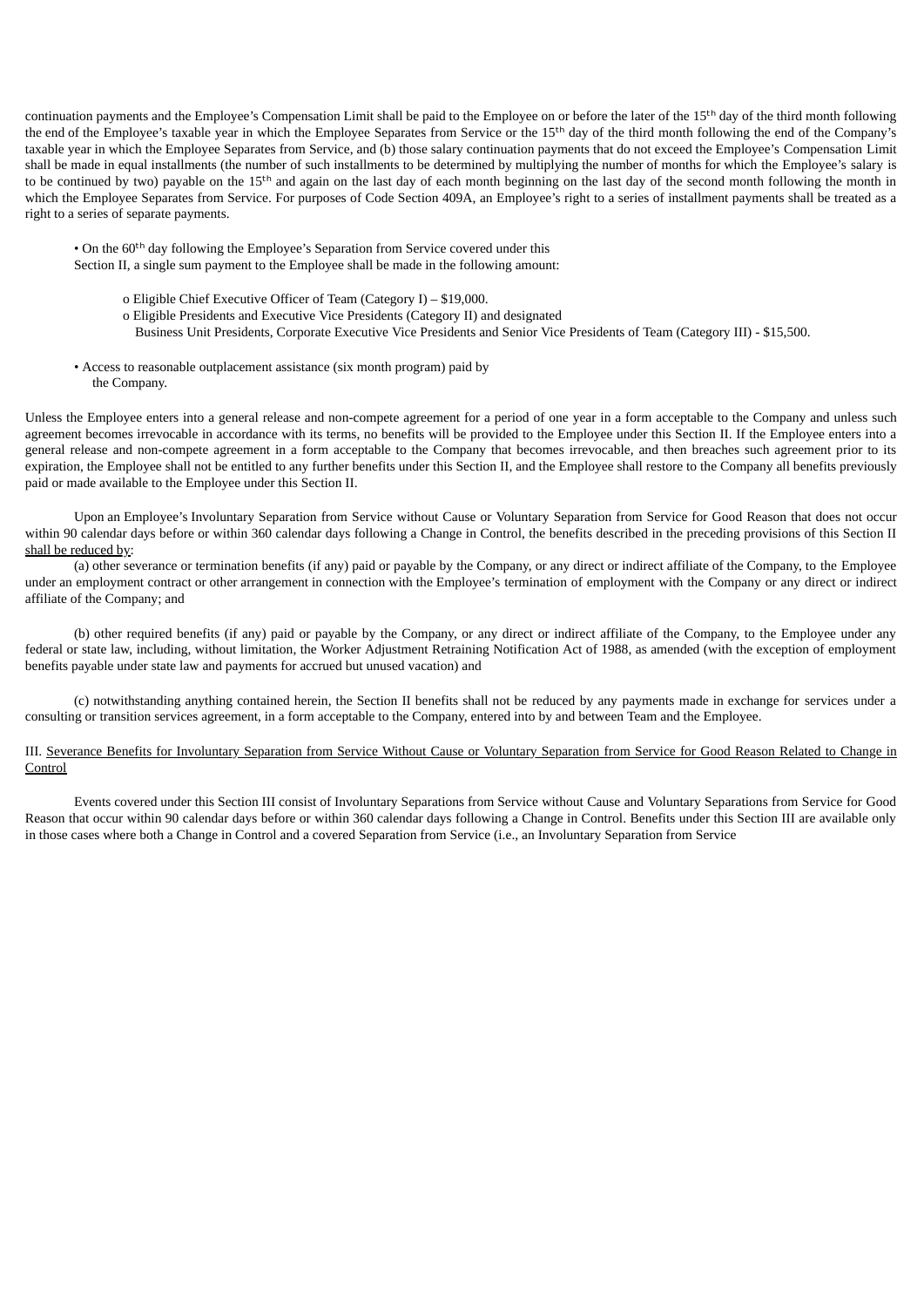continuation payments and the Employee's Compensation Limit shall be paid to the Employee on or before the later of the 15th day of the third month following the end of the Employee's taxable year in which the Employee Separates from Service or the 15th day of the third month following the end of the Company's taxable year in which the Employee Separates from Service, and (b) those salary continuation payments that do not exceed the Employee's Compensation Limit shall be made in equal installments (the number of such installments to be determined by multiplying the number of months for which the Employee's salary is to be continued by two) payable on the 15th and again on the last day of each month beginning on the last day of the second month following the month in which the Employee Separates from Service. For purposes of Code Section 409A, an Employee's right to a series of installment payments shall be treated as a right to a series of separate payments.

- On the 60th day following the Employee's Separation from Service covered under this Section II, a single sum payment to the Employee shall be made in the following amount:
  - Eligible Chief Executive Officer of Team (Category I) – $19,000.
  - Eligible Presidents and Executive Vice Presidents (Category II) and designated Business Unit Presidents, Corporate Executive Vice Presidents and Senior Vice Presidents of Team (Category III) - $15,500.
- Access to reasonable outplacement assistance (six month program) paid by the Company.

Unless the Employee enters into a general release and non-compete agreement for a period of one year in a form acceptable to the Company and unless such agreement becomes irrevocable in accordance with its terms, no benefits will be provided to the Employee under this Section II. If the Employee enters into a general release and non-compete agreement in a form acceptable to the Company that becomes irrevocable, and then breaches such agreement prior to its expiration, the Employee shall not be entitled to any further benefits under this Section II, and the Employee shall restore to the Company all benefits previously paid or made available to the Employee under this Section II.

Upon an Employee's Involuntary Separation from Service without Cause or Voluntary Separation from Service for Good Reason that does not occur within 90 calendar days before or within 360 calendar days following a Change in Control, the benefits described in the preceding provisions of this Section II shall be reduced by:

(a) other severance or termination benefits (if any) paid or payable by the Company, or any direct or indirect affiliate of the Company, to the Employee under an employment contract or other arrangement in connection with the Employee's termination of employment with the Company or any direct or indirect affiliate of the Company; and

(b) other required benefits (if any) paid or payable by the Company, or any direct or indirect affiliate of the Company, to the Employee under any federal or state law, including, without limitation, the Worker Adjustment Retraining Notification Act of 1988, as amended (with the exception of employment benefits payable under state law and payments for accrued but unused vacation) and

(c) notwithstanding anything contained herein, the Section II benefits shall not be reduced by any payments made in exchange for services under a consulting or transition services agreement, in a form acceptable to the Company, entered into by and between Team and the Employee.

III. Severance Benefits for Involuntary Separation from Service Without Cause or Voluntary Separation from Service for Good Reason Related to Change in Control

Events covered under this Section III consist of Involuntary Separations from Service without Cause and Voluntary Separations from Service for Good Reason that occur within 90 calendar days before or within 360 calendar days following a Change in Control. Benefits under this Section III are available only in those cases where both a Change in Control and a covered Separation from Service (i.e., an Involuntary Separation from Service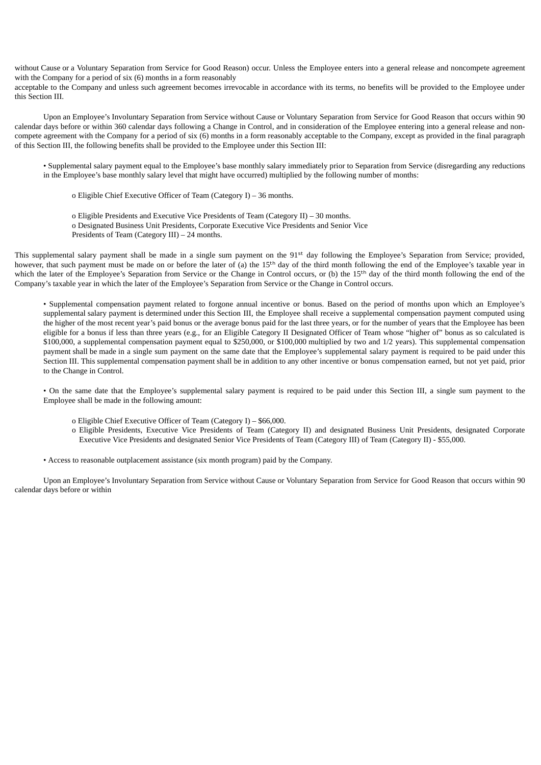without Cause or a Voluntary Separation from Service for Good Reason) occur. Unless the Employee enters into a general release and noncompete agreement with the Company for a period of six (6) months in a form reasonably
acceptable to the Company and unless such agreement becomes irrevocable in accordance with its terms, no benefits will be provided to the Employee under this Section III.

Upon an Employee's Involuntary Separation from Service without Cause or Voluntary Separation from Service for Good Reason that occurs within 90 calendar days before or within 360 calendar days following a Change in Control, and in consideration of the Employee entering into a general release and non-compete agreement with the Company for a period of six (6) months in a form reasonably acceptable to the Company, except as provided in the final paragraph of this Section III, the following benefits shall be provided to the Employee under this Section III:

- Supplemental salary payment equal to the Employee's base monthly salary immediately prior to Separation from Service (disregarding any reductions in the Employee's base monthly salary level that might have occurred) multiplied by the following number of months:

    - Eligible Chief Executive Officer of Team (Category I) – 36 months.

    - Eligible Presidents and Executive Vice Presidents of Team (Category II) – 30 months.
    - Designated Business Unit Presidents, Corporate Executive Vice Presidents and Senior Vice Presidents of Team (Category III) – 24 months.

This supplemental salary payment shall be made in a single sum payment on the 91st day following the Employee's Separation from Service; provided, however, that such payment must be made on or before the later of (a) the 15th day of the third month following the end of the Employee's taxable year in which the later of the Employee's Separation from Service or the Change in Control occurs, or (b) the 15th day of the third month following the end of the Company's taxable year in which the later of the Employee's Separation from Service or the Change in Control occurs.

- Supplemental compensation payment related to forgone annual incentive or bonus. Based on the period of months upon which an Employee's supplemental salary payment is determined under this Section III, the Employee shall receive a supplemental compensation payment computed using the higher of the most recent year's paid bonus or the average bonus paid for the last three years, or for the number of years that the Employee has been eligible for a bonus if less than three years (e.g., for an Eligible Category II Designated Officer of Team whose "higher of" bonus as so calculated is $100,000, a supplemental compensation payment equal to $250,000, or $100,000 multiplied by two and 1/2 years). This supplemental compensation payment shall be made in a single sum payment on the same date that the Employee's supplemental salary payment is required to be paid under this Section III. This supplemental compensation payment shall be in addition to any other incentive or bonus compensation earned, but not yet paid, prior to the Change in Control.

- On the same date that the Employee's supplemental salary payment is required to be paid under this Section III, a single sum payment to the Employee shall be made in the following amount:

    - Eligible Chief Executive Officer of Team (Category I) – $66,000.
    - Eligible Presidents, Executive Vice Presidents of Team (Category II) and designated Business Unit Presidents, designated Corporate Executive Vice Presidents and designated Senior Vice Presidents of Team (Category III) of Team (Category II) - $55,000.

- Access to reasonable outplacement assistance (six month program) paid by the Company.

Upon an Employee's Involuntary Separation from Service without Cause or Voluntary Separation from Service for Good Reason that occurs within 90 calendar days before or within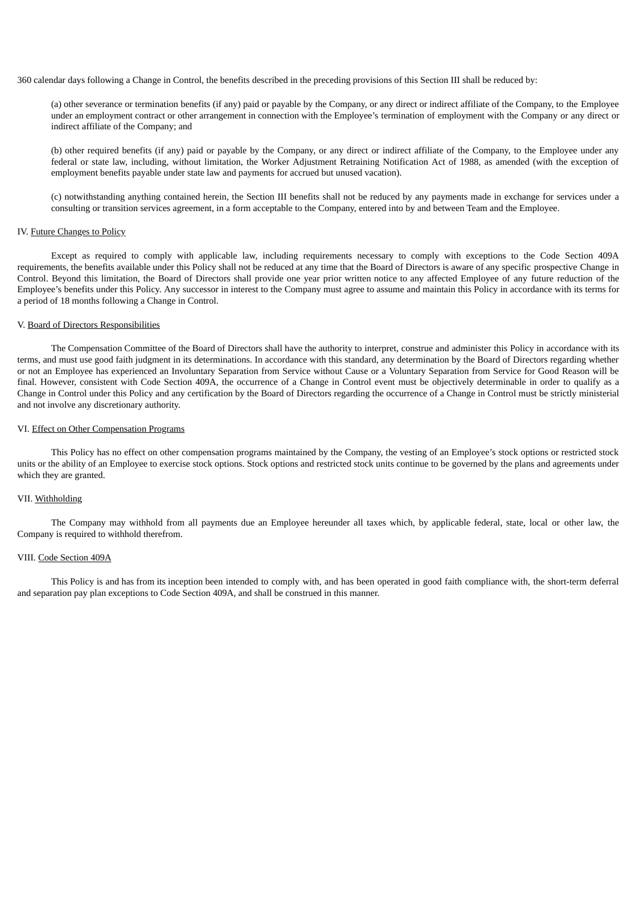360 calendar days following a Change in Control, the benefits described in the preceding provisions of this Section III shall be reduced by:

(a) other severance or termination benefits (if any) paid or payable by the Company, or any direct or indirect affiliate of the Company, to the Employee under an employment contract or other arrangement in connection with the Employee's termination of employment with the Company or any direct or indirect affiliate of the Company; and

(b) other required benefits (if any) paid or payable by the Company, or any direct or indirect affiliate of the Company, to the Employee under any federal or state law, including, without limitation, the Worker Adjustment Retraining Notification Act of 1988, as amended (with the exception of employment benefits payable under state law and payments for accrued but unused vacation).

(c) notwithstanding anything contained herein, the Section III benefits shall not be reduced by any payments made in exchange for services under a consulting or transition services agreement, in a form acceptable to the Company, entered into by and between Team and the Employee.

IV. Future Changes to Policy

Except as required to comply with applicable law, including requirements necessary to comply with exceptions to the Code Section 409A requirements, the benefits available under this Policy shall not be reduced at any time that the Board of Directors is aware of any specific prospective Change in Control. Beyond this limitation, the Board of Directors shall provide one year prior written notice to any affected Employee of any future reduction of the Employee's benefits under this Policy. Any successor in interest to the Company must agree to assume and maintain this Policy in accordance with its terms for a period of 18 months following a Change in Control.

V. Board of Directors Responsibilities

The Compensation Committee of the Board of Directors shall have the authority to interpret, construe and administer this Policy in accordance with its terms, and must use good faith judgment in its determinations. In accordance with this standard, any determination by the Board of Directors regarding whether or not an Employee has experienced an Involuntary Separation from Service without Cause or a Voluntary Separation from Service for Good Reason will be final. However, consistent with Code Section 409A, the occurrence of a Change in Control event must be objectively determinable in order to qualify as a Change in Control under this Policy and any certification by the Board of Directors regarding the occurrence of a Change in Control must be strictly ministerial and not involve any discretionary authority.

VI. Effect on Other Compensation Programs

This Policy has no effect on other compensation programs maintained by the Company, the vesting of an Employee's stock options or restricted stock units or the ability of an Employee to exercise stock options. Stock options and restricted stock units continue to be governed by the plans and agreements under which they are granted.

VII. Withholding

The Company may withhold from all payments due an Employee hereunder all taxes which, by applicable federal, state, local or other law, the Company is required to withhold therefrom.

VIII. Code Section 409A

This Policy is and has from its inception been intended to comply with, and has been operated in good faith compliance with, the short-term deferral and separation pay plan exceptions to Code Section 409A, and shall be construed in this manner.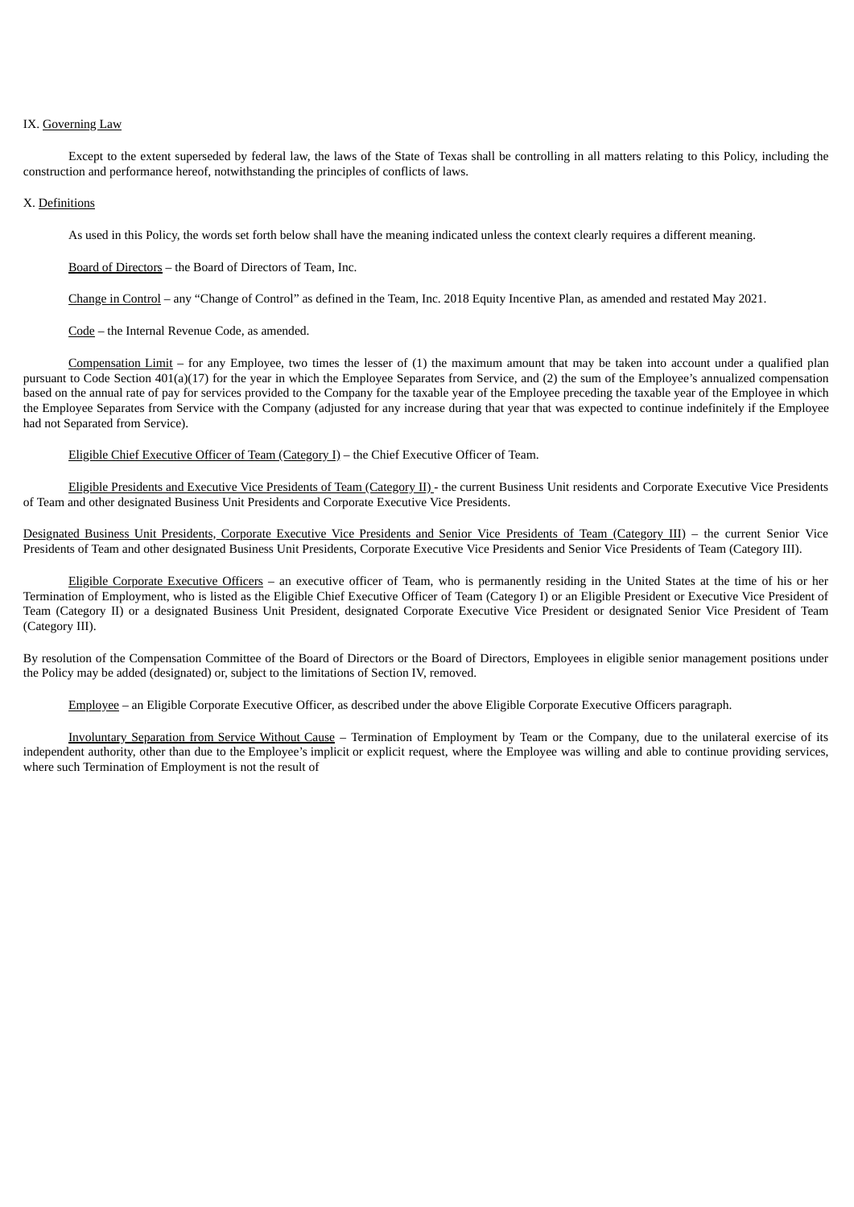IX. Governing Law

Except to the extent superseded by federal law, the laws of the State of Texas shall be controlling in all matters relating to this Policy, including the construction and performance hereof, notwithstanding the principles of conflicts of laws.

X. Definitions

As used in this Policy, the words set forth below shall have the meaning indicated unless the context clearly requires a different meaning.

Board of Directors – the Board of Directors of Team, Inc.

Change in Control – any "Change of Control" as defined in the Team, Inc. 2018 Equity Incentive Plan, as amended and restated May 2021.

Code – the Internal Revenue Code, as amended.

Compensation Limit – for any Employee, two times the lesser of (1) the maximum amount that may be taken into account under a qualified plan pursuant to Code Section 401(a)(17) for the year in which the Employee Separates from Service, and (2) the sum of the Employee's annualized compensation based on the annual rate of pay for services provided to the Company for the taxable year of the Employee preceding the taxable year of the Employee in which the Employee Separates from Service with the Company (adjusted for any increase during that year that was expected to continue indefinitely if the Employee had not Separated from Service).

Eligible Chief Executive Officer of Team (Category I) – the Chief Executive Officer of Team.

Eligible Presidents and Executive Vice Presidents of Team (Category II) - the current Business Unit residents and Corporate Executive Vice Presidents of Team and other designated Business Unit Presidents and Corporate Executive Vice Presidents.

Designated Business Unit Presidents, Corporate Executive Vice Presidents and Senior Vice Presidents of Team (Category III) – the current Senior Vice Presidents of Team and other designated Business Unit Presidents, Corporate Executive Vice Presidents and Senior Vice Presidents of Team (Category III).

Eligible Corporate Executive Officers – an executive officer of Team, who is permanently residing in the United States at the time of his or her Termination of Employment, who is listed as the Eligible Chief Executive Officer of Team (Category I) or an Eligible President or Executive Vice President of Team (Category II) or a designated Business Unit President, designated Corporate Executive Vice President or designated Senior Vice President of Team (Category III).

By resolution of the Compensation Committee of the Board of Directors or the Board of Directors, Employees in eligible senior management positions under the Policy may be added (designated) or, subject to the limitations of Section IV, removed.

Employee – an Eligible Corporate Executive Officer, as described under the above Eligible Corporate Executive Officers paragraph.

Involuntary Separation from Service Without Cause – Termination of Employment by Team or the Company, due to the unilateral exercise of its independent authority, other than due to the Employee's implicit or explicit request, where the Employee was willing and able to continue providing services, where such Termination of Employment is not the result of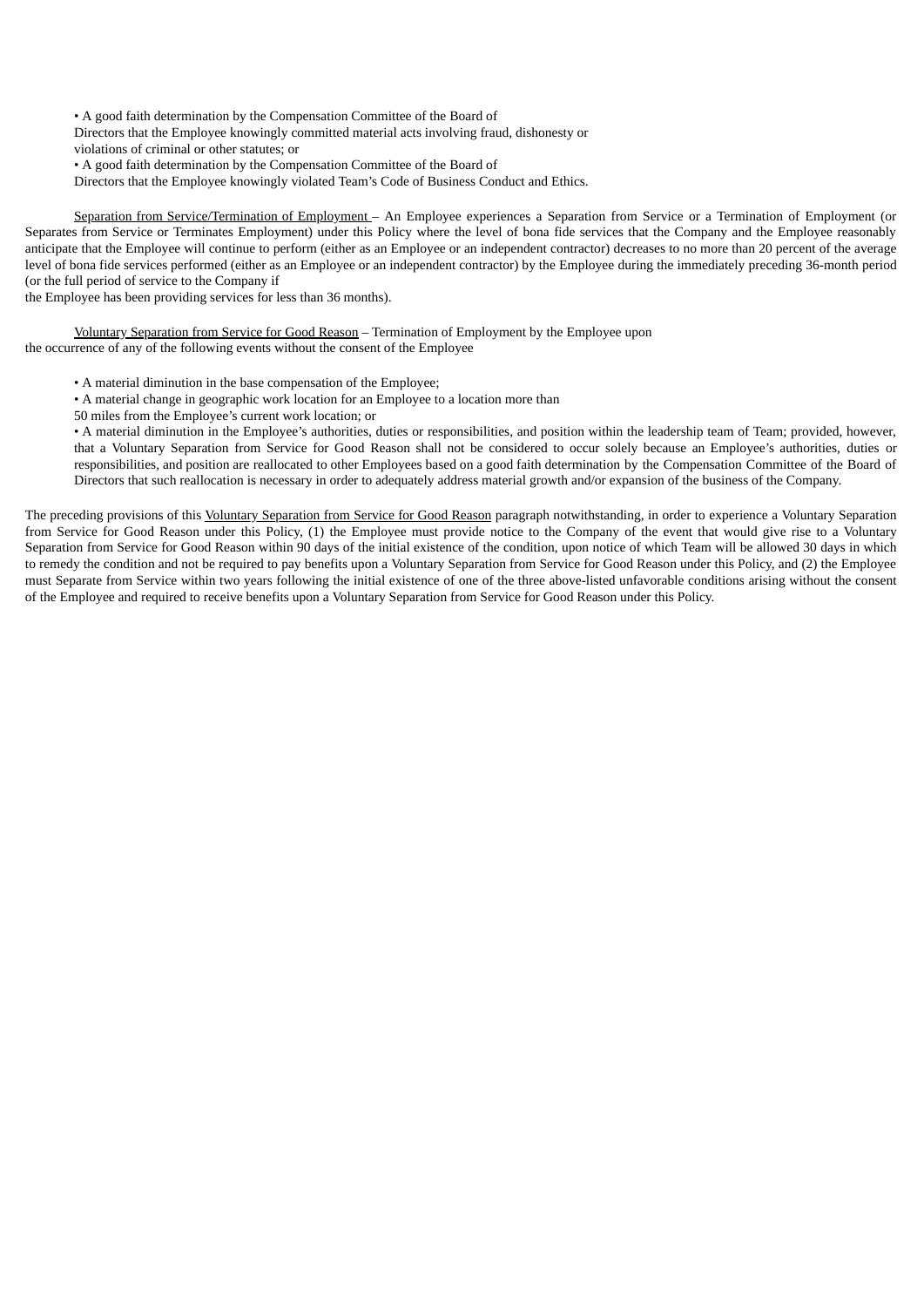- A good faith determination by the Compensation Committee of the Board of Directors that the Employee knowingly committed material acts involving fraud, dishonesty or violations of criminal or other statutes; or
- A good faith determination by the Compensation Committee of the Board of Directors that the Employee knowingly violated Team's Code of Business Conduct and Ethics.

<u>Separation from Service/Termination of Employment</u> – An Employee experiences a Separation from Service or a Termination of Employment (or Separates from Service or Terminates Employment) under this Policy where the level of bona fide services that the Company and the Employee reasonably anticipate that the Employee will continue to perform (either as an Employee or an independent contractor) decreases to no more than 20 percent of the average level of bona fide services performed (either as an Employee or an independent contractor) by the Employee during the immediately preceding 36-month period (or the full period of service to the Company if the Employee has been providing services for less than 36 months).

<u>Voluntary Separation from Service for Good Reason</u> – Termination of Employment by the Employee upon the occurrence of any of the following events without the consent of the Employee

- A material diminution in the base compensation of the Employee;
- A material change in geographic work location for an Employee to a location more than 50 miles from the Employee's current work location; or
- A material diminution in the Employee's authorities, duties or responsibilities, and position within the leadership team of Team; provided, however, that a Voluntary Separation from Service for Good Reason shall not be considered to occur solely because an Employee's authorities, duties or responsibilities, and position are reallocated to other Employees based on a good faith determination by the Compensation Committee of the Board of Directors that such reallocation is necessary in order to adequately address material growth and/or expansion of the business of the Company.

The preceding provisions of this <u>Voluntary Separation from Service for Good Reason</u> paragraph notwithstanding, in order to experience a Voluntary Separation from Service for Good Reason under this Policy, (1) the Employee must provide notice to the Company of the event that would give rise to a Voluntary Separation from Service for Good Reason within 90 days of the initial existence of the condition, upon notice of which Team will be allowed 30 days in which to remedy the condition and not be required to pay benefits upon a Voluntary Separation from Service for Good Reason under this Policy, and (2) the Employee must Separate from Service within two years following the initial existence of one of the three above-listed unfavorable conditions arising without the consent of the Employee and required to receive benefits upon a Voluntary Separation from Service for Good Reason under this Policy.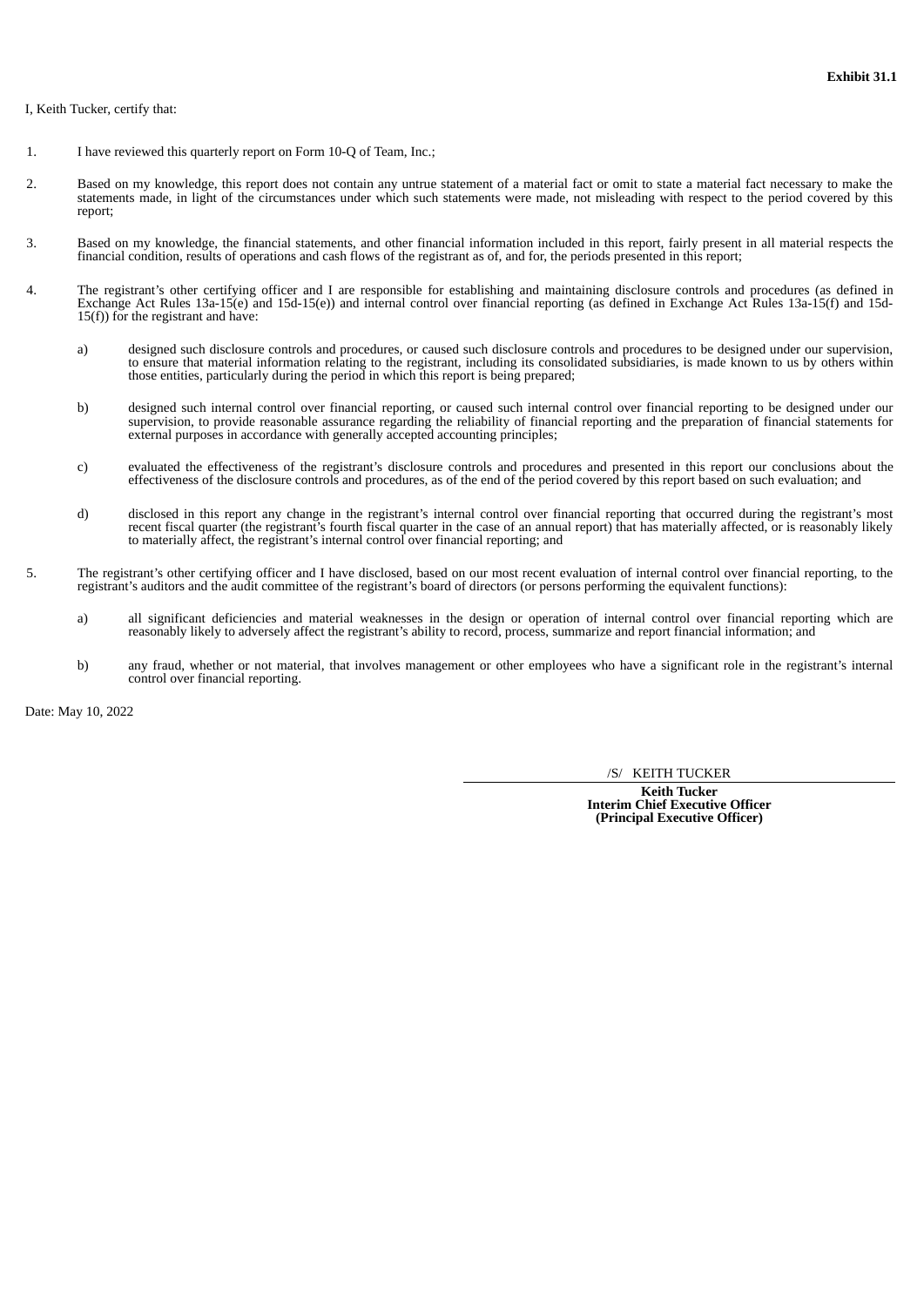**Exhibit 31.1**

I, Keith Tucker, certify that:

1. I have reviewed this quarterly report on Form 10-Q of Team, Inc.;

2. Based on my knowledge, this report does not contain any untrue statement of a material fact or omit to state a material fact necessary to make the statements made, in light of the circumstances under which such statements were made, not misleading with respect to the period covered by this report;

3. Based on my knowledge, the financial statements, and other financial information included in this report, fairly present in all material respects the financial condition, results of operations and cash flows of the registrant as of, and for, the periods presented in this report;

4. The registrant's other certifying officer and I are responsible for establishing and maintaining disclosure controls and procedures (as defined in Exchange Act Rules 13a-15(e) and 15d-15(e)) and internal control over financial reporting (as defined in Exchange Act Rules 13a-15(f) and 15d-15(f)) for the registrant and have:

   a) designed such disclosure controls and procedures, or caused such disclosure controls and procedures to be designed under our supervision, to ensure that material information relating to the registrant, including its consolidated subsidiaries, is made known to us by others within those entities, particularly during the period in which this report is being prepared;

   b) designed such internal control over financial reporting, or caused such internal control over financial reporting to be designed under our supervision, to provide reasonable assurance regarding the reliability of financial reporting and the preparation of financial statements for external purposes in accordance with generally accepted accounting principles;

   c) evaluated the effectiveness of the registrant's disclosure controls and procedures and presented in this report our conclusions about the effectiveness of the disclosure controls and procedures, as of the end of the period covered by this report based on such evaluation; and

   d) disclosed in this report any change in the registrant's internal control over financial reporting that occurred during the registrant's most recent fiscal quarter (the registrant's fourth fiscal quarter in the case of an annual report) that has materially affected, or is reasonably likely to materially affect, the registrant's internal control over financial reporting; and

5. The registrant's other certifying officer and I have disclosed, based on our most recent evaluation of internal control over financial reporting, to the registrant's auditors and the audit committee of the registrant's board of directors (or persons performing the equivalent functions):

   a) all significant deficiencies and material weaknesses in the design or operation of internal control over financial reporting which are reasonably likely to adversely affect the registrant's ability to record, process, summarize and report financial information; and

   b) any fraud, whether or not material, that involves management or other employees who have a significant role in the registrant's internal control over financial reporting.

Date: May 10, 2022

/S/ KEITH TUCKER

**Keith Tucker**
**Interim Chief Executive Officer**
**(Principal Executive Officer)**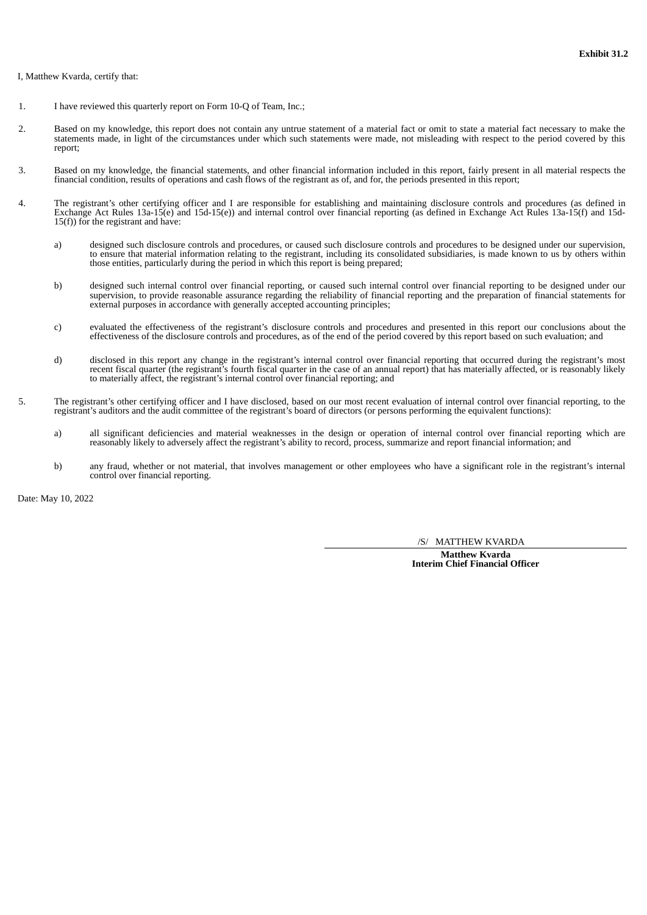**Exhibit 31.2**

I, Matthew Kvarda, certify that:

1. I have reviewed this quarterly report on Form 10-Q of Team, Inc.;

2. Based on my knowledge, this report does not contain any untrue statement of a material fact or omit to state a material fact necessary to make the statements made, in light of the circumstances under which such statements were made, not misleading with respect to the period covered by this report;

3. Based on my knowledge, the financial statements, and other financial information included in this report, fairly present in all material respects the financial condition, results of operations and cash flows of the registrant as of, and for, the periods presented in this report;

4. The registrant's other certifying officer and I are responsible for establishing and maintaining disclosure controls and procedures (as defined in Exchange Act Rules 13a-15(e) and 15d-15(e)) and internal control over financial reporting (as defined in Exchange Act Rules 13a-15(f) and 15d-15(f)) for the registrant and have:

   a) designed such disclosure controls and procedures, or caused such disclosure controls and procedures to be designed under our supervision, to ensure that material information relating to the registrant, including its consolidated subsidiaries, is made known to us by others within those entities, particularly during the period in which this report is being prepared;

   b) designed such internal control over financial reporting, or caused such internal control over financial reporting to be designed under our supervision, to provide reasonable assurance regarding the reliability of financial reporting and the preparation of financial statements for external purposes in accordance with generally accepted accounting principles;

   c) evaluated the effectiveness of the registrant's disclosure controls and procedures and presented in this report our conclusions about the effectiveness of the disclosure controls and procedures, as of the end of the period covered by this report based on such evaluation; and

   d) disclosed in this report any change in the registrant's internal control over financial reporting that occurred during the registrant's most recent fiscal quarter (the registrant's fourth fiscal quarter in the case of an annual report) that has materially affected, or is reasonably likely to materially affect, the registrant's internal control over financial reporting; and

5. The registrant's other certifying officer and I have disclosed, based on our most recent evaluation of internal control over financial reporting, to the registrant's auditors and the audit committee of the registrant's board of directors (or persons performing the equivalent functions):

   a) all significant deficiencies and material weaknesses in the design or operation of internal control over financial reporting which are reasonably likely to adversely affect the registrant's ability to record, process, summarize and report financial information; and

   b) any fraud, whether or not material, that involves management or other employees who have a significant role in the registrant's internal control over financial reporting.

Date: May 10, 2022

/S/ MATTHEW KVARDA

**Matthew Kvarda**
**Interim Chief Financial Officer**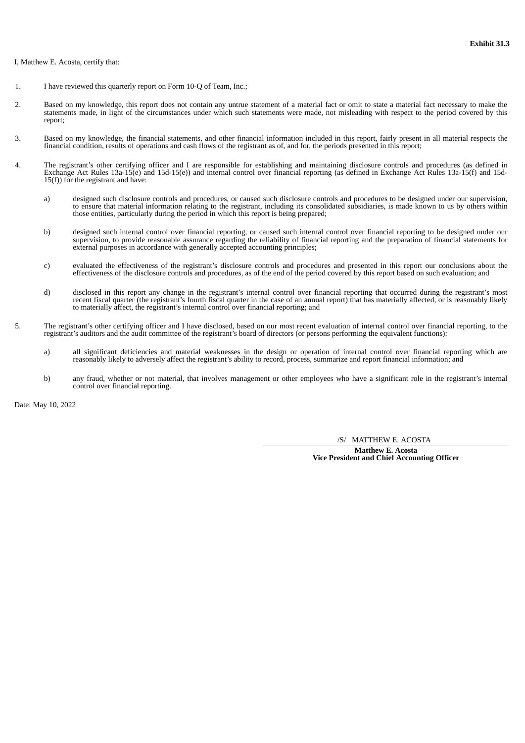**Exhibit 31.3**

I, Matthew E. Acosta, certify that:

1. I have reviewed this quarterly report on Form 10-Q of Team, Inc.;

2. Based on my knowledge, this report does not contain any untrue statement of a material fact or omit to state a material fact necessary to make the statements made, in light of the circumstances under which such statements were made, not misleading with respect to the period covered by this report;

3. Based on my knowledge, the financial statements, and other financial information included in this report, fairly present in all material respects the financial condition, results of operations and cash flows of the registrant as of, and for, the periods presented in this report;

4. The registrant’s other certifying officer and I are responsible for establishing and maintaining disclosure controls and procedures (as defined in Exchange Act Rules 13a-15(e) and 15d-15(e)) and internal control over financial reporting (as defined in Exchange Act Rules 13a-15(f) and 15d-15(f)) for the registrant and have:

   a) designed such disclosure controls and procedures, or caused such disclosure controls and procedures to be designed under our supervision, to ensure that material information relating to the registrant, including its consolidated subsidiaries, is made known to us by others within those entities, particularly during the period in which this report is being prepared;

   b) designed such internal control over financial reporting, or caused such internal control over financial reporting to be designed under our supervision, to provide reasonable assurance regarding the reliability of financial reporting and the preparation of financial statements for external purposes in accordance with generally accepted accounting principles;

   c) evaluated the effectiveness of the registrant’s disclosure controls and procedures and presented in this report our conclusions about the effectiveness of the disclosure controls and procedures, as of the end of the period covered by this report based on such evaluation; and

   d) disclosed in this report any change in the registrant’s internal control over financial reporting that occurred during the registrant’s most recent fiscal quarter (the registrant’s fourth fiscal quarter in the case of an annual report) that has materially affected, or is reasonably likely to materially affect, the registrant’s internal control over financial reporting; and

5. The registrant’s other certifying officer and I have disclosed, based on our most recent evaluation of internal control over financial reporting, to the registrant’s auditors and the audit committee of the registrant’s board of directors (or persons performing the equivalent functions):

   a) all significant deficiencies and material weaknesses in the design or operation of internal control over financial reporting which are reasonably likely to adversely affect the registrant’s ability to record, process, summarize and report financial information; and

   b) any fraud, whether or not material, that involves management or other employees who have a significant role in the registrant’s internal control over financial reporting.

Date: May 10, 2022

/S/ MATTHEW E. ACOSTA

**Matthew E. Acosta**
**Vice President and Chief Accounting Officer**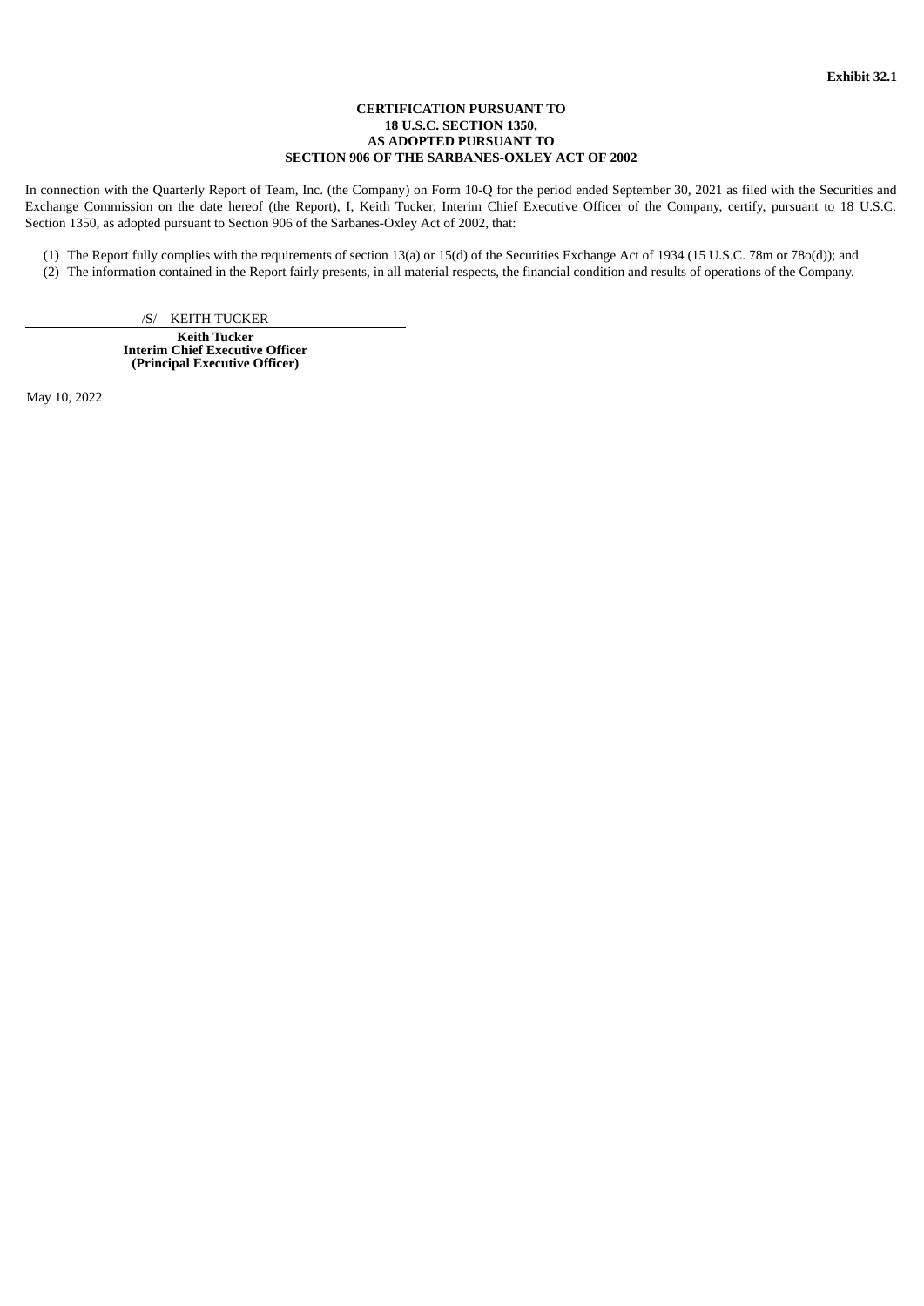**Exhibit 32.1**

**CERTIFICATION PURSUANT TO**
**18 U.S.C. SECTION 1350,**
**AS ADOPTED PURSUANT TO**
**SECTION 906 OF THE SARBANES-OXLEY ACT OF 2002**

In connection with the Quarterly Report of Team, Inc. (the Company) on Form 10-Q for the period ended September 30, 2021 as filed with the Securities and Exchange Commission on the date hereof (the Report), I, Keith Tucker, Interim Chief Executive Officer of the Company, certify, pursuant to 18 U.S.C. Section 1350, as adopted pursuant to Section 906 of the Sarbanes-Oxley Act of 2002, that:

(1) The Report fully complies with the requirements of section 13(a) or 15(d) of the Securities Exchange Act of 1934 (15 U.S.C. 78m or 78o(d)); and
(2) The information contained in the Report fairly presents, in all material respects, the financial condition and results of operations of the Company.

/S/ KEITH TUCKER

**Keith Tucker**
**Interim Chief Executive Officer**
**(Principal Executive Officer)**

May 10, 2022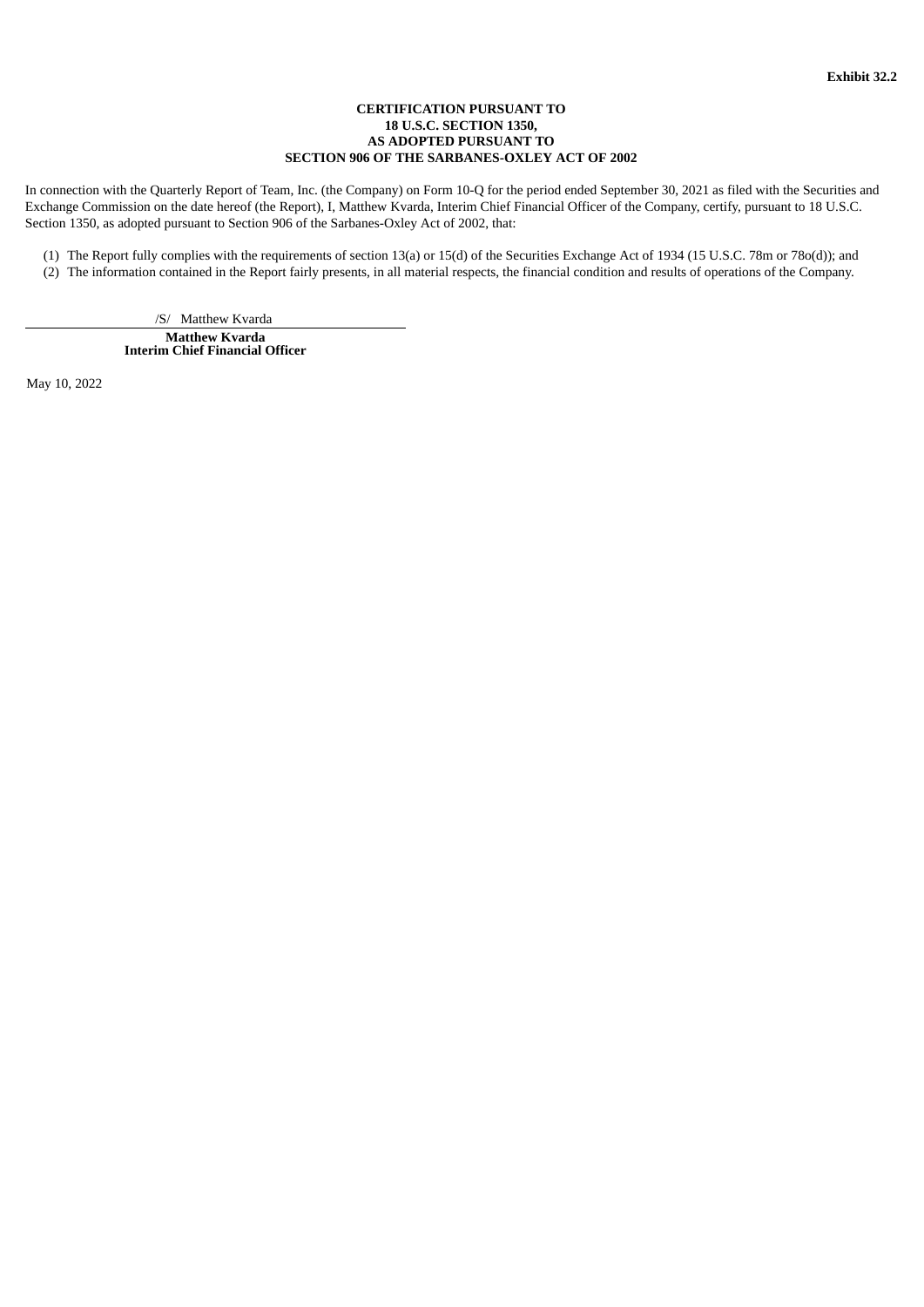**Exhibit 32.2**

**CERTIFICATION PURSUANT TO**
**18 U.S.C. SECTION 1350,**
**AS ADOPTED PURSUANT TO**
**SECTION 906 OF THE SARBANES-OXLEY ACT OF 2002**

In connection with the Quarterly Report of Team, Inc. (the Company) on Form 10-Q for the period ended September 30, 2021 as filed with the Securities and Exchange Commission on the date hereof (the Report), I, Matthew Kvarda, Interim Chief Financial Officer of the Company, certify, pursuant to 18 U.S.C. Section 1350, as adopted pursuant to Section 906 of the Sarbanes-Oxley Act of 2002, that:

(1) The Report fully complies with the requirements of section 13(a) or 15(d) of the Securities Exchange Act of 1934 (15 U.S.C. 78m or 78o(d)); and
(2) The information contained in the Report fairly presents, in all material respects, the financial condition and results of operations of the Company.

/S/ Matthew Kvarda

**Matthew Kvarda**
**Interim Chief Financial Officer**

May 10, 2022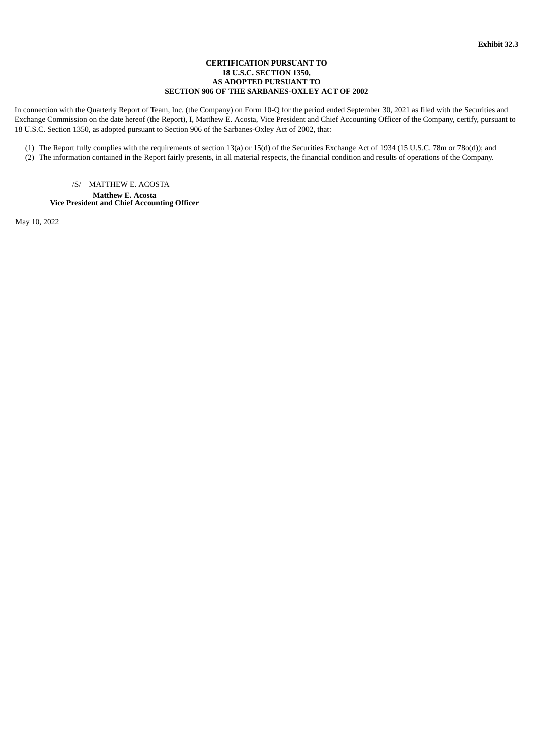**Exhibit 32.3**

**CERTIFICATION PURSUANT TO**
**18 U.S.C. SECTION 1350,**
**AS ADOPTED PURSUANT TO**
**SECTION 906 OF THE SARBANES-OXLEY ACT OF 2002**

In connection with the Quarterly Report of Team, Inc. (the Company) on Form 10-Q for the period ended September 30, 2021 as filed with the Securities and Exchange Commission on the date hereof (the Report), I, Matthew E. Acosta, Vice President and Chief Accounting Officer of the Company, certify, pursuant to 18 U.S.C. Section 1350, as adopted pursuant to Section 906 of the Sarbanes-Oxley Act of 2002, that:

(1) The Report fully complies with the requirements of section 13(a) or 15(d) of the Securities Exchange Act of 1934 (15 U.S.C. 78m or 78o(d)); and

(2) The information contained in the Report fairly presents, in all material respects, the financial condition and results of operations of the Company.

/S/ MATTHEW E. ACOSTA

**Matthew E. Acosta**
**Vice President and Chief Accounting Officer**

May 10, 2022